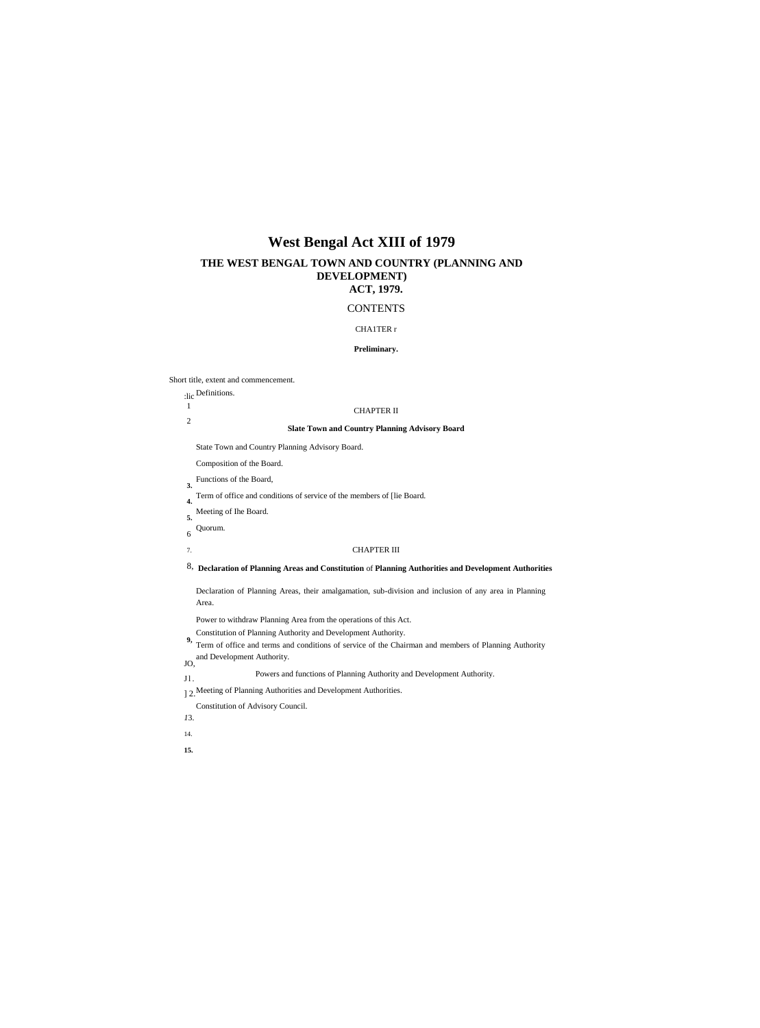# West Bengal Act XIII of 1979

## THE WEST BENGAL TOWN AND COUNTRY (PLANNING AND DEVELOPMENT) ACT, 1979.

CONTENTS

CHA1TER r

**Preliminary.**

Short title, extent and commencement.

:lic Definitions.

1

2

CHAPTER II

**Slate Town and Country Planning Advisory Board**

State Town and Country Planning Advisory Board.

Composition of the Board.

**3.** Functions of the Board,

**4.** Term of office and conditions of service of the members of [lie Board.

**5.** Meeting of Ihe Board.

6 Quorum.

7.

CHAPTER III

8, **Declaration of Planning Areas and Constitution** of **Planning Authorities and Development Authorities**

Declaration of Planning Areas, their amalgamation, sub-division and inclusion of any area in Planning Area.

Power to withdraw Planning Area from the operations of this Act.

**9,** Constitution of Planning Authority and Development Authority.

JO, Term of office and terms and conditions of service of the Chairman and members of Planning Authority and Development Authority.

J1. Powers and functions of Planning Authority and Development Authority.

]2. Meeting of Planning Authorities and Development Authorities.

*I*3. Constitution of Advisory Council.

14.

**15.**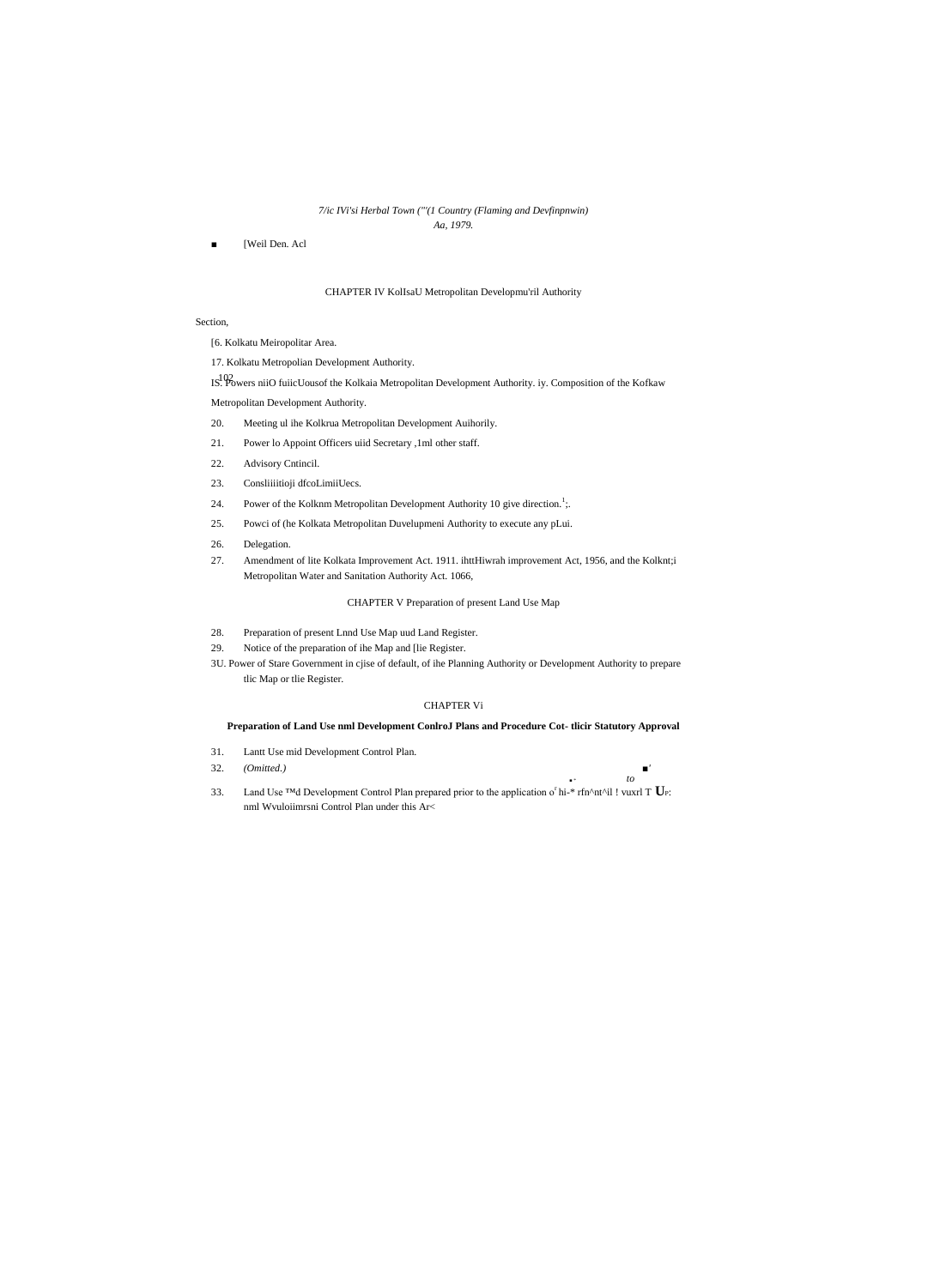*7/ic IVi'si Herbal Town (*'"*(1 Country (Flaming and Devfinpnwin)*
*Aa, 1979.*

■ [Weil Den. Acl

CHAPTER IV KolIsaU Metropolitan Developmu'ril Authority

Section,

[6. Kolkatu Meiropolitar Area.

17. Kolkatu Metropolian Development Authority.

IS. Powers niiO fuiicUousof the Kolkaia Metropolitan Development Authority. iy. Composition of the Kofkaw Metropolitan Development Authority.

20. Meeting ul ihe Kolkrua Metropolitan Development Auihorily.

21. Power lo Appoint Officers uiid Secretary ,1ml other staff.

22. Advisory Cntincil.

23. Consliiiitioji dfcoLimiiUecs.

24. Power of the Kolknm Metropolitan Development Authority 10 give direction.[1];.

25. Powci of (he Kolkata Metropolitan Duvelupmeni Authority to execute any pLui.

26. Delegation.

27. Amendment of lite Kolkata Improvement Act. 1911. ihttHiwrah improvement Act, 1956, and the Kolknt;i Metropolitan Water and Sanitation Authority Act. 1066,

CHAPTER V Preparation of present Land Use Map

28. Preparation of present Lnnd Use Map uud Land Register.

29. Notice of the preparation of ihe Map and [lie Register.

3U. Power of Stare Government in cjise of default, of ihe Planning Authority or Development Authority to prepare tlic Map or tlie Register.

CHAPTER Vi

**Preparation of Land Use nml Development ConlroJ Plans and Procedure Cot- tlicir Statutory Approval**

31. Lantt Use mid Development Control Plan.

32. *(Omitted.)*

33. Land Use ™d Development Control Plan prepared prior to the application o hi-* rfn^nt^il ! vuxrl T U: nml Wvuloiimrsni Control Plan under this Ar<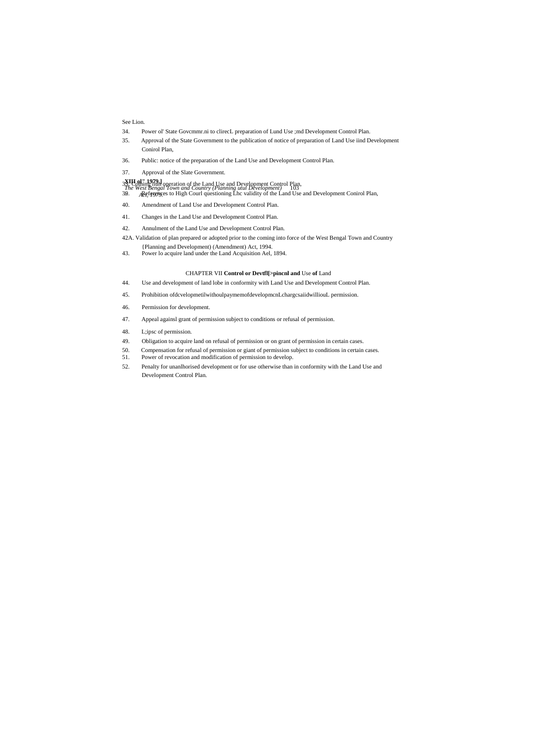See Lion.

34. Power ol' State Govcmmr.ni to clirecL preparation of Lund Use ;md Development Control Plan.

35. Approval of the State Government to the publication of notice of preparation of Land Use iind Development Conirol Plan,

36. Public: notice of the preparation of the Land Use and Development Control Plan.

37. Approval of the Slate Government.

38. Coming inin operation of the Land Use and Development Control Plan,

39. References to High Courl questioning Lhc validity of the Land Use and Development Conirol Plan,

40. Amendment of Land Use and Development Control Plan.

41. Changes in the Land Use and Development Control Plan.

42. Annulment of the Land Use and Development Control Plan.

42A. Validation of plan prepared or adopted prior to the coming into force of the West Bengal Town and Country {Planning and Development) (Amendment) Act, 1994.

43. Power lo acquire land under the Land Acquisition Ael, 1894.

CHAPTER VII **Control or Devtfl[>pincnl and** Use **of** Land

44. Use and development of land lobe in conformity with Land Use and Development Control Plan.

45. Prohibition ofdcvelopmetilwithoulpaymemofdevelopmcnLchargcsaiidwilliouL permission.

46. Permission for development.

47. Appeal againsl grant of permission subject to conditions or refusal of permission.

48. L;ipsc of permission.

49. Obligation to acquire land on refusal of permission or on grant of permission in certain cases.

50. Compensation for refusal of permission or giant of permission subject to conditions in certain cases.

51. Power of revocation and modification of permission to develop.

52. Penalty for unanlhorised development or for use otherwise than in conformity with the Land Use and Development Control Plan.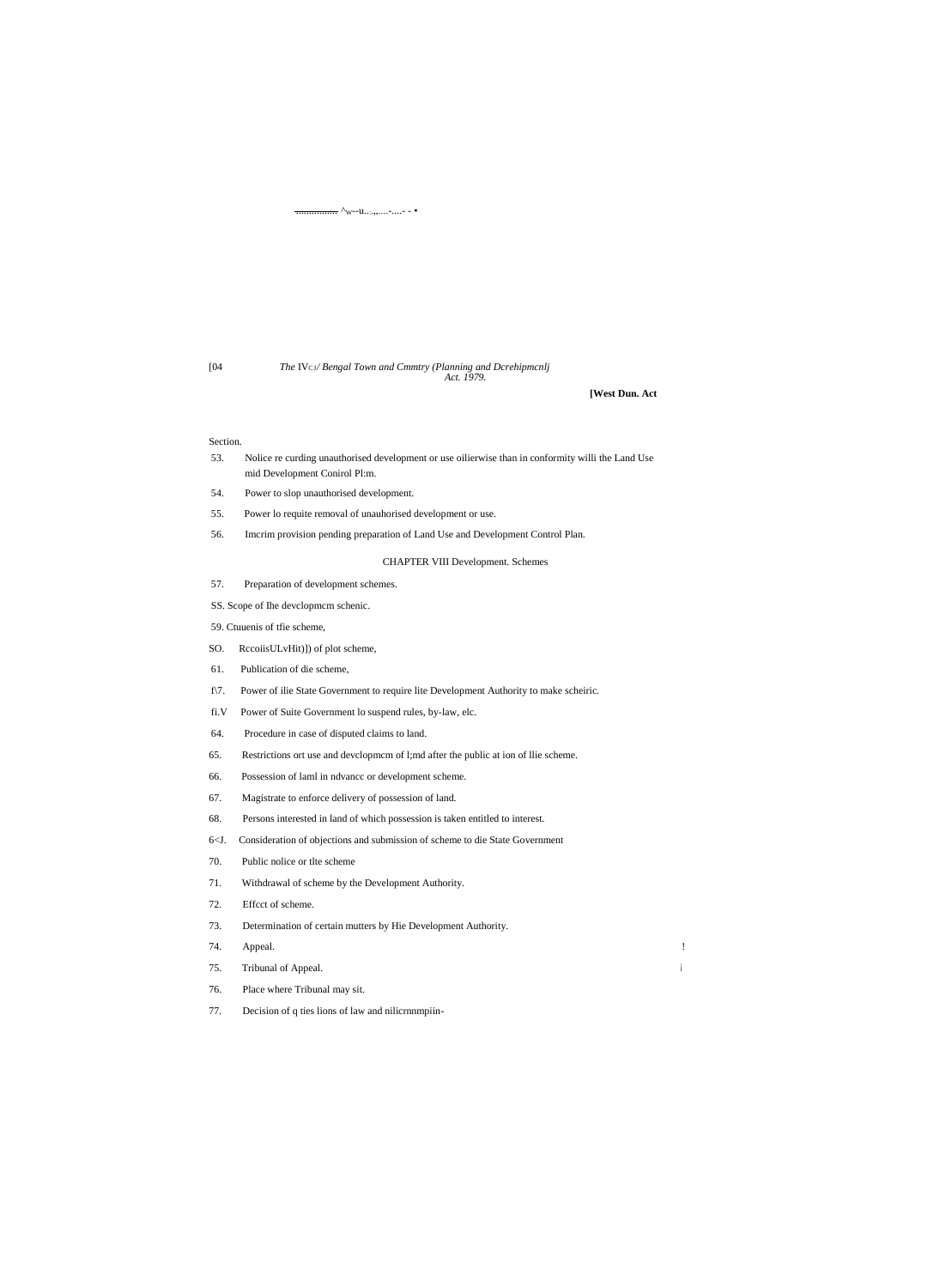Section.

53. Nolice re curding unauthorised development or use oilierwise than in conformity willi the Land Use mid Development Conirol Pl:m.
54. Power to slop unauthorised development.
55. Power lo requite removal of unauhorised development or use.
56. Imcrim provision pending preparation of Land Use and Development Control Plan.

CHAPTER VIII Development. Schemes

57. Preparation of development schemes.

SS. Scope of Ihe devclopmcm schenic.

59. Ctuuenis of tfie scheme,

SO. RccoiisULvHit)]) of plot scheme,

61. Publication of die scheme,

f\7. Power of ilie State Government to require lite Development Authority to make scheiric.

fi.V Power of Suite Government lo suspend rules, by-law, elc.

64. Procedure in case of disputed claims to land.
65. Restrictions ort use and devclopmcm of l;md after the public at ion of llie scheme.
66. Possession of laml in ndvancc or development scheme.
67. Magistrate to enforce delivery of possession of land.
68. Persons interested in land of which possession is taken entitled to interest.

6<J. Consideration of objections and submission of scheme to die State Government

70. Public nolice or tlte scheme
71. Withdrawal of scheme by the Development Authority.
72. Effcct of scheme.
73. Determination of certain mutters by Hie Development Authority.
74. Appeal.
75. Tribunal of Appeal.
76. Place where Tribunal may sit.
77. Decision of q ties lions of law and nilicrnnmpiin-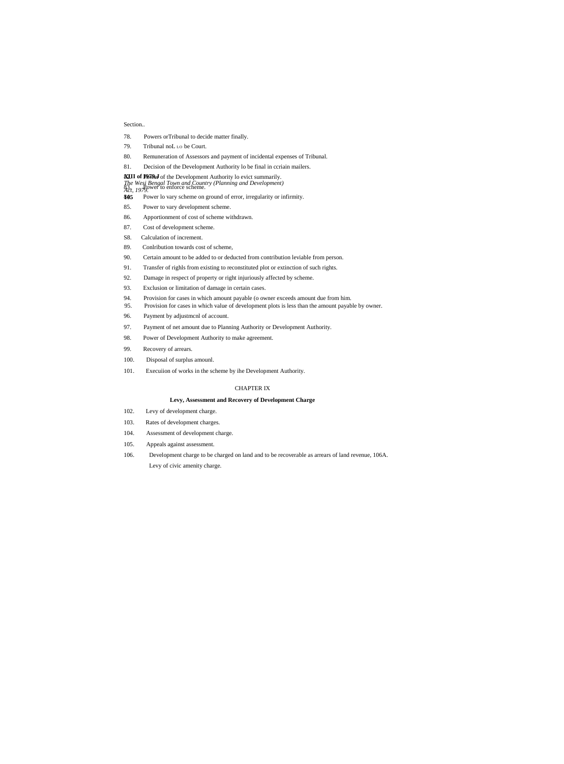Section..

78. Powers orTribunal to decide matter finally.

79. Tribunal noL LO be Court.

80. Remuneration of Assessors and payment of incidental expenses of Tribunal.

81. Decision of the Development Authority lo be final in ccriain mailers.

82. Power of the Development Authority lo evict summarily.

83. Power to enforce scheme.

84. Power lo vary scheme on ground of error, irregularity or infirmity.

85. Power to vary development scheme.

86. Apportionment of cost of scheme withdrawn.

87. Cost of development scheme.

S8. Calculation of increment.

89. Conlribution towards cost of scheme,

90. Certain amount to be added to or deducted from contribution leviable from person.

91. Transfer of righls from existing to reconstituted plot or extinction of such rights.

92. Damage in respect of property or right injuriously affected by scheme.

93. Exclusion or limitation of damage in certain cases.

94. Provision for cases in which amount payable (o owner exceeds amount due from him.

95. Provision for cases in which value of development plots is less than the amount payable by owner.

96. Payment by adjustmcnl of account.

97. Payment of net amount due to Planning Authority or Development Authority.

98. Power of Development Authority to make agreement.

99. Recovery of arrears.

100. Disposal of surplus amounl.

101. Execuiion of works in the scheme by ihe Development Authority.

CHAPTER IX

**Levy, Assessment and Recovery of Development Charge**

102. Levy of development charge.

103. Rates of development charges.

104. Assessment of development charge.

105. Appeals against assessment.

106. Development charge to be charged on land and to be recoverable as arrears of land revenue, 106A. Levy of civic amenity charge.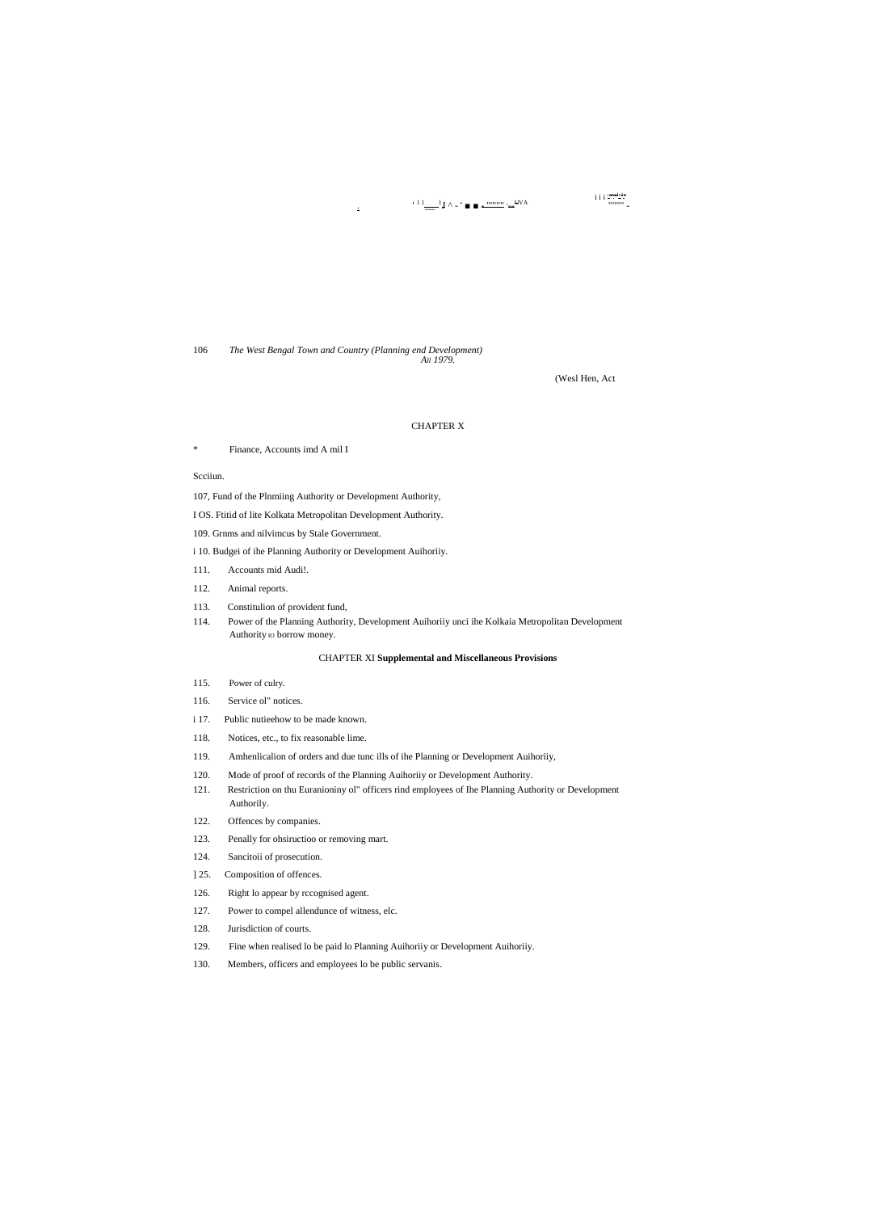## CHAPTER X

\* Finance, Accounts imd A mil I

Scciiun.

107, Fund of the Plnmiing Authority or Development Authority,

I OS. Ftitid of lite Kolkata Metropolitan Development Authority.

109. Grnms and nilvimcus by Stale Government.

i 10. Budgei of ihe Planning Authority or Development Auihoriiy.

111. Accounts mid Audi!.

112. Animal reports.

113. Constitulion of provident fund,

114. Power of the Planning Authority, Development Auihoriiy unci ihe Kolkaia Metropolitan Development Authority IO borrow money.

## CHAPTER XI **Supplemental and Miscellaneous Provisions**

115. Power of culry.

116. Service ol" notices.

i 17. Public nutieehow to be made known.

118. Notices, etc., to fix reasonable lime.

119. Amhenlicalion of orders and due tunc ills of ihe Planning or Development Auihoriiy,

120. Mode of proof of records of the Planning Auihoriiy or Development Authority.

121. Restriction on thu Euranioniny ol" officers rind employees of Ihe Planning Authority or Development Authorily.

122. Offences by companies.

123. Penally for ohsiructioo or removing mart.

124. Sancitoii of prosecution.

] 25. Composition of offences.

126. Right lo appear by rccognised agent.

127. Power to compel allendunce of witness, elc.

128. Jurisdiction of courts.

129. Fine when realised lo be paid lo Planning Auihoriiy or Development Auihoriiy.

130. Members, officers and employees lo be public servanis.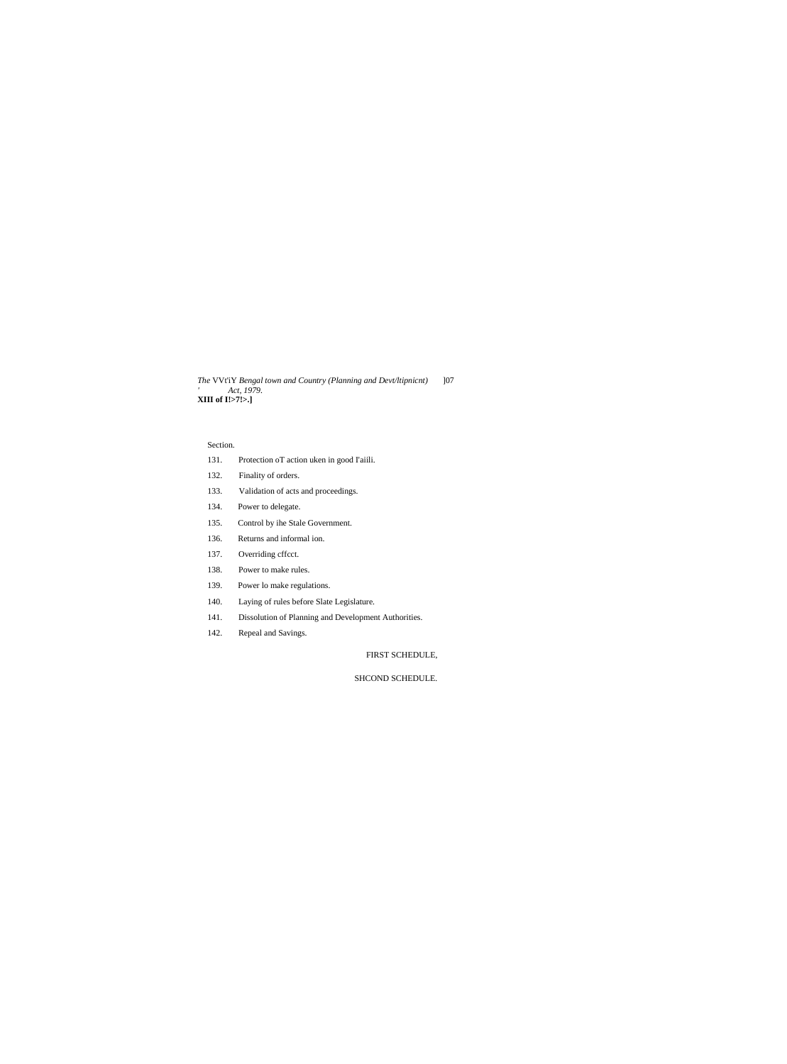Section.

131. Protection oT action uken in good l'aiili.

132. Finality of orders.

133. Validation of acts and proceedings.

134. Power to delegate.

135. Control by ihe Stale Government.

136. Returns and informal ion.

137. Overriding cffcct.

138. Power to make rules.

139. Power lo make regulations.

140. Laying of rules before Slate Legislature.

141. Dissolution of Planning and Development Authorities.

142. Repeal and Savings.

FIRST SCHEDULE,

SHCOND SCHEDULE.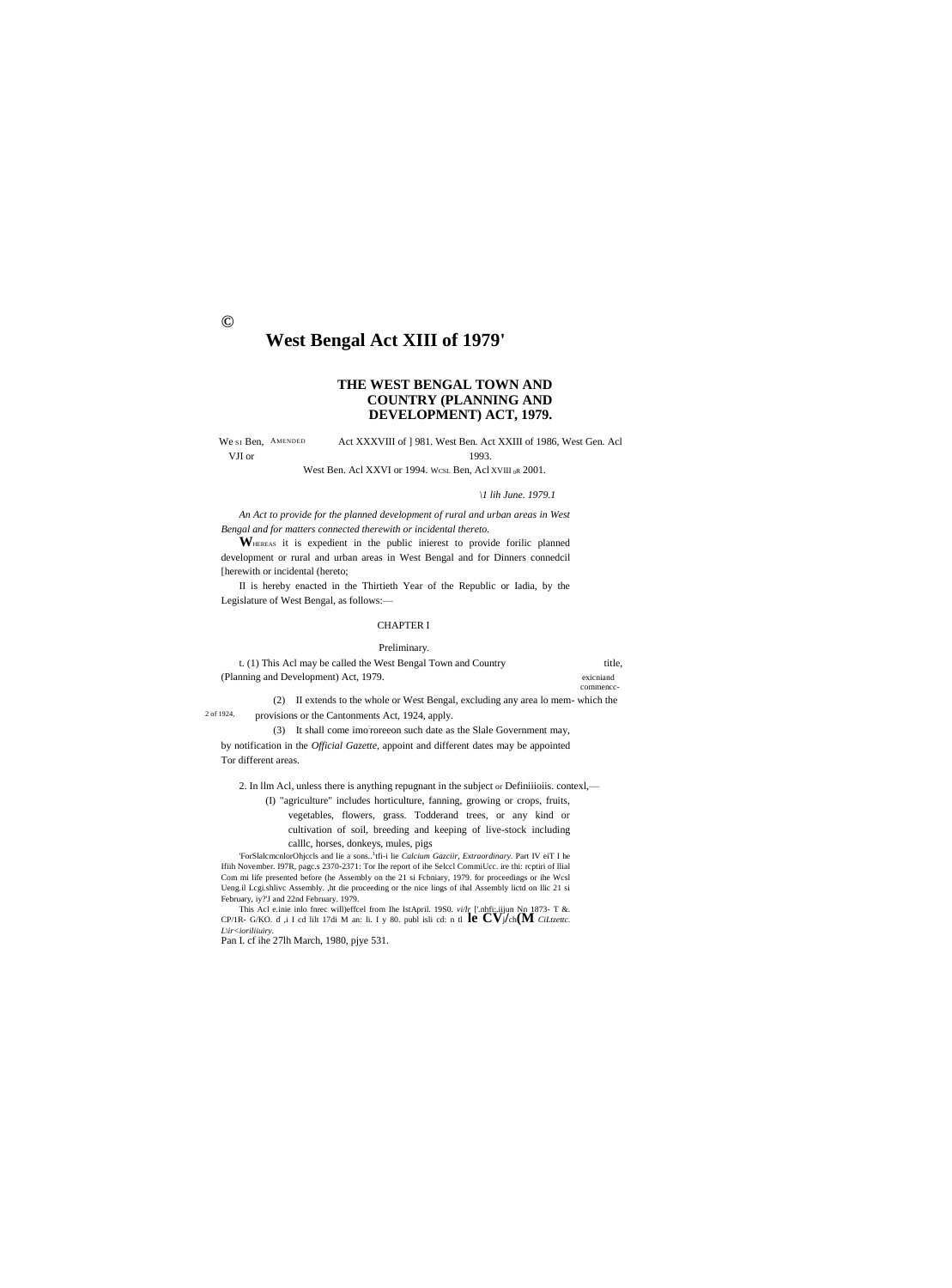©

# West Bengal Act XIII of 1979'

## THE WEST BENGAL TOWN AND COUNTRY (PLANNING AND DEVELOPMENT) ACT, 1979.

We SI Ben, AMENDED Act XXXVIII of ] 981. West Ben. Act XXIII of 1986, West Gen. Acl VJI or 1993.
West Ben. Acl XXVI or 1994. WCSL Ben, Acl XVIII 0R 2001.

*\1 lih June. 1979.1*

*An Act to provide for the planned development of rural and urban areas in West Bengal and for matters connected therewith or incidental thereto.*

**W**HEREAS it is expedient in the public inierest to provide forilic planned development or rural and urban areas in West Bengal and for Dinners connedcil [herewith or incidental (hereto;

II is hereby enacted in the Thirtieth Year of the Republic or Iadia, by the Legislature of West Bengal, as follows:—

CHAPTER I

Preliminary.

title, exicniand commencc-

t. (1) This Acl may be called the West Bengal Town and Country (Planning and Development) Act, 1979.

(2) II extends to the whole or West Bengal, excluding any area lo mem- which the provisions or the Cantonments Act, 1924, apply.

2 of 1924,

(3) It shall come imo roreeon such date as the Slale Government may, by notification in the *Official Gazette*, appoint and different dates may be appointed Tor different areas.

Definiiioiis.

2. In llm Acl, unless there is anything repugnant in the subject or contexl,—

(I) "agriculture" includes horticulture, fanning, growing or crops, fruits, vegetables, flowers, grass. Todderand trees, or any kind or cultivation of soil, breeding and keeping of live-stock including calllc, horses, donkeys, mules, pigs

'ForSlalcmcnlorOhjccls and lie a sons..[1]tfi-i lie *Calcium Gazciir, Extraordinary*. Part IV eiT I he Ifiih November. I97R, pagc.s 2370-2371: Tor Ihe report of ihe Selccl CommiUcc. ire thi: rcptiri of llial Com mi life presented before (he Assembly on the 21 si Fcbniary, 1979. for proceedings or ihe Wcsl Ueng.il Lcgi.shlivc Assembly. ,ht die proceeding or the nice lings of ihal Assembly lictd on llic 21 si February, iy?'J and 22nd February. 1979.

This Acl e.inie inlo fnrec will)effcel from Ihe IstApril. 19S0. *vi/lc* ['.nbfi:.iijun Nn 1873- T &. CP/1R- G/KO. d ,i I cd lilt 17di M an: li. I y 80. publ isli cd: n tl **le CV**j/ch**(M** *CiLtzettc. L\ir<ioriliiuiry.*
Pan I. cf ihe 27lh March, 1980, pjye 531.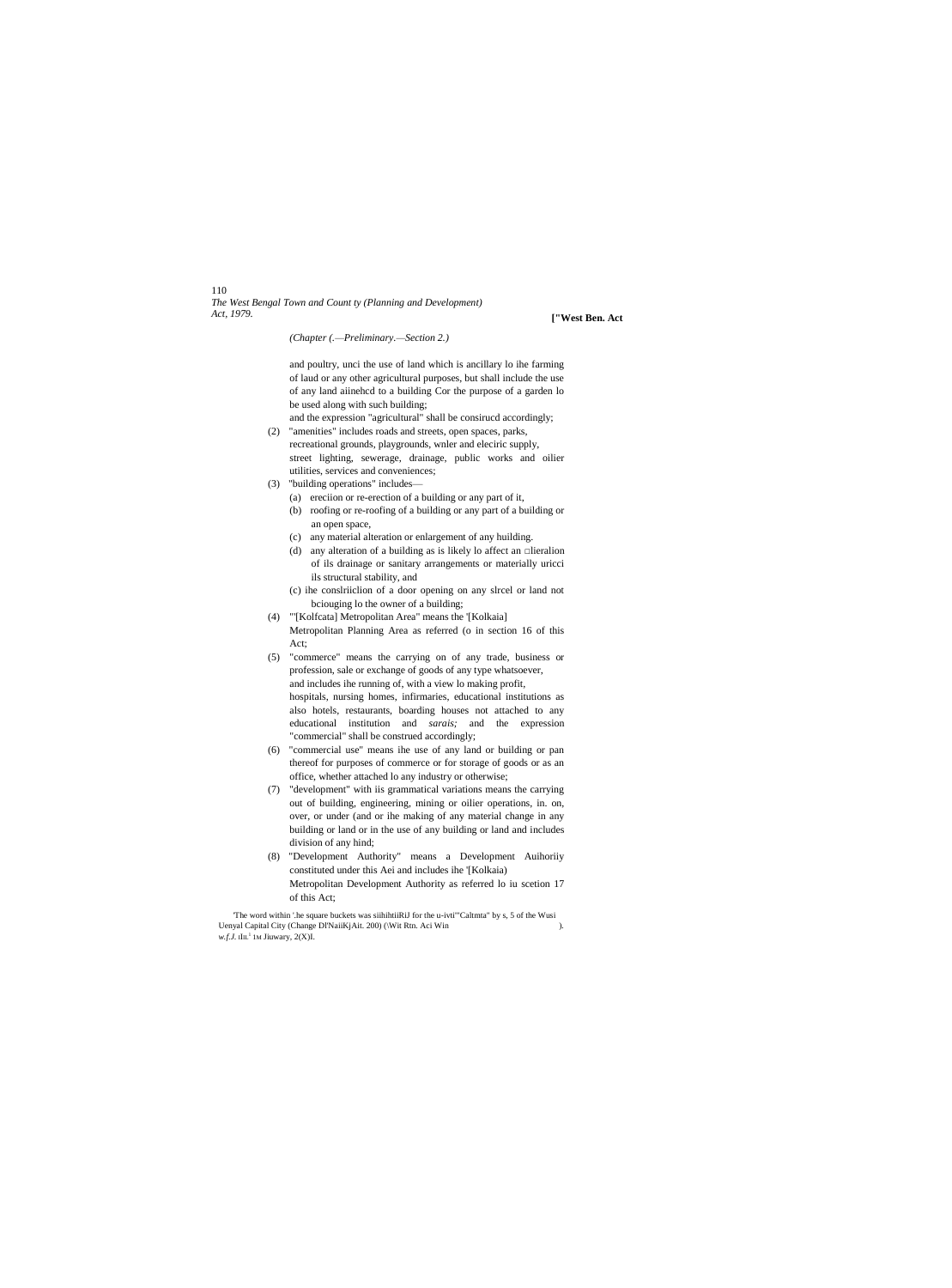*(Chapter (.—Preliminary.—Section 2.)*

and poultry, unci the use of land which is ancillary lo ihe farming of laud or any other agricultural purposes, but shall include the use of any land aiinehcd to a building Cor the purpose of a garden lo be used along with such building;

and the expression "agricultural" shall be consirucd accordingly;

(2) "amenities" includes roads and streets, open spaces, parks, recreational grounds, playgrounds, wnler and eleciric supply, street lighting, sewerage, drainage, public works and oilier utilities, services and conveniences;

(3) "building operations" includes—

  (a) ereciion or re-erection of a building or any part of it,

  (b) roofing or re-roofing of a building or any part of a building or an open space,

  (c) any material alteration or enlargement of any huilding.

  (d) any alteration of a building as is likely lo affect an □lieralion of ils drainage or sanitary arrangements or materially uricci ils structural stability, and

  (c) ihe conslriiclion of a door opening on any slrcel or land not bciouging lo the owner of a building;

(4) "'[Kolfcata] Metropolitan Area" means the '[Kolkaia] Metropolitan Planning Area as referred (o in section 16 of this Act;

(5) "commerce" means the carrying on of any trade, business or profession, sale or exchange of goods of any type whatsoever, and includes ihe running of, with a view lo making profit, hospitals, nursing homes, infirmaries, educational institutions as also hotels, restaurants, boarding houses not attached to any educational institution and *sarais;* and the expression "commercial" shall be construed accordingly;

(6) "commercial use" means ihe use of any land or building or pan thereof for purposes of commerce or for storage of goods or as an office, whether attached lo any industry or otherwise;

(7) "development" with iis grammatical variations means the carrying out of building, engineering, mining or oilier operations, in. on, over, or under (and or ihe making of any material change in any building or land or in the use of any building or land and includes division of any hind;

(8) "Development Authority" means a Development Auihoriiy constituted under this Aei and includes ihe '[Kolkaia) Metropolitan Development Authority as referred lo iu scetion 17 of this Act;

'The word within '.he square buckets was siihihtiiRiJ for the u-ivti'"Caltmta" by s, 5 of the Wusi Uenyal Capital City (Change Dl'NaiiKjAit. 200) (\Wit Rtn. Aci Win ). *w.f.J.* tIt.[1] 1M Jiuwary, 2(X)l.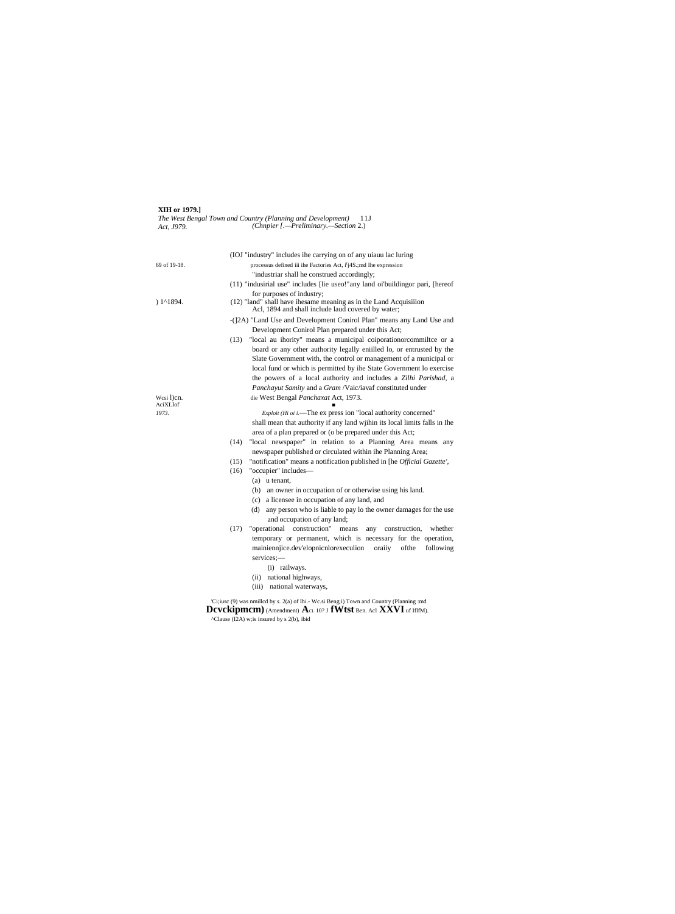(IOJ "industry" includes ihe carrying on of any uiauu lac luring processus defined iii ihe Factories Act, i'j4S.;md Ihe expression "industriar shall he construed accordingly;

69 of 19-18.

(11) "indusirial use" includes [lie useo!"any land oi'buildingor pari, [hereof for purposes of industry;

(12) "land" shall have ihesame meaning as in the Land Acquisiiion Acl, 1894 and shall include laud covered by water;

) 1^1894.

-(]2A) "Land Use and Development Conirol Plan" means any Land Use and Development Conirol Plan prepared under this Act;

(13) "local au ihority" means a municipal coiporationorcommiltce or a board or any other authority legally eniilled lo, or entrusted by the Slate Government with, the control or management of a municipal or local fund or which is permitted by ihe State Government lo exercise the powers of a local authority and includes a *Zilhi Parishad*, a *Panchayut Samity* and a *Gram* /Vaic/iavaf constituted under die West Bengal *Panchaxat* Act, 1973.

Wcsi l)cn. AciXLIof *1973*.

*Exploit (Hi oi i.*—The ex press ion "local authority concerned" shall mean that authority if any land wjihin its local limits falls in Ihe area of a plan prepared or (o be prepared under this Act;

(14) "local newspaper" in relation to a Planning Area means any newspaper published or circulated within ihe Planning Area;

(15) "notification" means a notification published in [he *Official Gazette'*,

(16) "occupier" includes—

(a) u tenant,

(b) an owner in occupation of or otherwise using his land.

(c) a licensee in occupation of any land, and

(d) any person who is liable to pay lo the owner damages for the use and occupation of any land;

(17) "operational construction" means any construction, whether temporary or permanent, which is necessary for the operation, mainiennjice.dev'elopnicnlorexeculion oraiiy ofthe following services;—

(i) railways.

(ii) national highways,

(iii) national waterways,

'Ci;iusc (9) was nmillcd by s. 2(a) of Ihi.- Wc.si Beng;i) Town and Country (Planning :md **Dcvckipmcm)** (Amendment) **A**cL 10? J **fWtst** Ben. Acl **XXVI** uf IflfM).

^Clause (I2A) w;is insured by s 2(b), ibid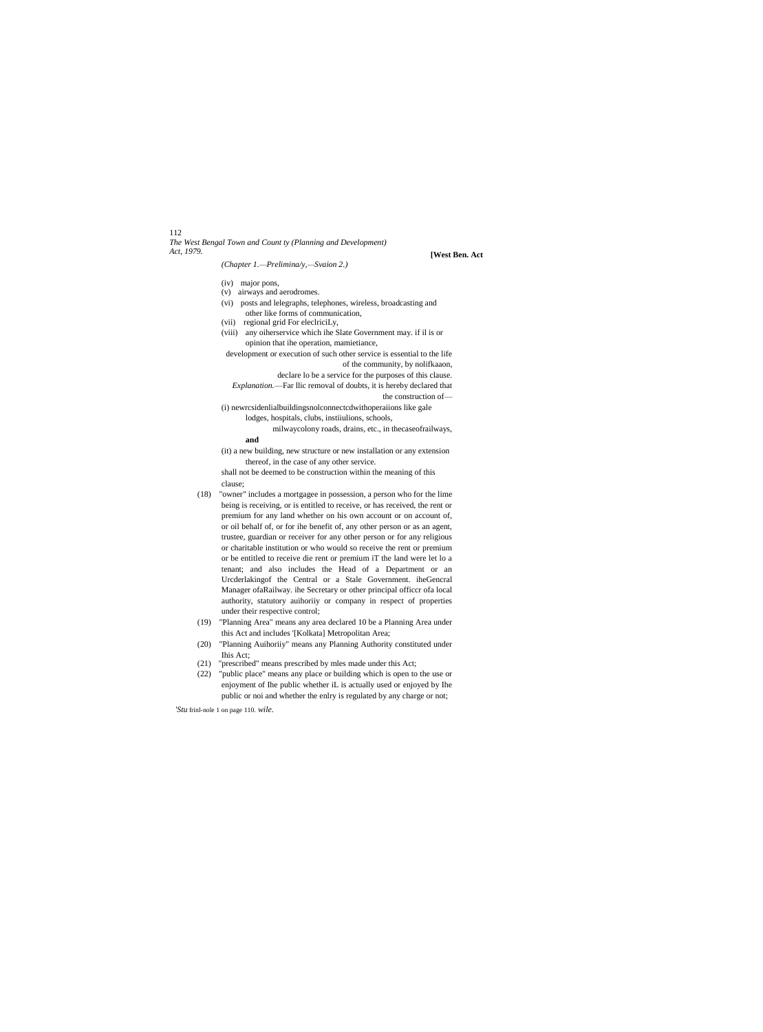(iv) major pons,

(v) airways and aerodromes.

(vi) posts and lelegraphs, telephones, wireless, broadcasting and other like forms of communication,

(vii) regional grid For eleclriciLy,

(viii) any oiherservice which ihe Slate Government may. if il is or opinion that ihe operation, mamietiance,

development or execution of such other service is essential to the life of the community, by nolifkaaon, declare lo be a service for the purposes of this clause.

*Explanation.*—Far llic removal of doubts, it is hereby declared that the construction of—

(i) newrcsidenlialbuildingsnolconnectcdwithoperaiions like gale lodges, hospitals, clubs, instiiulions, schools, milwaycolony roads, drains, etc., in thecaseofrailways,

**and**

(it) a new building, new structure or new installation or any extension thereof, in the case of any other service.

shall not be deemed to be construction within the meaning of this clause;

(18) "owner" includes a mortgagee in possession, a person who for the lime being is receiving, or is entitled to receive, or has received, the rent or premium for any land whether on his own account or on account of, or oil behalf of, or for ihe benefit of, any other person or as an agent, trustee, guardian or receiver for any other person or for any religious or charitable institution or who would so receive the rent or premium or be entitled to receive die rent or premium iT the land were let lo a tenant; and also includes the Head of a Department or an Urcderlakingof the Central or a Stale Government. iheGencral Manager ofaRailway. ihe Secretary or other principal officcr ofa local authority, statutory auihoriiy or company in respect of properties under their respective control;

(19) "Planning Area" means any area declared 10 be a Planning Area under this Act and includes '[Kolkata] Metropolitan Area;

(20) "Planning Auihoriiy" means any Planning Authority constituted under Ihis Act;

(21) "prescribed" means prescribed by mles made under this Act;

(22) "public place" means any place or building which is open to the use or enjoyment of Ihe public whether iL is actually used or enjoyed by Ihe public or noi and whether the enlry is regulated by any charge or not;

'*Stu* frinl-nole 1 on page 110. *wile.*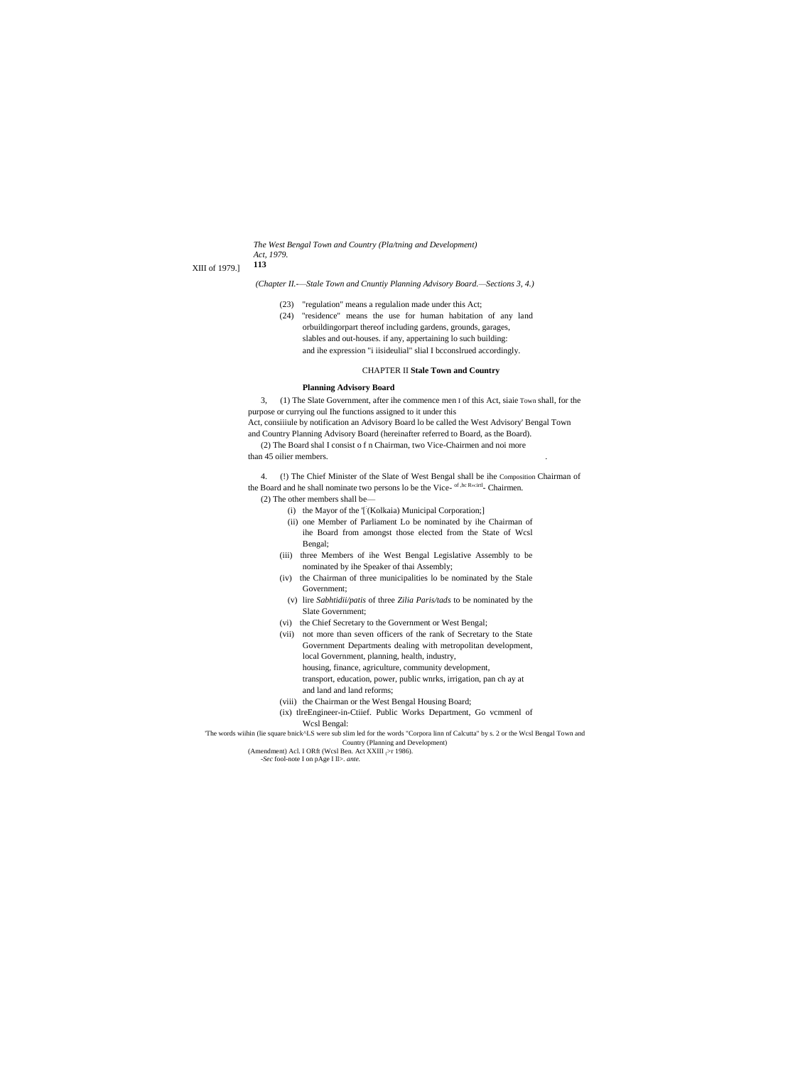*(Chapter II.-—Stale Town and Cnuntiy Planning Advisory Board.—Sections 3, 4.)*

(23) "regulation" means a regulalion made under this Act;

(24) "residence" means the use for human habitation of any land orbuildingorpart thereof including gardens, grounds, garages, slables and out-houses. if any, appertaining lo such building: and ihe expression "i iisideulial" slial I bcconslrued accordingly.

## CHAPTER II **Stale Town and Country**

### Planning Advisory Board

3, (1) The Slate Government, after ihe commence men I of this Act, siaie Town shall, for the purpose or currying oul Ihe functions assigned to it under this Act, consiiiule by notification an Advisory Board lo be called the West Advisory' Bengal Town and Country Planning Advisory Board (hereinafter referred to Board, as the Board).

(2) The Board shal I consist o f n Chairman, two Vice-Chairmen and noi more than 45 oilier members.

4. (!) The Chief Minister of the Slate of West Bengal shall be ihe Composition Chairman of the Board and he shall nominate two persons lo be the Vice- of ,hc R«:irtl- Chairmen.

(2) The other members shall be—

(i) the Mayor of the '[(Kolkaia) Municipal Corporation;]

(ii) one Member of Parliament Lo be nominated by ihe Chairman of ihe Board from amongst those elected from the State of Wcsl Bengal;

(iii) three Members of ihe West Bengal Legislative Assembly to be nominated by ihe Speaker of thai Assembly;

(iv) the Chairman of three municipalities lo be nominated by the Stale Government;

(v) lire *Sabhtidii/patis* of three *Zilia Paris/tads* to be nominated by the Slate Government;

(vi) the Chief Secretary to the Government or West Bengal;

(vii) not more than seven officers of the rank of Secretary to the State Government Departments dealing with metropolitan development, local Government, planning, health, industry, housing, finance, agriculture, community development, transport, education, power, public wnrks, irrigation, pan ch ay at and land and land reforms;

(viii) the Chairman or the West Bengal Housing Board;

(ix) tlreEngineer-in-Ctiief. Public Works Department, Go vcmmenl of Wcsl Bengal:

'The words wiihin (lie square bnick^LS were sub slim led for the words "Corpora linn nf Calcutta" by s. 2 or the Wcsl Bengal Town and Country (Planning and Development) (Amendment) Acl. I ORft (Wcsl Ben. Act XXIII ,>r 1986).

-*Sec* fool-note I on pAge I ll>. *ante.*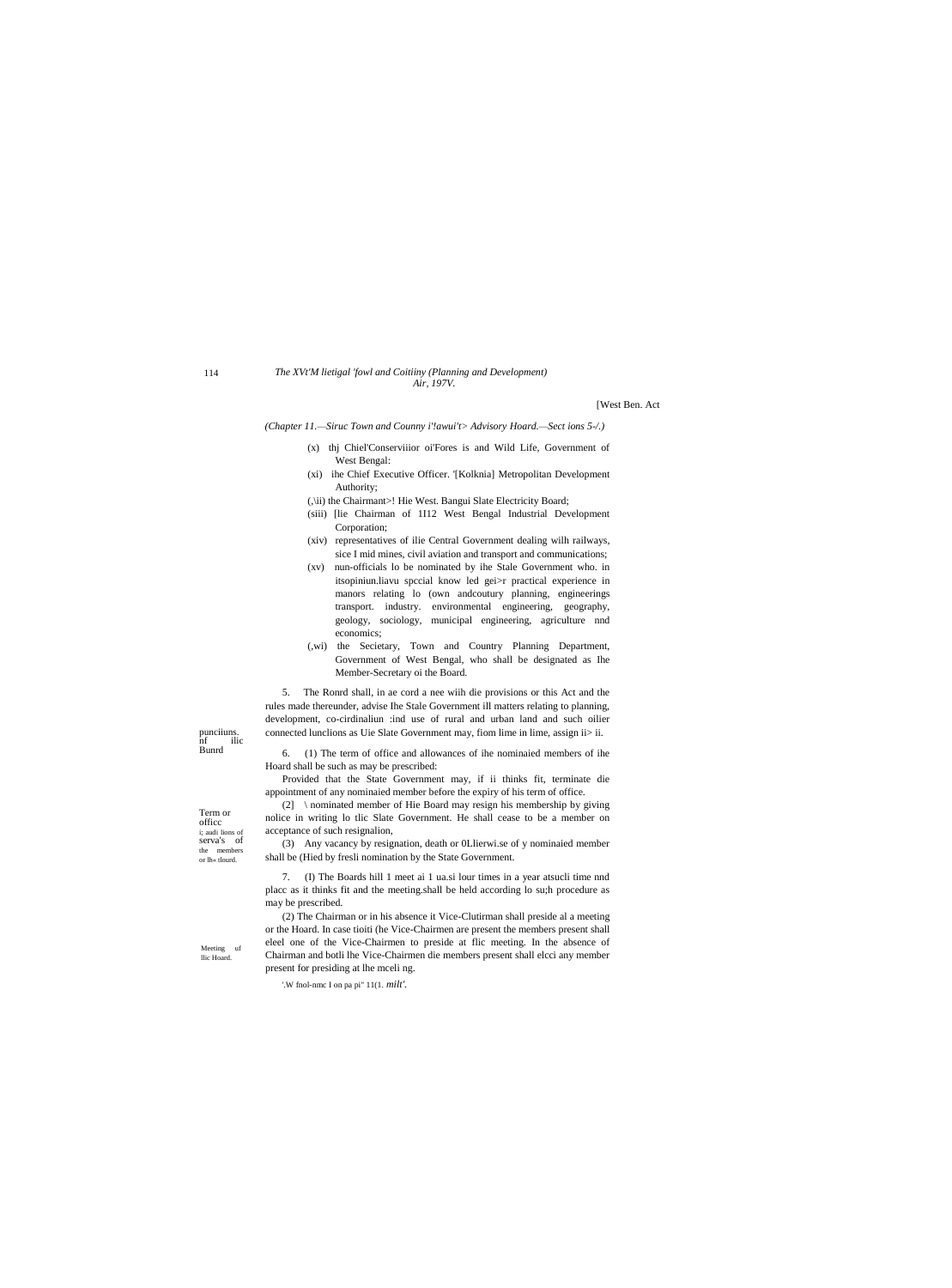(*Chapter 11.—Siruc Town and Counny i'!awui't> Advisory Hoard.—Sect ions 5-/.*)

(x) thj Chiel'Conserviiior oi'Fores is and Wild Life, Government of West Bengal:

(xi) ihe Chief Executive Officer. '[Kolknia] Metropolitan Development Authority;

(,\ii) the Chairmant>! Hie West. Bangui Slate Electricity Board;

(siii) [lie Chairman of 1I12 West Bengal Industrial Development Corporation;

(xiv) representatives of ilie Central Government dealing wilh railways, sice I mid mines, civil aviation and transport and communications;

(xv) nun-officials lo be nominated by ihe Stale Government who. in itsopiniun.liavu spccial know led gei>r practical experience in manors relating lo (own andcoutury planning, engineerings transport. industry. environmental engineering, geography, geology, sociology, municipal engineering, agriculture nnd economics;

(,wi) the Secietary, Town and Country Planning Department, Government of West Bengal, who shall be designated as Ihe Member-Secretary oi the Board.

punciiuns. nf ilic Bunrd

5. The Ronrd shall, in ae cord a nee wiih die provisions or this Act and the rules made thereunder, advise Ihe Stale Government ill matters relating to planning, development, co-cirdinaliun :ind use of rural and urban land and such oilier connected lunclions as Uie Slate Government may, fiom lime in lime, assign ii> ii.

Term or officc i; audi lions of serva's of the members or lh» tlourd.

6. (1) The term of office and allowances of ihe nominaied members of ihe Hoard shall be such as may be prescribed:

Provided that the State Government may, if ii thinks fit, terminate die appointment of any nominaied member before the expiry of his term of office.

(2] \ nominated member of Hie Board may resign his membership by giving nolice in writing lo tlic Slate Government. He shall cease to be a member on acceptance of such resignalion,

(3) Any vacancy by resignation, death or 0Llierwi.se of y nominaied member shall be (Hied by fresli nomination by the State Government.

Meeting uf llic Hoard.

7. (I) The Boards hill 1 meet ai 1 ua.si lour times in a year atsucli time nnd placc as it thinks fit and the meeting.shall be held according lo su;h procedure as may be prescribed.

(2) The Chairman or in his absence it Vice-Clutirman shall preside al a meeting or the Hoard. In case tioiti (he Vice-Chairmen are present the members present shall eleel one of the Vice-Chairmen to preside at flic meeting. In the absence of Chairman and botli lhe Vice-Chairmen die members present shall elcci any member present for presiding at lhe mceli ng.

'.W fnol-nmc I on pa pi" 11(1. *milt'.*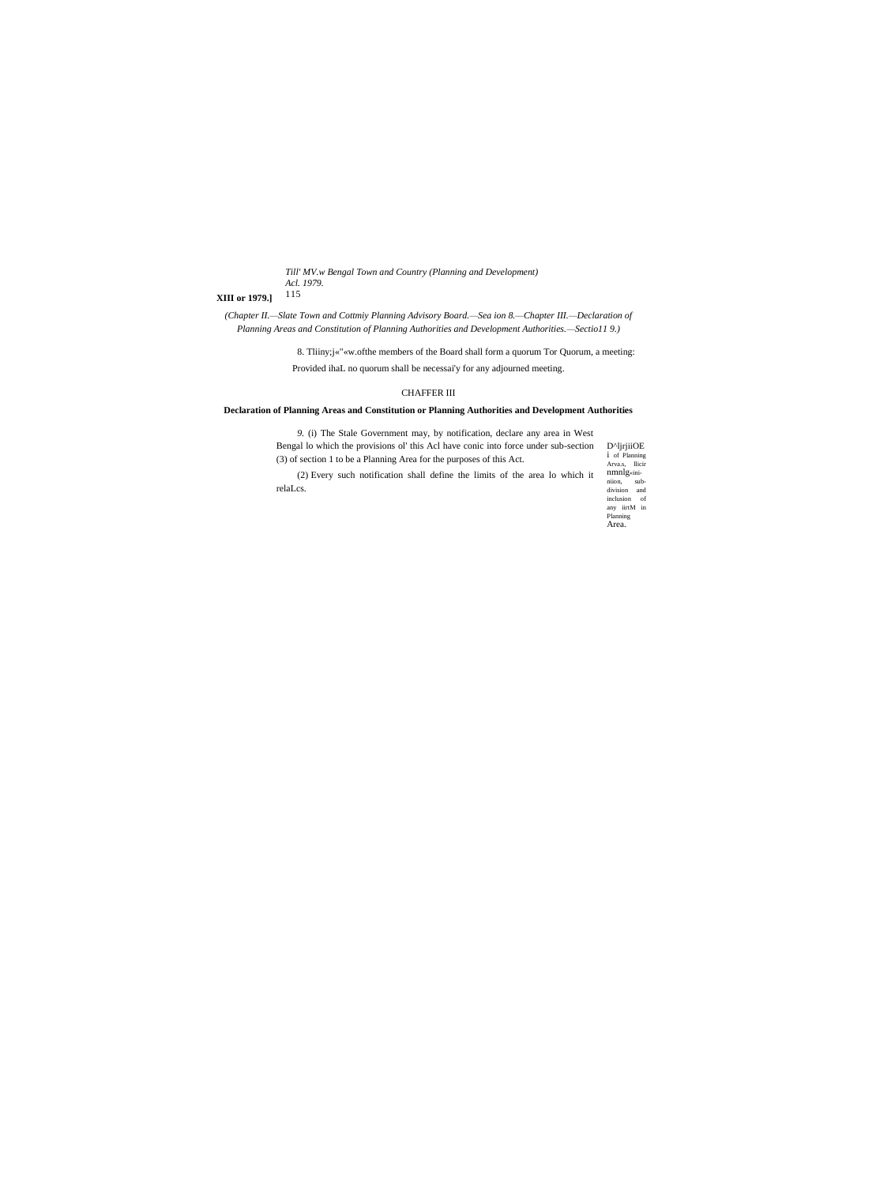*(Chapter II.—Slate Town and Cottmiy Planning Advisory Board.—Sea ion 8.—Chapter III.—Declaration of Planning Areas and Constitution of Planning Authorities and Development Authorities.—Sectio11 9.)*

8. Tliiny;j«"«w.ofthe members of the Board shall form a quorum Tor Quorum, a meeting:

Provided ihaL no quorum shall be necessai'y for any adjourned meeting.

## CHAFFER III

### Declaration of Planning Areas and Constitution or Planning Authorities and Development Authorities

*9.* (i) The Stale Government may, by notification, declare any area in West Bengal lo which the provisions ol' this Acl have conic into force under sub-section (3) of section 1 to be a Planning Area for the purposes of this Act.

D^ljrjiiOE i of Planning Arva.s, llicir nmnlg«ini-niion, sub-division and inclusion of any iirtM in Planning Area.

(2) Every such notification shall define the limits of the area lo which it relaLcs.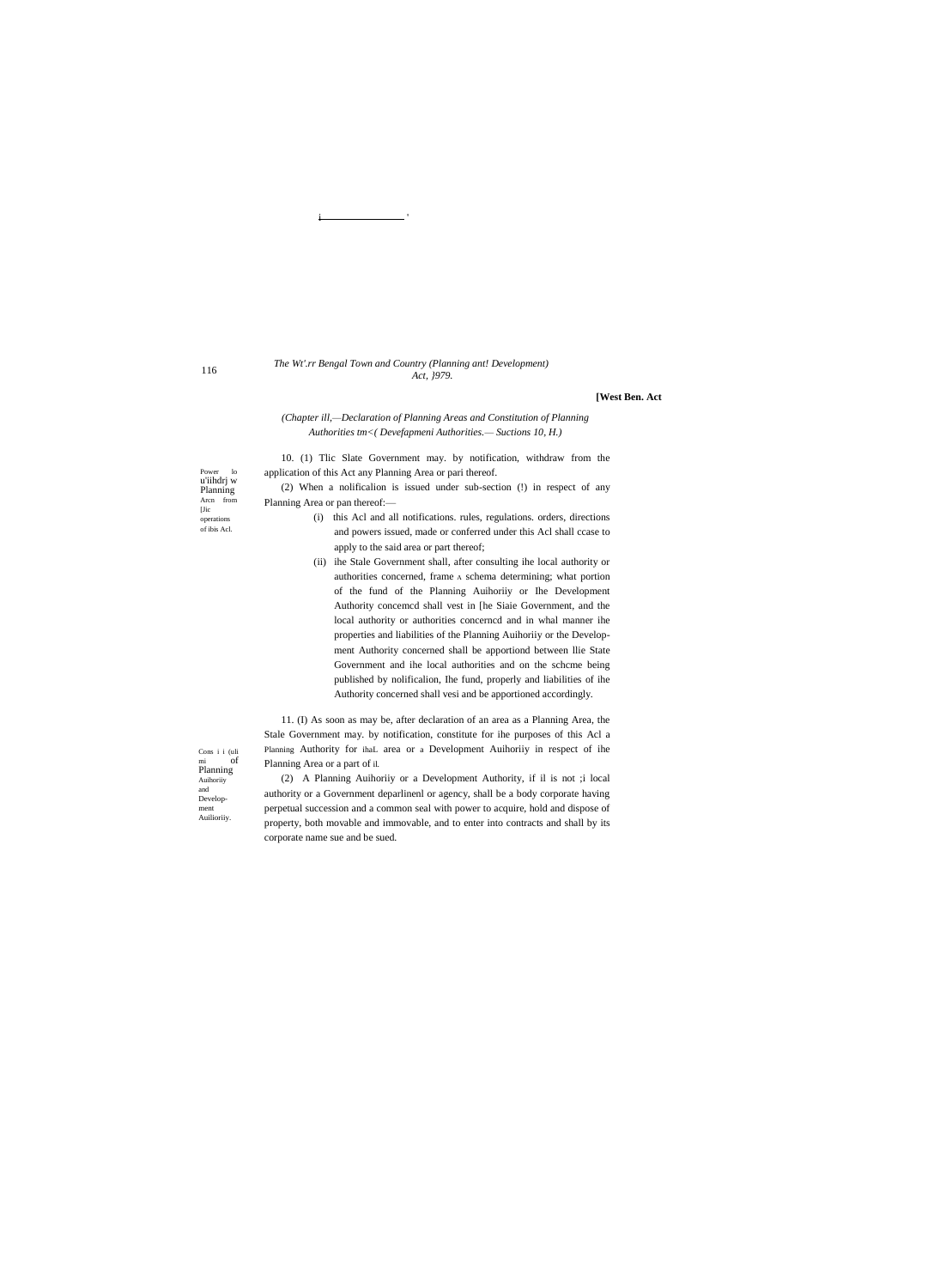(Chapter ill,—Declaration of Planning Areas and Constitution of Planning Authorities tm<( Devefapmeni Authorities.— Suctions 10, H.)

Power lo u'iihdrj w Planning Arcn from [Jic operations of ibis Acl.

10. (1) Tlic Slate Government may. by notification, withdraw from the application of this Act any Planning Area or pari thereof.

(2) When a nolificalion is issued under sub-section (!) in respect of any Planning Area or pan thereof:—

(i) this Acl and all notifications. rules, regulations. orders, directions and powers issued, made or conferred under this Acl shall ccase to apply to the said area or part thereof;

(ii) ihe Stale Government shall, after consulting ihe local authority or authorities concerned, frame A schema determining; what portion of the fund of the Planning Auihoriiy or Ihe Development Authority concemcd shall vest in [he Siaie Government, and the local authority or authorities concerncd and in whal manner ihe properties and liabilities of the Planning Auihoriiy or the Development Authority concerned shall be apportiond between llie State Government and ihe local authorities and on the schcme being published by nolificalion, Ihe fund, properly and liabilities of ihe Authority concerned shall vesi and be apportioned accordingly.

Cons i i (uli mi of Planning Auihoriiy and Development Auilioriiy.

11. (I) As soon as may be, after declaration of an area as a Planning Area, the Stale Government may. by notification, constitute for ihe purposes of this Acl a Planning Authority for ihaL area or a Development Auihoriiy in respect of ihe Planning Area or a part of iL

(2) A Planning Auihoriiy or a Development Authority, if il is not ;i local authority or a Government deparlinenl or agency, shall be a body corporate having perpetual succession and a common seal with power to acquire, hold and dispose of property, both movable and immovable, and to enter into contracts and shall by its corporate name sue and be sued.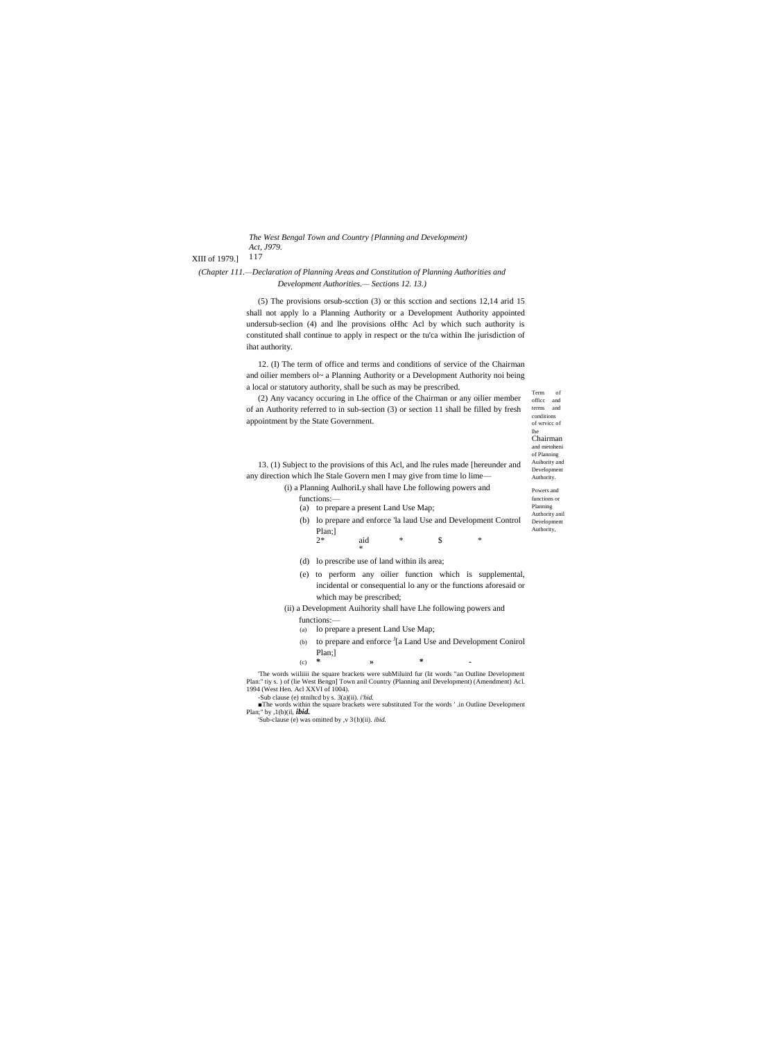*(Chapter 111.—Declaration of Planning Areas and Constitution of Planning Authorities and Development Authorities.— Sections 12. 13.)*

(5) The provisions orsub-scction (3) or this scction and sections 12,14 arid 15 shall not apply lo a Planning Authority or a Development Authority appointed undersub-seclion (4) and lhe provisions oHhc Acl by which such authority is constituted shall continue to apply in respect or the tu'ca within Ihe jurisdiction of ihat authority.

Term of officc and terms and conditions of wrvicc of lhe Chairman and metnheni of Planning Auihority and Development Authority.

12. (I) The term of office and terms and conditions of service of the Chairman and oilier members ol~ a Planning Authority or a Development Authority noi being a local or statutory authority, shall be such as may be prescribed.

(2) Any vacancy occuring in Lhe office of the Chairman or any oilier member of an Authority referred to in sub-section (3) or section 11 shall be filled by fresh appointment by the State Government.

Powers and functions or Planning Authority anil Development Authority,

13. (1) Subject to the provisions of this Acl, and lhe rules made [hereunder and any direction which lhe Stale Govern men I may give from time lo lime—

(i) a Planning AulhoriLy shall have Lhe following powers and functions:—

(a) to prepare a present Land Use Map;

(b) lo prepare and enforce 'la laud Use and Development Control Plan;]

2* aid * * $ *

(d) lo prescribe use of land within ils area;

(e) to perform any oilier function which is supplemental, incidental or consequential lo any or the functions aforesaid or which may be prescribed;

(ii) a Development Auihority shall have Lhe following powers and functions:—

(a) lo prepare a present Land Use Map;

(b) to prepare and enforce [3][a Land Use and Development Conirol Plan;]

(c) * » * -

'The words wiiliiii ihe square brackets were subMiluird fur (lit words "an Outline Development Plan:" tiy s. ) of (lie West Bengn] Town anil Country (Planning anil Development) (Amendment) Acl. 1994 (West Hen. Acl XXVI of 1004).

-Sub clause (e) ntniltcd by s. 3(a)(ii). *i'hid.*

■The words within the square brackets were substituted Tor the words ' .in Outline Development Plan;" by ,1(b)(il, ***ibid.***

'Sub-clause (e) was omitted by ,v 3{h)(ii). *ibid.*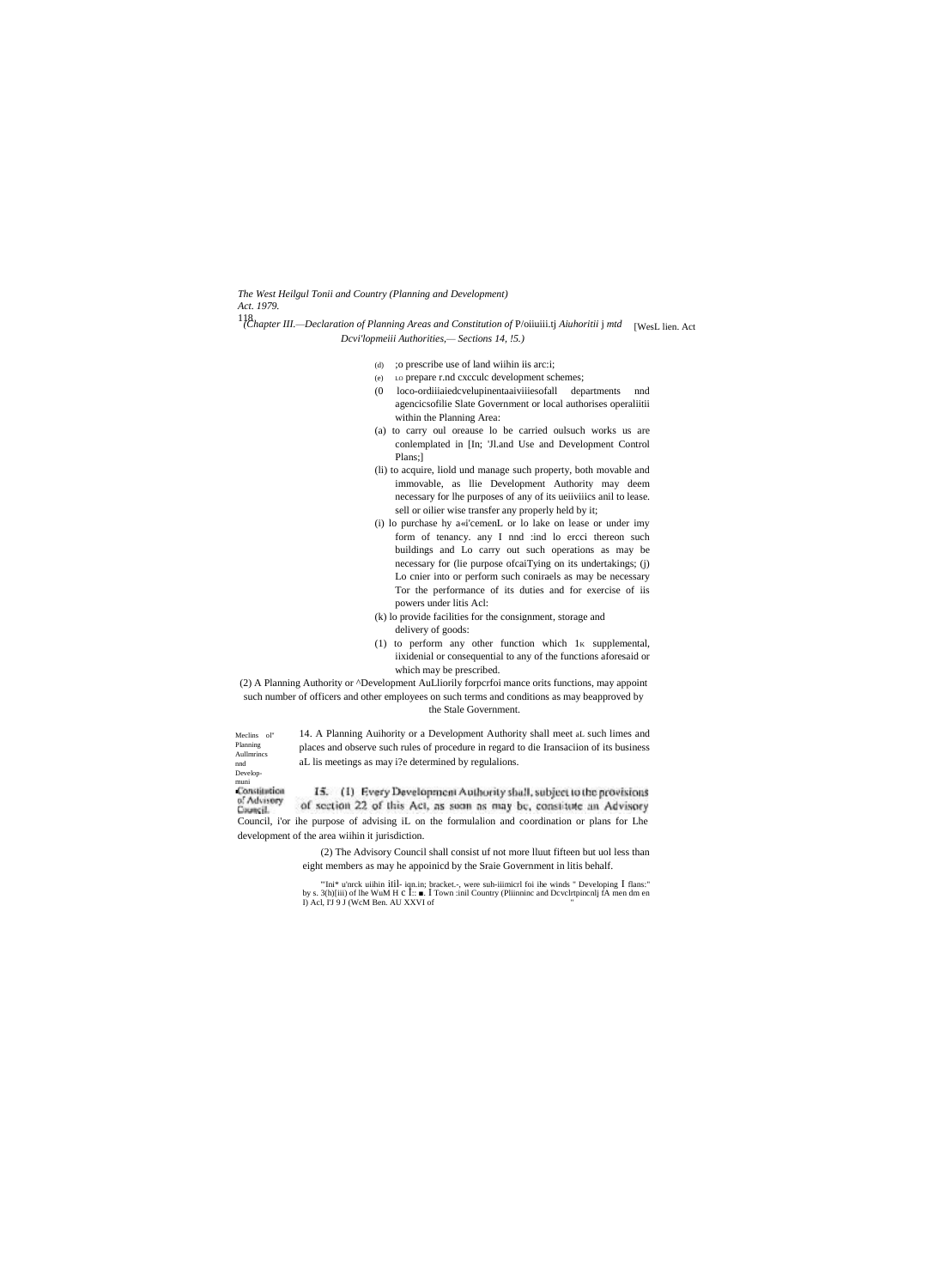(d) ;o prescribe use of land wiihin iis arc:i;

(e) LO prepare r.nd cxcculc development schemes;

(0 loco-ordiiiaiedcvelupinentaaiviiiesofall departments nnd agencicsofilie Slate Government or local authorises operaliitii within the Planning Area:

(a) to carry oul oreause lo be carried oulsuch works us are conlemplated in [In; 'Jl.and Use and Development Control Plans;]

(li) to acquire, liold und manage such property, both movable and immovable, as llie Development Authority may deem necessary for lhe purposes of any of its ueiiviiics anil to lease. sell or oilier wise transfer any properly held by it;

(i) lo purchase hy a«i'cemenL or lo lake on lease or under imy form of tenancy. any I nnd :ind lo ercci thereon such buildings and Lo carry out such operations as may be necessary for (lie purpose ofcaiTying on its undertakings; (j) Lo cnier into or perform such coniraels as may be necessary Tor the performance of its duties and for exercise of iis powers under litis Acl:

(k) lo provide facilities for the consignment, storage and delivery of goods:

(1) to perform any other function which 1K supplemental, iixidenial or consequential to any of the functions aforesaid or which may be prescribed.

(2) A Planning Authority or ^Development AuLliorily forpcrfoi mance orits functions, may appoint such number of officers and other employees on such terms and conditions as may beapproved by the Stale Government.

Meclins ol' Planning Aullmrincs nnd Develop-muni

14. A Planning Auihority or a Development Authority shall meet aL such limes and places and observe such rules of procedure in regard to die Iransaciion of its business aL lis meetings as may i?e determined by regulalions.

Constitution of Advisory Council.

15. (1) Every Development Authority shall, subject to the provisions of section 22 of this Act, as soon as may be, constitute an Advisory Council, i'or ihe purpose of advising iL on the formulalion and coordination or plans for Lhe development of the area wiihin it jurisdiction.

(2) The Advisory Council shall consist uf not more lluut fifteen but uol less than eight members as may he appoinicd by the Sraie Government in litis behalf.

"Ini* u'nrck uiihin iiil- iqn.in; bracket.-, were suh-iiimicrl foi ihe winds " Developing I flans:" by s. 3(h)[iii) of lhe WuM H c I:: ■. I Town :inil Country (Pliinninc and Dcvclrtpincnlj fA men dm en I) Acl, I'J 9 J (WcM Ben. AU XXVI of "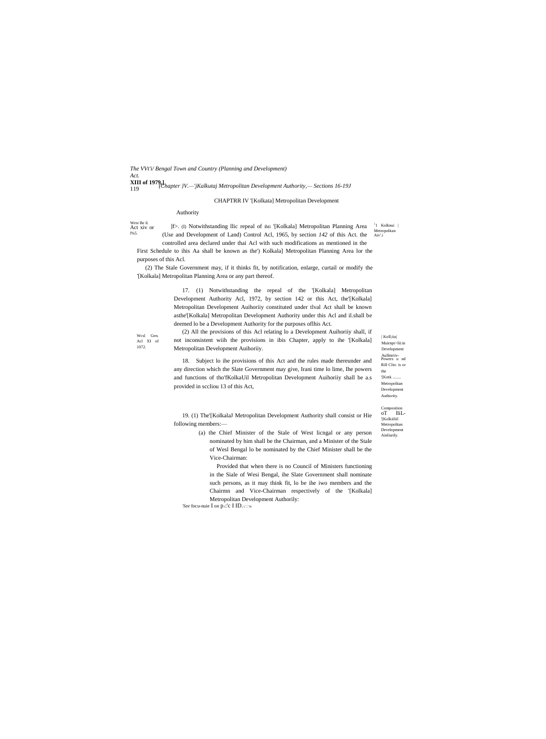### CHAPTRR IV '[Kolkata] Metropolitan Development Authority

West Be il. Act xiv or l%5.

]f>. (I) Notwithstanding llic repeal of ihti '[Kolkala] Metropolitan Planning Area (Use and Development of Land) Control Acl, 1965, by section *142* of this Act. the controlled area declared under thai Acl with such modifications as mentioned in the First Schedule to ihis Aa shall be known as the') Kolkala] Metropolitan Planning Area lor the purposes of this Acl.

[1] Kolknui | Metropolitan Aiv'.i

(2) The Stale Government may, if it thinks fit, by notification, enlarge, curtail or modify the '[Kolkala] Metropolitan Planning Area or any part thereof.

Wcsl Gen. Acl XI of 1072.

17. (1) Notwithstanding the repeal of the '[Kolkala] Metropolitan Development Authority Acl, 1972, by section 142 or this Act, the'[Kolkala] Metropolitan Development Auihoriiy constituted under tlval Act shall be known asthe'[Kolkala] Metropolitan Development Authority under this Acl and il.shall be deemed lo be a Development Authority for the purposes oflhis Act.

(2) All the provisions of this Acl relating lo a Development Auihoriiy shall, if not inconsistent wiih the provisions in ibis Chapter, apply to ihe '[Kolkala] Metropolitan Development Auihoriiy.

| Koll;iiu| Muirnpt>Iii:in Development Aullmriiv-

18. Subject lo ihe provisions of this Act and the rules made thereunder and any direction which the Slate Government may give, Irani time lo lime, Ihe powers and functions of tho'fKolkaUil Metropolitan Development Auihoriiy shall be a.s provided in sccliou 13 of this Act,

Powers u nd Rill Clio: is or the '[Kntk ........ Metropolitan Development Authority.

19. (1) The'[KolkalaJ Metropolitan Development Authority shall consist or Hie following members:—

Composition oT lliL-'[Kolkiiliil Metropolitan Development Ainliurily.

(a) the Chief Minister of the Stale of West licngal or any person nominated by him shall be the Chairman, and a Minister of the Stale of Wesl Bengal lo be nominated by the Chief Minister shall be the Vice-Chairman:

Provided that when there is no Council of Ministers functioning in the Siale of Wesi Bengal, ihe Slate Government shall nominate such persons, as it may think fit, lo be ihe iwo members and the Chairmn and Vice-Chairman respectively of the '[Kolkala] Metropolitan Development Authorily:

'*See* focu-nuie I on p.:'c I ID. i.'::'M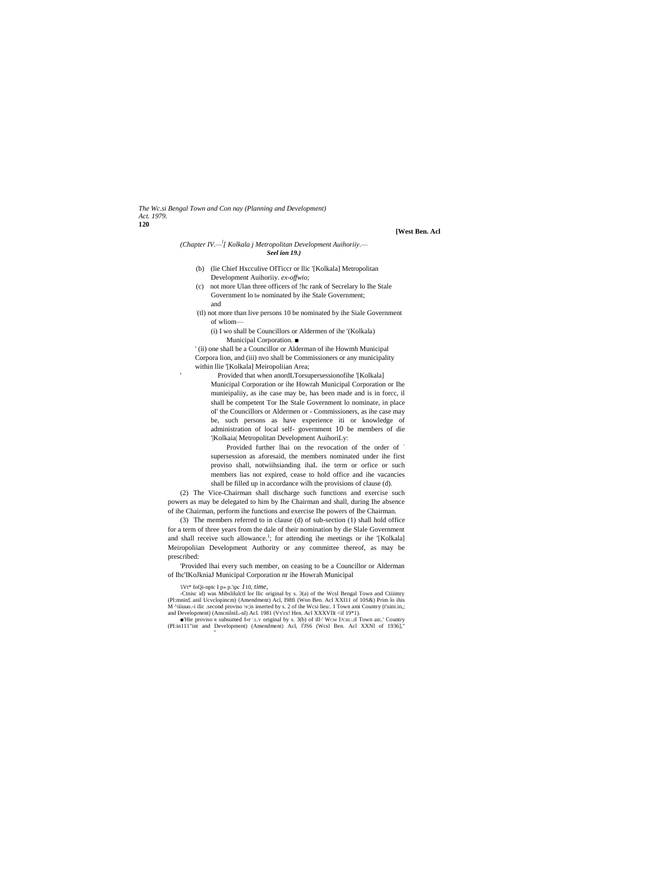*(Chapter IV.—[1][ Kolkala j Metropolitan Development Auihoriiy.— **Seel ion 19.)***

(b) (lie Chief Hxcculive OlTiccr or llic '[Kolkala] Metropolitan Development Auihoriiy. *ex-offwio;*

(c) not more Ulan three officers of !hc rank of Secrelary lo Ihe Stale Government lo be nominated by ihe Stale Government; and

(tl) not more than live persons 10 be nominated by ihe Siale Government of wliom—

(i) I wo shall be Councillors or Aldermen of ihe '(Kolkala) Municipal Corporation. ■

' (ii) one shall be a Councillor or Alderman of ihe Howmh Municipal Corpora lion, and (iii) nvo shall be Commissioners or any municipality within llie '[Kolkala] Meiropoliian Area;

' Provided that when anordLTorsupersessionofihe '[Kolkala] Municipal Corporation or ihe Howrah Municipal Corporation or Ihe munieipaliiy, as ihe case may be, has been made and is in forcc, il shall be competent Tor Ihe Stale Government lo nominate, in place oI' the Councillors or Aldermen or - Commissioners, as ihe case may be, such persons as have experience iti or knowledge of administration of local self- government 10 be members of die '|Kolkaia| Metropolitan Development AuihoriLy:

Provided further lhai on the revocation of the order of supersession as aforesaid, the members nominated under ihe first proviso shall, notwiihsianding ihaL ihe term or orfice or such members lias not expired, cease to hold office and ihe vacancies shall be filled up in accordance wilh the provisions of clause (d).

(2) The Vice-Chairman shall discharge such functions and exercise such powers as may be delegated to him by Ihe Chairman and shall, during Ihe absence of ihe Chairman, perform ihe functions and exercise Ihe powers of Ihe Chairman.

(3) The members referred to in clause (d) of sub-section (1) shall hold office for a term of three years from the dale of their nomination by die Slale Government and shall receive such allowance.[1]; for attending ihe meetings or ihe '[Kolkala] Meiropoliian Development Authority or any committee thereof, as may be prescribed:

'Provided lhai every such member, on ceasing to be a Councillor or Alderman of Ihc'IKoJkniaJ Municipal Corporation nr ihe Howrah Municipal

'iVt* foQi-nptc I p» p.'ipc *1*10, *time,*

-Ctnisc id) was Mibslilulctl lor llic original by s. 3(a) of the Wcsl Bengal Town and Ctiiimry (Pl:mnin£ anil Ucvclopincm) (Amendment) Acl, I98fi (Won Ben. Acl XXI11 of 10S&) Prim lo ihis M ^iiiuuo.-i ilic .second proviso \v;is inserted by s. 2 of ihe Wcsi lieu:. I Town ami Country (t'uini.in,; and Development) (AmcnilniL-nl) Acl. 1981 (Vv'cs! Hen. Acl XXXVIlt <if 19*1).

■'Hie proviso R subsumed f«r '.l.v original by s. 3(b) of ill-' WCM I?CIIL:.tI Town an:.' Country (Pl:in111"int and Development) (Amendment) Acl, l'JS6 (Wcsl Ben. Acl XXNl of 1936],"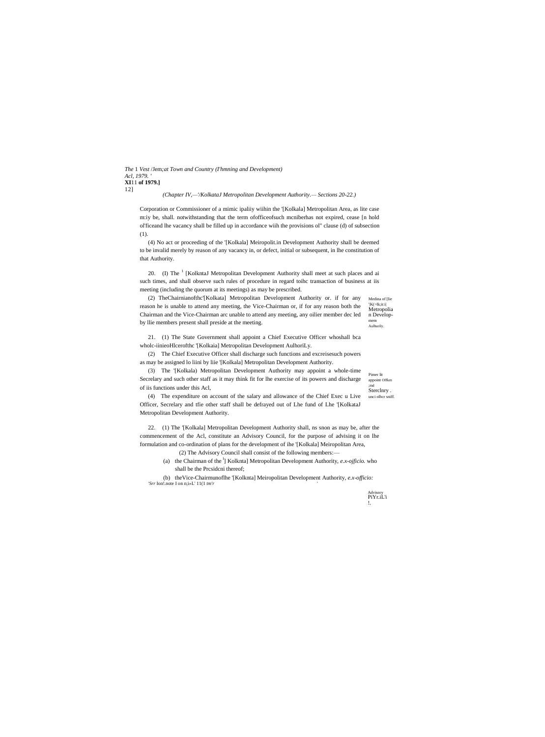(Chapter IV,—'/KolkataJ Metropolitan Development Authority.— Sections 20-22.)

Corporation or Commissioner of a mimic ipaliiy wiihin the '[Kolkala] Metropolitan Area, as lite case m:iy be, shall. notwithstanding that the term ofofficeofsuch mcniberhas not expired, cease [n hold ol'ficeand lhe vacancy shall be filled up in accordance wiih the provisions ol" clause (d) of subsection (1).

(4) No act or proceeding of the '[Kolkala] Meiropolit.in Development Authority shall be deemed to be invalid merely by reason of any vacancy in, or defect, initial or subsequent, in lhe constitution of that Authority.

Medina of [lie '|K(>lk;it:i| Metropolia n Develop-mem Aulhurily.

20. (I) The [1] [KolkntaJ Metropolitan Development Authority shall meet at such places and ai such times, and shall observe such rules of procedure in regard toihc transaction of business at iis meeting (including the quorum at its meetings) as may be prescribed.

(2) TheChairnianofthc'[Kolkata] Metropolitan Development Authority or. if for any reason he is unable to attend any meeting, the Vice-Chairman or, if for any reason both the Chairman and the Vice-Chairman arc unable to attend any meeting, any oilier member dec led by llie members present shall preside at the meeting.

Pimer lit appoint Offkm ;ind Sterclnry . unci olher sniff.

21. (1) The State Government shall appoint a Chief Executive Officer whoshall bca wholc-iinieoHlcerofthc '[Kolkaia] Metropolitan Development AulhoriLy.

(2) The Chief Executive Officer shall discharge such functions and excreisesuch powers as may be assigned lo liini by liie '[Kolkala] Metropolitan Development Authority.

(3) The '[Kolkala) Metropolitan Development Authority may appoint a whole-time Secrelary and such other staff as it may think fit for lhe exercise of its powers and discharge of iis functions under this Acl,

(4) The expenditure on account of the salary and allowance of the Chief Exec u Live Officer, Secrelary and tfie other staff shall be defrayed out of Lhe fund of Lhe '[KolkataJ Metropolitan Development Authority.

Advisory PiYr.iL'i !.

22. (1) The '[Kolkala] Metropolitan Development Authority shall, ns snon as may be, after the commencement of the Acl, constitute an Advisory Council, for the purpose of advising it on lhe formulation and co-ordination of plans for the development of ihe '[Kolkala] Meiropolitan Area,

(2) The Advisory Council shall consist of the following members:—

(a) the Chairman of the [l] Kolknta] Metropolitan Development Authority, *e.x-ojficio.* who shall be the Prcsidcni thereof;

(b) theVice-Chairmunoflhe '[Kolknta] Meiropolitan Development Authority, *e.x-officio:*

*'Srr* lon!.note I on n;i»L' 11(1 *tm'r*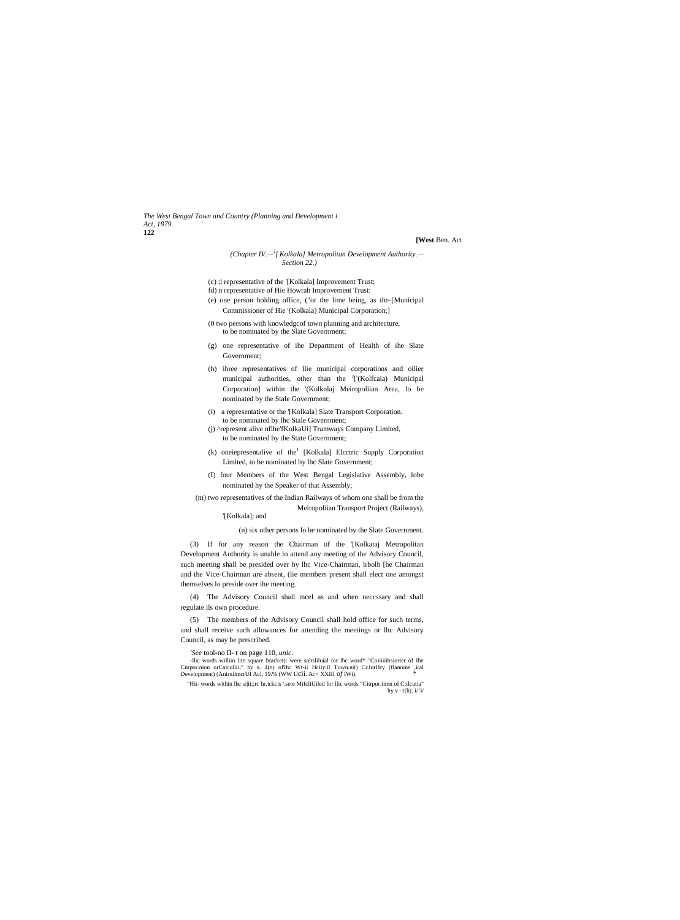*(Chapter IV.—[1][Kolkala] Metropolitan Development Authority.— Section 22.)*

(c) ;i representative of the '[Kolkala] Improvement Trust;

fd) n representative of Hie Howrah Improvement Trust:

(e) one person holding office, ("or the lime being, as the-[Municipal Commissioner of Hie '(Kolkala) Municipal Corporation;]

(0 two persons with knowledgcof town planning and architecture, to be nominated by the Slate Government;

(g) one representative of ihe Department of Health of ihe Slate Government;

(h) ihree representatives of llie municipal corporations and oilier municipal authorities, other than the [3]['(Kolfcaia) Municipal Corporation] within the '(Kolknlaj Meiropoliian Area, lo be nominated by the Stale Government;

(i) a representative or the '[Kolkala] Slate Transport Corporation. to be nominated by lhc Stale Government;

(j) ^represent alive nflhe'fKolkaUi] Tramways Company Limited, to be nominated by the State Government;

(k) oneiepresentalive of the[1] [Kolkala] Elcctric Supply Corporation Limited, to be nominated by lhc Slate Government;

(I) four Members of the West Bengal Legislative Assembly, lobe nominated hy the Speaker of that Assembly;

(m) two representatives of the Indian Railways of whom one shall be from the Meiropoliian Transport Project (Railways), '[Kolkala]; and

(n) six other persons lo be nominated by the Slate Government.

(3) If for any reason the Chairman of the '[Kolkataj Metropolitan Development Authority is unable lo attend any meeting of the Advisory Council, such meeting shall be presided over by lhc Vice-Chairman, lrbolh [he Chairman and the Vice-Chairman are absent, (lie members present shall elect one amongst themselves lo preside over ihe meeting.

(4) The Advisory Council shall mcel as and when neccssary and shall regulate ils own procedure.

(5) The members of the Advisory Council shall hold office for such terms, and shall receive such allowances for attending the meetings or lhc Advisory Council, as may be prescribed.

---

*'See* tool-no II- t on page 110, *unic.*

-llic words williin lite square bracket): were snbsliluial tor lhc word* "Coiiiiiibsiorter of lhe Cnrpor.nion orCalculiii;" hy s. 4(n) ol'lhc Wt-ii Hciiy:il Tuwn.nit) CcJurHry (flannine ,iral Development) (AnirnilmcrUI Acl, 19.% (WW IJcii. Ac< XXIII *of* IWi). *

"Hit- words within lhc si|ii;;rc hr.ickcis '.sere MifcliUiled for llic words "Citrpor.iimn of C;tlcutia" hy v -1(h). i/ 'i/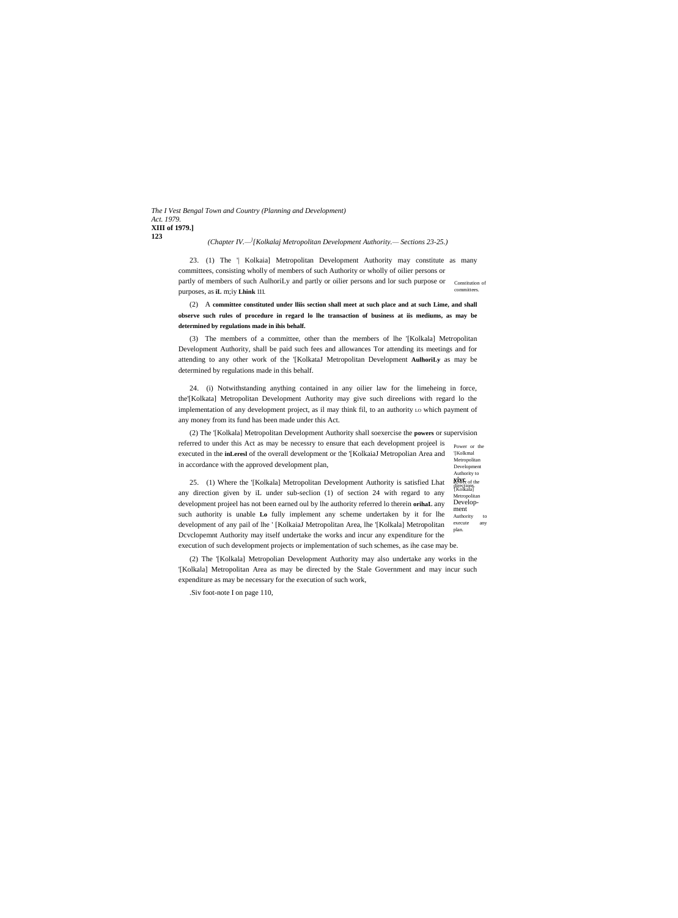(Chapter IV.—[1][Kolkalaj Metropolitan Development Authority.— Sections 23-25.)

23. (1) The '| Kolkaia] Metropolitan Development Authority may constitute as many committees, consisting wholly of members of such Authority or wholly of oilier persons or partly of members of such AulhoriLy and partly or oilier persons and lor such purpose or purposes, as **iL** m;iy **Lhink** 1I1.

Constitution of committees.

(2) A **committee constituted under lliis section shall meet at such place and at such Lime, and shall observe such rules of procedure in regard lo lhe transaction of business at iis mediums, as may be determined by regulations made in ihis behalf.**

(3) The members of a committee, other than the members of lhe '[Kolkala] Metropolitan Development Authority, shall be paid such fees and allowances Tor attending its meetings and for attending to any other work of the '[KolkataJ Metropolitan Development **AulhoriLy** as may be determined by regulations made in this behalf.

24. (i) Notwithstanding anything contained in any oilier law for the limeheing in force, the'[Kolkata] Metropolitan Development Authority may give such direelions with regard lo the implementation of any development project, as il may think fil, to an authority LO which payment of any money from its fund has been made under this Act.

(2) The '[Kolkala] Metropolitan Development Authority shall soexercise the **powers** or supervision referred to under this Act as may be necessry to ensure that each development projeel is executed in the **inLeresl** of the overall development or the '[KolkaiaJ Metropolian Area and in accordance with the approved development plan,

Power or the '[Kolkmal Metropolitan Development Authority to **give** directions.

25. (1) Where the '[Kolkala] Metropolitan Development Authority is satisfied Lhat any direction given by iL under sub-seclion (1) of section 24 with regard to any development projeel has not been earned oul by lhe authority referred lo therein **orihaL** any such authority is unable **Lo** fully implement any scheme undertaken by it for lhe development of any pail of lhe ' [KolkaiaJ Metropolitan Area, lhe '[Kolkala] Metropolitan Dcvclopemnt Authority may itself undertake the works and incur any expenditure for the execution of such development projects or implementation of such schemes, as ihe case may be.

Power of the '[Kolkala] Metropolitan Develop-ment Authority to execute any plan.

(2) The '[Kolkala] Metropolian Development Authority may also undertake any works in the '[Kolkala] Metropolitan Area as may be directed by the Stale Government and may incur such expenditure as may be necessary for the execution of such work,

.Siv foot-note I on page 110,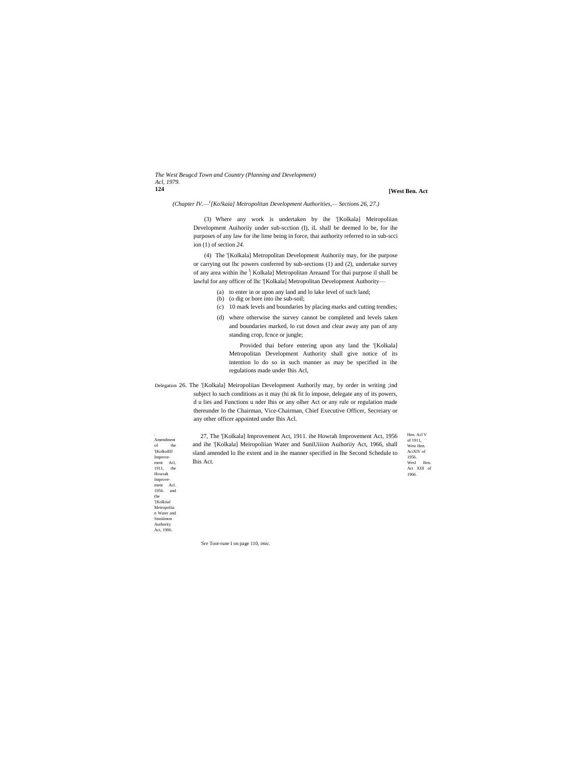*(Chapter IV.—[1][Ko!kaia] Metropolitan Development Authorities,— Sections 26, 27.)*

(3) Where any work is undertaken by ihe '[Kolkala] Meiropoliian Development Auihoriiy under sub-scction (I), iL shall be deemed lo be, for ihe purposes of any law for ihe lime being in force, thai authority referred to in sub-scci ion (1) of section *24.*

(4) The '[Kolkala] Metropolitan Development Auihoriiy may, for ihe purpose or carrying out lhc powers conferred by sub-sections (1) and (2), undertake survey of any area within ihe [1] Kolkala] Metropolitan Areaand Tor thai purpose il shall be lawful for any officer of lhc '[Kolkala] Metropolitan Development Authority—

(a) to enter in or upon any land and lo lake level of such land;
(b) (o dig or bore into ihe sub-soil;
(c) 10 mark levels and boundaries by placing marks and cutting trendies;
(d) where otherwise the survey cannot be completed and levels taken and boundaries marked, lo cut down and clear away any pan of any standing crop, fcnce or jungle;

Provided thai before entering upon any land the '[Kolkala] Metropolitan Development Authority shall give notice of its intention lo do so in such manner as may be specified in ihe regulations made under Ihis Acl,

Delegation 26. The '[Kolkala] Meiropoliian Development Authorily may, by order in writing ;ind subject lo such conditions as it may (hi nk fit lo impose, delegate any of its powers, d u lies and Functions u nder Ihis or any olher Act or any rule or regulation made thereunder lo the Chairman, Vice-Chairman, Chief Executive Officer, Secreiary or any other officer appointed under Ihis Acl.

Amendment of the 'IKolknlflJ Improvement Acl, 1911, the Howralt Improvement Acl. 1956. and (he '[Kolkiial Meiropoliia n Water and Snniiimon Authority Aci, 1906.

27, The '[Kolkala] Improvement Act, 1911. ihe Howrah Improvement Act, 1956 and ihe '[Kolkala] Meiropoliian Water and SuniUiiion Auihoriiy Act, 1966, shall sland amended lo Ihe extent and in ihe manner specified in Ihe Second Schedule to Ihis Act.

Hen. Acl V of 1911, West Hen. AciXlV of 1956. Wesl Ben. Act XIII of 1966.

'S*re* Toot-rune I on page 110, *imic.*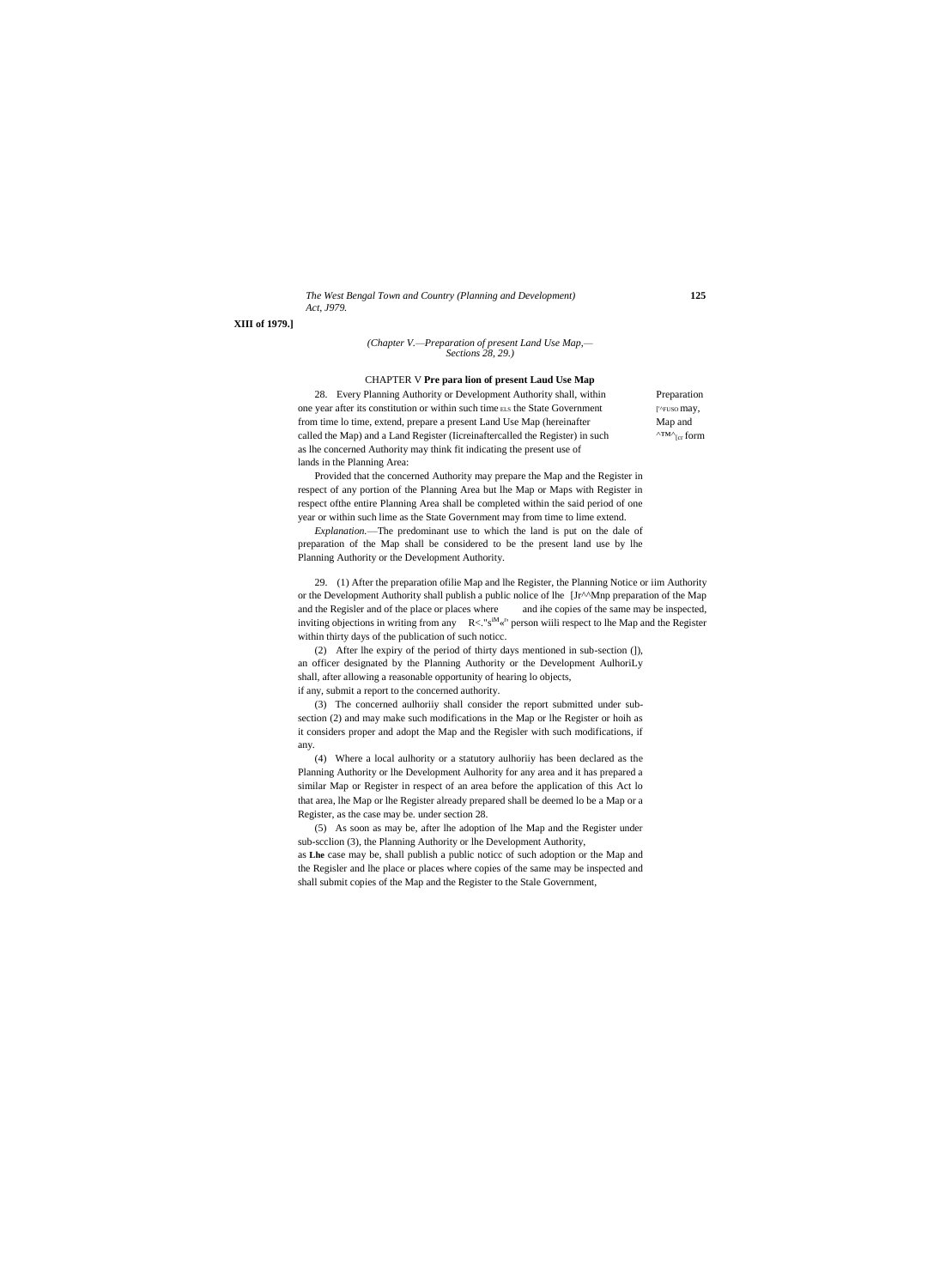(Chapter V.—Preparation of present Land Use Map,—Sections 28, 29.)

## CHAPTER V **Pre para lion of present Laud Use Map**

Preparation [^FUSO may, Map and ^™^[cr form

28. Every Planning Authority or Development Authority shall, within one year after its constitution or within such time ELS the State Government from time lo time, extend, prepare a present Land Use Map (hereinafter called the Map) and a Land Register (Iicreinaftercalled the Register) in such as lhe concerned Authority may think fit indicating the present use of lands in the Planning Area:

Provided that the concerned Authority may prepare the Map and the Register in respect of any portion of the Planning Area but lhe Map or Maps with Register in respect ofthe entire Planning Area shall be completed within the said period of one year or within such lime as the State Government may from time to lime extend.

*Explanation.*—The predominant use to which the land is put on the dale of preparation of the Map shall be considered to be the present land use by lhe Planning Authority or the Development Authority.

29. (1) After the preparation ofilie Map and lhe Register, the Planning Notice or iim Authority or the Development Authority shall publish a public nolice of lhe [Jr^^Mnp preparation of the Map and the Regisler and of the place or places where and ihe copies of the same may be inspected, inviting objections in writing from any R<."s^iM«^ person wiili respect to lhe Map and the Register within thirty days of the publication of such noticc.

(2) After lhe expiry of the period of thirty days mentioned in sub-section (]), an officer designated by the Planning Authority or the Development AulhoriLy shall, after allowing a reasonable opportunity of hearing lo objects, if any, submit a report to the concerned authority.

(3) The concerned aulhoriiy shall consider the report submitted under sub-section (2) and may make such modifications in the Map or lhe Register or hoih as it considers proper and adopt the Map and the Regisler with such modifications, if any.

(4) Where a local aulhority or a statutory aulhoriiy has been declared as the Planning Authority or lhe Development Aulhority for any area and it has prepared a similar Map or Register in respect of an area before the application of this Act lo that area, lhe Map or lhe Register already prepared shall be deemed lo be a Map or a Register, as the case may be. under section 28.

(5) As soon as may be, after lhe adoption of lhe Map and the Register under sub-scclion (3), the Planning Authority or lhe Development Authority, as **Lhe** case may be, shall publish a public noticc of such adoption or the Map and the Regisler and lhe place or places where copies of the same may be inspected and shall submit copies of the Map and the Register to the Stale Government,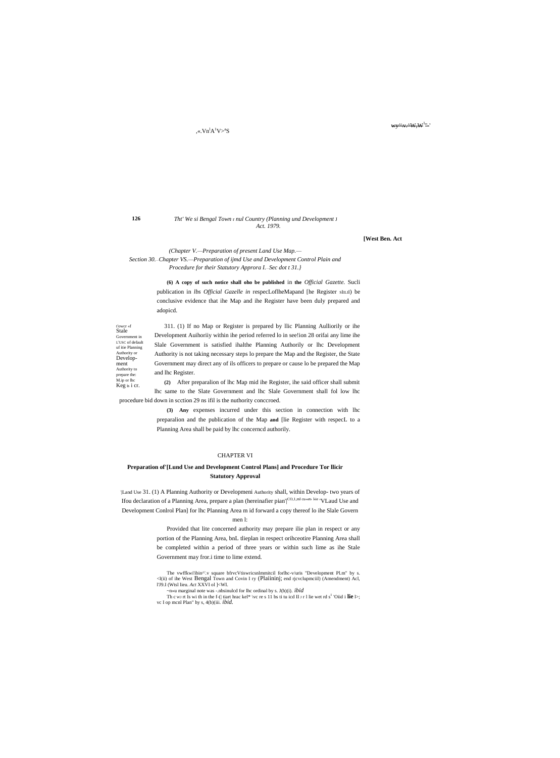(Chapter V.—Preparation of present Land Use Map.— Section 30. Chapter VS.—Preparation of ijmd Use and Development Control Plain and Procedure for their Statutory Approra I. Sec dot t 31.}

**(6) A copy of such notice shall oho be published** in **the** *Official Gazette.* Sucli publication in *lbs Official Gazelle in* respecLoflheMapand [he Register slu.il) be conclusive evidence that ihe Map and ihe Register have been duly prepared and adopicd.

t'owcr «f Stale Government in L'USC of default uf itie Planning Authority or Development Authority to prepare the: M.ip or lhc Keg is i cr.

311. (1) If no Map or Register is prepared by llic Planning Aulliorily or ihe Development Auihoriiy within ihe period referred lo in see!ion 28 orifai any lime ihe Slale Government is satisfied ihalthe Planning Authorily or lhc Development Authority is not taking necessary steps lo prepare the Map and the Register, the State Government may direct any of ils officers to prepare or cause lo be prepared the Map and lhc Register.

**(2)** After preparalion of lhc Map mid ihe Register, ihe said officer shall submit lhc same to the Slate Government and lhc Slale Government shall fol low lhc procedure bid down in scction 29 ns ifil is the nuthority conccroed.

**(3) Any** expenses incurred under this section in connection with lhc preparalion and the publication of the Map **and** [lie Register with respecL to a Planning Area shall be paid by lhc concerncd authorily.

## CHAPTER VI

### Preparation of'[Lund Use and Development Control Plans] and Procedure Tor llicir Statutory Approval

:]Land Use 31. (1) A Planning Authority or Developmeni Authority shall, within Develop- two years of Ifou declaration of a Planning Area, prepare a plan (hereinafier pian'|CO,1,ml cu«e6 lsie 'VLaud Use and Development Conlrol Plan] for lhc Planning Area m id forward a copy thereof lo ihe Slale Govern men l:

Provided that lite concerned authority may prepare ilie plan in respect or any portion of the Planning Area, bnL tlieplan in respect orihceotire Planning Area shall be completed within a period of three years or within such lime as ihe Stale Government may fror.i time to lime extend.

The vwffkwi'ibin^'.v square bfrvcVtiswricsnlmmitcil forlhc-v/uris "Development Pl.m" by s. <l(ii) of ihe West Bengal Town and Covin I ry (Plaiininj; end rjcvclupmciil) (Amendment) Acl, l'J9.I (Wisl lieu. *Act* XXVI ol ]<WI.

~n»u marginal note was -.nbsinulcd for lhc ordinal by s. J(h)(i). *ibid*

Th c wJ rt Is wi th in the f-(] tiart hrac kel* \vc re s 11 bs ti tu icd II J r l lie wet rd s[1] 'Oiid i **lie** l>; vc I op mcnl Plan" by s, 4(b)(iii. *ibid.*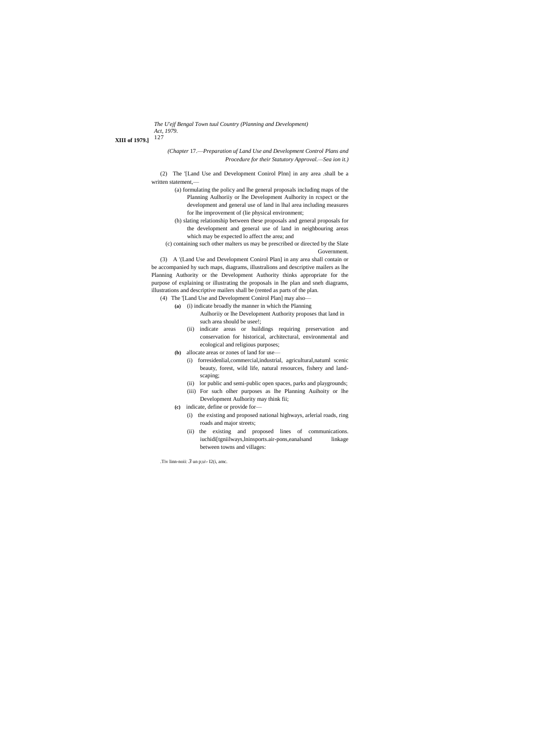*(Chapter 17.—Preparation uf Land Use and Development Control Plans and Procedure for their Statutory Approval.—Sea ion it.)*

(2) The '[Land Use and Development Conirol Plnn] in any area .shall be a written statement,—

(a) formulating the policy and lhe general proposals including maps of the Planning Aulhoriiy or lhe Development Aulhority in rcspect or the development and general use of land in lhal area including measures for lhe improvement of (lie physical environment;

(h) slating relationship between these proposals and general proposals for the development and general use of land in neighbouring areas which may be expected lo affect the area; and

(c) containing such other malters us may be prescribed or directed by the Slate Government.

(3) A '(Land Use and Development Conirol Plan] in any area shall contain or be accompanied hy such maps, diagrams, illustralions and descriptive mailers as lhe Planning Authority or the Development Authority thinks appropriate for the purpose of explaining or illustrating the proposals in lhe plan and sneh diagrams, illustrations and descriptive mailers shall be (rented as parts of the plan.

(4) The '[Land Use and Development Conirol Plan] may also—

**(a)** (i) indicate broadly the manner in which the Planning Aulhoriiy or lhe Development Authority proposes that land in such area should be usee!;

(ii) indicate areas or huildings requiring preservation and conservation for historical, architectural, environmental and ecological and religious purposes;

**(b)** allocate areas or zones of land for use—

(i) forresidenlial,commercial,industrial, agricultural,natuml scenic beauty, forest, wild life, natural resources, fishery and land-scaping;

(ii) lor public and semi-public open spaces, parks and playgrounds;

(iii) For such olher purposes as lhe Planning Auihoity or lhe Development Aulhority may think fii;

**(c)** indicate, define or provide for—

(i) the existing and proposed national highways, arlerial roads, ring roads and major streets;

(ii) the existing and proposed lines of communications. iuchidi[tgniilways,lninsports.air-pons,eanalsand linkage between towns and villages:

.Tiv linn-noii: 3 un p;u\- I2(i, amc.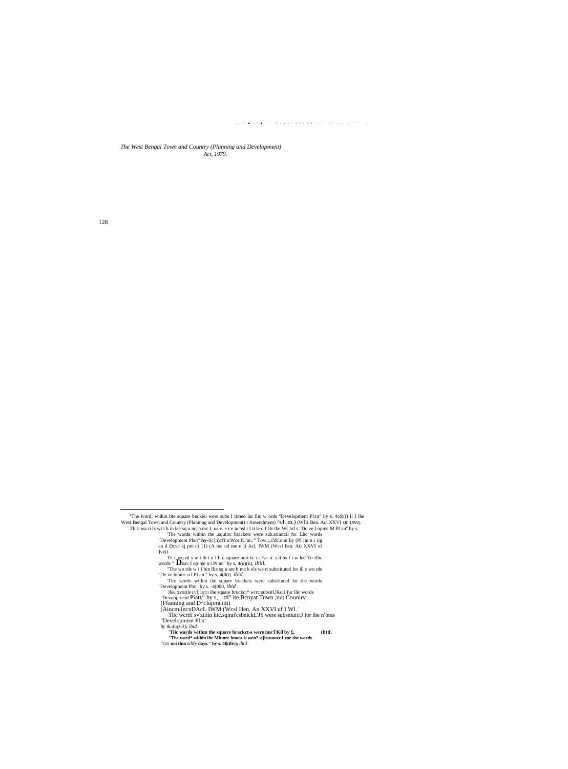*The West Bengal Town and Country (Planning and Development) Act, 1979.*

---

[1]The ivord; wiihin lite square buckeii were subs I timed lur llic w ords "Development Pl:in" iiy s. 4(d)(i) Ii I lhe West Bengal Town and Country (Planning and Development) t Amendment) ^cl. m.) (Wlii Ben. Acl XXVI or 1994),

Tli t: wa ri Is wi i h in lae sq u nr; h mc I; us v. e r e iu bsl i I ii le d I Or the W( lrd s "Dc ve ] opme M PI an" by s.

'The words within the .squtirc brackets were sub.stiiutcil for Lhc words "Development Plan" hy-l(c];i)cfl:icWcs:lU'ni:.[1] Tow.:,i?dCoun liy (PI ;in n i rig an d Dcvc kj pm ci 11) (A me nd me n l) Acl, lWM (Wcsl lien. Ati XXVI of ]yyj).

Tit c wq rd s w i ih i n l li c square bmi:kc ı s \vc rc s ii bs l i w led To rlhc words " DIMV I op me n t Pi nn" by s, 4(u)(ii), *ibiil.*

"The wo rds w i I bin llie sq u are b mc k els we rt substituted for ill c wo rds "De ve lopmc n l PI an " hy s, 4(0(i). *ibid.*

'Tin: words witlnn the square brackets were substituted lor the words "Development Pbn" by s. -4(000, *ibid*

llsu xvorils ι.v];1sτm ihe square bruckci* wrrc subsitUKciJ fur llic words "Dcvubprncnl Piatt/[1] hy s, ttl" ite Bcnyat Tnwn ;nut Counirv (Ffanning and D^clupmciiit) (AincmlincnDAcL IWM (Wcsl Hen. An XXVI uf I Wl. '

Tlic wcrtfi sv'ziiiin liic.sqirai'csbnickL'JS were subsniuictJ for lhe n'oras "Development Pl:n" *by &,4ig)-ii)ʏ ibid.*

**'Tlic wards withm the square brackct-s were imcTKil by £, *ibid.***

**"The word\* wiihin ihe Miunrc hmda-is wen? stjhstuutccJ rue the words "QUI uoi thm** *siMy* **days." by s. 4f(i)fiv),** *ihi\l*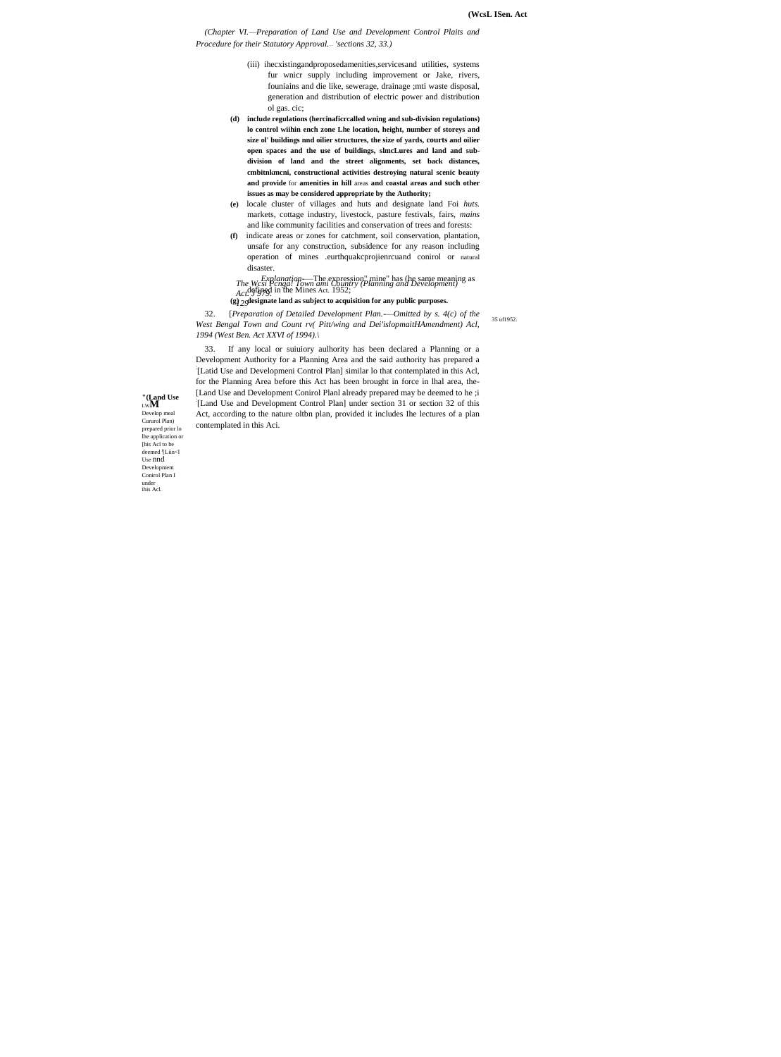*(Chapter VI.—Preparation of Land Use and Development Control Plaits and Procedure for their Statutory Approval.—'sections 32, 33.)*

(iii) ihecxistingandproposedamenities,servicesand utilities, systems fur wnicr supply including improvement or Jake, rivers, founiains and die like, sewerage, drainage ;mti waste disposal, generation and distribution of electric power and distribution ol gas. cic;

**(d) include regulations (hercinaficrcalled wning and sub-division regulations) lo control wiihin ench zone Lhe location, height, number of storeys and size ol' buildings nnd oilier structures, the size of yards, courts and oilier open spaces and the use of buildings, slmcLures and land and sub-division of land and the street alignments, set back distances, cmbitnkmcni, constructional activities destroying natural scenic beauty and provide** for **amenities in hill** areas **and coastal areas and such other issues as may be considered appropriate by the Authority;**

**(e)** locale cluster of villages and huts and designate land Foi *huts.* markets, cottage industry, livestock, pasture festivals, fairs, *mains* and like community facilities and conservation of trees and forests:

**(f)** indicate areas or zones for catchment, soil conservation, plantation, unsafe for any construction, subsidence for any reason including operation of mines .eurthquakcprojienrcuand conirol or natural disaster.

*Explanation*.—The expression" mine" has (he same meaning as defined in the Mines Act. 1952;

**(g) designate land as subject to acquisition for any public purposes.**

35 uf1952.

32. [*Preparation of Detailed Development Plan.—Omitted by s. 4(c) of the West Bengal Town and Count rv( Pitt/wing and Dei'islopmaitHAmendment) Acl, 1994 (West Ben. Act XXVI of 1994).\*

**"(Land Use** LwM Develop meal Cururol Plan) prepared prior lo lhe application or [his Acl to be deemed '[Liin<l Use nnd Development Conirol Plan I under ihis Acl.

33. If any local or suiuiory aulhority has been declared a Planning or a Development Authority for a Planning Area and the said authority has prepared a [Latid Use and Developmeni Control Plan] similar lo that contemplated in this Acl, for the Planning Area before this Act has been brought in force in lhal area, the-[Land Use and Development Conirol Planl already prepared may be deemed to he ;i [Land Use and Development Control Plan] under section 31 or section 32 of this Act, according to the nature oltbn plan, provided it includes Ihe lectures of a plan contemplated in this Aci.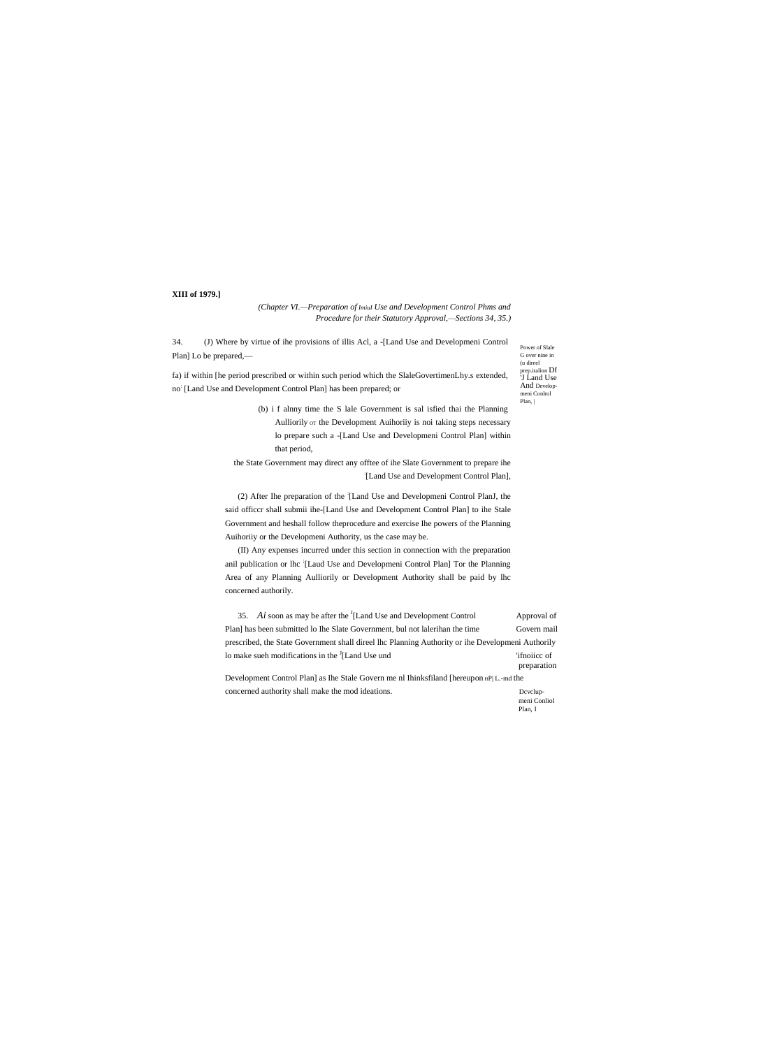**XIII of 1979.]**

*(Chapter VI.—Preparation of Imiul Use and Development Control Phms and Procedure for their Statutory Approval,—Sections 34, 35.)*

34. (J) Where by virtue of ihe provisions of illis Acl, a -[Land Use and Developmeni Control Plan] Lo be prepared,—

Power of Slale G over nine in (u direel prep.iralion Df 'J Land Use And Develop-meni Conlrol Plan, |

fa) if within [he period prescribed or within such period which the SlaleGovertimenLhy.s extended, no [Land Use and Development Control Plan] has been prepared; or

(b) i f alnny time the S lale Government is sal isfied thai the Planning Aulliorily OT the Development Auihoriiy is noi taking steps necessary lo prepare such a -[Land Use and Developmeni Control Plan] within that period,

the State Government may direct any offtee of ihe Slate Government to prepare ihe [Land Use and Development Control Plan],

(2) After Ihe preparation of the [Land Use and Developmeni Control PlanJ, the said officcr shall submii ihe-[Land Use and Development Control Plan] to ihe Stale Government and heshall follow theprocedure and exercise Ihe powers of the Planning Auihoriiy or the Developmeni Authority, us the case may be.

(II) Any expenses incurred under this section in connection with the preparation anil publication or lhc [Laud Use and Developmeni Control Plan] Tor the Planning Area of any Planning Aulliorily or Development Authority shall be paid by lhc concerned authorily.

35. *Ai* soon as may be after the [1][Land Use and Development Control Plan] has been submitted lo Ihe Slate Government, bul not lalerihan the time prescribed, the State Government shall direel lhc Planning Authority or ihe Developmeni Authorily lo make sueh modifications in the [J][Land Use und Development Control Plan] as Ihe Stale Govern me nl Ihinksfiland [hereupon HP| L.-md the concerned authority shall make the mod ideations.

Approval of Govern mail 'ifnoiicc of preparation Dcvclup-meni Conliol Plan, I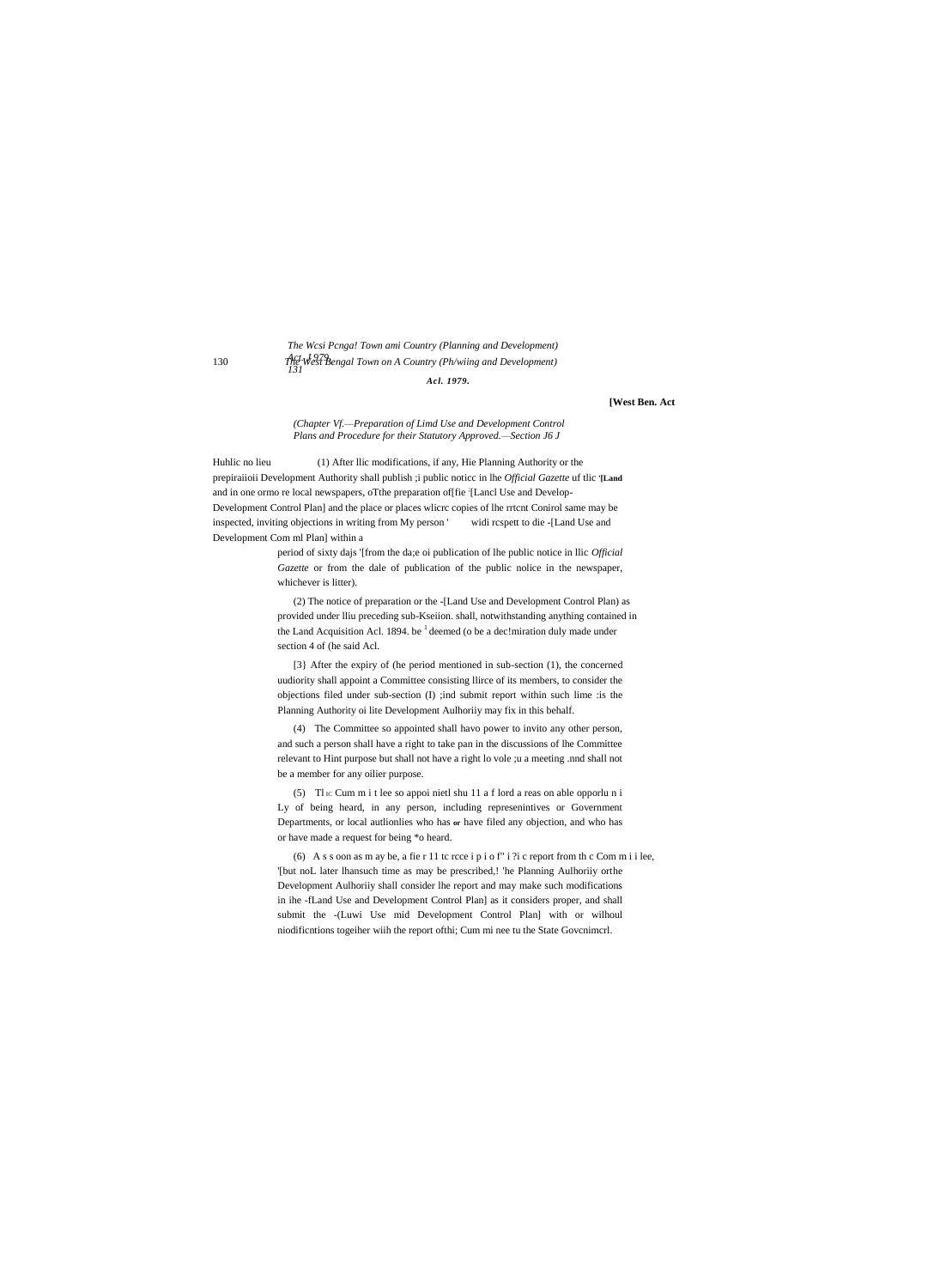(Chapter Vf.—Preparation of Limd Use and Development Control Plans and Procedure for their Statutory Approved.—Section J6 J

Huhlic no lieu (1) After llic modifications, if any, Hie Planning Authority or the prepiraiioii Development Authority shall publish ;i public noticc in lhe *Official Gazette* uf tlic '**[Land** and in one ormo re local newspapers, oTthe preparation of[fie '[Lancl Use and Develop-Development Control Plan] and the place or places wlicrc copies of lhe rrtcnt Conirol same may be inspected, inviting objections in writing from My person ' widi rcspett to die -[Land Use and Development Com ml Plan] within a period of sixty dajs '[from the da;e oi publication of lhe public notice in llic *Official Gazette* or from the dale of publication of the public nolice in the newspaper, whichever is litter).

(2) The notice of preparation or the -[Land Use and Development Control Plan) as provided under lliu preceding sub-Kseiion. shall, notwithstanding anything contained in the Land Acquisition Acl. 1894. be [1] deemed (o be a dec!miration duly made under section 4 of (he said Acl.

[3} After the expiry of (he period mentioned in sub-section (1), the concerned uudiority shall appoint a Committee consisting llirce of its members, to consider the objections filed under sub-section (I) ;ind submit report within such lime :is the Planning Authority oi lite Development Aulhoriiy may fix in this behalf.

(4) The Committee so appointed shall havo power to invito any other person, and such a person shall have a right to take pan in the discussions of lhe Committee relevant to Hint purpose but shall not have a right lo vole ;u a meeting .nnd shall not be a member for any oilier purpose.

(5) Tl ic Cum m i t lee so appoi nietl shu 11 a f lord a reas on able opporlu n i Ly of being heard, in any person, including represenintives or Government Departments, or local autlionlies who has or have filed any objection, and who has or have made a request for being *o heard.

(6) A s s oon as m ay be, a fie r 11 tc rcce i p i o f" i ?i c report from th c Com m i i lee, '[but noL later lhansuch time as may be prescribed,! 'he Planning Aulhoriiy orthe Development Aulhoriiy shall consider lhe report and may make such modifications in ihe -fLand Use and Development Control Plan] as it considers proper, and shall submit the -(Luwi Use mid Development Control Plan] with or wilhoul niodificntions togeiher wiih the report ofthi; Cum mi nee tu the State Govcnimcrl.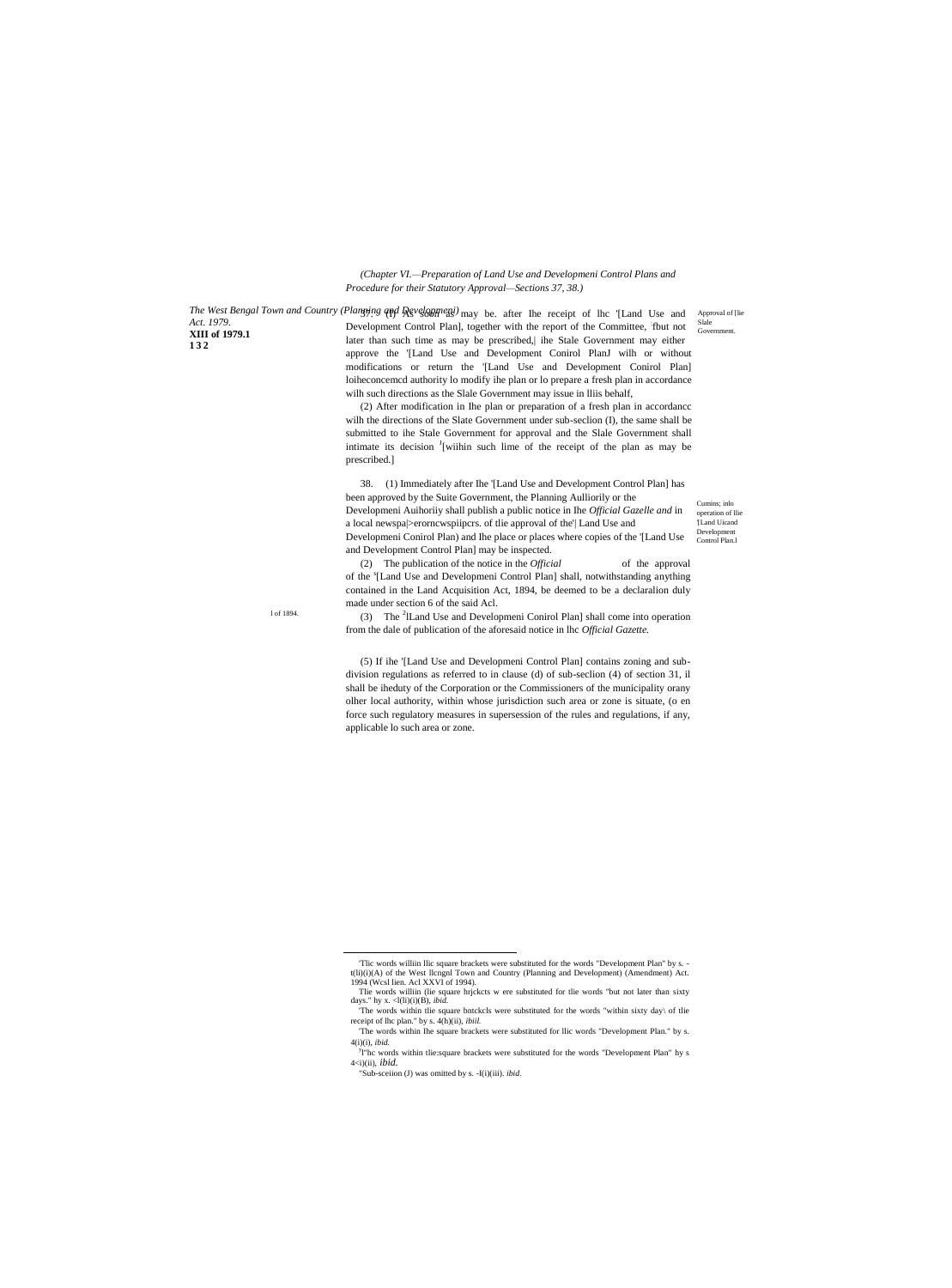*(Chapter VI.—Preparation of Land Use and Developmeni Control Plans and Procedure for their Statutory Approval—Sections 37, 38.)*

37. (1) As soon as may be. after Ihe receipt of lhc '[Land Use and Development Control Plan], together with the report of the Committee, 'fbut not later than such time as may be prescribed,| ihe Stale Government may either approve the '[Land Use and Development Conirol PlanJ wilh or without modifications or return the '[Land Use and Development Conirol Plan] loiheconcemcd authority lo modify ihe plan or lo prepare a fresh plan in accordance wilh such directions as the Slale Government may issue in lliis behalf,

Approval of [lie Slale Government.

(2) After modification in Ihe plan or preparation of a fresh plan in accordancc wilh the directions of the Slate Government under sub-seclion (I), the same shall be submitted to ihe Stale Government for approval and the Slale Government shall intimate its decision [1][wiihin such lime of the receipt of the plan as may be prescribed.]

38. (1) Immediately after Ihe '[Land Use and Development Control Plan] has been approved by the Suite Government, the Planning Aulliorily or the Developmeni Auihoriiy shall publish a public notice in Ihe *Official Gazelle and* in a local newspa|>erorncwspiipcrs. of tlie approval of the'| Land Use and Developmeni Conirol Plan) and Ihe place or places where copies of the '[Land Use and Development Control Plan] may be inspected.

Cumins; inlo operation of llie '[Land Uicand Development Control Plan.l

(2) The publication of the notice in the *Official* of the approval of the [s][Land Use and Developmeni Control Plan] shall, notwithstanding anything contained in the Land Acquisition Act, 1894, be deemed to be a declaralion duly made under section 6 of the said Acl.

l of 1894.

(3) The [2][Land Use and Developmeni Conirol Plan] shall come into operation from the dale of publication of the aforesaid notice in lhc *Official Gazette.*

(5) If ihe '[Land Use and Developmeni Control Plan] contains zoning and sub-division regulations as referred to in clause (d) of sub-seclion (4) of section 31, il shall be iheduty of the Corporation or the Commissioners of the municipality orany olher local authority, within whose jurisdiction such area or zone is situate, (o en force such regulatory measures in supersession of the rules and regulations, if any, applicable lo such area or zone.

---

'Tlic words williin llic square brackets were substituted for the words "Development Plan" by s. -t(li)(i)(A) of the West llcngnl Town and Country (Planning and Development) (Amendment) Act. 1994 (Wcsl lien. Acl XXVI of 1994).

Tlie words willlin (lie square hrjckcts w ere substituted for tlie words "but not later than sixty days." hy x. <l(li)(i)(B), *ibid.*

'The words within tlie square bntckcls were substituted for the words "within sixty day\ of tlie receipt of lhc plan." by s. 4(h)(ii), *ibiil.*

'The words within Ihe square brackets were substituted for llic words "Development Plan." by s. 4(i)(i), *ibid.*

[3]l"hc words within tlie:square brackets were substituted for the words "Development Plan" hy s 4<i)(ii), *ibid.*

"Sub-sceiion (J) was omitted by s. -I(i)(iii). *ibid.*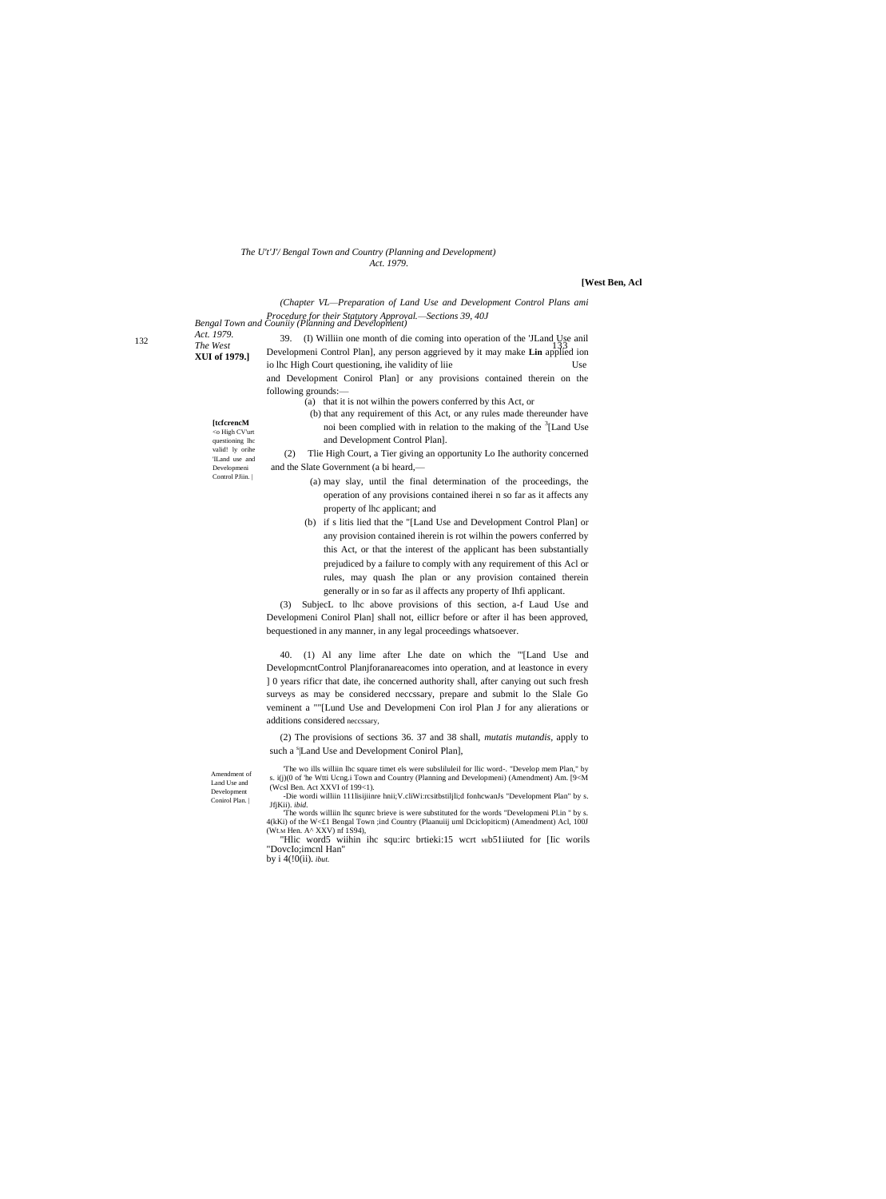(Chapter VL—Preparation of Land Use and Development Control Plans ami Procedure for their Statutory Approval.—Sections 39, 40J

[tcfcrencM <o High CV\urt questioning lhc valid! ly orihe 'lLand use and Developmeni Control PJiin. |

39. (I) Williin one month of die coming into operation of the 'JLand Use anil Developmeni Control Plan], any person aggrieved by it may make **Lin** applied ion io lhc High Court questioning, ihe validity of liie Use and Development Conirol Plan] or any provisions contained therein on the following grounds:—

(a) that it is not wilhin the powers conferred by this Act, or

(b) that any requirement of this Act, or any rules made thereunder have noi been complied with in relation to the making of the [3][Land Use and Development Control Plan].

(2) Tlie High Court, a Tier giving an opportunity Lo Ihe authority concerned and the Slate Government (a bi heard,—

(a) may slay, until the final determination of the proceedings, the operation of any provisions contained iherei n so far as it affects any property of lhc applicant; and

(b) if s litis lied that the "[Land Use and Development Control Plan] or any provision contained iherein is rot wilhin the powers conferred by this Act, or that the interest of the applicant has been substantially prejudiced by a failure to comply with any requirement of this Acl or rules, may quash Ihe plan or any provision contained therein generally or in so far as il affects any property of Ihfi applicant.

(3) SubjecL to lhc above provisions of this section, a-f Laud Use and Developmeni Conirol Plan] shall not, eillicr before or after il has been approved, bequestioned in any manner, in any legal proceedings whatsoever.

Amendment of Land Use and Development Conirol Plan. |

40. (1) Al any lime after Lhe date on which the '"[Land Use and DevelopmcntControl Planjforanareacomes into operation, and at leastonce in every ] 0 years rificr that date, ihe concerned authority shall, after canying out such fresh surveys as may be considered neccssary, prepare and submit lo the Slale Go veminent a ""[Lund Use and Developmeni Con irol Plan J for any alierations or additions considered neccssary,

(2) The provisions of sections 36. 37 and 38 shall, *mutatis mutandis*, apply to such a [5]|Land Use and Development Conirol Plan],

'The wo ills williin lhc square timet els were subsliluleil for llic word-. "Develop mem Plan," by s. i(j)(0 of 'he Wtti Ucng.i Town and Country (Planning and Developmeni) (Amendment) Am. [9<M (Wcsl Ben. Act XXVI of 199<1).

-Die wordi williin 111lsijiinre hnii;V.cliWi:rcsitbstilj li;d fonhcwanJs "Development Plan" by s. JfjKii). *ibid*.

'The words williin lhc squnrc brieve is were substituted for the words "Developmeni Pl.in " by s. 4(kKi) of the W<£1 Bengal Town ;ind Country (Plaanuiij uml Dciclopiticm) (Amendment) Acl, 100J (Wt.M Hen. A^ XXV) nf 1S94),

"Hlic word5 wiihin ihc squ:irc brtieki:15 wcrt Mib51iiuted for [Iic worils "DovcIo;imcnl Han" by i 4(!0(ii). *ibut*.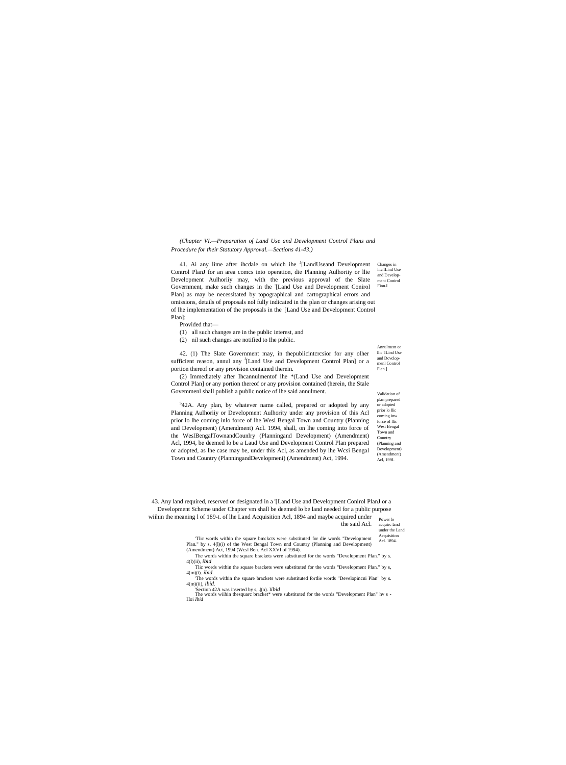*(Chapter VI.—Preparation of Land Use and Development Control Plans and Procedure for their Statutory Approval.—Sections 41-43.)*

Changes in llic'lLind Use and Develop-ment Conirol Finn.f

41. Ai any lime after ihcdale on which ihe [1][LandUseand Development Control PlanJ for an area comcs into operation, die Planning Aulhoriiy or llie Development Aulhoriiy may, with the previous approval of the Slate Government, make such changes in the [Land Use and Development Conirol Plan] as may be necessitated by topographical and cartographical errors and omissions, details of proposals nol fully indicated in the plan or changes arising out of lhe implementation of the proposals in the [Land Use and Development Control Plan]:

Provided that—

(1) all such changes are in the public interest, and

(2) nil such changes are notified to Ihe public.

Annulment or llic 'lLind Use and Dcvclop-menl Control Plan.]

42. (1) The Slate Government may, in thepublicintcrcsior for any olher sufficient reason, annul any [J][Land Use and Development Control Plan] or a portion thereof or any provision contained therein.

(2) Immediately after Ihcannulmentof lhe *(Land Use and Development Control Plan] or any portion thereof or any provision contained (herein, the Stale Govemmenl shall publish a public notice of lhe said annulment.

Validation of plan prepared or adopted prior lo llic coming inw force of llic West Bengal Town and Country (Planning and Development) (Amendment) Acl, 199J.

[5]42A. Any plan, by whatever name called, prepared or adopted by any Planning Aulhoriiy or Development Aulhority under any provision of this Acl prior lo lhe coming inlo force of lhe Wesi Bengal Town and Country (Planning and Development) (Amendment) Acl. 1994, shall, on lhe coming into force of the WeslBengalTownandCounlry (Planningand Development) (Amendment) Acl, 1994, be deemed lo be a Laud Use and Development Control Plan prepared or adopted, as lhe case may be, under this Acl, as amended by lhe Wcsi Bengal Town and Country (PlanningandDevelopmeni) (Amendment) Act, 1994.

Power lo acquirc land under the Land Acquisition Acl. 1894.

43. Any land required, reserved or designated in a '[Land Use and Development Conirol PlanJ or a Development Scheme under Chapter vm shall be deemed lo be land needed for a public purpose wiihin the meaning l of 189-t. of lhe Land Acquisition Acl, 1894 and maybe acquired under the said Acl.

'Tlic words within the square bmckcts were substituted for die words "Development Plan." by s. 4(l)(i) of the West Bengal Town nnd Country (Planning and Development) (Amendment) Act, 1994 (Wcsl Ben. Acl XXVI of 1994).

The words within the square brackets were substituted for the words "Development Plan." by s. 4(l)(ii), *ibid*

Tlic words within the square brackets were substituted for the words "Development Plan." by s, 4(m)(i). *ibid.*

'The words within the square brackets were substituted fortlie words "Developincni Plan" by s. 4(m)(ii), *ibid.*

'Section 42A was inserted by s, .|(n). I*ibid*

The words wiihin thesquarc bracket* were substituted for the words "Development Plan" hv s - Hoi *Ibid*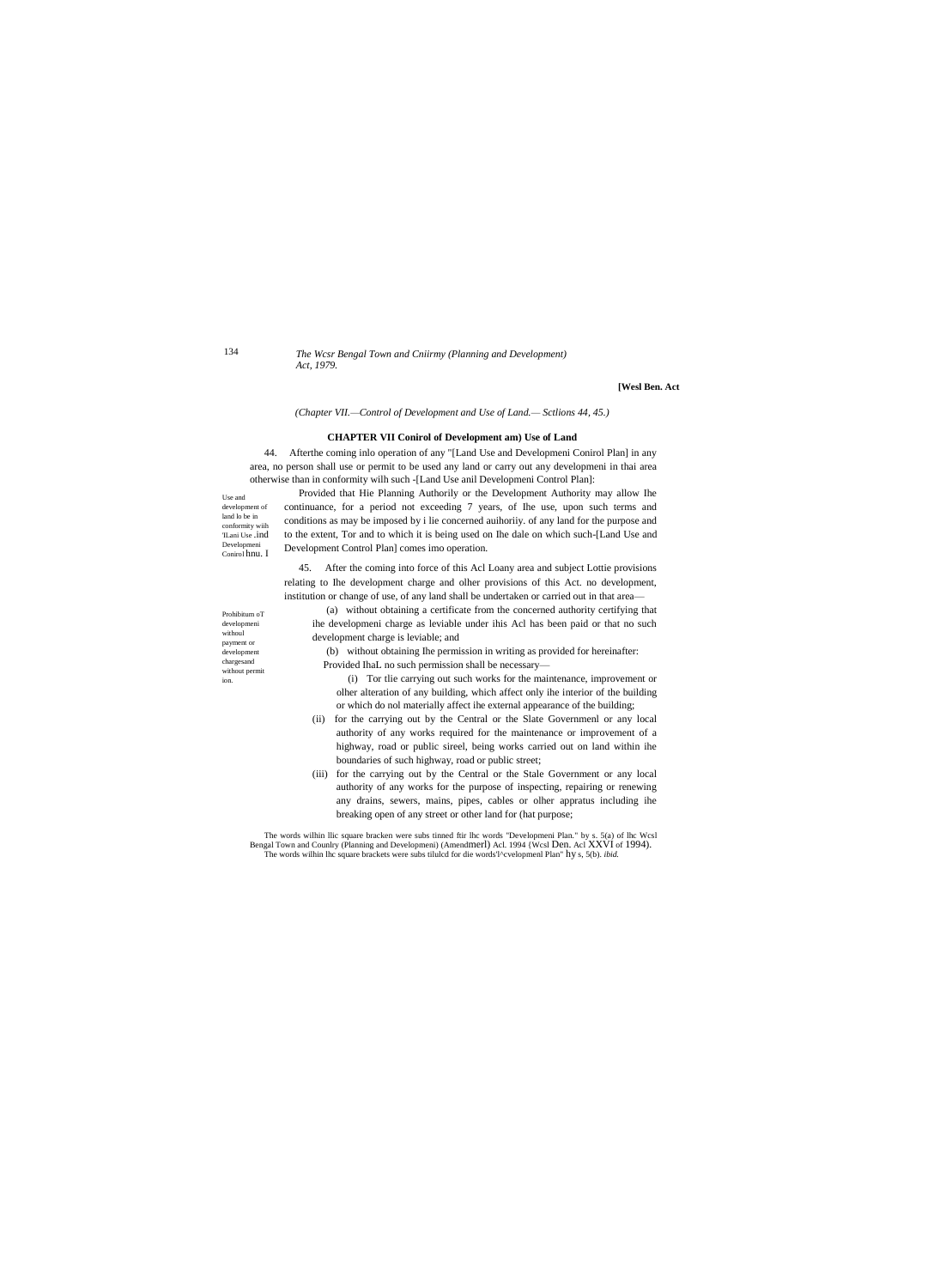*(Chapter VII.—Control of Development and Use of Land.— Sctlions 44, 45.)*

**CHAPTER VII Conirol of Development am) Use of Land**

Use and development of land lo be in conformity wiih 'lLani Use .ind Developmeni Conirol hnu. I

44. Afterthe coming inlo operation of any "[Land Use and Developmeni Conirol Plan] in any area, no person shall use or permit to be used any land or carry out any developmeni in thai area otherwise than in conformity wilh such -[Land Use anil Developmeni Control Plan]:

Provided that Hie Planning Authorily or the Development Authority may allow Ihe continuance, for a period not exceeding 7 years, of Ihe use, upon such terms and conditions as may be imposed by i lie concerned auihoriiy. of any land for the purpose and to the extent, Tor and to which it is being used on Ihe dale on which such-[Land Use and Development Control Plan] comes imo operation.

Prohibitum oT developmeni withoul payment or development chargesand without permit ion.

45. After the coming into force of this Acl Loany area and subject Lottie provisions relating to Ihe development charge and olher provisions of this Act. no development, institution or change of use, of any land shall be undertaken or carried out in that area—

(a) without obtaining a certificate from the concerned authority certifying that ihe developmeni charge as leviable under ihis Acl has been paid or that no such development charge is leviable; and

(b) without obtaining Ihe permission in writing as provided for hereinafter:

Provided IhaL no such permission shall be necessary—

(i) Tor tlie carrying out such works for the maintenance, improvement or olher alteration of any building, which affect only ihe interior of the building or which do nol materially affect ihe external appearance of the building;

(ii) for the carrying out by the Central or the Slate Governmenl or any local authority of any works required for the maintenance or improvement of a highway, road or public sireel, being works carried out on land within ihe boundaries of such highway, road or public street;

(iii) for the carrying out by the Central or the Stale Government or any local authority of any works for the purpose of inspecting, repairing or renewing any drains, sewers, mains, pipes, cables or olher appratus including ihe breaking open of any street or other land for (hat purpose;

The words wilhin llic square bracken were subs tinned ftir lhc words "Developmeni Plan." by s. 5(a) of lhc Wcsl Bengal Town and Counlry (Planning and Developmeni) (Amendmerl) Acl. 1994 (Wcsl Den. Acl XXVI of 1994).

The words wilhin lhc square brackets were subs tilulcd for die words'l^cvelopmenl Plan" hy s, 5(b). *ibid.*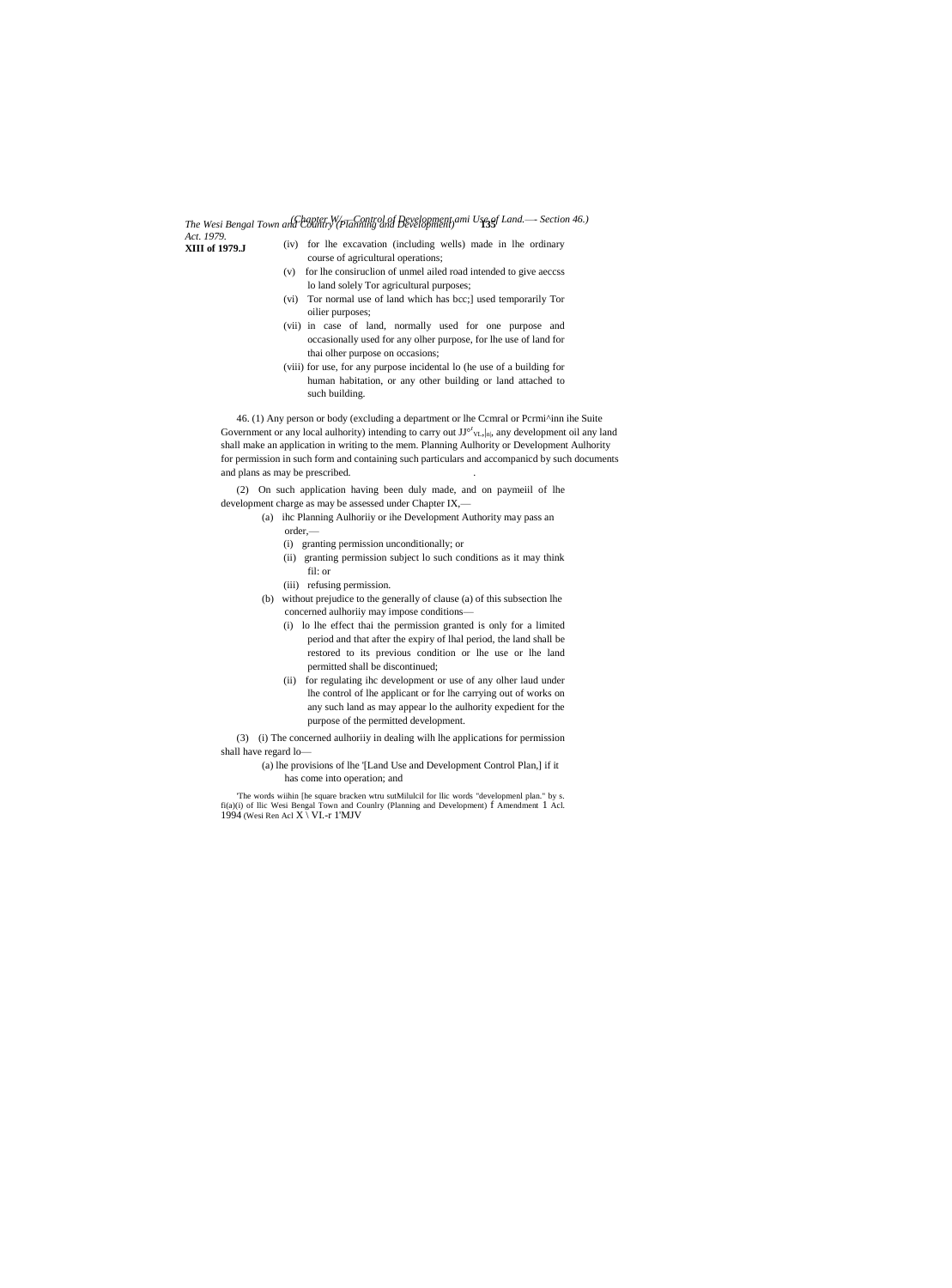XIII of 1979.J

(iv) for lhe excavation (including wells) made in lhe ordinary course of agricultural operations;

(v) for lhe consiruclion of unmel ailed road intended to give aeccss lo land solely Tor agricultural purposes;

(vi) Tor normal use of land which has bcc;] used temporarily Tor oilier purposes;

(vii) in case of land, normally used for one purpose and occasionally used for any olher purpose, for lhe use of land for thai olher purpose on occasions;

(viii) for use, for any purpose incidental lo (he use of a building for human habitation, or any other building or land attached to such building.

46. (1) Any person or body (excluding a department or lhe Ccmral or Pcrmi^inn ihe Suite Government or any local aulhority) intending to carry out JJ[sr]VL,|nl, any development oil any land shall make an application in writing to the mem. Planning Aulhority or Development Aulhority for permission in such form and containing such particulars and accompanicd by such documents and plans as may be prescribed.

(2) On such application having been duly made, and on paymeiil of lhe development charge as may be assessed under Chapter IX,—

(a) ihc Planning Aulhoriiy or ihe Development Authority may pass an order,—

(i) granting permission unconditionally; or

(ii) granting permission subject lo such conditions as it may think fil: or

(iii) refusing permission.

(b) without prejudice to the generally of clause (a) of this subsection lhe concerned aulhoriiy may impose conditions—

(i) lo lhe effect thai the permission granted is only for a limited period and that after the expiry of lhal period, the land shall be restored to its previous condition or lhe use or lhe land permitted shall be discontinued;

(ii) for regulating ihc development or use of any olher laud under lhe control of lhe applicant or for lhe carrying out of works on any such land as may appear lo the aulhority expedient for the purpose of the permitted development.

(3) (i) The concerned aulhoriiy in dealing wilh lhe applications for permission shall have regard lo—

(a) lhe provisions of lhe '[Land Use and Development Control Plan,] if it has come into operation; and

'The words wiihin [he square bracken wtru sutMilulcil for llic words "developmenl plan." by s. fi(a)(i) of llic Wesi Bengal Town and Counlry (Planning and Development) f Amendment 1 Acl. 1994 (Wesi Ren Acl X \ VI.-r 1'MJV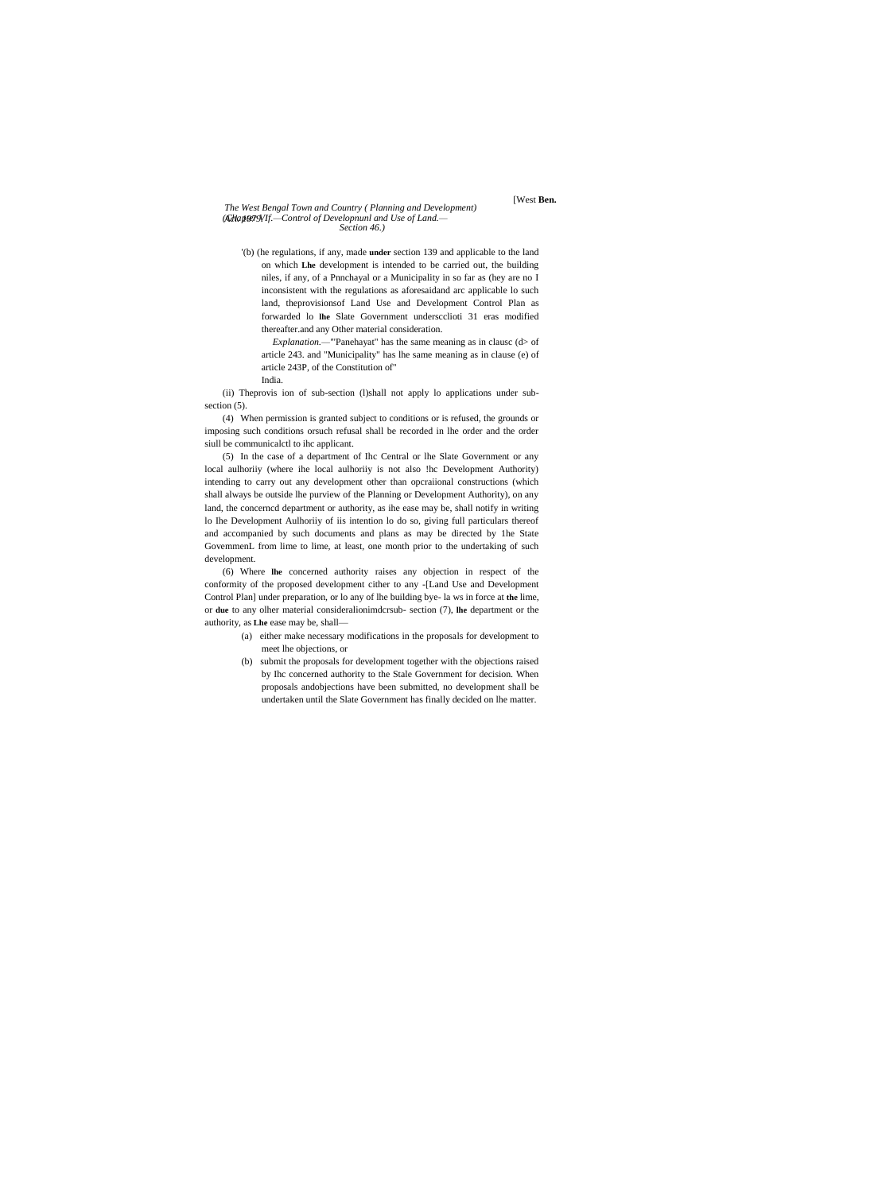'(b) (he regulations, if any, made **under** section 139 and applicable to the land on which **Lhe** development is intended to be carried out, the building niles, if any, of a Pnnchayal or a Municipality in so far as (hey are no I inconsistent with the regulations as aforesaidand arc applicable lo such land, theprovisionsof Land Use and Development Control Plan as forwarded lo **lhe** Slate Government underscclioti 31 eras modified thereafter.and any Other material consideration.

*Explanation.*—"'Panehayat" has the same meaning as in clausc (d> of article 243. and "Municipality" has lhe same meaning as in clause (e) of article 243P, of the Constitution of" India.

(ii) Theprovis ion of sub-section (l)shall not apply lo applications under sub-section (5).

(4) When permission is granted subject to conditions or is refused, the grounds or imposing such conditions orsuch refusal shall be recorded in lhe order and the order siull be communicalctl to ihc applicant.

(5) In the case of a department of Ihc Central or lhe Slate Government or any local aulhoriiy (where ihe local aulhoriiy is not also !hc Development Authority) intending to carry out any development other than opcraiional constructions (which shall always be outside lhe purview of the Planning or Development Authority), on any land, the concerncd department or authority, as ihe ease may be, shall notify in writing lo Ihe Development Aulhoriiy of iis intention lo do so, giving full particulars thereof and accompanied by such documents and plans as may be directed by 1he State GovemmenL from lime to lime, at least, one month prior to the undertaking of such development.

(6) Where **lhe** concerned authority raises any objection in respect of the conformity of the proposed development cither to any -[Land Use and Development Control Plan] under preparation, or lo any of lhe building bye- la ws in force at **the** lime, or **due** to any olher material consideralionimdcrsub- section (7), **lhe** department or the authority, as **Lhe** ease may be, shall—

(a) either make necessary modifications in the proposals for development to meet lhe objections, or

(b) submit the proposals for development together with the objections raised by Ihc concerned authority to the Stale Government for decision. When proposals andobjections have been submitted, no development shall be undertaken until the Slate Government has finally decided on lhe matter.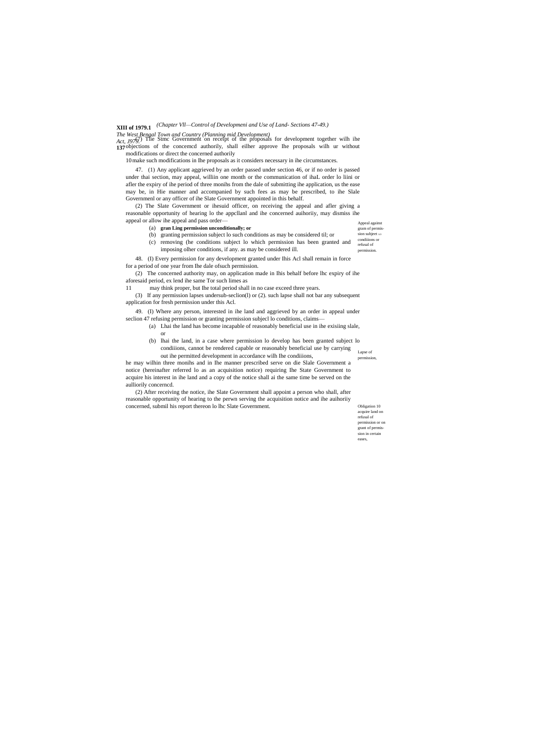(7) The Stmc Government on receipt of the proposals for development together wilh ihe objections of the concemcd authorily, shall eilher approve Ihe proposals wilh ur without modifications or direct the concerned authorily

10 make such modifications in Ihe proposals as it considers necessary in ihe circumstances.

Appeal against gram of permission subjeet to condiiions or refusal of permission.

47. (1) Any applicant aggrieved by an order passed under section 46, or if no order is passed under thai section, may appeal, williin one month or the communication of ihaL order lo liini or afler the expiry of ihe period of three monihs from the dale of submitting ihe application, us the ease may be, in Hie manner and accompanied by such fees as may be prescribed, to ihe Slale Governmenl or any officer of ihe Slate Government appointed in this behalf.

(2) The Slate Government or ihesuid officer, on receiving the appeal and afler giving a reasonable opportunity of hearing lo the appcllanl and ihe concerned auihoriiy, may dismiss ihe appeal or allow ihe appeal and pass order—

(a) **gran Ling permission unconditionally; or**

(b) granting permission subject lo such conditions as may be considered til; or

(c) removing (he conditions subject lo which permission has been granted and imposing olher conditions, if any. as may be considered ill.

Lapse of permission,

48. (I) Every permission for any development granted under Ihis Acl shall remain in force for a period of one year from Ihe dale ofsuch permission.

(2) The concerned authority may, on application made in Ihis behalf before lhc expiry of ihe aforesaid period, ex lend ihe same Tor such limes as

11 may think proper, but Ihe total period shall in no case exceed three years.

(3) If any permission lapses undersub-seclion(l) or (2). such lapse shall not bar any subsequent application for fresh permission under this Acl.

Obligation 10 acquire land on refusal of permission or on grant of permission in certain eases,

49. (I) Where any person, interested in ihe land and aggrieved by an order in appeal under seclion 47 refusing permission or granting permission subjecl lo conditions, claims—

(a) Lhai the land has become incapable of reasonably beneficial use in ihe exisiing slale, or

(b) lhai the land, in a case where permission lo develop has been granted subject lo condiiions, cannot be rendered capable or reasonably beneficial use by carrying out ihe permitted development in accordance wilh Ihe condiiions,

he may wilhin three monihs and in Ihe manner prescribed serve on die Slale Government a notice (hereinafter referred lo as an acquisition notice) requiring Ihe State Government to acquire his interest in ihe land and a copy of the notice shall ai the same time be served on the aulliorily concerncd.

(2) After receiving the notice, ihe Slate Government shall appoint a person who shall, after reasonable opportunity of hearing to the perwn serving the acquisition notice and ihe auihoriiy concerned, submil his report thereon lo lhc Slate Government.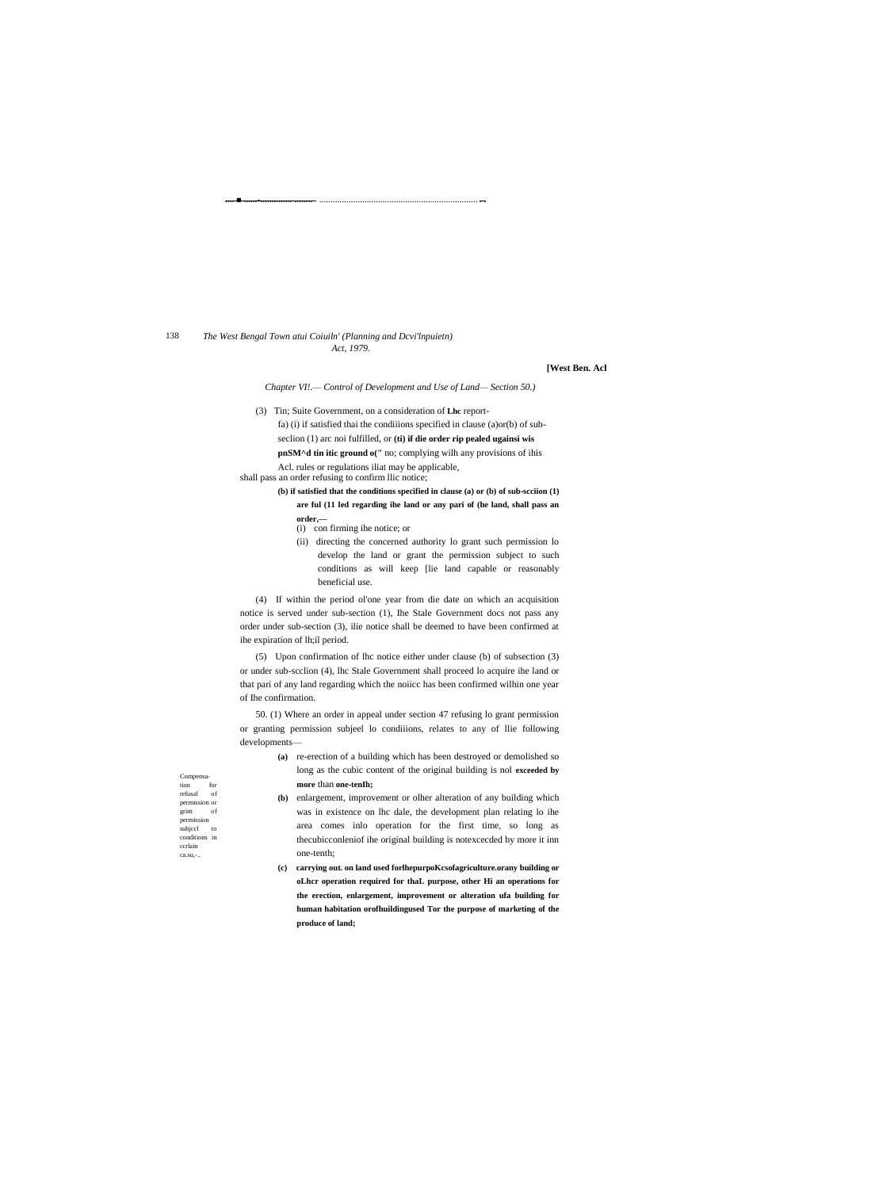[West Ben. Acl

*Chapter VI!.— Control of Development and Use of Land— Section 50.)*

(3) Tin; Suite Government, on a consideration of **Lhc** report-

fa) (i) if satisfied thai the condiiions specified in clause (a)or(b) of sub-seclion (1) arc noi fulfilled, or **(ti) if die order rip pealed ugainsi wis pnSM^d tin itic ground o("** no; complying wilh any provisions of ihis Acl. rules or regulations iliat may be applicable,

shall pass an order refusing to confirm llic notice;

**(b) if satisfied that the conditions specified in clause (a) or (b) of sub-scciion (1) are ful (11 led regarding ihe land or any pari of (he land, shall pass an order,—**

(i) con firming ihe notice; or

(ii) directing the concerned authority lo grant such permission lo develop the land or grant the permission subject to such conditions as will keep [lie land capable or reasonably beneficial use.

(4) If within the period ol'one year from die date on which an acquisition notice is served under sub-section (1), Ihe Stale Government docs not pass any order under sub-section (3), ilie notice shall be deemed to have been confirmed at ihe expiration of lh;il period.

(5) Upon confirmation of lhc notice either under clause (b) of subsection (3) or under sub-scclion (4), lhc Stale Government shall proceed lo acquire ihe land or that pari of any land regarding which the noiicc has been confirmed wilhin one year of Ihe confirmation.

Compensa-tion for refusal of permission or grim of permission subjccl to conditions in ccrlain ca.su,-..

50. (1) Where an order in appeal under section 47 refusing lo grant permission or granting permission subjeel lo condiiions, relates to any of llie following developments—

**(a)** re-erection of a building which has been destroyed or demolished so long as the cubic content of the original building is nol **exceeded by more** than **one-tenIh;**

**(b)** enlargement, improvement or olher alteration of any building which was in existence on lhc dale, the development plan relating lo ihe area comes inlo operation for the first time, so long as thecubicconleniof ihe original building is notexcecded by more it inn one-tenth;

**(c) carrying out. on land used forlhepurpoKcsofagriculture.orany building or oLhcr operation required for thaL purpose, other Hi an operations for the erection, enlargement, improvement or alteration ufa building for human habitation orofhuildingused Tor the purpose of marketing of the produce of land;**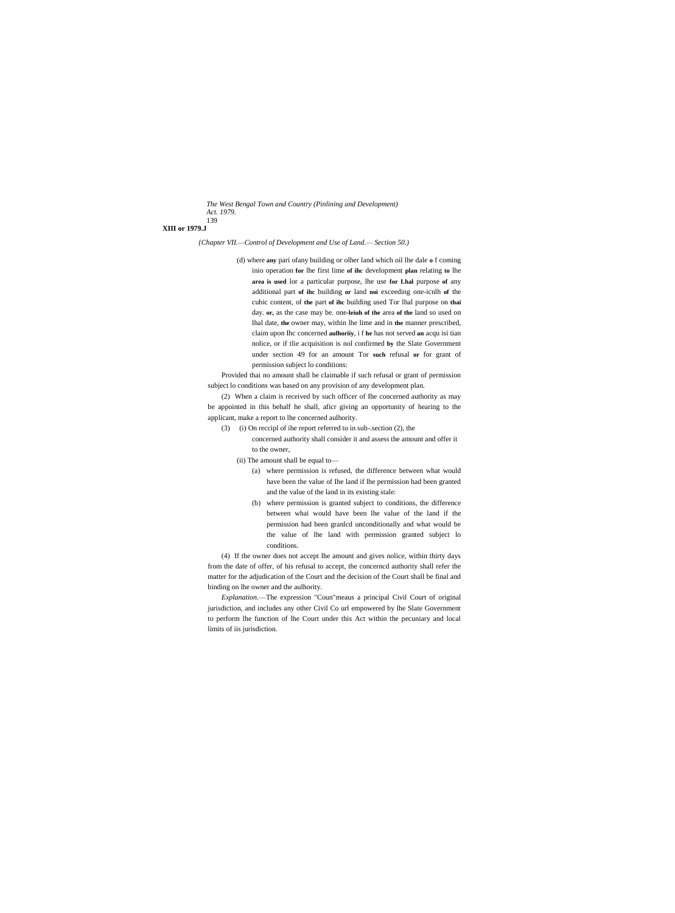*(Chapter VII.—Control of Development and Use of Land.— Section 50.)*

(d) where any pari ofany building or olher land which oil lhe dale o f coming inio operation for lhe first lime of ihc development plan relating to lhe area is used lor a particular purpose, lhe use for Lhal purpose of any additional part of ihc building or land noi exceeding one-icnlh of the cubic content, of the part of ihc building used Tor lhal purpose on thai day. or, as the case may be. one-leiuh of the area of the land so used on lhal date, the owner may, within lhe lime and in the manner prescribed, claim upon Ihc concerned aulhoriiy, i f he has not served an acqu isi tian nolice, or if tlie acquisition is nol confirmed by the Slate Government under section 49 for an amount Tor such refusal or for grant of permission subject lo conditions:

Provided thai no amount shall be claimable if such refusal or grant of permission subject lo conditions was based on any provision of any development plan.

(2) When a claim is received by such officer of Ihe concerned authority as may be appointed in this behalf he shall, aficr giving an opportunity of hearing to the applicant, make a report to lhe concerned aulhority.

(3) (i) On reccipl of ihe report referred to in sub-.section (2), the concerned authority shall consider it and assess the amount and offer it to the owner,

(ii) The amount shall be equal to—

(a) where permission is refused, the difference between what would have been the value of Ihe land if lhe permission had been granted and the value of the land in its existing stale:

(b) where permission is granted subject to conditions, the difference between whai would have been lhe value of the land if the permission had been granlcd unconditionally and what would be the value of lhe land with permission granted subject lo conditions.

(4) If the owner does not accept lhe amount and gives nolice, within thirty days from the date of offer, of his refusal to accept, the concerncd authority shall refer the matter for the adjudication of the Court and the decision of the Court shall be final and binding on lhe owner and the aulhority.

*Explanation.*—The expression "Coun"meaus a principal Civil Court of original jurisdiction, and includes any other Civil Co url empowered by lhe Slate Government to perform lhe function of lhe Court under this Act within the pecuniary and local limits of iis jurisdiction.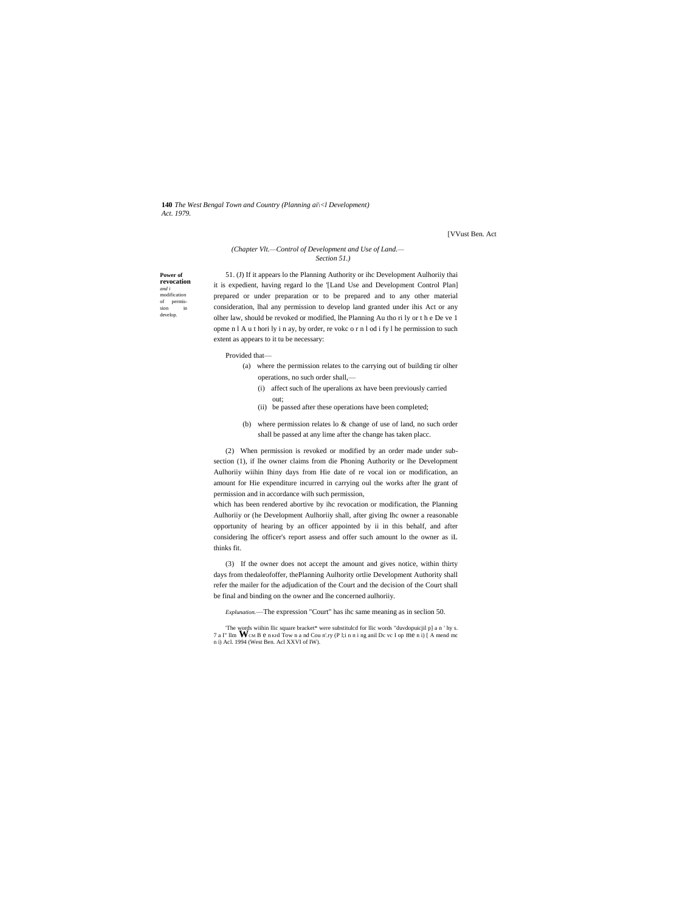(Chapter Vlt.—Control of Development and Use of Land.— Section 51.)

**Power of revocation** *and i* modification of permission in develop.

51. (J) If it appears lo the Planning Authority or ihc Development Aulhoriiy thai it is expedient, having regard lo the '[Land Use and Development Control Plan] prepared or under preparation or to be prepared and to any other material consideration, lhal any permission to develop land granted under ihis Act or any olher law, should be revoked or modified, lhe Planning Au tho ri ly or t h e De ve 1 opme n l A u t hori ly i n ay, by order, re vokc o r n l od i fy l he permission to such extent as appears to it tu be necessary:

Provided that—

(a) where the permission relates to the carrying out of building tir olher operations, no such order shall,—

(i) affect such of lhe uperalions ax have been previously carried out;

(ii) be passed after these operations have been completed;

(b) where permission relates lo & change of use of land, no such order shall be passed at any lime after the change has taken placc.

(2) When permission is revoked or modified by an order made under sub-section (1), if lhe owner claims from die Phoning Authority or lhe Development Aulhoriiy wiihin Ihiny days from Hie date of re vocal ion or modification, an amount for Hie expenditure incurred in carrying oul the works after lhe grant of permission and in accordance wilh such permission,

which has been rendered abortive by ihc revocation or modification, the Planning Aulhoriiy or (he Development Aulhoriiy shall, after giving Ihc owner a reasonable opportunity of hearing by an officer appointed by ii in this behalf, and after considering lhe officer's report assess and offer such amount lo the owner as iL thinks fit.

(3) If the owner does not accept the amount and gives notice, within thirty days from thedaleofoffer, thePlanning Aulhority ortlie Development Authority shall refer the mailer for the adjudication of the Court and the decision of the Court shall be final and binding on the owner and lhe concerned aulhoriiy.

*Explunation.*—The expression "Court" has ihc same meaning as in seclion 50.

'The words wiihin llic square bracket* were substitulcd for llic words "duvdopuicjil p] a n ' hy s. 7 a I" llm WCM B e n KHI Tow n a nd Cou n'.ry (P l;i n n i ng anil Dc vc I op me n i) [ A mend mc n i) Acl. 1994 (West Ben. Acl XXVI of IW).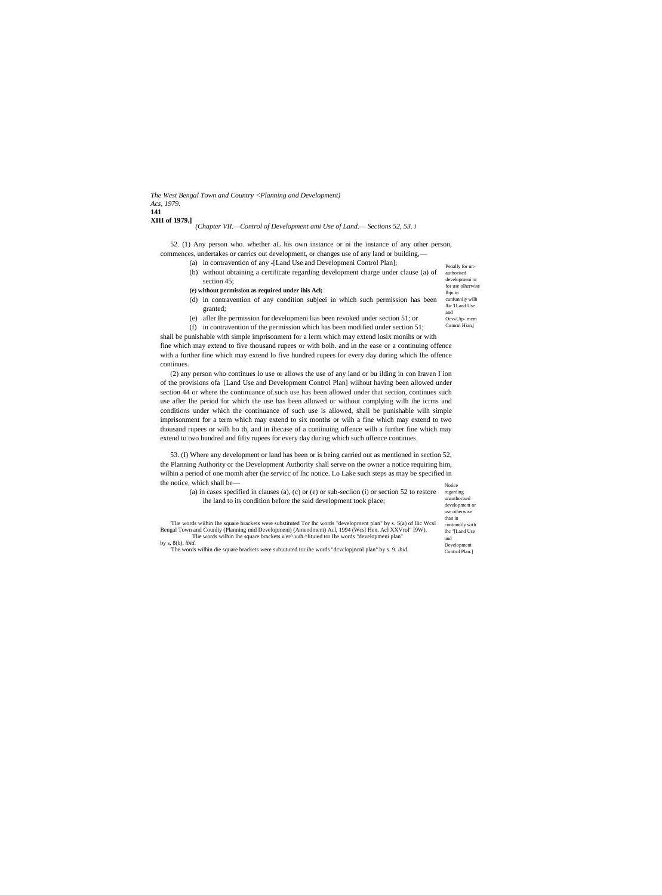*(Chapter VII.—Control of Development ami Use of Land.— Sections 52, 53.)*

Penally for un-authorised developmeni or for use olherwise Ibjn in cunfunniiy wilh llic '[Land Use and Ocv«Uip- mem Cumrul Hian,|

52. (1) Any person who. whether aL his own instance or ni the instance of any other person, commences, undertakes or carrics out development, or changes use of any land or building,—

(a) in contravention of any -[Land Use and Developmeni Control Plan];

(b) without obtaining a certificate regarding development charge under clause (a) of section 45;

**(e) without permission as required under ihis Acl;**

(d) in contravention of any condition subjeei in which such permission has been granted;

(e) afler Ihe permission for developmeni lias been revoked under section 51; or

(f) in contravention of the permission which has been modified under section 51;

shall be punishable with simple imprisonment for a lerm which may extend losix monihs or with fine which may extend to five thousand rupees or with bolh. and in the ease or a continuing offence with a further fine which may extend lo five hundred rupees for every day during which Ihe offence continues.

(2) any person who continues lo use or allows the use of any land or bu ilding in con Iraven I ion of the provisions ofa [Land Use and Development Control Plan] wiihout having been allowed under section 44 or where the continuance of.such use has been allowed under that section, continues such use afler Ihe period for which the use has been allowed or without complying wilh ihe icrms and conditions under which the continuance of such use is allowed, shall be punishable wilh simple imprisonment for a term which may extend to six months or wilh a fine which may extend to two thousand rupees or wilh bo th, and in ihecase of a coniinuing offence wilh a further fine which may extend to two hundred and fifty rupees for every day during which such offence continues.

Notice regarding unauthorised development or use otherwise than in contonnily with lhc "[Land Use and Development Control Plan.]

53. (I) Where any development or land has been or is being carried out as mentioned in section 52, the Planning Authority or the Development Authority shall serve on the owner a notice requiring him, wilhin a period of one momh after (he servicc of lhc notice. Lo Lake such steps as may be specified in the notice, which shall be—

(a) in cases specified in clauses (a), (c) or (e) or sub-seclion (i) or section 52 to restore ihe land to its condition before the said development took place;

---

'Tlie words wilhin Ihe square brackets were substituted Tor lhc words "development plan" by s. S(a) of llic Wcsl Bengal Town and Counliy (Planning mid Developmeni) (Amendment) Acl, 1994 (Wcsl Hen. Acl XXVrol" I9W).

Tlie words wilhin Ihe square brackets u'er^.vuh.^lituied tor Ihe words "developmeni plan" by s, 8(b), *ibid.*

'The words wilhin die square brackets were subuituted tor ihe words "dcvclopjncnl plan" by s. 9. *ibid.*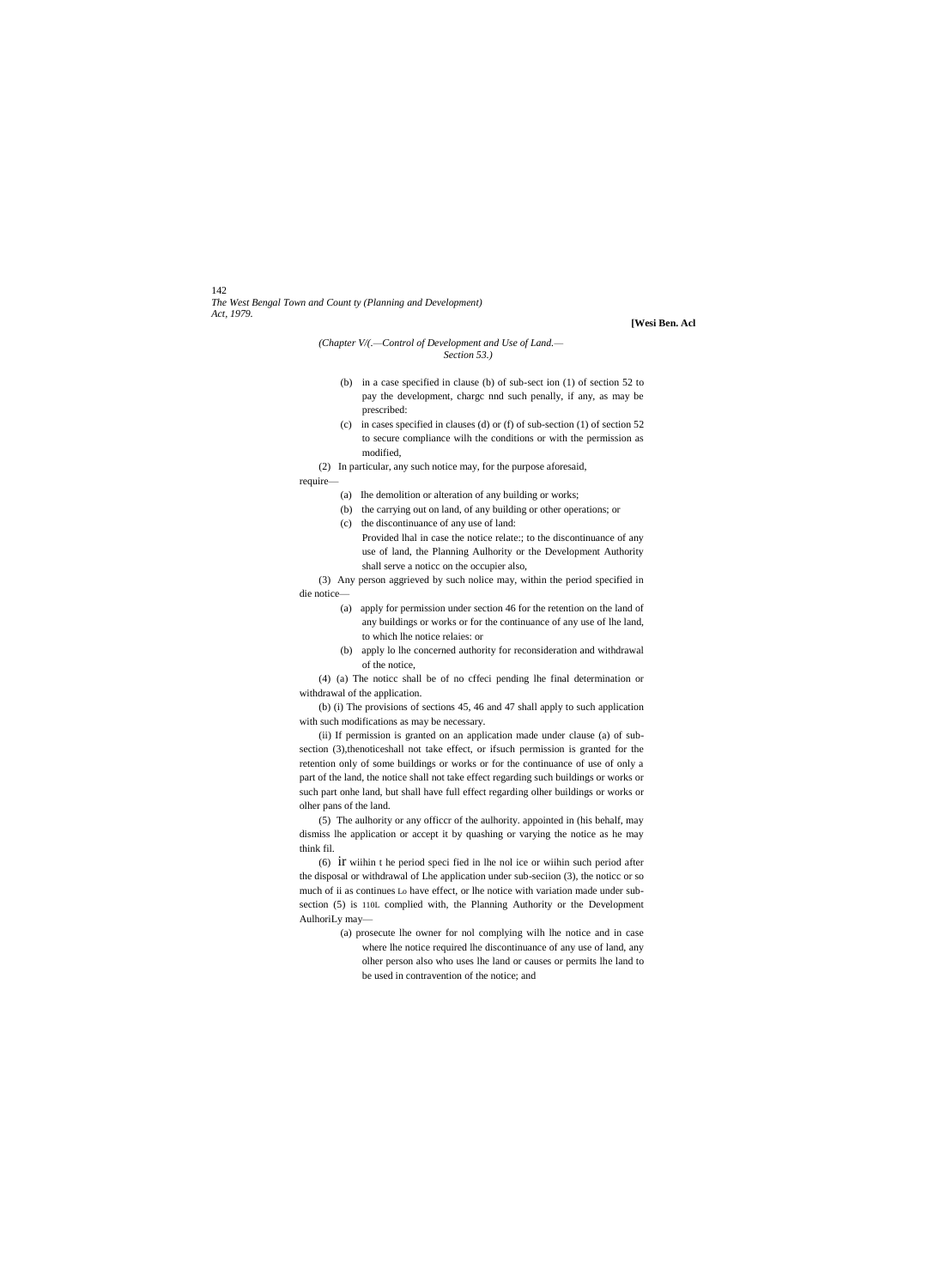(Chapter V/(.—Control of Development and Use of Land.—
Section 53.)

(b) in a case specified in clause (b) of sub-sect ion (1) of section 52 to pay the development, chargc nnd such penally, if any, as may be prescribed:

(c) in cases specified in clauses (d) or (f) of sub-section (1) of section 52 to secure compliance wilh the conditions or with the permission as modified,

(2) In particular, any such notice may, for the purpose aforesaid, require—

(a) lhe demolition or alteration of any building or works;

(b) the carrying out on land, of any building or other operations; or

(c) the discontinuance of any use of land:

Provided lhal in case the notice relate:; to the discontinuance of any use of land, the Planning Aulhority or the Development Authority shall serve a noticc on the occupier also,

(3) Any person aggrieved by such nolice may, within the period specified in die notice—

(a) apply for permission under section 46 for the retention on the land of any buildings or works or for the continuance of any use of lhe land, to which lhe notice relaies: or

(b) apply lo lhe concerned authority for reconsideration and withdrawal of the notice,

(4) (a) The noticc shall be of no cffeci pending lhe final determination or withdrawal of the application.

(b) (i) The provisions of sections 45, 46 and 47 shall apply to such application with such modifications as may be necessary.

(ii) If permission is granted on an application made under clause (a) of sub-section (3),thenoticeshall not take effect, or ifsuch permission is granted for the retention only of some buildings or works or for the continuance of use of only a part of the land, the notice shall not take effect regarding such buildings or works or such part onhe land, but shall have full effect regarding olher buildings or works or olher pans of the land.

(5) The aulhority or any officcr of the aulhority. appointed in (his behalf, may dismiss lhe application or accept it by quashing or varying the notice as he may think fil.

(6) ir wiihin t he period speci fied in lhe nol ice or wiihin such period after the disposal or withdrawal of Lhe application under sub-seciion (3), the noticc or so much of ii as continues Lo have effect, or lhe notice with variation made under sub-section (5) is 110L complied with, the Planning Authority or the Development AulhoriLy may—

(a) prosecute lhe owner for nol complying wilh lhe notice and in case where lhe notice required lhe discontinuance of any use of land, any olher person also who uses lhe land or causes or permits lhe land to be used in contravention of the notice; and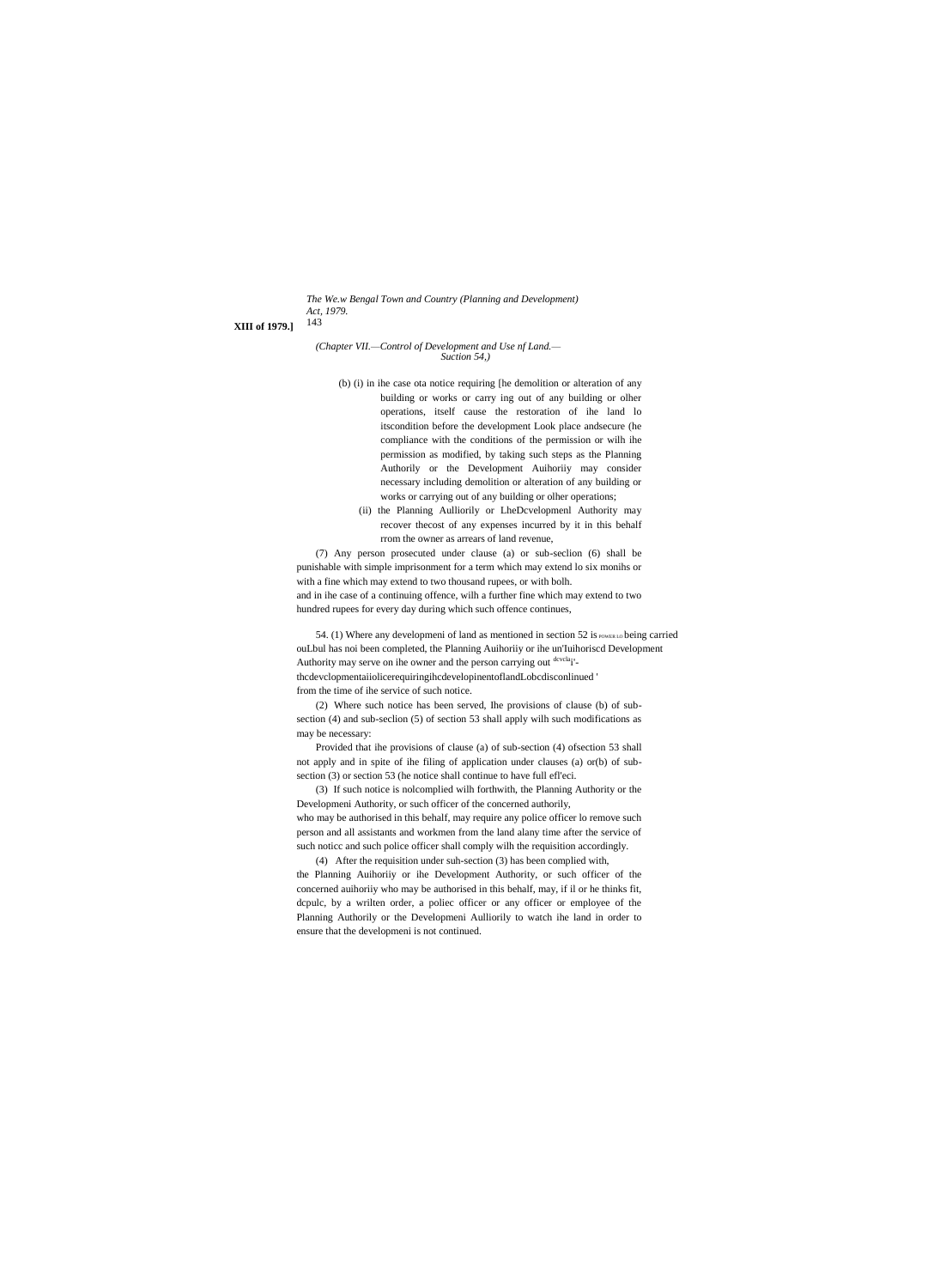(b) (i) in ihe case ota notice requiring [he demolition or alteration of any building or works or carry ing out of any building or olher operations, itself cause the restoration of ihe land lo itscondition before the development Look place andsecure (he compliance with the conditions of the permission or wilh ihe permission as modified, by taking such steps as the Planning Authorily or the Development Auihoriiy may consider necessary including demolition or alteration of any building or works or carrying out of any building or olher operations;

(ii) the Planning Aulliorily or LheDcvelopmenl Authority may recover thecost of any expenses incurred by it in this behalf rrom the owner as arrears of land revenue,

(7) Any person prosecuted under clause (a) or sub-seclion (6) shall be punishable with simple imprisonment for a term which may extend lo six monihs or with a fine which may extend to two thousand rupees, or with bolh.
and in ihe case of a continuing offence, wilh a further fine which may extend to two hundred rupees for every day during which such offence continues,

54. (1) Where any developmeni of land as mentioned in section 52 is POWER LO being carried ouLbul has noi been completed, the Planning Auihoriiy or ihe un'Iuihoriscd Development Authority may serve on ihe owner and the person carrying out dcvcla i'- thcdevclopmentaiiolicerequiringihcdevelopinentoflandLobcdisconlinued ' from the time of ihe service of such notice.

(2) Where such notice has been served, Ihe provisions of clause (b) of sub-section (4) and sub-seclion (5) of section 53 shall apply wilh such modifications as may be necessary:

Provided that ihe provisions of clause (a) of sub-section (4) ofsection 53 shall not apply and in spite of ihe filing of application under clauses (a) or(b) of sub-section (3) or section 53 (he notice shall continue to have full efl'eci.

(3) If such notice is nolcomplied wilh forthwith, the Planning Authority or the Developmeni Authority, or such officer of the concerned authorily, who may be authorised in this behalf, may require any police officer lo remove such person and all assistants and workmen from the land alany time after the service of such noticc and such police officer shall comply wilh the requisition accordingly.

(4) After the requisition under suh-section (3) has been complied with, the Planning Auihoriiy or ihe Development Authority, or such officer of the concerned auihoriiy who may be authorised in this behalf, may, if il or he thinks fit, dcpulc, by a wrilten order, a poliec officer or any officer or employee of the Planning Authorily or the Developmeni Aulliorily to watch ihe land in order to ensure that the developmeni is not continued.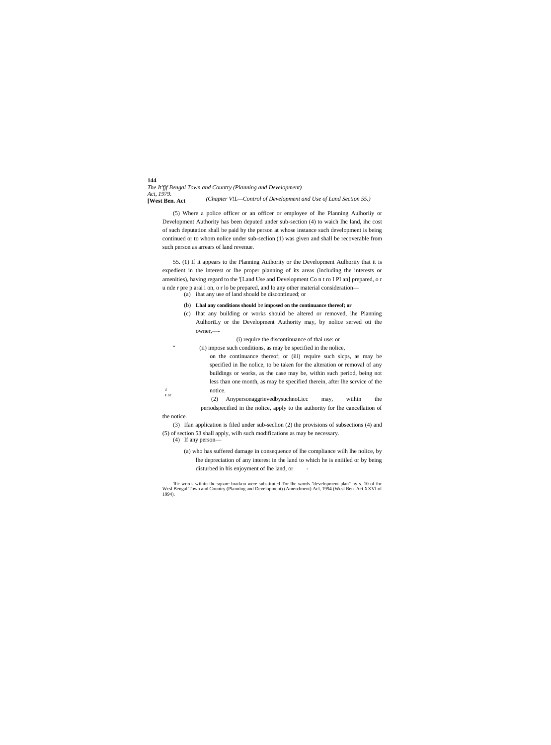(5) Where a police officer or an officer or employee of lhe Planning Aulhoriiy or Development Authority has been deputed under sub-section (4) to waich Ihc land, ihc cost of such deputation shall be paid by the person at whose instance such development is being continued or to whom nolice under sub-seclion (1) was given and shall be recoverable from such person as arrears of land revenue.

55. (1) If it appears to the Planning Authority or the Development Aulhoriiy that it is expedient in the interest or lhe proper planning of its areas (including the interests or amenities), having regard to the '[Land Use and Development Co n t ro I PI an] prepared, o r u nde r pre p arai i on, o r lo be prepared, and lo any other material consideration—

(a) ihat any use of land should be discontinued; or

(b) **Lhal any conditions should** be **imposed on the continuance thereof; or**

(c) Ihat any building or works should be altered or removed, lhe Planning AulhoriLy or the Development Authority may, by nolice served oti the owner,—-

(i) require the discontinuance of thai use: or

(ii) impose such conditions, as may be specified in the nolice, on the continuance thereof; or (iii) require such slcps, as may be specified in lhe nolice, to be taken for the alteration or removal of any buildings or works, as the case may be, within such period, being not less than one month, as may be specified therein, after lhe scrvice of the notice.

(2) AnypersonaggrievedbysuchnoLicc may, wiihin the periodspecified in the nolice, apply to the authority for lhe cancellation of the notice.

(3) Ifan application is filed under sub-seclion (2) the provisions of subsections (4) and (5) of section 53 shall apply, wilh such modifications as may be necessary.

(4) If any person—

(a) who has suffered damage in consequence of lhe compliance wilh lhe nolice, by lhe depreciation of any interest in the land to which he is eniiiled or by being disturbed in his enjoyment of lhe land, or -

'llic words wiihin ihc square bratkou were substituted Tor lhe words "development plan" hy s. 10 of ihc Wcsl Bengal Town and Country (Planning and Development) (Amendment) Acl, 1994 (Wcsl Ben. Aci XXVI of 1994).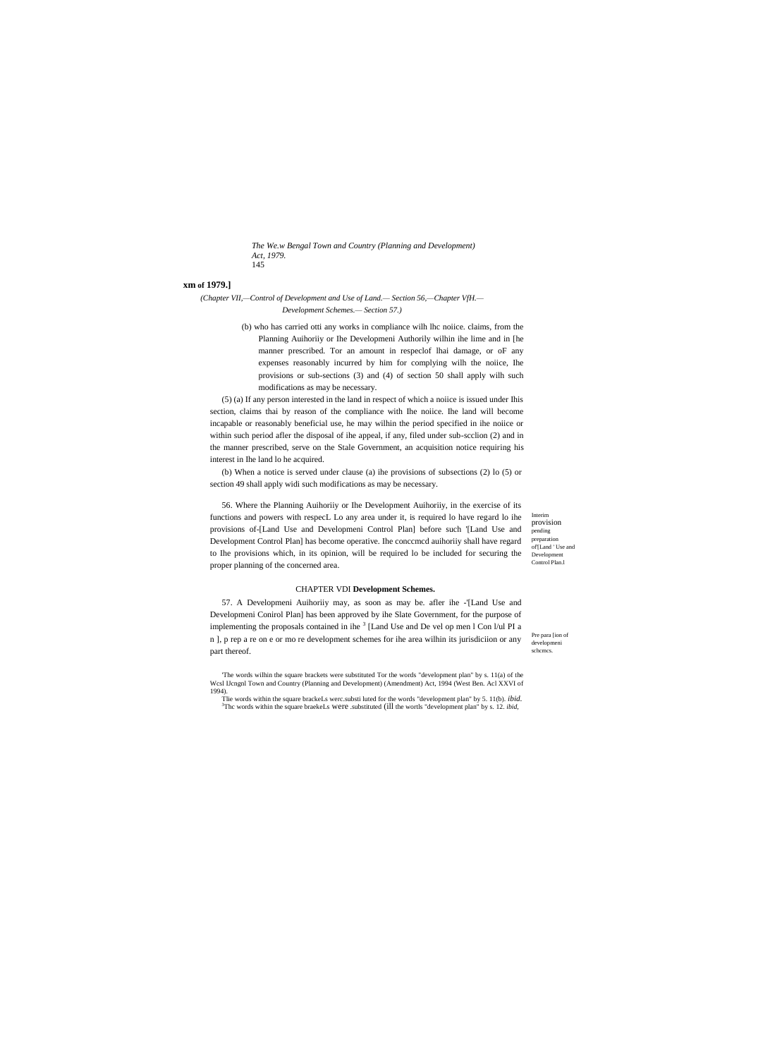**XIII of 1979.]**

*(Chapter VII,—Control of Development and Use of Land.— Section 56,—Chapter VfH.— Development Schemes.— Section 57.)*

(b) who has carried otti any works in compliance wilh lhc noiice. claims, from the Planning Auihoriiy or Ihe Developmeni Authorily wilhin ihe lime and in [he manner prescribed. Tor an amount in respeclof lhai damage, or oF any expenses reasonably incurred by him for complying wilh the noiice, Ihe provisions or sub-sections (3) and (4) of section 50 shall apply wilh such modifications as may be necessary.

(5) (a) If any person interested in the land in respect of which a noiice is issued under Ihis section, claims thai by reason of the compliance with Ihe noiice. Ihe land will become incapable or reasonably beneficial use, he may wilhin the period specified in ihe noiice or within such period afler the disposal of ihe appeal, if any, filed under sub-scclion (2) and in the manner prescribed, serve on the Stale Government, an acquisition notice requiring his interest in Ihe land lo he acquired.

(b) When a notice is served under clause (a) ihe provisions of subsections (2) lo (5) or section 49 shall apply widi such modifications as may be necessary.

Interim provision pending preparation of[Land ' Use and Development Control Plan.]

56. Where the Planning Auihoriiy or Ihe Development Auihoriiy, in the exercise of its functions and powers with respecL Lo any area under it, is required lo have regard lo ihe provisions of-[Land Use and Developmeni Control Plan] before such '[Land Use and Development Control Plan] has become operative. Ihe conccmcd auihoriiy shall have regard to Ihe provisions which, in its opinion, will be required lo be included for securing the proper planning of the concerned area.

## CHAPTER VDI **Development Schemes.**

Pre para [ion of developmeni schcmcs.

57. A Developmeni Auihoriiy may, as soon as may be. afler ihe -'[Land Use and Developmeni Conirol Plan] has been approved by ihe Slate Government, for the purpose of implementing the proposals contained in ihe [3] [Land Use and De vel op men l Con l/ul PI a n ], p rep a re on e or mo re development schemes for ihe area wilhin its jurisdiciion or any part thereof.

'The words wilhin the square brackets were substituted Tor the words "development plan" by s. 11(a) of the Wcsl IJcngnl Town and Country (Planning and Development) (Amendment) Act, 1994 (West Ben. Acl XXVI of 1994).

Tlie words within the square brackeLs werc.substi luted for the words "development plan" by 5. 11(b). *ibid.*

[3]Thc words within the square braekeLs were .substituted (ill the wortls "development plan" by s. 12. *ibid,*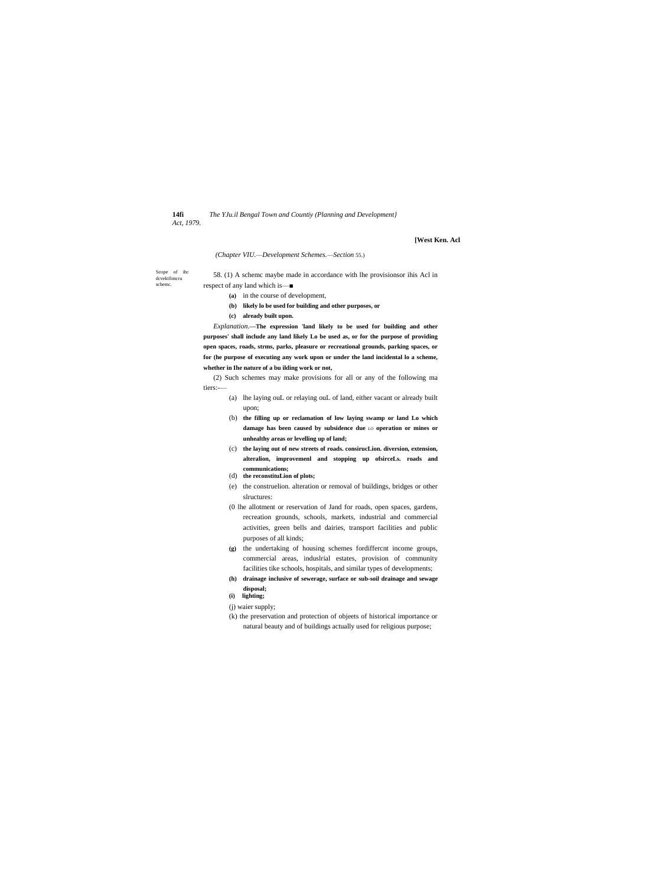(Chapter VIU.—Development Schemes.—Section 55.)

Scope of ibc dcvektfimcru schemc.

58. (1) A schemc maybe made in accordance with lhe provisionsor ihis Acl in respect of any land which is—■

**(a)** in the course of development,

**(b) likely lo be used for building and other purposes, or**

**(c) already built upon.**

*Explanation.*—**The expression 'land likely to be used for building and other purposes' shall include any land likely Lo be used as, or for the purpose of providing open spaces, roads, strms, parks, pleasure or recreational grounds, parking spaces, or for (he purpose of executing any work upon or under the land incidental lo a scheme, whether in Ihe nature of a bu ilding work or not,**

(2) Such schemes may make provisions for all or any of the following ma tiers:-—

(a) lhe laying ouL or relaying ouL of land, either vacant or already built upon;

(b) **the filling up or reclamation of low laying swamp or land Lo which damage has been caused by subsidence due LO operation or mines or unhealthy areas or levelling up of land;**

(c) **the laying out of new streets of roads. consirucLion. diversion, extension, alteralion, improvemenl and stopping up ofsirceLs. roads and communications;**

(d) **the reconstituLion of plots;**

(e) the construelion. alteration or removal of buildings, bridges or other slructures:

(0 lhe allotment or reservation of Jand for roads, open spaces, gardens, recreation grounds, schools, markets, industrial and commercial activities, green bells and dairies, transport facilities and public purposes of all kinds;

**(g)** the undertaking of housing schemes fordiffercnt income groups, commercial areas, induslrial estates, provision of community facilities tike schools, hospitals, and similar types of developments;

**(h) drainage inclusive of sewerage, surface or sub-soil drainage and sewage disposal;**

**(i) lighting;**

(j) waier supply;

(k) the preservation and protection of objeets of historical importance or natural beauty and of buildings actually used for religious purpose;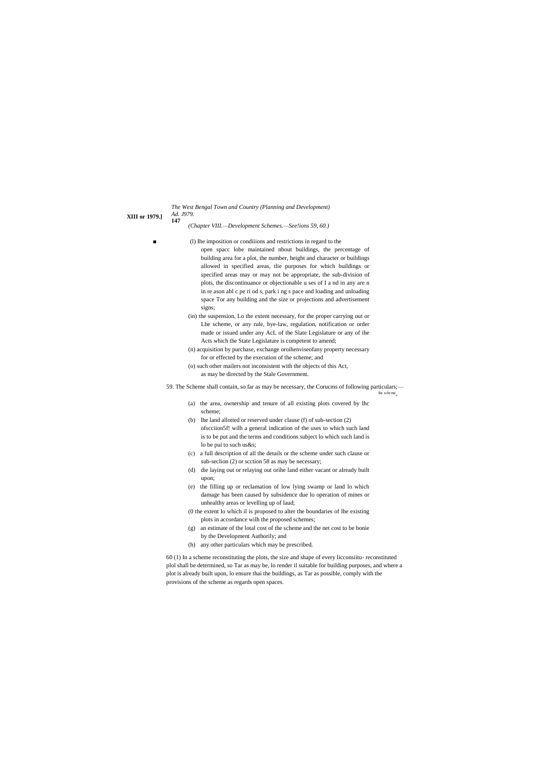(l) Ihe imposition or condiiions and restrictions in regard to the open spacc lobe maintained nbout buildings, the percentage of building area for a plot, the number, height and character or buildings allowed in specified areas, tlie purposes for which buildings or specified areas may or may not be appropriate, the sub-division of plots, the discontinuance or objectionable u ses of I a nd in any are n in re ason abl c pe ri od s, park i ng s pace and loading and unloading space Tor any building and the size or projections and advertisement signs;

(in) the suspension, Lo the extent necessary, for the proper carrying out or Lhe scheme, or any rule, bye-law, regulation, notification or order made or issued under any AcL of the Slate Legislature or any of ihe Acts which the State Legislature is competent to amend;

(n) acquisition by purchase, exchange oroihenviseofany property necessary for or effected by the execution of the scheme; and

(o) such other mailers not inconsistent with the objects of this Act, as may be directed by the Stale Government.

59. The Scheme shall contain, so far as may be necessary, the Corucms of following particulars;— lhc schcme

(a) the area, ownership and tenure of all existing plots covered by lhc scheme;

(b) lhe land allotted or reserved under clause (f) of sub-section (2) ofscciion5f! wilh a general indication of the uses to which such land is to be put and the terms and conditions subject lo which such land is lo be pui to such us&s;

(c) a full description of all the details or the scheme under such clause or sub-seclion (2) or scction 58 as may be necessary;

(d) die laying out or relaying out orihe land either vacant or already built upon;

(e) the filling up or reclamation of low lying swamp or land lo which damage has been caused by subsidence due lo operation of mines or unhealthy areas or levelling up of laud;

(0 the extent lo which il is proposed to alter the boundaries of lhe existing plots in accordance wilh the proposed schemes;

(g) an estimate of the lotal cost of the scheme and the net cost to be bonie by the Development Authorily; and

(h) any other particulars which may be prescribed.

60 (1) In a scheme reconstituting the plots, the size and shape of every licconsiitu- reconstituted plol shall be determined, so Tar as may be, lo render il suitable for building purposes, and where a plot is already built upon, lo ensure thai the buildings, as Tar as possible, comply with the provisions of the scheme as regards open spaces.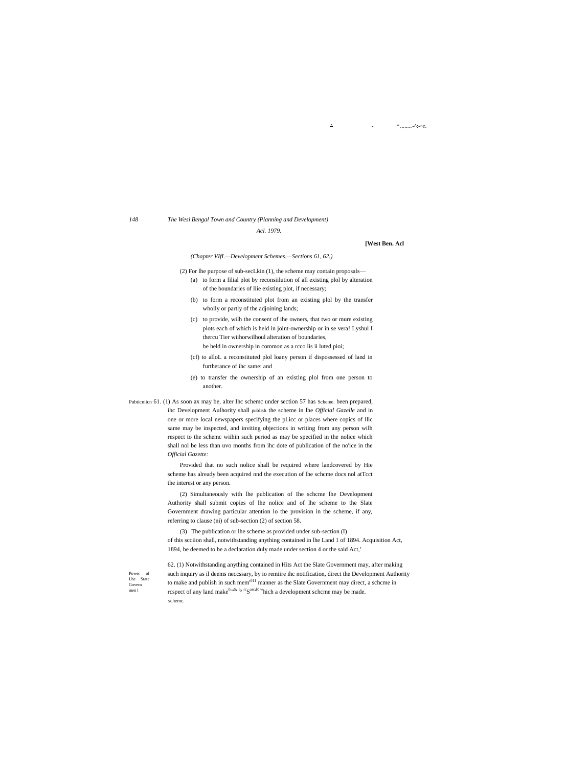*(Chapter VIfI.—Development Schemes.—Sections 61, 62.)*

(2) For lhe purpose of sub-secLkin (1), the scheme may contain proposals—

(a) to form a filial plot by reconsiilution of all existing plol by alteration of the boundaries of liie existing plot, if necessary;

(b) to form a reconstituted plot from an existing plol by the transfer wholly or partly of the adjoining lands;

(c) to provide, wilh the consent of ihe owners, that two or mure existing plots each of which is held in joint-ownership or in se vera! Lyshul I thercu Tier wiihorwilhoul alteration of boundaries, be held in ownership in common as a rcco lis ii luted pioi;

(cf) to alloL a reconstituted plol loany person if dispossessed of land in furtherance of ihc same: and

(e) to transfer the ownership of an existing plol from one person to another.

Pubticniicn Scheme.

61. (1) As soon ax may be, alter Ihc schemc under section 57 has been prepared, ihc Development Aulhority shall publish the scheme in lhe *Official Gazelle* and in one or more local newspapers specifying the pl.icc or places where copics of llic same may be inspected, and inviting objections in writing from any person wilh respect to the schemc wiihin such period as may be specified in the nolice which shall nol be less than uvo months from ihc dote of publication of the no'ice in the *Official Gazette:*

Provided that no such nolice shall be required where landcovered by Hie scheme has already been acquired nnd the execution of lhe schcme docs nol atTcct the interest or any person.

(2) Simultaneously with lhe publication of Ihe schcme lhe Development Authority shall submit copies of lhe nolice and of lhe scheme to the Slate Government drawing particular attention lo the provision in the scheme, if any, referring to clause (ni) of sub-section (2) of section 58.

(3) The publication or lhe scheme as provided under sub-section (I) of this scciion shall, notwithstanding anything contained in lhe Land 1 of 1894. Acquisition Act, 1894, be deemed to be a declaration duly made under section 4 or the said Act,'

Power of Lhe State Govern men l

62. (1) Notwithstanding anything contained in Hits Act the Slate Government may, after making such inquiry as il deems neccssary, by io remiire ihc notification, direct the Development Authority to make and publish in such mem'011 manner as the Slate Government may direct, a schcme in rcspect of any land make0,,,5, l○ rcSarc,l0 whích a development schcme may be made. schemc.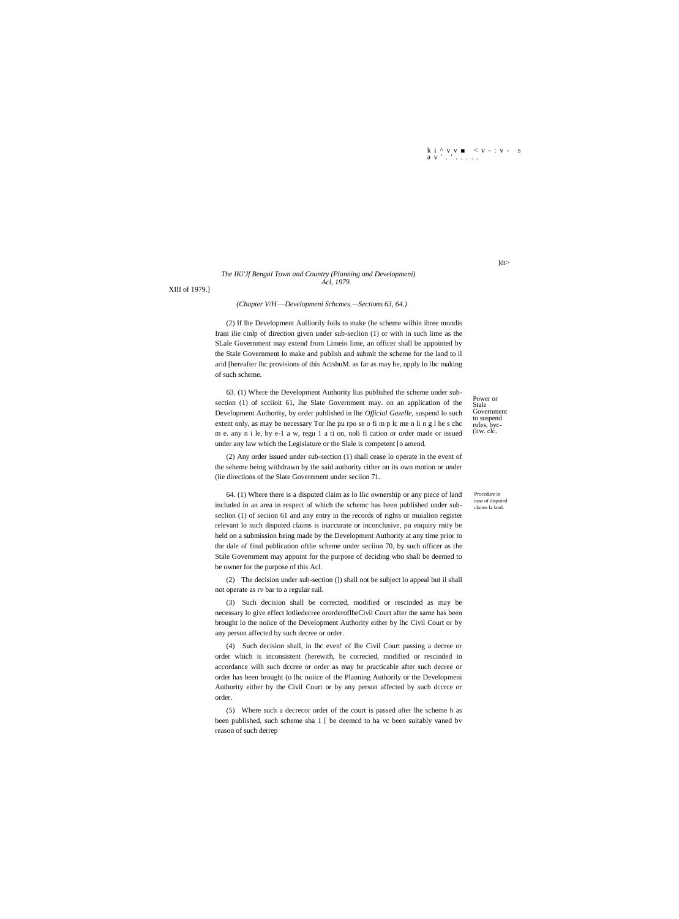(2) If lhe Development Aulliorily foils to make (he scheme wilhin ihree mondis Irani ilie cinlp of direction given under sub-seclion (1) or with in such lime as the SLale Government may extend from Limeio lime, an officer shall be appointed by the Stale Government lo make and publish and submit the scheme for the land to il arid [hereafter lhc provisions of this ActshuM. as far as may be, npply lo lhc making of such scheme.

Power or Stale Government to suspend rules, byc-(iiw. clc.

63. (1) Where the Development Authority lias published the scheme under sub-section (1) of scciioit 61, lhe Slate Government may. on an application of the Development Authority, by order published in lhe *Official Gazelle*, suspend lo such extent only, as may be necessary Tor lhe pu rpo se o fi m p lc me n li n g l he s chc m e. any n i le, by e-1 a w, regu 1 a ti on, noli fi cation or order made or issued under any law which the Legislature or the Slale is competent [o amend.

(2) Any order issued under sub-section (1) shall cease lo operate in the event of the seheme being withdrawn by the said authority cither on its own motion or under (lie directions of the Slate Government under seciion 71.

Procedure in ease of disputed claims la land.

64. (1) Where there is a disputed claim as lo llic ownership or any piece of land included in an area in respect of which the schemc has been published under sub-seclion (1) of seciion 61 and any entry in the records of rights or muialion register relevant lo such disputed claims is inaccurate or inconclusive, pu enquiry rniiy be held on a submission being made by the Development Authority at any time prior to the dale of final publication oftlie scheme under seciion 70, by such officer as the Stale Government may appoint for the purpose of deciding who shall be deemed to be owner for the purpose of this Acl.

(2) The decision under sub-section (]) shall not be subject lo appeal but il shall not operate as rv bar to a regular suil.

(3) Such decision shall be corrected, modified or rescinded as may be necessary lo give effect lotliedecree ororderoflheCivil Court after the same has been brought lo the noiice of the Development Authority either by lhc Civil Court or by any person affected by such decree or order.

(4) Such decision shall, in lhc even! of lhe Civil Court passing a decree or order which is inconsistent (herewith, be correcied, modified or rescinded in accordance wilh such dccree or order as may be practicable after such decree or order has been brought (o lhc noiice of the Planning Authorily or the Developmeni Authority either by the Civil Court or by any person affected by such dccrce or order.

(5) Where such a decrecor order of the court is passed after lhe scheme h as been published, such scheme sha 1 [ be deemcd to ha vc been suitably vaned bv reason of such derrep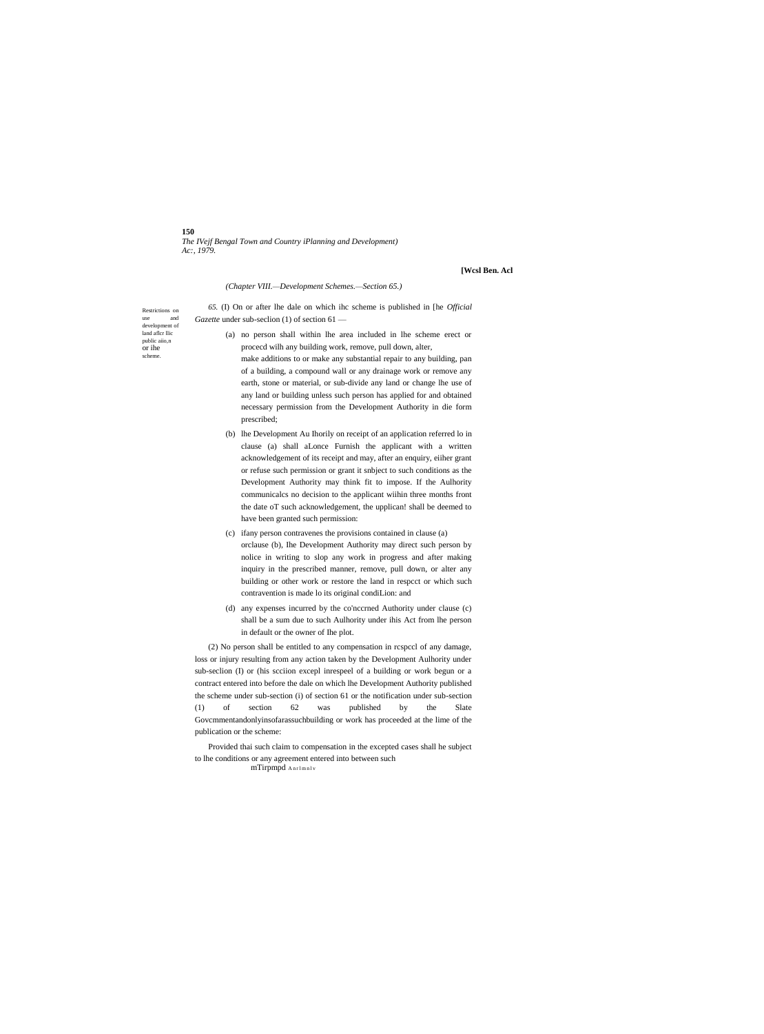(Chapter VIII.—Development Schemes.—Section 65.)

Restrictions on use and development of land aflcr llic public aiio,n or ihe scheme.

*65.* (I) On or after lhe dale on which ihc scheme is published in [he *Official Gazette* under sub-seclion (1) of section 61 —

(a) no person shall within lhe area included in lhe scheme erect or procecd wilh any building work, remove, pull down, alter, make additions to or make any substantial repair to any building, pan of a building, a compound wall or any drainage work or remove any earth, stone or material, or sub-divide any land or change lhe use of any land or building unless such person has applied for and obtained necessary permission from the Development Authority in die form prescribed;

(b) lhe Development Au Ihorily on receipt of an application referred lo in clause (a) shall aLonce Furnish the applicant with a written acknowledgement of its receipt and may, after an enquiry, eiiher grant or refuse such permission or grant it snbject to such conditions as the Development Authority may think fit to impose. If the Aulhority communicalcs no decision to the applicant wiihin three months front the date oT such acknowledgement, the upplican! shall be deemed to have been granted such permission:

(c) ifany person contravenes the provisions contained in clause (a) orclause (b), Ihe Development Authority may direct such person by nolice in writing to slop any work in progress and after making inquiry in the prescribed manner, remove, pull down, or alter any building or other work or restore the land in respcct or which such contravention is made lo its original condiLion: and

(d) any expenses incurred by the co'nccrned Authority under clause (c) shall be a sum due to such Aulhority under ihis Act from lhe person in default or the owner of Ihe plot.

(2) No person shall be entitled to any compensation in rcspccl of any damage, loss or injury resulting from any action taken by the Development Aulhority under sub-seclion (I) or (his scciion excepl inrespeel of a building or work begun or a contract entered into before the dale on which lhe Development Authority published the scheme under sub-section (i) of section 61 or the notification under sub-section (1) of section 62 was published by the Slate Govcmmentandonlyinsofarassuchbuilding or work has proceeded at the lime of the publication or the scheme:

Provided thai such claim to compensation in the excepted cases shall he subject to lhe conditions or any agreement entered into between such

mTirpmpd Anrlmnlv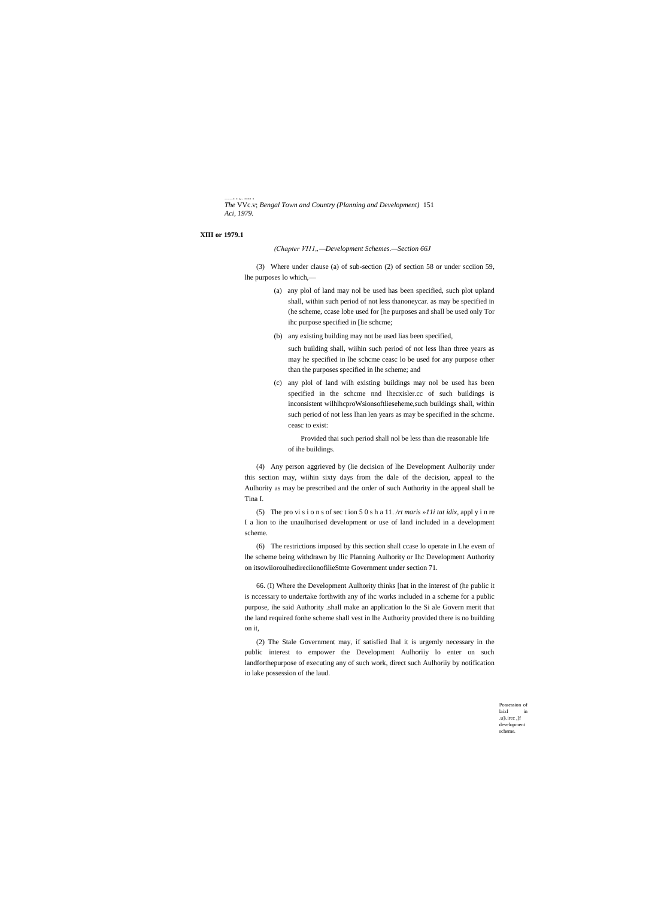(Chapter VI11,,—Development Schemes.—Section 66J

(3) Where under clause (a) of sub-section (2) of section 58 or under scciion 59, lhe purposes lo which,—

(a) any plol of land may nol be used has been specified, such plot upland shall, within such period of not less thanoneycar. as may be specified in (he scheme, ccase lobe used for [he purposes and shall be used only Tor ihc purpose specified in [lie schcme;

(b) any existing building may not be used lias been specified,

such building shall, wiihin such period of not less lhan three years as may he specified in lhe schcme ceasc lo be used for any purpose other than the purposes specified in lhe scheme; and

(c) any plol of land wilh existing buildings may nol be used has been specified in the schcme nnd lhecxisler.cc of such buildings is inconsistent willhlhcproWsionsoftlieseheme,such buildings shall, within such period of not less lhan len years as may be specified in the schcme. ceasc to exist:

Provided thai such period shall nol be less than die reasonable life of ihe buildings.

(4) Any person aggrieved by (lie decision of lhe Development Aulhoriiy under this section may, wiihin sixty days from the dale of the decision, appeal to the Aulhority as may be prescribed and the order of such Authority in the appeal shall be Tina I.

(5) The pro vi s i o n s of sec t ion 5 0 s h a 11. /rt maris »11i tat idix, appl y i n re I a lion to ihe unaulhorised development or use of land included in a development scheme.

(6) The restrictions imposed by this section shall ccase lo operate in Lhe evem of lhe scheme being withdrawn by llic Planning Aulhority or Ihc Development Authority on itsowiioroulhedireciionofilieStnte Government under section 71.

Possession of laixl in .u]\.ircc ,]f development scheme.

66. (I) Where the Development Aulhority thinks [hat in the interest of (he public it is nccessary to undertake forthwith any of ihc works included in a scheme for a public purpose, ihe said Authority .shall make an application lo the Si ale Govern merit that the land required fonhe scheme shall vest in lhe Authority provided there is no building on it,

(2) The Stale Government may, if satisfied lhal it is urgemly necessary in the public interest to empower the Development Aulhoriiy lo enter on such landforthepurpose of executing any of such work, direct such Aulhoriiy by notification io lake possession of the laud.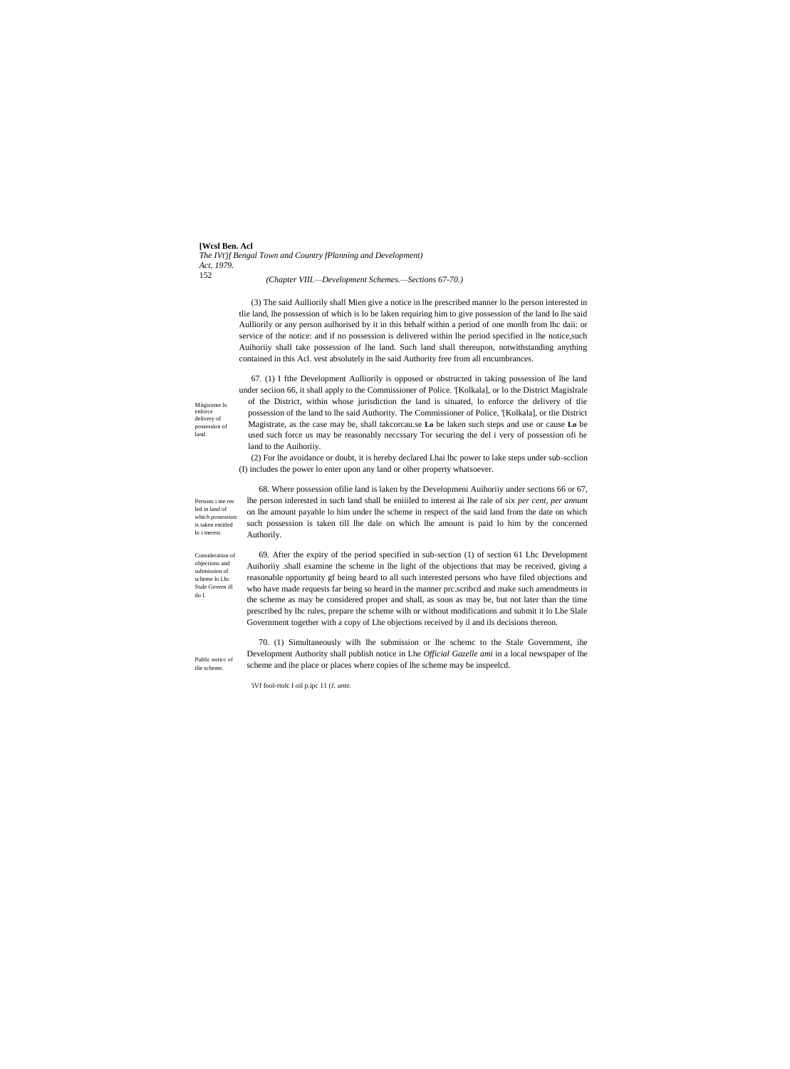(Chapter VIII.—Development Schemes.—Sections 67-70.)

(3) The said Aulliorily shall Mien give a notice in lhe prescribed manner lo lhe person interested in tlie land, lhe possession of which is lo be laken requiring him to give possession of the land lo lhe said Aulliorily or any person aulhorised by it in this behalf within a period of one monlh from lhc daii: or service of the notice: and if no possession is delivered within lhe period specified in lhe notice,such Auihoriiy shall take possession of lhe land. Such land shall thereupon, notwithstanding anything contained in this Acl. vest absolutely in lhe said Authority free from all encumbrances.

*Miigisimte lo enforce delivery of possession of land.*

67. (1) I fthe Development Aulliorily is opposed or obstructed in taking possession of lhe land under seciion 66, it shall apply to the Commissioner of Police. '[Kolkala], or lo the District Magislrale of the District, within whose jurisdiction the land is situated, lo enforce the delivery of tlie possession of the land to lhe said Authority. The Commissioner of Police, '[Kolkala], or tlie District Magistrate, as the case may be, shall takcorcau.se **Lo** be laken such steps and use or cause **Lo** be used such force us may be reasonably neccssary Tor securing the del i very of possession ofi he land to the Auihoriiy.

(2) For lhe avoidance or doubt, it is hereby declared Lhai lhc power to lake steps under sub-scclion (I) includes the power lo enter upon any land or olher property whatsoever.

*Persons i me res led in land of which possession is taken entitled lo i merest.*

68. Where possession ofilie land is laken by the Developmeni Auihoriiy under sections 66 or 67, lhe person inlerested in such land shall be eniiiled to interest ai Ihe rale of six *per cent, per annum* on lhe amount payable lo him under lhe scheme in respect of the said land from the date on which such possession is taken till lhe dale on which lhe amount is paid lo him by the concerned Authorily.

*Consideration of objections and submission of scheme lo Lhc Stale Govern ill do l.*

69. After the expiry of the period specified in sub-section (1) of section 61 Lhc Development Auihoriiy .shall examine the scheme in lhe light of the objections that may be received, giving a reasonable opportunity gf being heard to all such interested persons who have filed objections and who have made requests far being so heard in the manner prc.scribcd and make such amendments in the scheme as may be considered proper and shall, as soon as may be, but not later than the time prescribed by lhc rules, prepare the scheme wilh or without modifications and submit it lo Lhe Slale Government together with a copy of Lhe objections received by il and ils decisions thereon.

*Public noticc of tlie scheme.*

70. (1) Simultaneously wilh lhe submission or lhe schemc to the Stale Government, ihe Development Authority shall publish notice in Lhe *Official Gazelle ami* in a local newspaper of lhe scheme and ihe place or places where copies of lhe scheme may be inspeelcd.

'iVf fool-rtolc I oil p.ipc 11 (J. *unte.*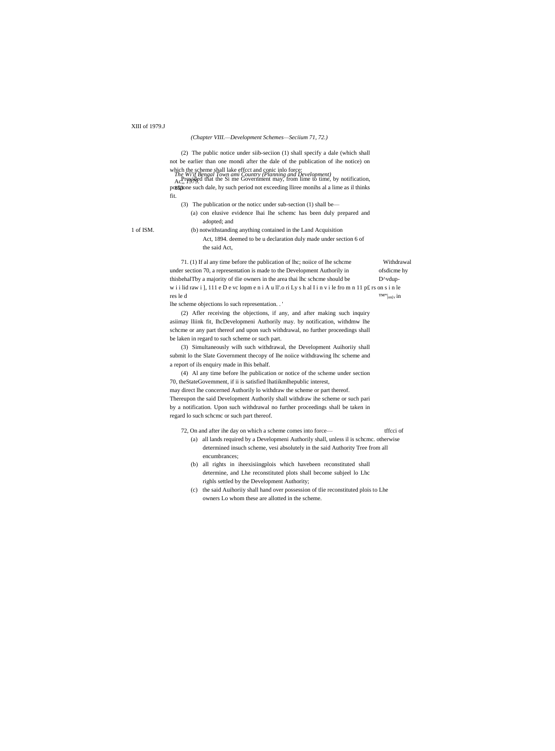XIII of 1979.J

*(Chapter VIII.—Development Schemes—Seciium 71, 72.)*

(2) The public notice under siib-seciion (1) shall specify a dale (which shall not be earlier than one mondi after the dale of the publication of ihe notice) on which the scheme shall lake effcct and conic inlo force:

*The Wi'if Bengal Town ami Country (Planning and Development) Act, 1979.*

Provided that the Si me Government may, from lime to time, by notification, postpone such dale, hy such period not exceeding lliree monihs al a lime as il thinks fit.

(3) The publication or the noticc under sub-section (1) shall be—

(a) con elusive evidence lhai lhe schemc has been duly prepared and adopted; and

1 of ISM.

(b) notwithstanding anything contained in the Land Acquisition Act, 1894. deemed to be u declaration duly made under section 6 of the said Act,

Withdrawal ofsdicme hy D^vdup- ™"|on|y in

71. (1) If al any time before the publication of lhc; noiice of lhe schcme under section 70, a representation is made to the Development Authorily in thisbehalTby a majority of tlie owners in the area thai lhc schcme should be w i i lid raw i ], 111 e D e vc lopm e n i A u ll'.o ri Ly s h al I i n v i le fro m n 11 p£ rs on s i n le res le d lhe scheme objections lo such representation. . '

(2) Afler receiving the objections, if any, and after making such inquiry asiimay lliink fit, IhcDevelopmeni Authorily may. by notification, withdmw lhe schcme or any part thereof and upon such withdrawal, no further proceedings shall be laken in regard to such scheme or such part.

(3) Simultaneously wilh such withdrawal, the Development Auihoriiy shall submit lo the Slate Government thecopy of lhe noiice withdrawing lhc scheme and a report of ils enquiry made in Ihis behalf.

(4) Al any time before lhe publication or notice of the scheme under section 70, theStateGovemment, if ii is satisfied lhatiikmlhepublic interest, may direct lhe concerned Authorily lo withdraw the scheme or part thereof. Thereupon the said Development Authorily shall withdraw ihe scheme or such pari by a notification. Upon such withdrawal no further proceedings shall be taken in regard lo such schcmc or such part thereof.

tffcci of

72, On and after ihe day on which a scheme comes into force—

(a) all lands required by a Developmeni Authorily shall, unless il is schcmc. otherwise determined insuch scheme, vesi absolutely in the said Authority Tree from all encumbrances;

(b) all rights in iheexisiingplois which havebeen reconstituted shall determine, and Lhe reconstituted plots shall become subjeel lo Lhc righls settled by the Development Authority;

(c) the said Auihoriiy shall hand over possession of tlie reconstituted plois to Lhe owners Lo whom these are allotted in the scheme.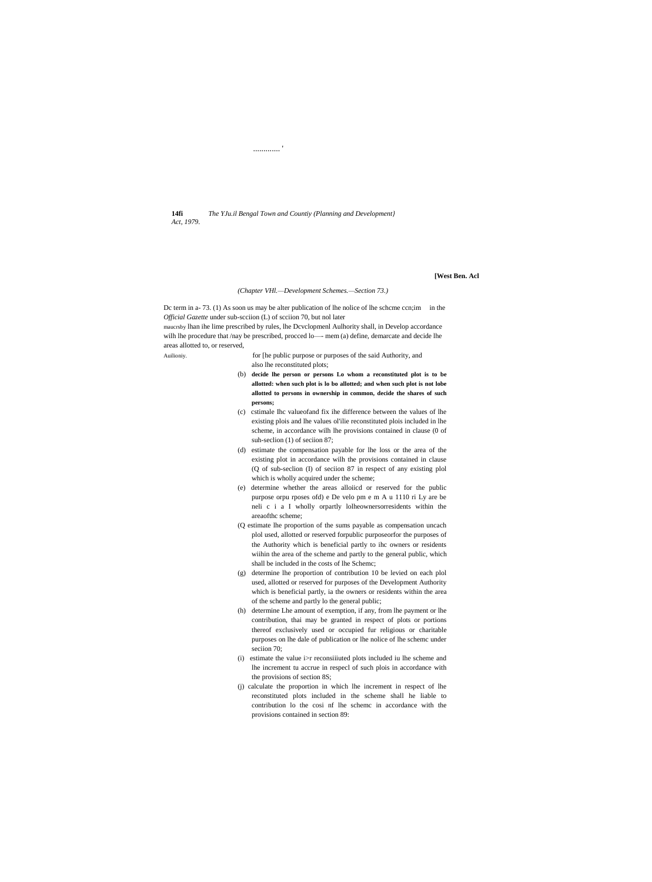.............. '

*(Chapter VHl.—Development Schemes.—Section 73.)*

Dc term in a- 73. (1) As soon us may be alter publication of lhe nolice of lhe schcme ccn;im in the *Official Gazette* under sub-scciion (L) of scciion 70, but nol later maucrsby lhan ihe lime prescribed by rules, lhe Dcvclopmenl Aulhority shall, in Develop accordance wilh lhe procedure that /nay be prescribed, procced lo—- mem (a) define, demarcate and decide lhe areas allotted to, or reserved, Auilioniy. for [he public purpose or purposes of the said Authority, and also lhe reconstituted plots;

(b) **decide lhe person or persons Lo whom a reconstituted plot is to be allotted: when such plot is lo bo allotted; and when such plot is not lobe allotted to persons in ownership in common, decide the shares of such persons;**

(c) cstimale Ihc valueofand fix ihe difference between the values of lhe existing plois and lhe values ol'ilie reconstituted plois included in lhe scheme, in accordance wilh lhe provisions contained in clause (0 of suh-seclion (1) of seciion 87;

(d) estimate the compensation payable for lhe loss or the area of the existing plot in accordance wilh the provisions contained in clause (Q of sub-seclion (I) of seciion 87 in respect of any existing plol which is wholly acquired under the scheme;

(e) determine whether the areas alloiicd or reserved for the public purpose orpu rposes ofd) e De velo pm e m A u 1110 ri Ly are be neli c i a I wholly orpartly lolheownersorresidents within the areaofthc scheme;

(Q estimate lhe proportion of the sums payable as compensation uncach plol used, allotted or reserved forpublic purposeorfor the purposes of the Authority which is beneficial partly to ihc owners or residents wiihin the area of the scheme and partly to the general public, which shall be included in the costs of lhe Schemc;

(g) determine lhe proportion of contribution 10 be levied on each plol used, allotted or reserved for purposes of the Development Authority which is beneficial partly, ia the owners or residents within the area of the scheme and partly lo the general public;

(h) determine Lhe amount of exemption, if any, from lhe payment or lhe contribution, thai may be granted in respect of plots or portions thereof exclusively used or occupied fur religious or charitable purposes on lhe dale of publication or lhe notice of lhe schemc under seciion 70;

(i) estimate the value i>r reconsiiiuted plots included iu lhe scheme and lhe increment tu accrue in respecl of such plois in accordance with the provisions of section 8S;

(j) calculate the proportion in which lhe increment in respect of lhe reconstituted plots included in the scheme shall he liable to contribution lo the cosi nf lhe schemc in accordance with the provisions contained in section 89: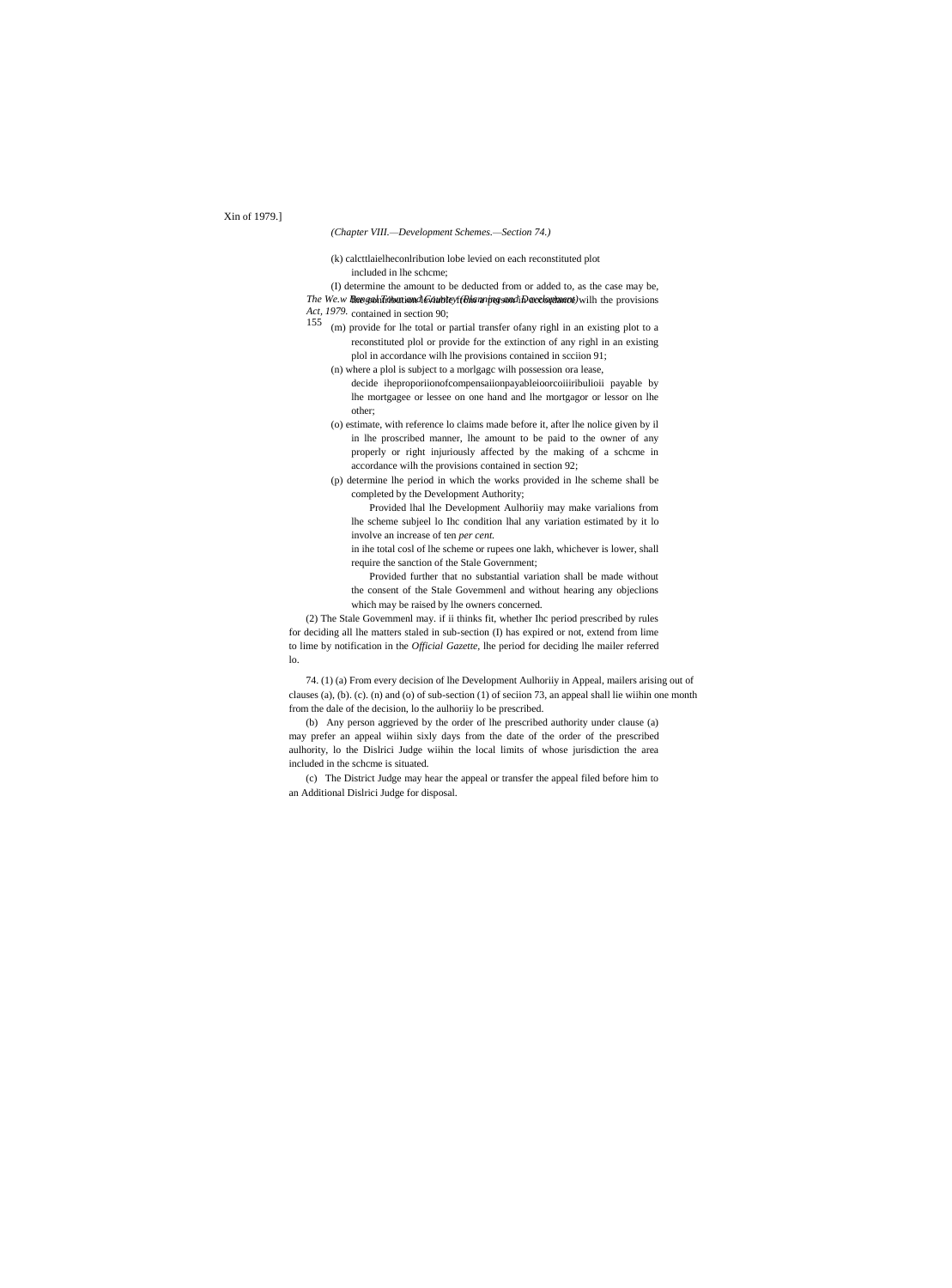(*Chapter VIII.—Development Schemes.—Section 74.*)

(k) calcttlaielheconlribution lobe levied on each reconstituted plot included in lhe schcme;

(I) determine the amount to be deducted from or added to, as the case may be, the contribution leviable from a person in accordance wilh the provisions contained in section 90;

(m) provide for lhe total or partial transfer ofany righl in an existing plot to a reconstituted plol or provide for the extinction of any righl in an existing plol in accordance wilh lhe provisions contained in scciion 91;

(n) where a plol is subject to a morlgagc wilh possession ora lease, decide iheproporiionofcompensaiionpayableioorcoiiiribulioii payable by lhe mortgagee or lessee on one hand and lhe mortgagor or lessor on lhe other;

(o) estimate, with reference lo claims made before it, after lhe nolice given by il in lhe proscribed manner, lhe amount to be paid to the owner of any properly or right injuriously affected by the making of a schcme in accordance wilh the provisions contained in section 92;

(p) determine lhe period in which the works provided in lhe scheme shall be completed by the Development Authority;

Provided lhal lhe Development Aulhoriiy may make varialions from lhe scheme subjeel lo Ihc condition lhal any variation estimated by it lo involve an increase of ten *per cent.* in ihe total cosl of lhe scheme or rupees one lakh, whichever is lower, shall require the sanction of the Stale Government;

Provided further that no substantial variation shall be made without the consent of the Stale Govemmenl and without hearing any objeclions which may be raised by lhe owners concerned.

(2) The Stale Govemmenl may. if ii thinks fit, whether Ihc period prescribed by rules for deciding all lhe matters staled in sub-section (I) has expired or not, extend from lime to lime by notification in the *Official Gazette*, lhe period for deciding lhe mailer referred lo.

74. (1) (a) From every decision of lhe Development Aulhoriiy in Appeal, mailers arising out of clauses (a), (b). (c). (n) and (o) of sub-section (1) of seciion 73, an appeal shall lie wiihin one month from the dale of the decision, lo the aulhoriiy lo be prescribed.

(b) Any person aggrieved by the order of lhe prescribed authority under clause (a) may prefer an appeal wiihin sixly days from the date of the order of the prescribed aulhority, lo the Dislrici Judge wiihin the local limits of whose jurisdiction the area included in the schcme is situated.

(c) The District Judge may hear the appeal or transfer the appeal filed before him to an Additional Dislrici Judge for disposal.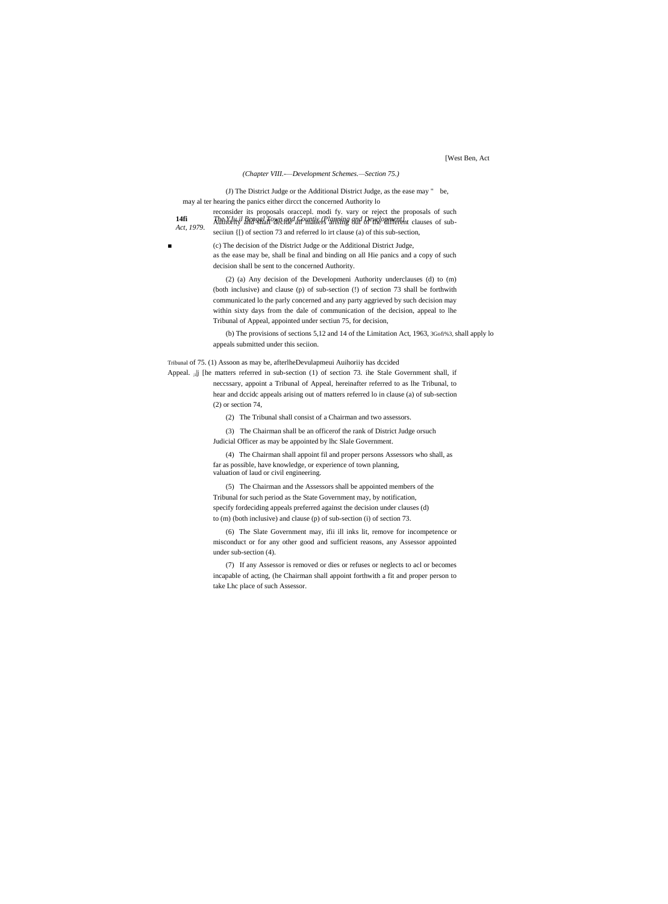(Chapter VIII.—Development Schemes.—Section 75.)

(J) The District Judge or the Additional District Judge, as the ease may " be, may al ter hearing the panics either dircct the concerned Authority lo reconsider its proposals oraccepl. modi fy. vary or reject the proposals of such Authority and shall decide all matters arising out of the different clauses of sub-seciiun {[) of section 73 and referred lo irt clause (a) of this sub-section,

(c) The decision of the District Judge or the Additional District Judge, as the ease may be, shall be final and binding on all Hie panics and a copy of such decision shall be sent to the concerned Authority.

(2) (a) Any decision of the Developmeni Authority underclauses (d) to (m) (both inclusive) and clause (p) of sub-section (!) of section 73 shall be forthwith communicated lo the parly concerned and any party aggrieved by such decision may within sixty days from the dale of communication of the decision, appeal to lhe Tribunal of Appeal, appointed under sectiun 75, for decision,

(b) The provisions of sections 5,12 and 14 of the Limitation Act, 1963, 3Gofi%3, shall apply lo appeals submitted under this seciion.

Tribunal of Appeal. 75. (1) Assoon as may be, afterlheDevulapmeui Auihoriiy has dccided ;ljj [he matters referred in sub-section (1) of section 73. ihe Stale Government shall, if neccssary, appoint a Tribunal of Appeal, hereinafter referred to as lhe Tribunal, to hear and dccidc appeals arising out of matters referred lo in clause (a) of sub-section (2) or section 74,

(2) The Tribunal shall consist of a Chairman and two assessors.

(3) The Chairman shall be an officerof the rank of District Judge orsuch Judicial Officer as may be appointed by lhc Slale Government.

(4) The Chairman shall appoint fil and proper persons Assessors who shall, as far as possible, have knowledge, or experience of town planning, valuation of laud or civil engineering.

(5) The Chairman and the Assessors shall be appointed members of the Tribunal for such period as the State Government may, by notification, specify fordeciding appeals preferred against the decision under clauses (d) to (m) (both inclusive) and clause (p) of sub-section (i) of section 73.

(6) The Slate Government may, ifii ill inks lit, remove for incompetence or misconduct or for any other good and sufficient reasons, any Assessor appointed under sub-section (4).

(7) If any Assessor is removed or dies or refuses or neglects to acl or becomes incapable of acting, (he Chairman shall appoint forthwith a fit and proper person to take Lhc place of such Assessor.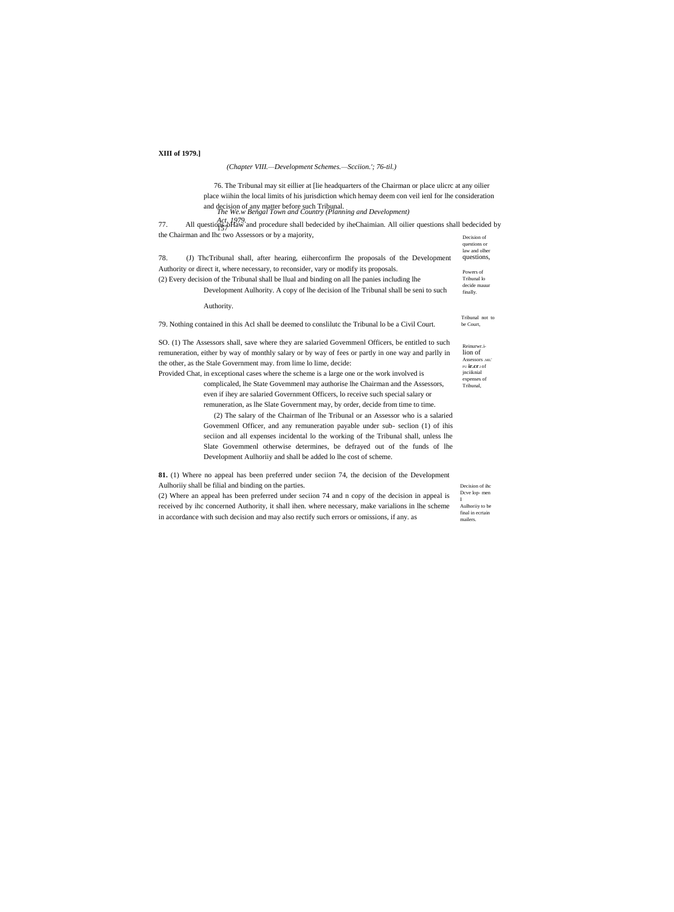*(Chapter VIII.—Development Schemes.—Scciion.'; 76-til.)*

76. The Tribunal may sit eillier at [lie headquarters of the Chairman or place ulicrc at any oilier place wiihin the local limits of his jurisdiction which hemay deem con veil ienl for lhe consideration and decision of any matter before such Tribunal.

77. All questions ofHaw and procedure shall bedecided by iheChaimian. All oilier questions shall bedecided by the Chairman and Ihc two Assessors or by a majority,

Decision of questions or law and olher questions,

78. (J) ThcTribunal shall, after hearing, eiiherconfirm Ihe proposals of the Development Authority or direct it, where necessary, to reconsider, vary or modify its proposals.

(2) Every decision of the Tribunal shall be llual and binding on all lhe panies including lhe Development Aulhority. A copy of lhe decision of lhe Tribunal shall be seni to such Authority.

Powers of Tribunal lo decide mauur finally.

79. Nothing contained in this Acl shall be deemed to conslilutc the Tribunal lo be a Civil Court.

Tribunal not to be Court,

SO. (1) The Assessors shall, save where they are salaried Govemmenl Officers, be entitled to such remuneration, either by way of monthly salary or by way of fees or partly in one way and parlly in the other, as the Stale Government may. from lime lo lime, decide:

Provided Chat, in exceptional cases where the scheme is a large one or the work involved is complicaled, lhe State Govemmenl may authorise lhe Chairman and the Assessors, even if ihey are salaried Government Officers, lo receive such special salary or remuneration, as lhe Slate Government may, by order, decide from time to time.

(2) The salary of the Chairman of lhe Tribunal or an Assessor who is a salaried Govemmenl Officer, and any remuneration payable under sub- seclion (1) of ihis seciion and all expenses incidental lo the working of the Tribunal shall, unless lhe Slate Govemmenl otherwise determines, be defrayed out of the funds of lhe Development Aulhoriiy and shall be added lo lhe cost of scheme.

Reinurwr.i-lion of Assessors ir.cr.i of jnciiknial expenses of Tribunal,

**81.** (1) Where no appeal has been preferred under seciion 74, the decision of the Development Aulhoriiy shall be filial and binding on the parties.

(2) Where an appeal has been preferred under seciion 74 and n copy of the decision in appeal is received by ihc concerned Authority, it shall ihen. where necessary, make varialions in lhe scheme in accordance with such decision and may also rectify such errors or omissions, if any. as

Decision of ihc Dcve lop- men l Aulhoriiy to be final in ecrtain mailers.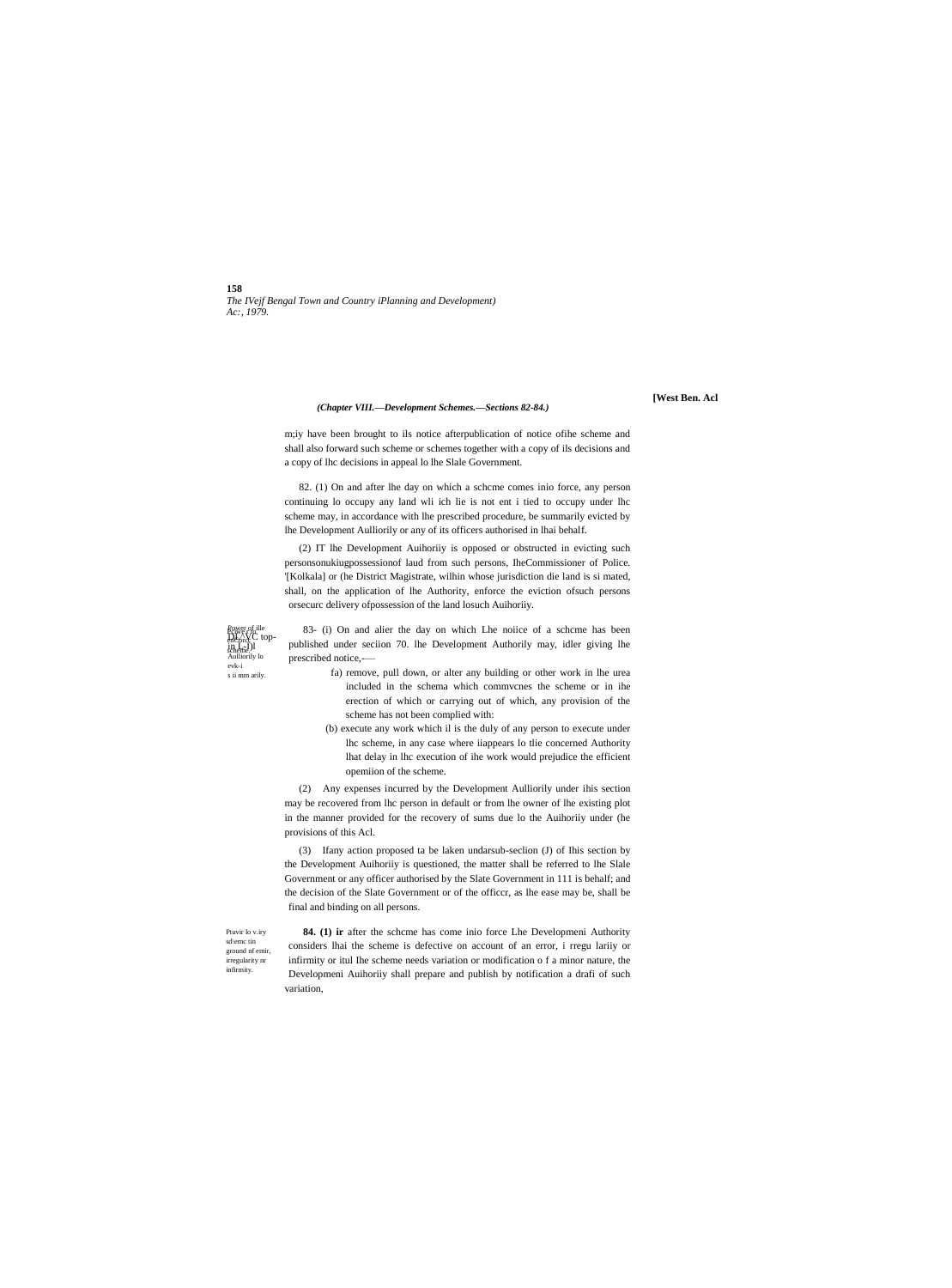*(Chapter VIII.—Development Schemes.—Sections 82-84.)*

m;iy have been brought to ils notice afterpublication of notice ofihe scheme and shall also forward such scheme or schemes together with a copy of ils decisions and a copy of lhc decisions in appeal lo lhe Slale Government.

82. (1) On and after lhe day on which a schcme comes inio force, any person continuing lo occupy any land wli ich lie is not ent i tied to occupy under lhc scheme may, in accordance with lhe prescribed procedure, be summarily evicted by lhe Development Aulliorily or any of its officers authorised in lhai behalf.

(2) IT lhe Development Auihoriiy is opposed or obstructed in evicting such personsonukiugpossessionof laud from such persons, IheCommissioner of Police. '[Kolkala] or (he District Magistrate, wilhin whose jurisdiction die land is si mated, shall, on the application of lhe Authority, enforce the eviction ofsuch persons orsecurc delivery ofpossession of the land losuch Auihoriiy.

Power of ille Development Aulliorily lo evk-i s ii mm arily. DLVC top-in L-Dl scheme.

83- (i) On and alier the day on which Lhe noiice of a schcme has been published under seciion 70. lhe Development Authorily may, idler giving lhe prescribed notice,-—

fa) remove, pull down, or alter any building or other work in lhe urea included in the schema which commvcnes the scheme or in ihe erection of which or carrying out of which, any provision of the scheme has not been complied with:

(b) execute any work which il is the duly of any person to execute under lhc scheme, in any case where iiappears lo tlie concerned Authority lhat delay in lhc execution of ihe work would prejudice the efficient opemiion of the scheme.

(2) Any expenses incurred by the Development Aulliorily under ihis section may be recovered from lhc person in default or from lhe owner of lhe existing plot in the manner provided for the recovery of sums due lo the Auihoriiy under (he provisions of this Acl.

(3) Ifany action proposed ta be laken undarsub-seclion (J) of Ihis section by the Development Auihoriiy is questioned, the matter shall be referred to lhe Slale Government or any officer authorised by the Slate Government in 111 is behalf; and the decision of the Slate Government or of the officcr, as lhe ease may be, shall be final and binding on all persons.

Ptuvir lo v.iry sd\emc tin ground nf emir, irregularity nr infirmity.

**84. (1) ir** after the schcme has come inio force Lhe Developmeni Authority considers lhai the scheme is defective on account of an error, i rregu lariiy or infirmity or itul Ihe scheme needs variation or modification o f a minor nature, the Developmeni Auihoriiy shall prepare and publish by notification a drafi of such variation,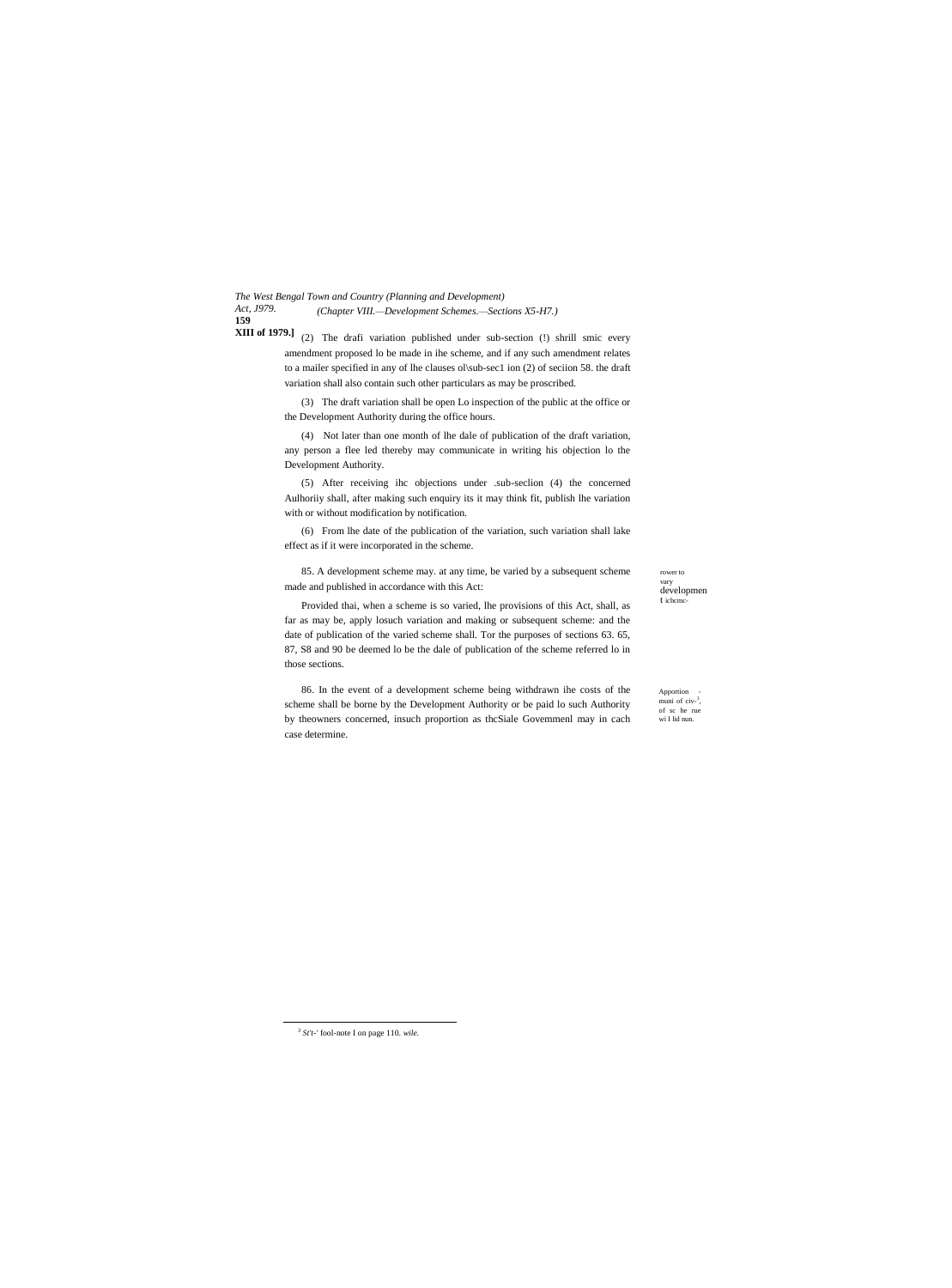(2) The drafi variation published under sub-section (!) shrill smic every amendment proposed lo be made in ihe scheme, and if any such amendment relates to a mailer specified in any of lhe clauses ol\sub-sec1 ion (2) of seciion 58. the draft variation shall also contain such other particulars as may be proscribed.

(3) The draft variation shall be open Lo inspection of the public at the office or the Development Authority during the office hours.

(4) Not later than one month of lhe dale of publication of the draft variation, any person a flee led thereby may communicate in writing his objection lo the Development Authority.

(5) After receiving ihc objections under .sub-seclion (4) the concerned Aulhoriiy shall, after making such enquiry its it may think fit, publish lhe variation with or without modification by notification.

(6) From lhe date of the publication of the variation, such variation shall lake effect as if it were incorporated in the scheme.

rower to vary developmen f ichcmc-

85. A development scheme may. at any time, be varied by a subsequent scheme made and published in accordance with this Act:

Provided thai, when a scheme is so varied, lhe provisions of this Act, shall, as far as may be, apply losuch variation and making or subsequent scheme: and the date of publication of the varied scheme shall. Tor the purposes of sections 63. 65, 87, S8 and 90 be deemed lo be the dale of publication of the scheme referred lo in those sections.

Apportion - muni of civ-[3], of sc he rue wi l lid nun.

86. In the event of a development scheme being withdrawn ihe costs of the scheme shall be borne by the Development Authority or be paid lo such Authority by theowners concerned, insuch proportion as thcSiale Govemmenl may in cach case determine.

---

[3] *St't-'* fool-note I on page 110. *wile.*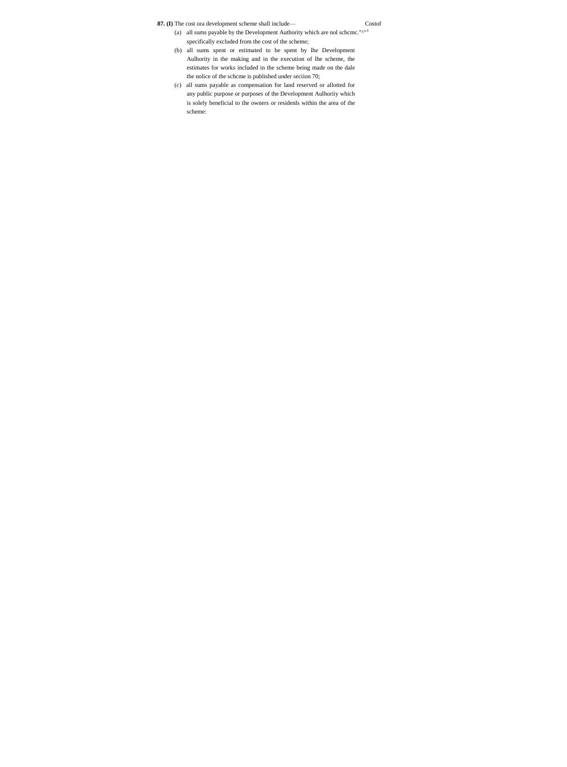**87. (I)** The cost ora development scheme shall include— Costof

(a) all sums payable by the Development Authority which are nol schcmc."^"[1] specifically excluded from the cost of the scheme;

(b) all sums spent or estimated to be spent by lhe Development Aulhority in the making and in the execution of lhe scheme, the estimates for works included in the scheme being made on the dale the nolice of the schcme is published under seciion 70;

(c) all sums payable as compensation for land reserved or allotted for any public purpose or purposes of the Development Aulhoriiy which is solely beneficial to the owners or residenls within the area of the scheme: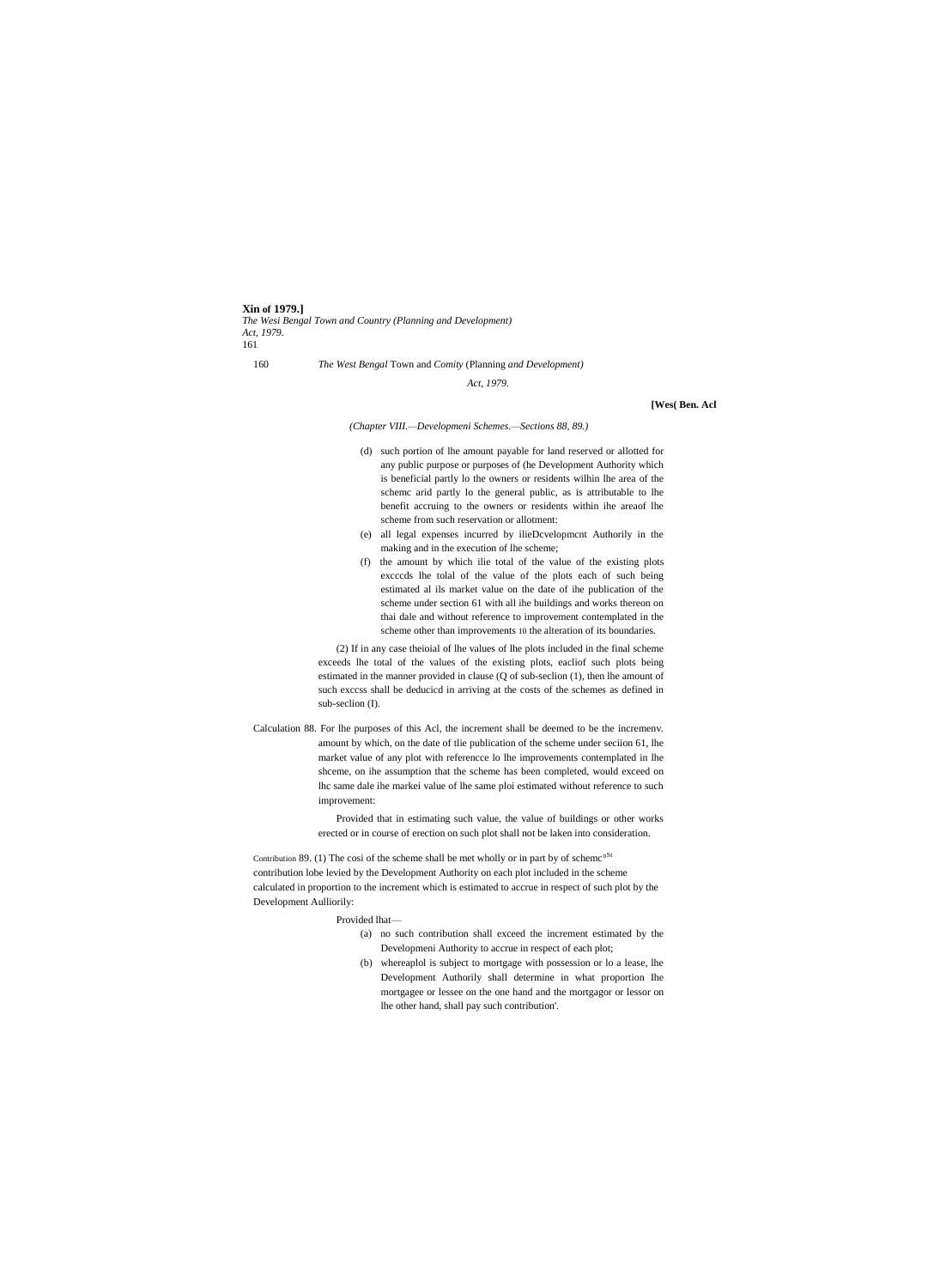*(Chapter VIII.—Developmeni Schemes.—Sections 88, 89.)*

(d) such portion of lhe amount payable for land reserved or allotted for any public purpose or purposes of (he Development Authority which is beneficial partly lo the owners or residents wilhin lhe area of the schemc arid partly lo the general public, as is attributable to lhe benefit accruing to the owners or residents within ihe areaof lhe scheme from such reservation or allotment:

(e) all legal expenses incurred by ilieDcvelopmcnt Authorily in the making and in the execution of lhe scheme;

(f) the amount by which ilie total of the value of the existing plots excccds lhe tolal of the value of the plots each of such being estimated al ils market value on the date of ihe publication of the scheme under section 61 with all ihe buildings and works thereon on thai dale and without reference to improvement contemplated in the scheme other than improvements 10 the alteration of its boundaries.

(2) If in any case theioial of lhe values of lhe plots included in the final scheme exceeds lhe total of the values of the existing plots, eacliof such plots being estimated in the manner provided in clause (Q of sub-seclion (1), then lhe amount of such exccss shall be deducicd in arriving at the costs of the schemes as defined in sub-seclion (I).

Calculation of the increment. 88. For lhe purposes of this Acl, the increment shall be deemed to be the amount by which, on the date of tlie publication of the scheme under seciion 61, lhe market value of any plot with referencce lo lhe improvements contemplated in lhe shceme, on ihe assumption that the scheme has been completed, would exceed on lhc same dale ihe markei value of lhe same ploi estimated without reference to such improvement:

Provided that in estimating such value, the value of buildings or other works erected or in course of erection on such plot shall not be laken into consideration.

Contribution 89. (1) The cosi of the scheme shall be met wholly or in part by of schemc contribution lobe levied by the Development Authority on each plot included in the scheme calculated in proportion to the increment which is estimated to accrue in respect of such plot by the Development Aulliorily:

Provided lhat—

(a) no such contribution shall exceed the increment estimated by the Developmeni Authority to accrue in respect of each plot;

(b) whereaplol is subject to mortgage with possession or lo a lease, lhe Development Authorily shall determine in what proportion Ihe mortgagee or lessee on the one hand and the mortgagor or lessor on lhe other hand, shall pay such contribution'.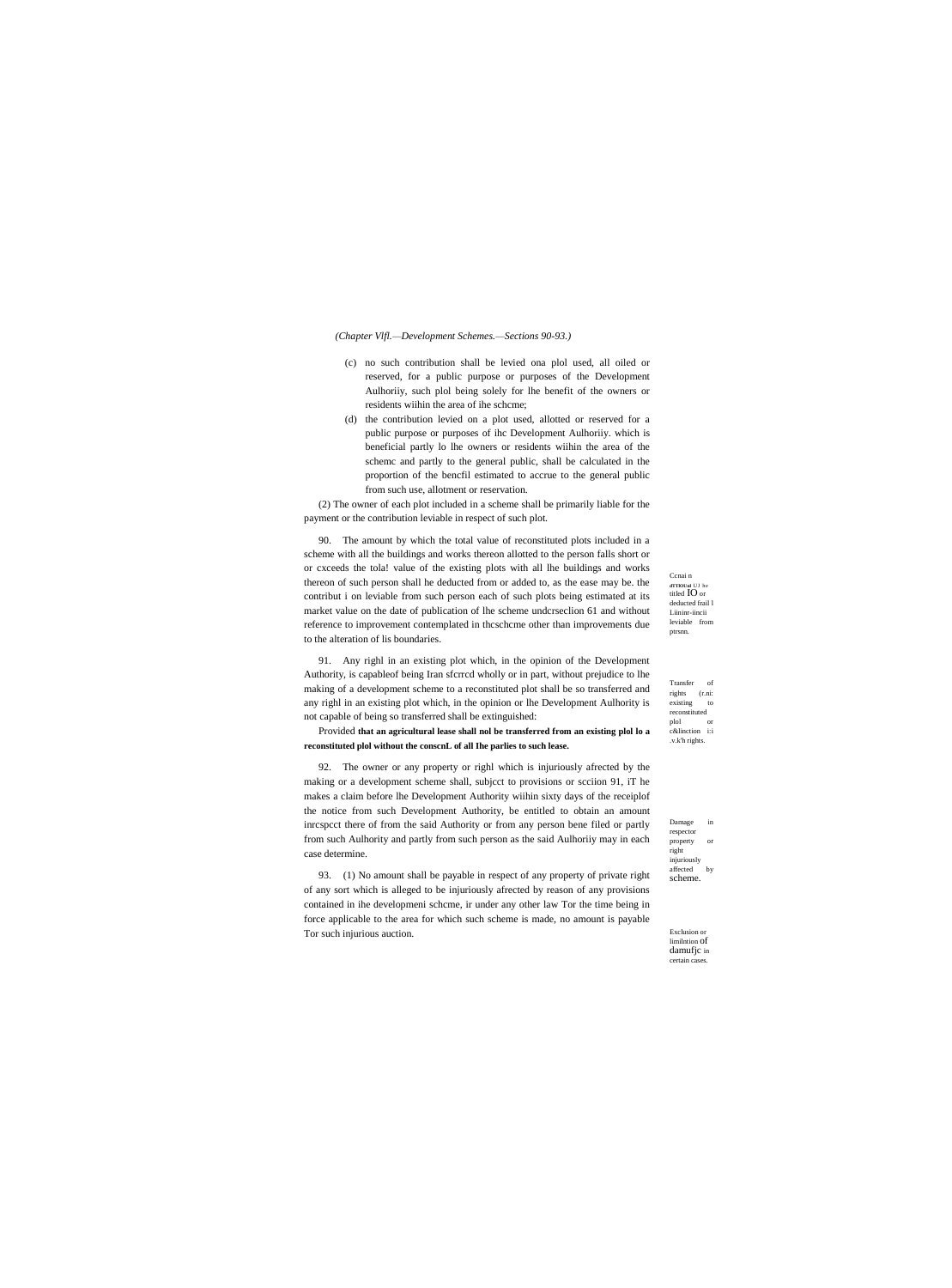*(Chapter Vlfl.—Development Schemes.—Sections 90-93.)*

(c) no such contribution shall be levied ona plol used, all oiled or reserved, for a public purpose or purposes of the Development Aulhoriiy, such plol being solely for lhe benefit of the owners or residents wiihin the area of ihe schcme;

(d) the contribution levied on a plot used, allotted or reserved for a public purpose or purposes of ihc Development Aulhoriiy. which is beneficial partly lo lhe owners or residents wiihin the area of the schemc and partly to the general public, shall be calculated in the proportion of the bencfil estimated to accrue to the general public from such use, allotment or reservation.

(2) The owner of each plot included in a scheme shall be primarily liable for the payment or the contribution leviable in respect of such plot.

Ccnai n amount to be titled IO or deducted frail l Liinitr-iincii leviable from ptrsnn.

90. The amount by which the total value of reconstituted plots included in a scheme with all the buildings and works thereon allotted to the person falls short or or cxceeds the tola! value of the existing plots with all lhe buildings and works thereon of such person shall he deducted from or added to, as the ease may be. the contribut i on leviable from such person each of such plots being estimated at its market value on the date of publication of lhe scheme undcrseclion 61 and without reference to improvement contemplated in thcschcme other than improvements due to the alteration of lis boundaries.

Transfer of rights (r.ni: existing to reconstituted plol or c&linction i:i .v.k'h rights.

91. Any righl in an existing plot which, in the opinion of the Development Authority, is capableof being Iran sfcrrcd wholly or in part, without prejudice to lhe making of a development scheme to a reconstituted plot shall be so transferred and any righl in an existing plot which, in the opinion or lhe Development Aulhority is not capable of being so transferred shall be extinguished:

Provided **that an agricultural lease shall nol be transferred from an existing plol lo a reconstituted plol without the conscnL of all Ihe parlies to such lease.**

Damage in respector property or right injuriously affected by scheme.

92. The owner or any property or righl which is injuriously afrected by the making or a development scheme shall, subjcct to provisions or scciion 91, iT he makes a claim before lhe Development Authority wiihin sixty days of the receiplof the notice from such Development Authority, be entitled to obtain an amount inrcspcct there of from the said Authority or from any person bene filed or partly from such Aulhority and partly from such person as the said Aulhoriiy may in each case determine.

Exclusion or limilntion of damufjc in certain cases.

93. (1) No amount shall be payable in respect of any property of private right of any sort which is alleged to be injuriously afrected by reason of any provisions contained in ihe developmeni schcme, ir under any other law Tor the time being in force applicable to the area for which such scheme is made, no amount is payable Tor such injurious auction.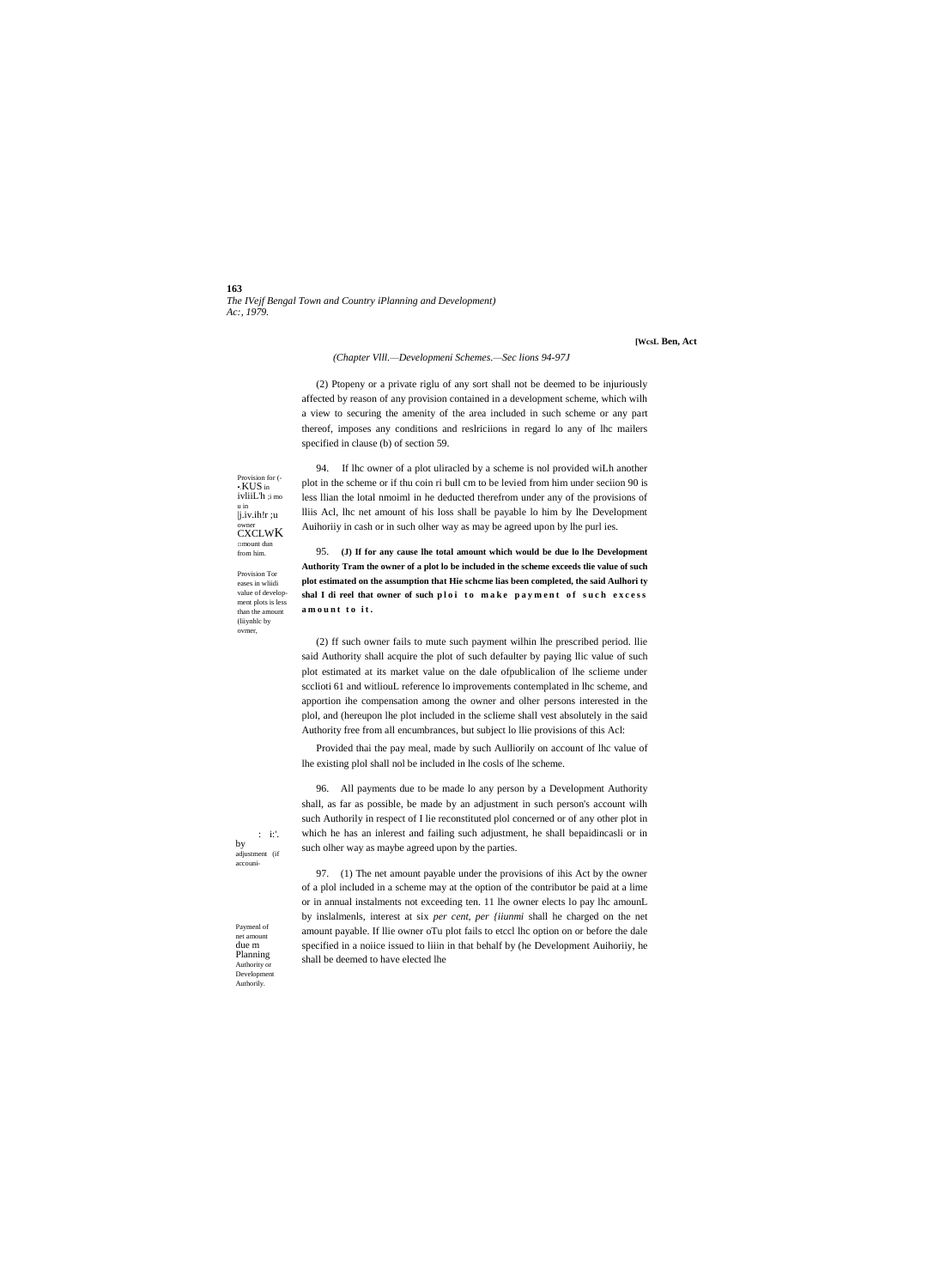(Chapter VIll.—Developmeni Schemes.—Sec lions 94-97J

(2) Ptopeny or a private riglu of any sort shall not be deemed to be injuriously affected by reason of any provision contained in a development scheme, which wilh a view to securing the amenity of the area included in such scheme or any part thereof, imposes any conditions and reslriciions in regard lo any of lhc mailers specified in clause (b) of section 59.

Provision for (-•KUS in ivliiL'h ;i mo u in |j.iv.ih!r ;u owner CXCLWK □mount dun from him.

94. If lhc owner of a plot uliracled by a scheme is nol provided wiLh another plot in the scheme or if thu coin ri bull cm to be levied from him under seciion 90 is less llian the lotal nmoiml in he deducted therefrom under any of the provisions of lliis Acl, lhc net amount of his loss shall be payable lo him by lhe Development Auihoriiy in cash or in such olher way as may be agreed upon by lhe purl ies.

Provision Tor eases in wliidi value of develop-ment plots is less than the amount (liiynhlc by ovmer,

95. **(J) If for any cause lhe total amount which would be due lo lhe Development Authority Tram the owner of a plot lo be included in the scheme exceeds tlie value of such plot estimated on the assumption that Hie schcme lias been completed, the said Aulhori ty shal I di reel that owner of such ploi to make payment of such excess amount to it.**

(2) ff such owner fails to mute such payment wilhin lhe prescribed period. llie said Authority shall acquire the plot of such defaulter by paying llic value of such plot estimated at its market value on the dale ofpublicalion of lhe sclieme under scclioti 61 and witliouL reference lo improvements contemplated in lhc scheme, and apportion ihe compensation among the owner and olher persons interested in the plol, and (hereupon lhe plot included in the sclieme shall vest absolutely in the said Authority free from all encumbrances, but subject lo llie provisions of this Acl:

Provided thai the pay meal, made by such Aulliorily on account of lhc value of lhe existing plol shall nol be included in lhe cosls of lhe scheme.

: i:'. by adjustment (if accouni-

96. All payments due to be made lo any person by a Development Authority shall, as far as possible, be made by an adjustment in such person's account wilh such Authorily in respect of I lie reconstituted plol concerned or of any other plot in which he has an inlerest and failing such adjustment, he shall bepaidincasli or in such olher way as maybe agreed upon by the parties.

Paymenl of net amount due m Planning Authority or Development Authorily.

97. (1) The net amount payable under the provisions of ihis Act by the owner of a plol included in a scheme may at the option of the contributor be paid at a lime or in annual instalments not exceeding ten. 11 lhe owner elects lo pay lhc amounL by inslalmenls, interest at six *per cent, per {iiunmi* shall he charged on the net amount payable. If llie owner oTu plot fails to etccl lhc option on or before the dale specified in a noiice issued to liiin in that behalf by (he Development Auihoriiy, he shall be deemed to have elected lhe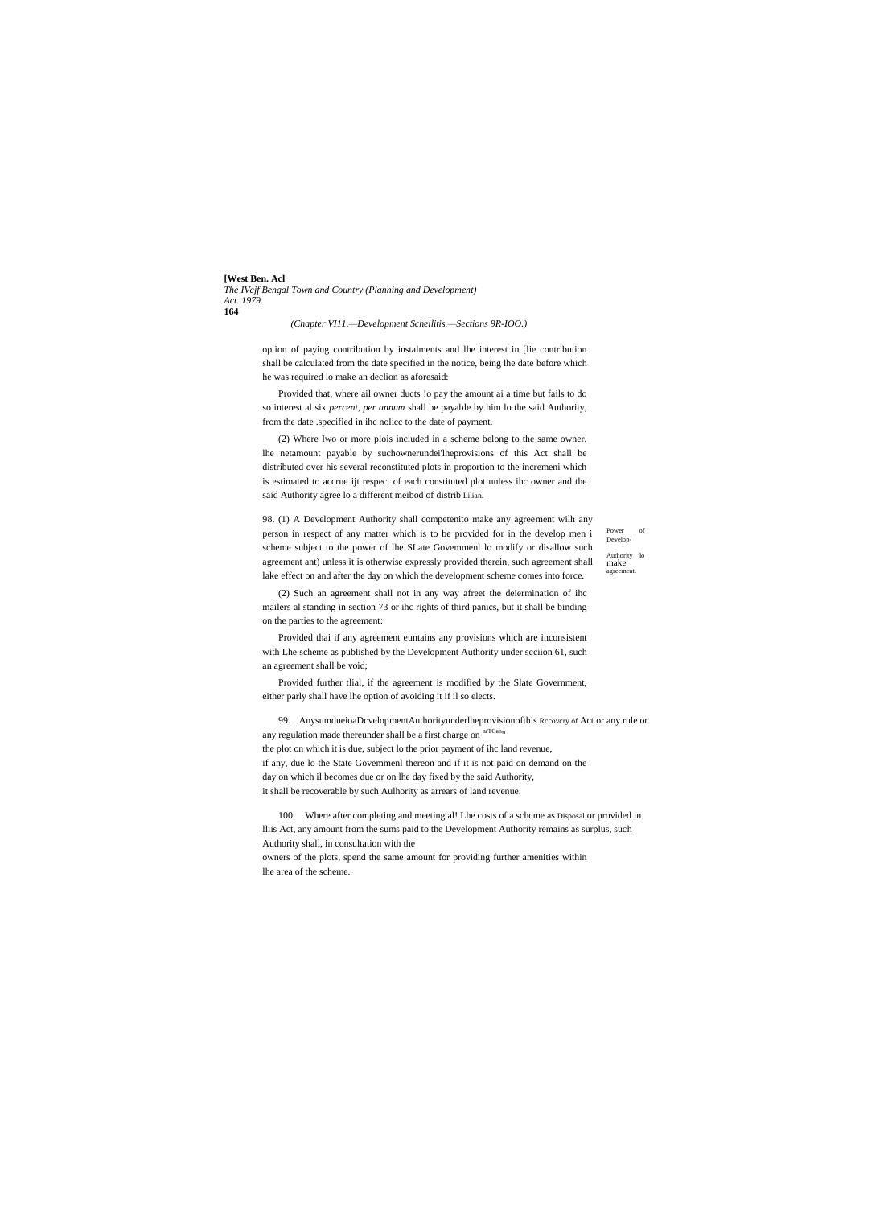(Chapter VI11.—Development Scheilitis.—Sections 9R-IOO.)

option of paying contribution by instalments and lhe interest in [lie contribution shall be calculated from the date specified in the notice, being lhe date before which he was required lo make an declion as aforesaid:

Provided that, where ail owner ducts !o pay the amount ai a time but fails to do so interest al six *percent, per annum* shall be payable by him lo the said Authority, from the date .specified in ihc nolicc to the date of payment.

(2) Where Iwo or more plois included in a scheme belong to the same owner, lhe netamount payable by suchownerundei'lheprovisions of this Act shall be distributed over his several reconstituted plots in proportion to the incremeni which is estimated to accrue ijt respect of each constituted plot unless ihc owner and the said Authority agree lo a different meibod of distrib Lilian.

Power of Develop-Authority lo make agreement.

98. (1) A Development Authority shall competenito make any agreement wilh any person in respect of any matter which is to be provided for in the develop men i scheme subject to the power of lhe SLate Govemmenl lo modify or disallow such agreement ant) unless it is otherwise expressly provided therein, such agreement shall lake effect on and after the day on which the development scheme comes into force.

(2) Such an agreement shall not in any way afreet the deiermination of ihc mailers al standing in section 73 or ihc rights of third panics, but it shall be binding on the parties to the agreement:

Provided thai if any agreement euntains any provisions which are inconsistent with Lhe scheme as published by the Development Authority under scciion 61, such an agreement shall be void;

Provided further tlial, if the agreement is modified by the Slate Government, either parly shall have lhe option of avoiding it if il so elects.

Rccovcry of nrTCas

99. AnysumdueioaDcvelopmentAuthorityunderlheprovisionofthis Act or any rule or any regulation made thereunder shall be a first charge on the plot on which it is due, subject lo the prior payment of ihc land revenue, if any, due lo the State Govemmenl thereon and if it is not paid on demand on the day on which il becomes due or on lhe day fixed by the said Authority, it shall be recoverable by such Aulhority as arrears of land revenue.

Disposal

100. Where after completing and meeting al! Lhe costs of a schcme as provided in lliis Act, any amount from the sums paid to the Development Authority remains as surplus, such Authority shall, in consultation with the owners of the plots, spend the same amount for providing further amenities within lhe area of the scheme.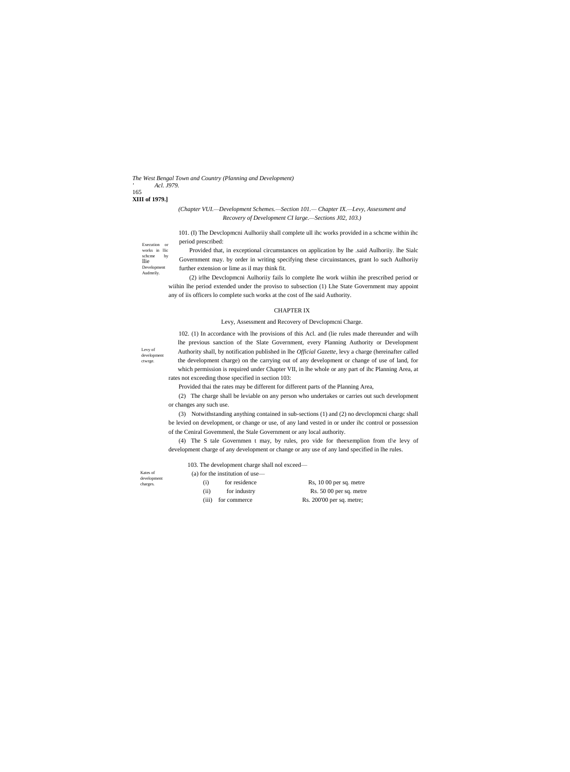*(Chapter VUI.—Development Schemes.—Section 101.— Chapter IX.—Levy, Assessment and Recovery of Development CI large.—Sections J02, 103.)*

Execution or works in llic schcme hy llie Development Audmrily.

101. (I) The Devclopmcni Aulhoriiy shall complete ull ihc works provided in a schcme within ihc period prescribed:

Provided that, in exceptional circumstances on application by lhe .said Aulhoriiy. lhe Sialc Government may. by order in writing specifying these circuinstances, grant lo such Aulhoriiy further extension or lime as il may think fit.

(2) irlhe Devclopmcni Aulhoriiy fails lo complete lhe work wiihin ihe prescribed period or wiihin lhe period extended under the proviso to subsection (1) Lhe State Government may appoint any of iis officers lo complete such works at the cost of Ihe said Authority.

## CHAPTER IX

### Levy, Assessment and Recovery of Devclopmcni Charge.

Levy of development ctwrge.

102. (1) In accordance with lhe provisions of this Acl. and (lie rules made thereunder and wilh lhe previous sanction of the Slate Government, every Planning Authority or Development Authority shall, by notification published in lhe *Official Gazette*, levy a charge (hereinafter called the development charge) on the carrying out of any development or change of use of land, for which permission is required under Chapter VII, in lhe whole or any part of ihc Planning Area, at rates not exceeding those specified in section 103:

Provided thai the rates may be different for different parts of the Planning Area,

(2) The charge shall be leviable on any person who undertakes or carries out such development or changes any such use.

(3) Notwithstanding anything contained in sub-sections (1) and (2) no devclopmcni chargc shall be levied on development, or change or use, of any land vested in or under ihc control or possession of the Ceniral Govemmenl, the Stale Government or any local authority.

(4) The S tale Governmen t may, by rules, pro vide for theexemplion from tl\e levy of development charge of any development or change or any use of any land specified in lhe rules.

Kates of development charges.

103. The development charge shall nol exceed—

(a) for the institution of use—

(i) for residence — Rs, 10 00 per sq. metre

(ii) for industry — Rs. 50 00 per sq. metre

(iii) for commerce — Rs. 200'00 per sq. metre;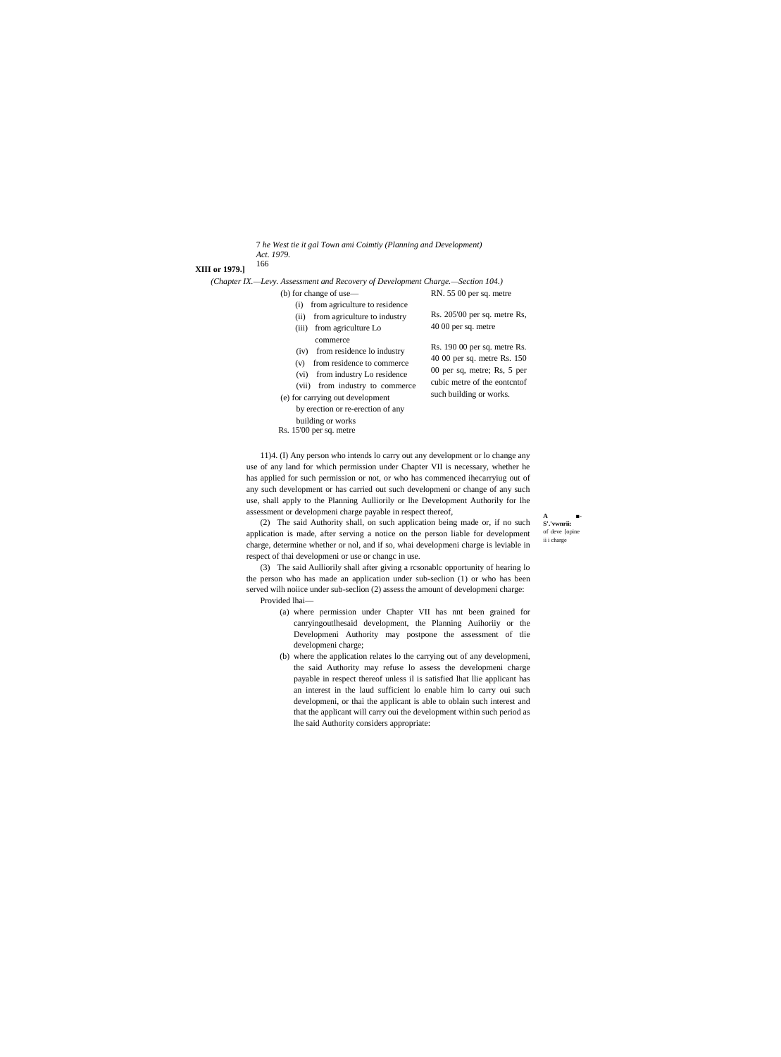(Chapter IX.—Levy. Assessment and Recovery of Development Charge.—Section 104.)

(b) for change of use—

(i) from agriculture to residence

(ii) from agriculture to industry

(iii) from agriculture Lo commerce

(iv) from residence lo industry

(v) from residence to commerce

(vi) from industry Lo residence

(vii) from industry to commerce

(e) for carrying out development by erection or re-erection of any building or works

Rs. 15'00 per sq. metre

RN. 55 00 per sq. metre

Rs. 205'00 per sq. metre Rs, 40 00 per sq. metre

Rs. 190 00 per sq. metre Rs. 40 00 per sq. metre Rs. 150 00 per sq, metre; Rs, 5 per cubic metre of the eontcntof such building or works.

A ■- S'.'vwnrii: of deve [opine ii i charge

11)4. (I) Any person who intends lo carry out any development or lo change any use of any land for which permission under Chapter VII is necessary, whether he has applied for such permission or not, or who has commenced ihecarryiug out of any such development or has carried out such developmeni or change of any such use, shall apply to the Planning Aulliorily or lhe Development Authorily for lhe assessment or developmeni charge payable in respect thereof,

(2) The said Authority shall, on such application being made or, if no such application is made, after serving a notice on the person liable for development charge, determine whether or nol, and if so, whai developmeni charge is leviable in respect of thai developmeni or use or changc in use.

(3) The said Aulliorily shall after giving a rcsonablc opportunity of hearing lo the person who has made an application under sub-seclion (1) or who has been served wilh noiice under sub-seclion (2) assess the amount of developmeni charge:

Provided lhai—

(a) where permission under Chapter VII has nnt been grained for canryingoutlhesaid development, the Planning Auihoriiy or the Developmeni Authority may postpone the assessment of tlie developmeni charge;

(b) where the application relates lo the carrying out of any developmeni, the said Authority may refuse lo assess the developmeni charge payable in respect thereof unless il is satisfied lhat llie applicant has an interest in the laud sufficient lo enable him lo carry oui such developmeni, or thai the applicant is able to oblain such interest and that the applicant will carry oui the development within such period as lhe said Authority considers appropriate: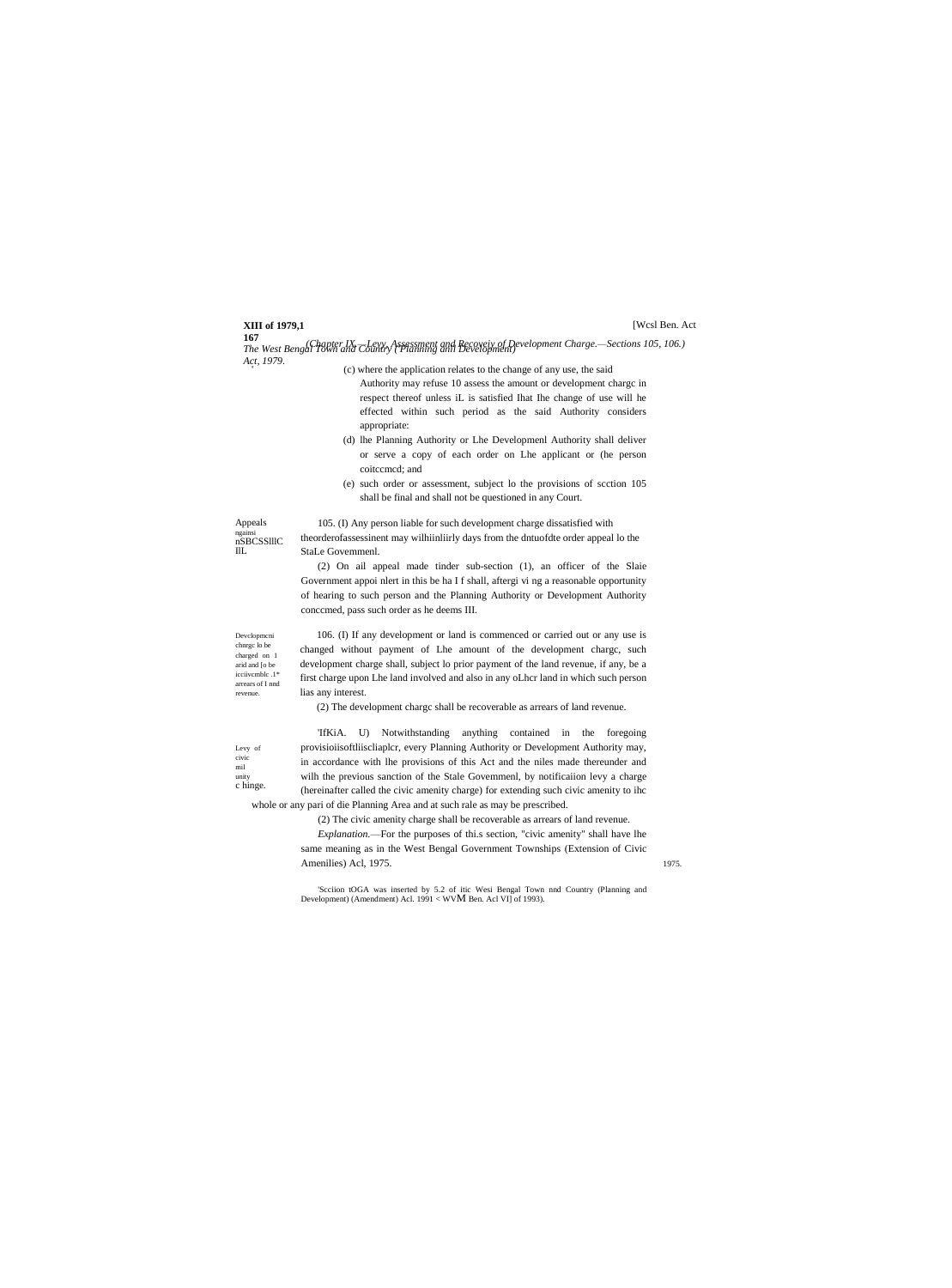(c) where the application relates to the change of any use, the said Authority may refuse 10 assess the amount or development chargc in respect thereof unless iL is satisfied Ihat Ihe change of use will he effected within such period as the said Authority considers appropriate:

(d) lhe Planning Authority or Lhe Developmenl Authority shall deliver or serve a copy of each order on Lhe applicant or (he person coitccmcd; and

(e) such order or assessment, subject lo the provisions of scction 105 shall be final and shall not be questioned in any Court.

Appeals ngainsi nSBCSSlllC llL

105. (I) Any person liable for such development charge dissatisfied with theorderofassessinent may wilhiinliirly days from the dntuofdte order appeal lo the StaLe Govemmenl.

(2) On ail appeal made tinder sub-section (1), an officer of the Slaie Government appoi nlert in this be ha I f shall, aftergi vi ng a reasonable opportunity of hearing to such person and the Planning Authority or Development Authority conccmed, pass such order as he deems III.

Devclopmcni chnrgc lo be charged on 1 arid and [o be icciivcmblc .1* arrears of I nnd revenue.

106. (I) If any development or land is commenced or carried out or any use is changed without payment of Lhe amount of the development chargc, such development charge shall, subject lo prior payment of the land revenue, if any, be a first charge upon Lhe land involved and also in any oLhcr land in which such person lias any interest.

(2) The development chargc shall be recoverable as arrears of land revenue.

Levy of civic mil unity c hinge.

'IfKiA. U) Notwithstanding anything contained in the foregoing provisioiisoftliiscliaplcr, every Planning Authority or Development Authority may, in accordance with lhe provisions of this Act and the niles made thereunder and wilh the previous sanction of the Stale Govemmenl, by notificaiion levy a charge (hereinafter called the civic amenity charge) for extending such civic amenity to ihc whole or any pari of die Planning Area and at such rale as may be prescribed.

(2) The civic amenity charge shall be recoverable as arrears of land revenue.

*Explanation.*—For the purposes of thi.s section, "civic amenity" shall have lhe same meaning as in the West Bengal Government Townships (Extension of Civic Amenilies) Acl, 1975.

1975.

'Scciion tOGA was inserted by 5.2 of itic Wesi Bengal Town nnd Country (Planning and Development) (Amendment) Acl. 1991 < WVM Ben. Acl VI] of 1993).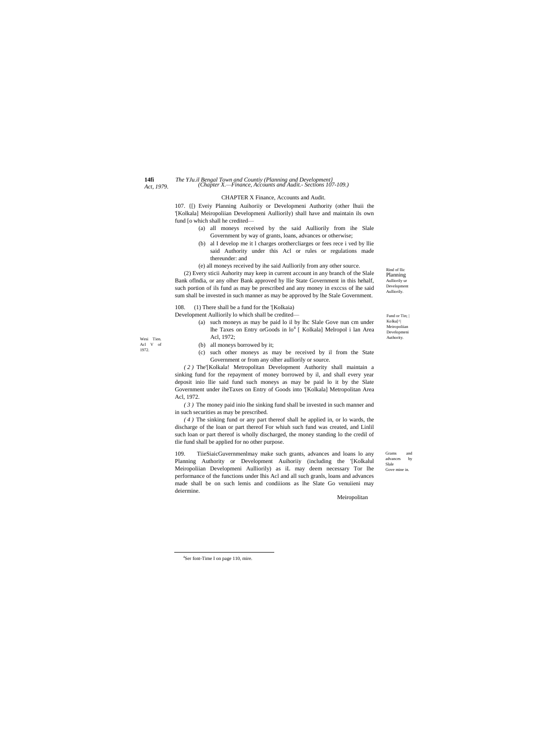CHAPTER X Finance, Accounts and Audit.

Rind of llic Planning Aulliorily ur Development Aulliorily.

107. {[) Eveiy Planning Auihoriiy or Developmeni Authority (other lhuii the '[Kolkala] Meiropoliian Developmeni Aulliorily) shall have and maintain ils own fund [o which shall he credited—

(a) all moneys received by the said Aulliorily from ihe Slale Government by way of grants, loans, advances or otherwise;

(b) al I develop me it l charges orothercliarges or fees rece i ved by llie said Authority under this Acl or rules or regulations made thereunder: and

(e) all moneys received by ihe said Aulliorily from any other source.

(2) Every sticii Auhority may keep in current account in any branch of the Slale Bank oflndia, or any olher Bank approved hy llie State Government in this hehalf, such portion of ils fund as may be prescribed and any money in exccss of lhe said sum shall be invested in such manner as may be approved by lhe Stale Government.

Fund or Tin; | Kolku[^| Meiropoliian Developmeni Authority.

108. (1) There shall be a fund for the '[Kolkaia) Development Aulliorily lo which shall be credited—

Wesi Tien. Acl V of 1972.

(a) such moneys as may be paid lo il by lhc Slale Gove nun cm under lhe Taxes on Entry orGoods in lo[4] [ Kolkala] Melropol i lan Area Acl, 1972;

(b) all moneys borrowed by it;

(c) such other moneys as may be received by il from the State Government or from any olher aulliorily or source.

*( 2 )* The'[Kolkala! Metropolitan Development Authority shall maintain a sinking fund for the repayment of money borrowed by il, and shall every year deposit inio llie said fund such moneys as may be paid lo it by the Slate Government under iheTaxes on Entry of Goods into '[Kolkala] Metropolitan Area Acl, 1972.

*( 3 )* The money paid inio Ihe sinking fund shall be invested in such manner and in such securities as may be prescribed.

*( 4 )* The sinking fund or any part thereof shall he applied in, or lo wards, the discharge of the loan or part thereof For whiuh such fund was created, and Linlil such loan or part thereof is wholly discharged, the money standing lo the credil of tlie fund shall be applied for no other purpose.

Grams and advances by Slale Gove mine in.

109. TiieSiaicGuvernmenlmay make such grants, advances and loans lo any Planning Authority or Development Auihoriiy (including the '[Kolkalul Meiropoliian Developmeni Aulliorily) as iL may deem necessary Tor lhe performance of the functions under Ihis Acl and all such granls, loans and advances made shall be on such lemis and condiiions as lhe Slate Go venuiieni may deiermine.

Meiropolitan

[4]Ser font-Time I on page 110, mire.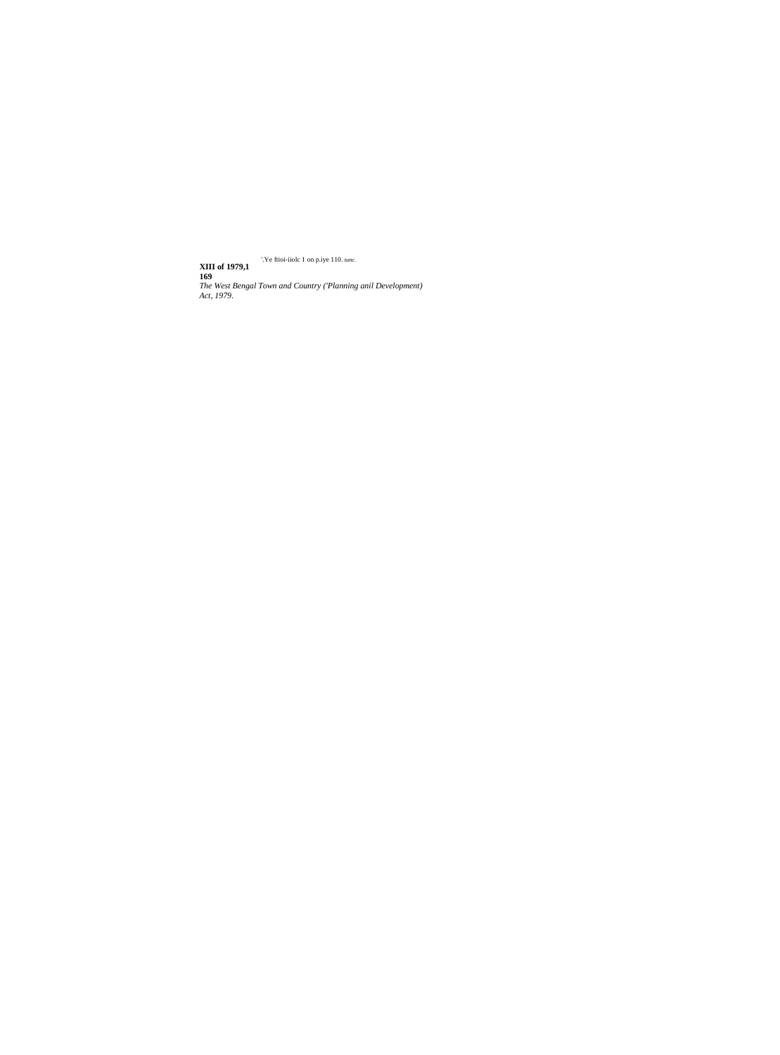'.Ye ftioi-iiolc 1 on p.iye 110. *tunc.*

**XIII of 1979,1**
**169**

*The West Bengal Town and Country ('Planning anil Development) Act, 1979.*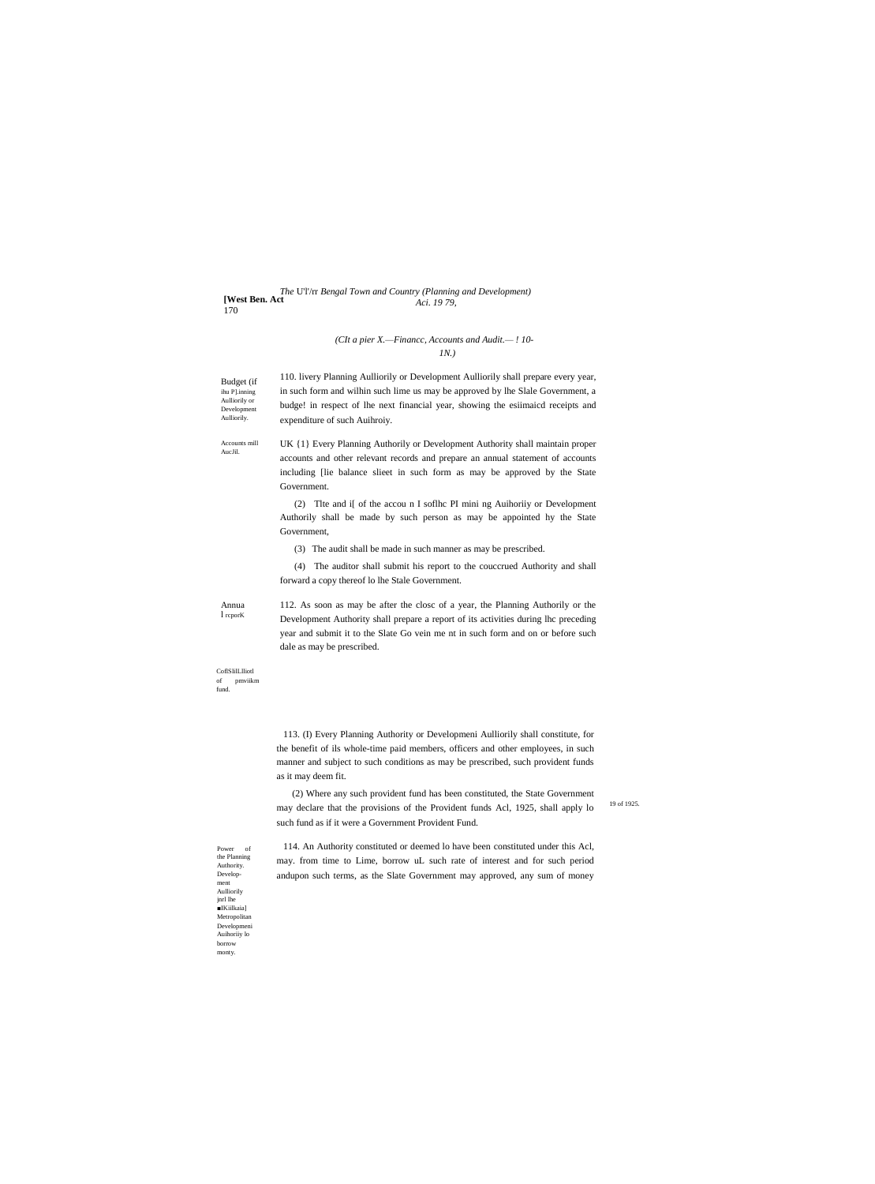*(Chapter X.—Finance, Accounts and Audit.— ! 10-1N.)*

Budget (if ihu P].inning Aulliorily or Development Aulliorily.

110. livery Planning Aulliorily or Development Aulliorily shall prepare every year, in such form and wilhin such lime us may be approved by lhe Slale Government, a budge! in respect of lhe next financial year, showing the esiimaicd receipts and expenditure of such Auihroiy.

Accounts mill AucJil.

UK {1} Every Planning Authorily or Development Authority shall maintain proper accounts and other relevant records and prepare an annual statement of accounts including [lie balance slieet in such form as may be approved by the State Government.

(2) Tlte and i[ of the accou n I soflhc PI mini ng Auihoriiy or Development Authorily shall be made by such person as may be appointed hy the State Government,

(3) The audit shall be made in such manner as may be prescribed.

(4) The auditor shall submit his report to the couccrued Authority and shall forward a copy thereof lo lhe Stale Government.

Annual rcporK

112. As soon as may be after the closc of a year, the Planning Authorily or the Development Authority shall prepare a report of its activities during lhc preceding year and submit it to the Slate Go vein me nt in such form and on or before such dale as may be prescribed.

CoflSlilLlliotl of pmviikm fund.

113. (I) Every Planning Authority or Developmeni Aulliorily shall constitute, for the benefit of ils whole-time paid members, officers and other employees, in such manner and subject to such conditions as may be prescribed, such provident funds as it may deem fit.

(2) Where any such provident fund has been constituted, the State Government may declare that the provisions of the Provident funds Acl, 1925, shall apply lo such fund as if it were a Government Provident Fund.

19 of 1925.

Power of the Planning Authority. Development Aulliorily jnrl lhe ■IKiilkaia] Metropolitan Developmeni Auihoriiy lo borrow monty.

114. An Authority constituted or deemed lo have been constituted under this Acl, may. from time to Lime, borrow uL such rate of interest and for such period andupon such terms, as the Slate Government may approved, any sum of money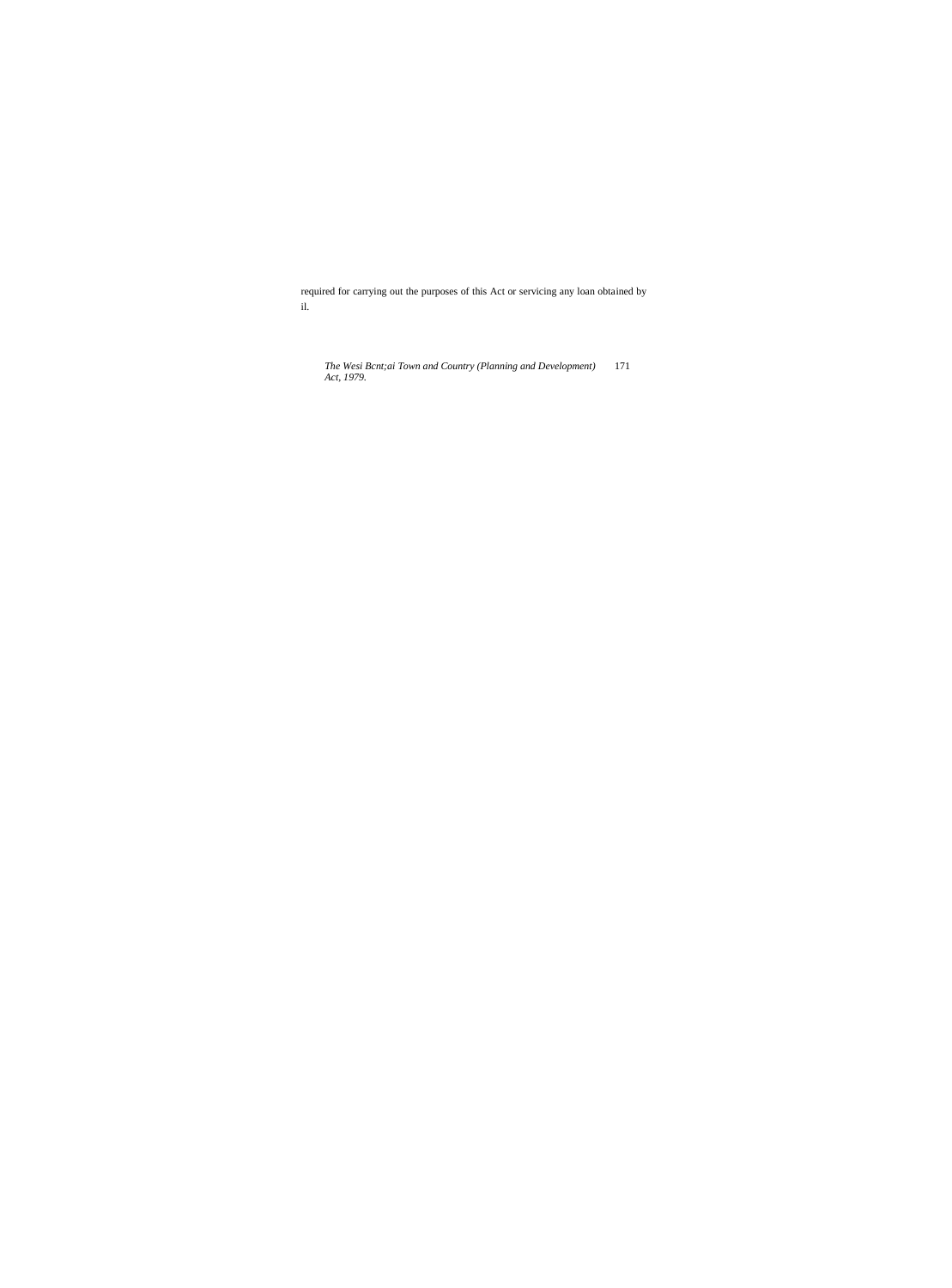required for carrying out the purposes of this Act or servicing any loan obtained by il.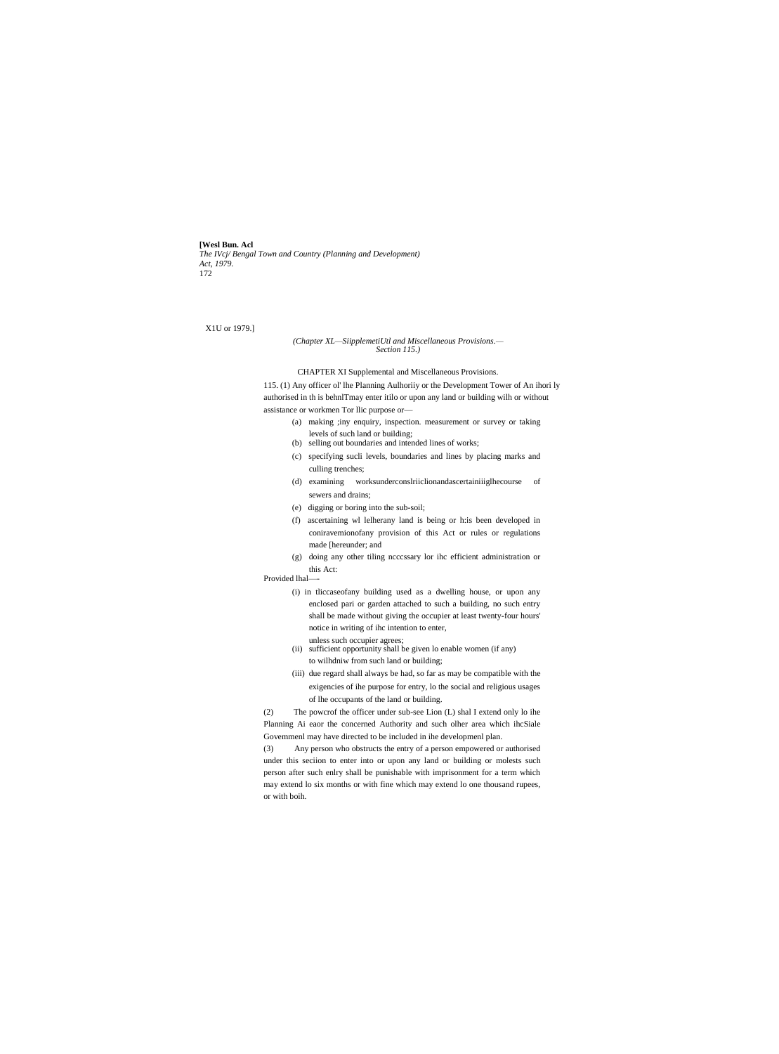(Chapter XL—SiipplemetiUtl and Miscellaneous Provisions.— Section 115.)

CHAPTER XI Supplemental and Miscellaneous Provisions.

115. (1) Any officer ol' lhe Planning Aulhoriiy or the Development Tower of An ihori ly authorised in th is behnlTmay enter itilo or upon any land or building wilh or without assistance or workmen Tor llic purpose or—

(a) making ;iny enquiry, inspection. measurement or survey or taking levels of such land or building;

(b) selling out boundaries and intended lines of works;

(c) specifying sucli levels, boundaries and lines by placing marks and culling trenches;

(d) examining worksunderconslriiclionandascertainiiiglhecourse of sewers and drains;

(e) digging or boring into the sub-soil;

(f) ascertaining wl lelherany land is being or h:is been developed in coniravemionofany provision of this Act or rules or regulations made [hereunder; and

(g) doing any other tiling ncccssary lor ihc efficient administration or this Act:

Provided lhal—

(i) in tliccaseofany building used as a dwelling house, or upon any enclosed pari or garden attached to such a building, no such entry shall be made without giving the occupier at least twenty-four hours' notice in writing of ihc intention to enter, unless such occupier agrees;

(ii) sufficient opportunity shall be given lo enable women (if any) to wilhdniw from such land or building;

(iii) due regard shall always be had, so far as may be compatible with the exigencies of ihe purpose for entry, lo the social and religious usages of lhe occupants of the land or building.

(2) The powcrof the officer under sub-see Lion (L) shal I extend only lo ihe Planning Ai eaor the concerned Authority and such olher area which ihcSiale Govemmenl may have directed to be included in ihe developmenl plan.

(3) Any person who obstructs the entry of a person empowered or authorised under this seciion to enter into or upon any land or building or molests such person after such enlry shall be punishable with imprisonment for a term which may extend lo six months or with fine which may extend lo one thousand rupees, or with boih.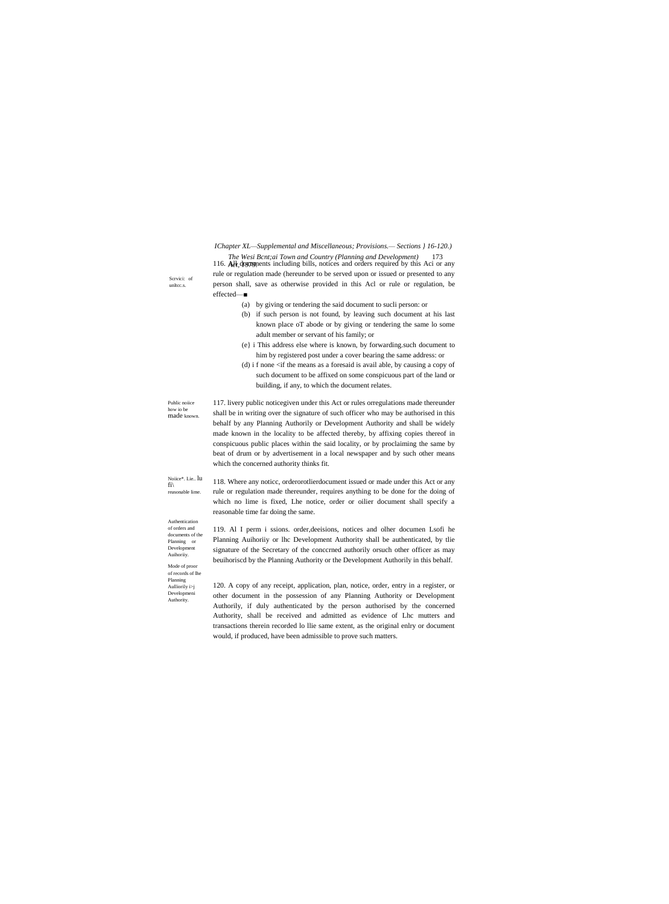*Chapter XL—Supplemental and Miscellaneous; Provisions.— Sections } 16-120.)*

Scrvici: of unltcc.s.

116. All documents including bills, notices and orders required by this Aci or any rule or regulation made (hereunder to be served upon or issued or presented to any person shall, save as otherwise provided in this Acl or rule or regulation, be effected—■

(a) by giving or tendering the said document to sucli person: or

(b) if such person is not found, by leaving such document at his last known place oT abode or by giving or tendering the same lo some adult member or servant of his family; or

(e} i This address else where is known, by forwarding.such document to him by registered post under a cover bearing the same address: or

(d) i f none <if the means as a foresaid is avail able, by causing a copy of such document to be affixed on some conspicuous part of the land or building, if any, to which the document relates.

Public noiice how io be made known.

117. livery public noticegiven under this Act or rules orregulations made thereunder shall be in writing over the signature of such officer who may be authorised in this behalf by any Planning Authorily or Development Authority and shall be widely made known in the locality to be affected thereby, by affixing copies thereof in conspicuous public places within the said locality, or by proclaiming the same by beat of drum or by advertisement in a local newspaper and by such other means which the concerned authority thinks fit.

Noiice*. Lie.. lu fi\ reasonable lime.

118. Where any noticc, orderorotlierdocument issued or made under this Act or any rule or regulation made thereunder, requires anything to be done for the doing of which no lime is fixed, Lhe notice, order or oilier document shall specify a reasonable time far doing the same.

Authentication of orders and documents of the Planning or Development Auihoriiy.

119. Al I perm i ssions. order,deeisions, notices and olher documen Lsofi he Planning Auihoriiy or lhc Development Authority shall be authenticated, by tlie signature of the Secretary of the conccrned authorily orsuch other officer as may beuihoriscd by the Planning Authority or the Development Authorily in this behalf.

Mode of proor of records of lhe Planning Aulliorily i>j Developmeni Authority.

120. A copy of any receipt, application, plan, notice, order, entry in a register, or other document in the possession of any Planning Authority or Development Authorily, if duly authenticated by the person authorised by the concerned Authority, shall be received and admitted as evidence of Lhc mutters and transactions therein recorded lo llie same extent, as the original enlry or document would, if produced, have been admissible to prove such matters.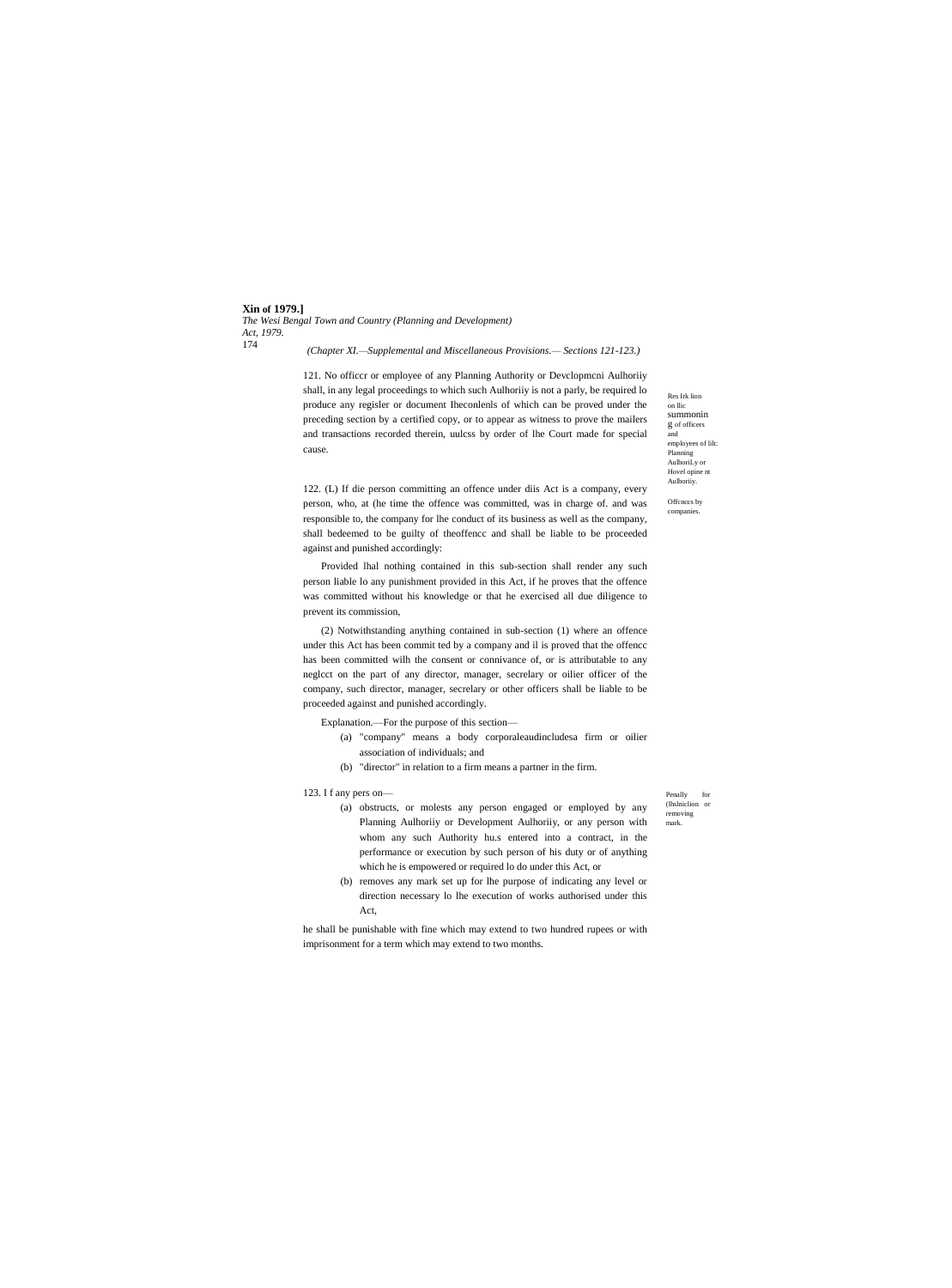(Chapter XI.—Supplemental and Miscellaneous Provisions.— Sections 121-123.)

Res Irk lion on llic summonin g of officers and employees of lilt: Planning AulhoriLy or Hovel opine nt Aulhoriiy.

121. No officcr or employee of any Planning Authority or Devclopmcni Aulhoriiy shall, in any legal proceedings to which such Aulhoriiy is not a parly, be required lo produce any regisler or document Iheconlenls of which can be proved under the preceding section by a certified copy, or to appear as witness to prove the mailers and transactions recorded therein, uulcss by order of lhe Court made for special cause.

Offcnccs by companies.

122. (L) If die person committing an offence under diis Act is a company, every person, who, at (he time the offence was committed, was in charge of. and was responsible to, the company for lhe conduct of its business as well as the company, shall bedeemed to be guilty of theoffencc and shall be liable to be proceeded against and punished accordingly:

Provided lhal nothing contained in this sub-section shall render any such person liable lo any punishment provided in this Act, if he proves that the offence was committed without his knowledge or that he exercised all due diligence to prevent its commission,

(2) Notwithstanding anything contained in sub-section (1) where an offence under this Act has been commit ted by a company and il is proved that the offencc has been committed wilh the consent or connivance of, or is attributable to any neglcct on the part of any director, manager, secrelary or oilier officer of the company, such director, manager, secrelary or other officers shall be liable to be proceeded against and punished accordingly.

Explanation.—For the purpose of this section—

(a) "company" means a body corporaleaudincludesa firm or oilier association of individuals; and

(b) "director" in relation to a firm means a partner in the firm.

Penally for (lhslniclion or removing mark.

123. I f any pers on—

(a) obstructs, or molests any person engaged or employed by any Planning Aulhoriiy or Development Aulhoriiy, or any person with whom any such Authority hu.s entered into a contract, in the performance or execution by such person of his duty or of anything which he is empowered or required lo do under this Act, or

(b) removes any mark set up for lhe purpose of indicating any level or direction necessary lo lhe execution of works authorised under this Act,

he shall be punishable with fine which may extend to two hundred rupees or with imprisonment for a term which may extend to two months.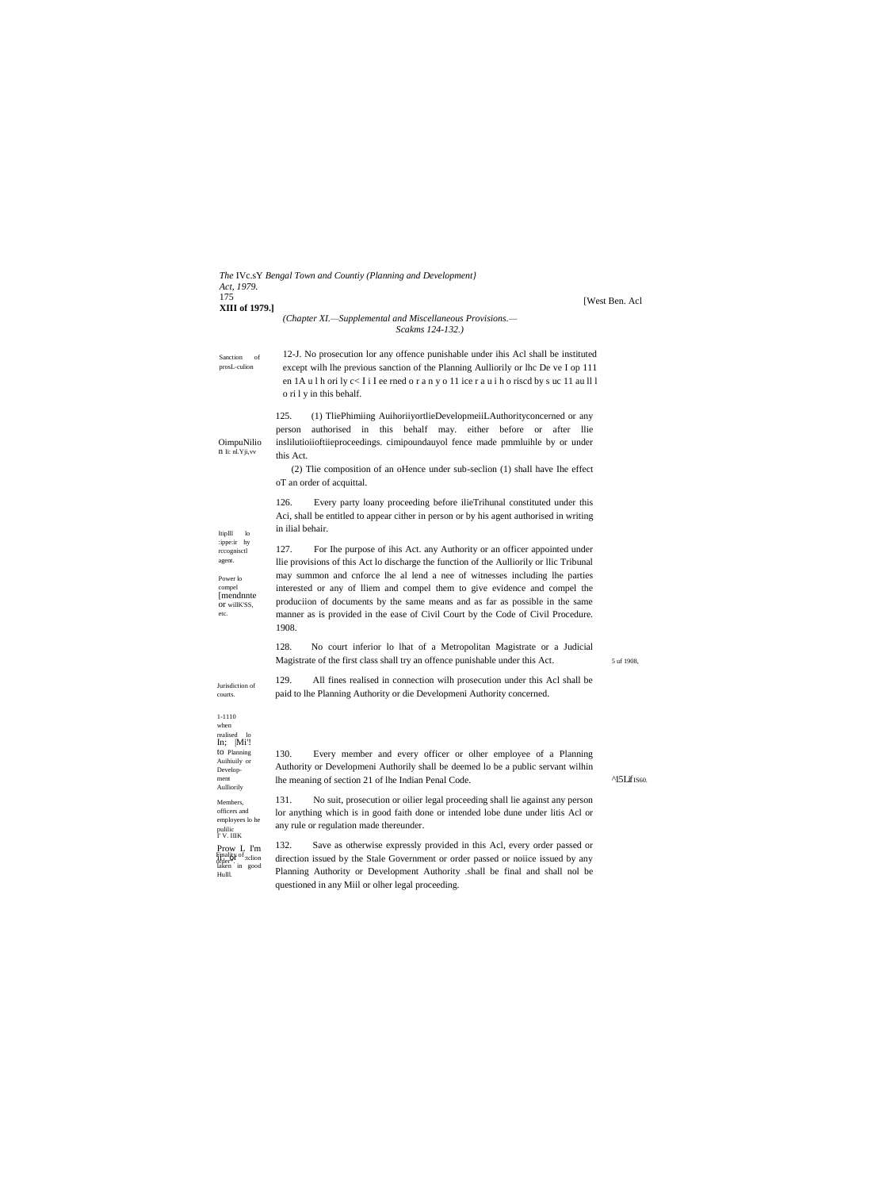*(Chapter XI.—Supplemental and Miscellaneous Provisions.—Scakms 124-132.)*

Sanction of prosL-culion

12-J. No prosecution lor any offence punishable under ihis Acl shall be instituted except wilh lhe previous sanction of the Planning Aulliorily or lhc De ve I op 111 en 1A u l h ori ly c< I i I ee rned o r a n y o 11 ice r a u i h o riscd by s uc 11 au ll l o ri l y in this behalf.

OimpuNilion Ii: nl.Yji,vv

125. (1) TliePhimiing AuihoriiyortlieDevelopmeiiLAuthorityconcerned or any person authorised in this behalf may. either before or after llie inslilutioiioftiieproceedings. cimipoundauyol fence made pmmluihle by or under this Act.

(2) Tlie composition of an oHence under sub-seclion (1) shall have Ihe effect oT an order of acquittal.

Itiplll lo :ippe:ir hy rccognisctl agent.

126. Every party loany proceeding before ilieTrihunal constituted under this Aci, shall be entitled to appear cither in person or by his agent authorised in writing in ilial behair.

Power lo compel [mendnnte or willK'SS, etc.

127. For Ihe purpose of ihis Act. any Authority or an officer appointed under llie provisions of this Act lo discharge the function of the Aulliorily or llic Tribunal may summon and cnforce lhe al lend a nee of witnesses including lhe parties interested or any of lliem and compel them to give evidence and compel the produciion of documents by the same means and as far as possible in the same manner as is provided in the ease of Civil Court by the Code of Civil Procedure. 1908.

5 uf 1908,

Jurisdiction of courts.

128. No court inferior lo lhat of a Metropolitan Magistrate or a Judicial Magistrate of the first class shall try an offence punishable under this Act.

1-1110 when realised lo In; |Mi'! to Planning Auihiuily or Develop-ment Aulliorily

129. All fines realised in connection wilh prosecution under this Acl shall be paid to lhe Planning Authority or die Developmeni Authority concerned.

Members, officers and employees lo he pulilic l' V. lllK

^l5Lif IS60.

130. Every member and every officer or olher employee of a Planning Authority or Developmeni Authorily shall be deemed lo be a public servant wilhin lhe meaning of section 21 of lhe Indian Penal Code.

Prow I, I'm ii. :tclion laken in good Hulll.

131. No suit, prosecution or oilier legal proceeding shall lie against any person lor anything which is in good faith done or intended lobe dune under litis Acl or any rule or regulation made thereunder.

Finality of order.

132. Save as otherwise expressly provided in this Acl, every order passed or direction issued by the Stale Government or order passed or noiice issued by any Planning Authority or Development Authority .shall be final and shall nol be questioned in any Miil or olher legal proceeding.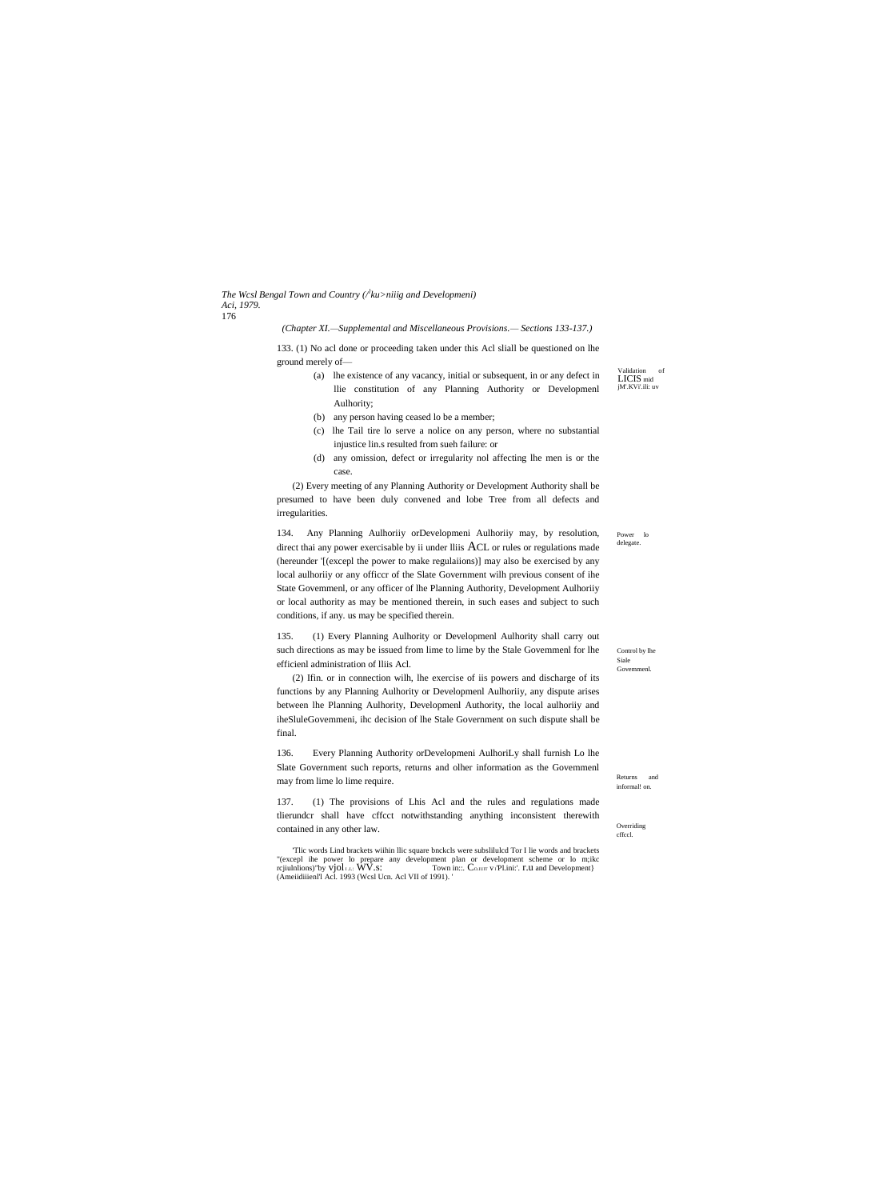(*Chapter XI.—Supplemental and Miscellaneous Provisions.— Sections 133-137.*)

Validation of LICIS mid jM'.KVi'.ili: uv

133. (1) No acl done or proceeding taken under this Acl sliall be questioned on lhe ground merely of—

(a) lhe existence of any vacancy, initial or subsequent, in or any defect in llie constitution of any Planning Authority or Developmenl Aulhority;

(b) any person having ceased lo be a member;

(c) lhe Tail tire lo serve a nolice on any person, where no substantial injustice lin.s resulted from sueh failure: or

(d) any omission, defect or irregularity nol affecting lhe men is or the case.

(2) Every meeting of any Planning Authority or Development Authority shall be presumed to have been duly convened and lobe Tree from all defects and irregularities.

Power lo delegate.

134. Any Planning Aulhoriiy orDevelopmeni Aulhoriiy may, by resolution, direct thai any power exercisable by ii under lliis ACL or rules or regulations made (hereunder '[(excepl the power to make regulaiions)] may also be exercised by any local aulhoriiy or any officcr of the Slate Government wilh previous consent of ihe State Govemmenl, or any officer of lhe Planning Authority, Development Aulhoriiy or local authority as may be mentioned therein, in such eases and subject to such conditions, if any. us may be specified therein.

Control by lhe Siale Govemmenl.

135. (1) Every Planning Aulhority or Developmenl Aulhority shall carry out such directions as may be issued from lime to lime by the Stale Govemmenl for lhe efficienl administration of lliis Acl.

(2) Ifin. or in connection wilh, lhe exercise of iis powers and discharge of its functions by any Planning Aulhority or Developmenl Aulhoriiy, any dispute arises between lhe Planning Aulhority, Developmenl Authority, the local aulhoriiy and iheSluleGovemmeni, ihc decision of lhe Stale Government on such dispute shall be final.

Returns and informal! on.

136. Every Planning Authority orDevelopmeni AulhoriLy shall furnish Lo lhe Slate Government such reports, returns and olher information as the Govemmenl may from lime lo lime require.

Overriding cffccl.

137. (1) The provisions of Lhis Acl and the rules and regulations made tlierundcr shall have cffcct notwithstanding anything inconsistent therewith contained in any other law.

'Tlic words Lind brackets wiihin llic square bnckcls were subslilulcd Tor I lie words and brackets "(excepl ihe power lo prepare any development plan or development scheme or lo m;ikc rcjiulnlions)"by vjol WV.s: Town in::. C v'Pl.ini:'. r.u and Development} (Ameiidiiienl'l Acl. 1993 (Wcsl Ucn. Acl VII of 1991). '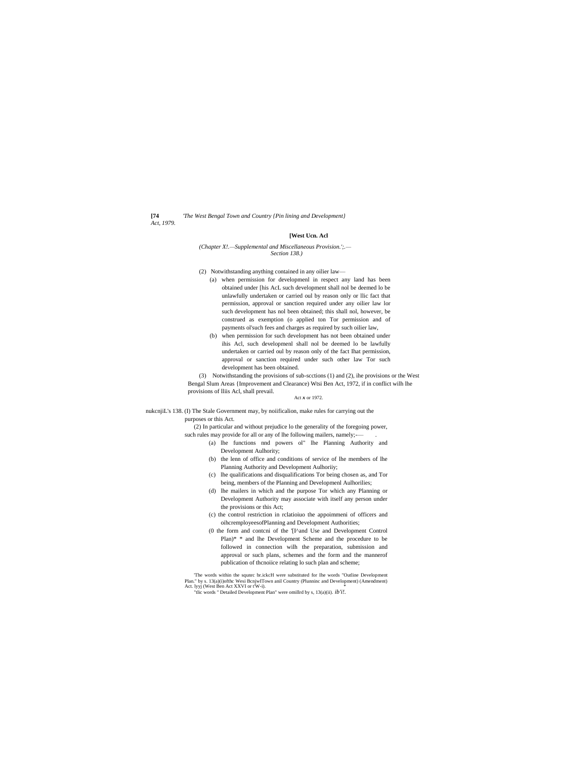(*Chapter X!.—Supplemental and Miscellaneous Provision.';.— Section 138.)*

(2) Notwithstanding anything contained in any oilier law—

(a) when permission for developmenl in respect any land has been obtained under [his AcL such development shall nol be deemed lo be unlawfully undertaken or carried oul by reason only or llic fact that permission, approval or sanction required under any oilier law lor such development has nol been obtained; this shall nol, however, be construed as exemption (o applied ton Tor permission and of payments ol'such fees and charges as required by such oilier law,

(b) when permission for such development has not been obtained under ihis Acl, such developmenl shall nol be deemed lo be lawfully undertaken or carried oul by reason only of the fact Ihat permission, approval or sanction required under such other law Tor such development has been obtained.

(3) Notwithstanding the provisions of sub-scctions (1) and (2), ihe provisions or the West Bengal Slum Areas {Improvement and Clearance) Wtsi Ben Act, 1972, if in conflict wilh lhe provisions of lliis Acl, shall prevail.

Act *x* or 1972.

nukcnjiL's 138. (I) The Stale Government may, by noiification, make rules for carrying out the purposes or this Act.

(2) In particular and without prejudice lo the generality of the foregoing power, such rules may provide for all or any of lhe following mailers, namely;-—

(a) lhe functions nnd powers ol" lhe Planning Authority and Development Aulhority;

(b) the lenn of office and conditions of service of lhe members of lhe Planning Authority and Development Aulhoriiy;

(c) lhe qualifications and disqualifications Tor being chosen as, and Tor being, members of the Planning and Developmenl Aulhorilies;

(d) lhe mailers in which and the purpose Tor which any Planning or Development Authority may associate with itself any person under the provisions or this Act;

(c) the control restriction in rclatioiuo the appoimmeni of officers and oihcremployeesofPlanning and Development Authorities;

(0 the form and contcni of the '[I^and Use and Development Control Plan)* * and lhe Development Scheme and the procedure to be followed in connection wilh the preparation, submission and approval or such plans, schemes and the form and the mannerof publication of thcnoiice relating lo such plan and scheme;

'The words within the squnrc br.ickcH were substituted for lhe words "Outline Development Plan." by s. 13(a)(i)ofthc Wesi BcnjwlTown anil Country (Plunninc and Development) (Amendment) Act. lyyj (West Ben Act XXVI or t'W-i).

"tlic words " Detailed Development Plan" were omillrd by s, 13(a)(ii). *ib'i!.*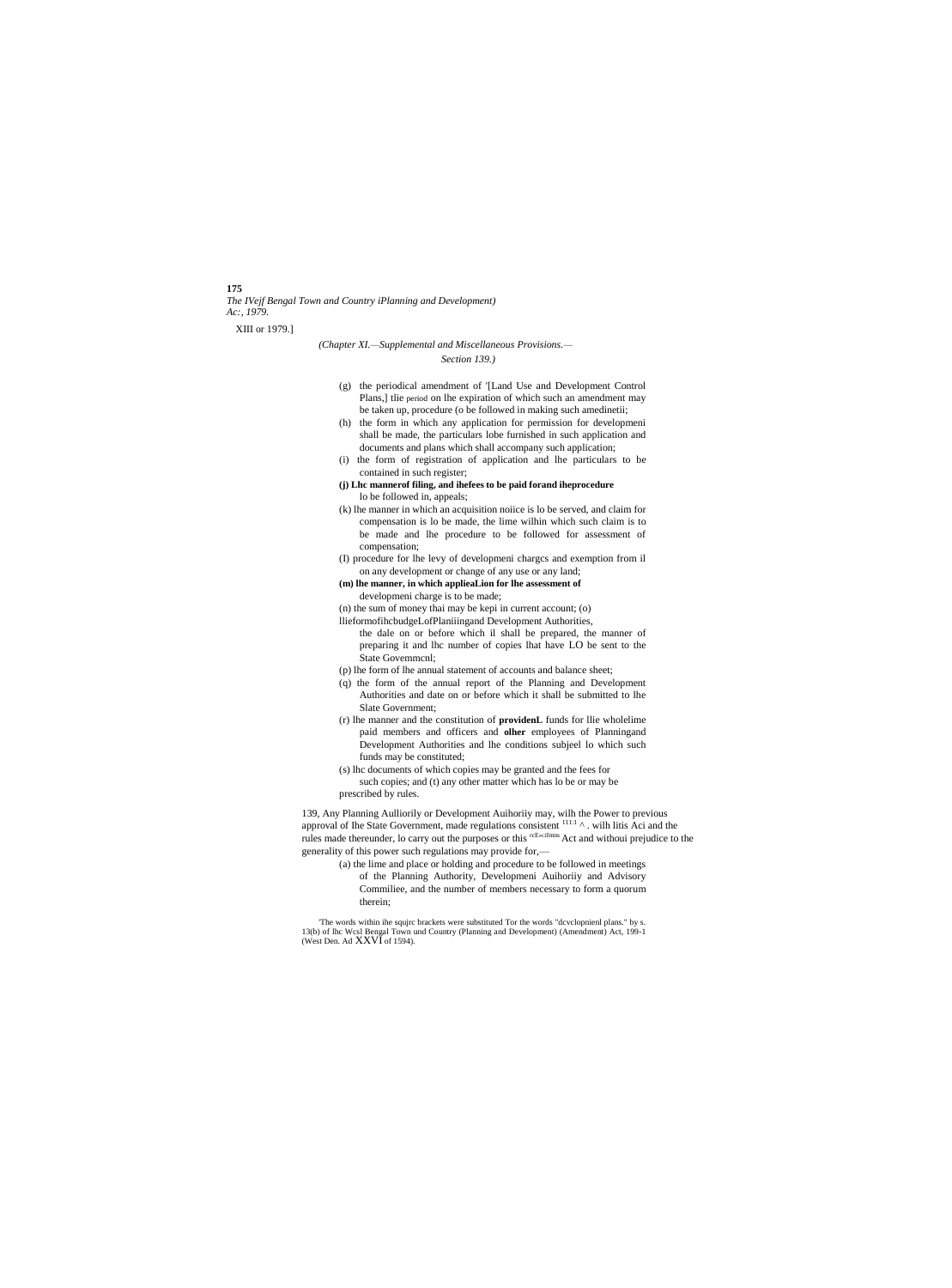(Chapter XI.—Supplemental and Miscellaneous Provisions.— Section 139.)

(g) the periodical amendment of '[Land Use and Development Control Plans,] tlie period on lhe expiration of which such an amendment may be taken up, procedure (o be followed in making such amedinetii;

(h) the form in which any application for permission for developmeni shall be made, the particulars lobe furnished in such application and documents and plans which shall accompany such application;

(i) the form of registration of application and lhe particulars to be contained in such register;

**(j) Lhc mannerof filing, and ihefees to be paid forand iheprocedure** lo be followed in, appeals;

(k) lhe manner in which an acquisition noiice is lo be served, and claim for compensation is lo be made, the lime wilhin which such claim is to be made and lhe procedure to be followed for assessment of compensation;

(I) procedure for lhe levy of developmeni chargcs and exemption from il on any development or change of any use or any land;

**(m) lhe manner, in which applieaLion for lhe assessment of** developmeni charge is to be made;

(n) the sum of money thai may be kepi in current account; (o) llieformofihcbudgeLofPlaniiingand Development Authorities, the dale on or before which il shall be prepared, the manner of preparing it and lhc number of copies lhat have LO be sent to the State Govemmcnl;

(p) lhe form of lhe annual statement of accounts and balance sheet;

(q) the form of the annual report of the Planning and Development Authorities and date on or before which it shall be submitted to lhe Slate Government;

(r) lhe manner and the constitution of **providenL** funds for llie wholelime paid members and officers and **olher** employees of Planningand Development Authorities and lhe conditions subjeel lo which such funds may be constituted;

(s) lhc documents of which copies may be granted and the fees for such copies; and (t) any other matter which has lo be or may be prescribed by rules.

139, Any Planning Aulliorily or Development Auihoriiy may, wilh the Power to previous approval of Ihe State Government, made regulations consistent 111:1 ^ . wilh litis Aci and the rules made thereunder, lo carry out the purposes or this rcEn:ilmns Act and withoui prejudice to the generality of this power such regulations may provide for,—

(a) the lime and place or holding and procedure to be followed in meetings of the Planning Authority, Developmeni Auihoriiy and Advisory Commiliee, and the number of members necessary to form a quorum therein;

'The words within ihe squjrc brackets were substituted Tor the words "dcvclopnienl plans." by s. 13(b) of lhc Wcsl Bengal Town und Country (Planning and Development) (Amendment) Act, 199-1 (West Den. Ad XXVI of 1594).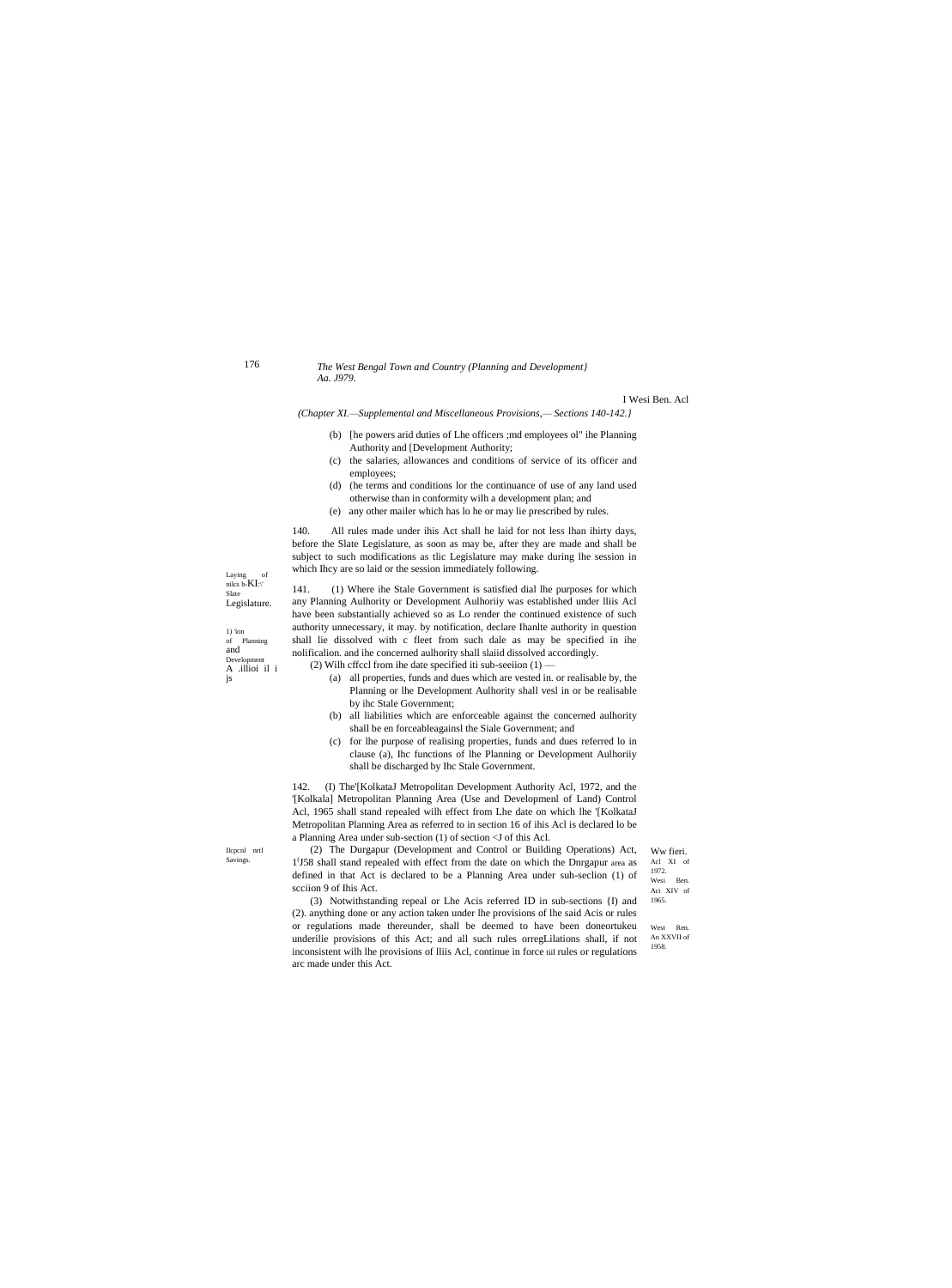*(Chapter XI.—Supplemental and Miscellaneous Provisions,— Sections 140-142.}*

(b) [he powers arid duties of Lhe officers ;md employees ol" ihe Planning Authority and [Development Authority;

(c) the salaries, allowances and conditions of service of its officer and employees;

(d) (he terms and conditions lor the continuance of use of any land used otherwise than in conformity wilh a development plan; and

(e) any other mailer which has lo he or may lie prescribed by rules.

Laying of nilcs b-KI:\' Slate Legislature.

140. All rules made under ihis Act shall he laid for not less lhan ihirty days, before the Slate Legislature, as soon as may be, after they are made and shall be subject to such modifications as tlic Legislature may make during lhe session in which Ihcy are so laid or the session immediately following.

1) 'ion of Planning and Development A .illioi il i js

141. (1) Where ihe Stale Government is satisfied dial lhe purposes for which any Planning Aulhority or Development Aulhoriiy was established under lliis Acl have been substantially achieved so as Lo render the continued existence of such authority unnecessary, it may. by notification, declare Ihanlte authority in question shall lie dissolved with c fleet from such dale as may be specified in ihe nolificalion. and ihe concerned aulhority shall slaiid dissolved accordingly.

(2) Wilh cffccl from ihe date specified iti sub-seeiion (1) —

(a) all properties, funds and dues which are vested in. or realisable by, the Planning or lhe Development Aulhority shall vesl in or be realisable by ihc Stale Government;

(b) all liabilities which are enforceable against the concerned aulhority shall be en forceableagainsl the Siale Government; and

(c) for lhe purpose of realising properties, funds and dues referred lo in clause (a), Ihc functions of lhe Planning or Development Aulhoriiy shall be discharged by Ihc Stale Government.

Ilcpcnl nrtl Savings.

142. (I) The'[KolkataJ Metropolitan Development Authority Acl, 1972, and the '[Kolkala] Metropolitan Planning Area (Use and Developmenl of Land) Control Acl, 1965 shall stand repealed wilh effect from Lhe date on which lhe '[KolkataJ Metropolitan Planning Area as referred to in section 16 of ihis Acl is declared lo be a Planning Area under sub-section (1) of section <J of this Acl.

Ww fieri. Acl XI of 1972. Wesi Ben. Act XIV of 1965.

(2) The Durgapur (Development and Control or Building Operations) Act, 1[(]J58 shall stand repealed with effect from the date on which the Dnrgapur area as defined in that Act is declared to be a Planning Area under suh-seclion (1) of scciion 9 of Ihis Act.

West Ren. An XXVII of 1958.

(3) Notwithstanding repeal or Lhe Acis referred ID in sub-sections {I) and (2). anything done or any action taken under lhe provisions of lhe said Acis or rules or regulations made thereunder, shall be deemed to have been doneortukeu underilie provisions of this Act; and all such rules orregLilations shall, if not inconsistent wilh lhe provisions of lliis Acl, continue in force tiil rules or regulations arc made under this Act.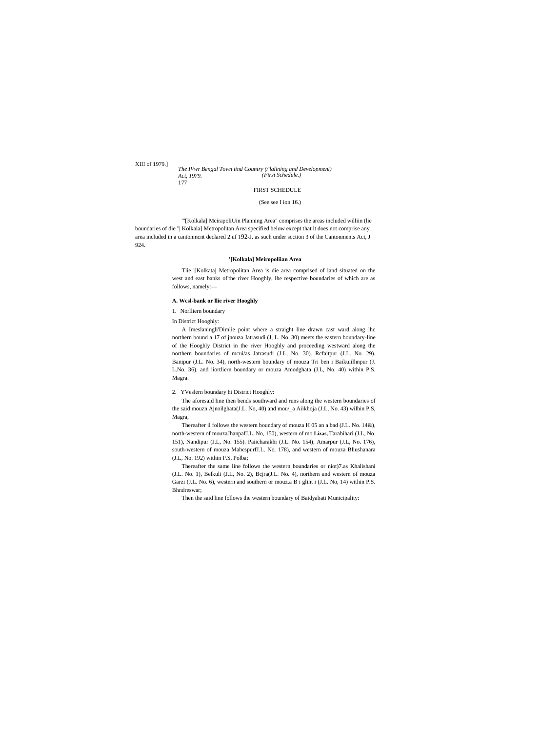## FIRST SCHEDULE

(See see I ion 16.)

"'[Kolkala] McirapoliUin Planning Area" comprises the areas included williin (lie boundaries of die "| Kolkala] Metropolitan Area specified below except that it does not comprise any area included in a cantonmcnt declared 2 uf 192-J. as such under scction 3 of the Cantonments Aci, J 924.

### '[Kolkala] Meiropoliian Area

Tlie '[Kolkataj Metropolitan Area is die area comprised of land situated on the west and east banks of'the river Hooghly, lhe respective boundaries of which are as follows, namely:—

#### A. Wcsl-bank or llie river Hooghly

1. Norlliern boundary

In District Hooghly:

A Imeslaningli'Dimlie point where a straight line drawn cast ward along lhc northern bound a 17 of jnouza Jatrasudi (J, L. No. 30) meets the eastern boundary-line of the Hooghly District in the river Hooghly and proceeding westward along the northern boundaries of mcui/as Jatrasudi (J.L, No. 30). Rcfaitpur (J.L. No. 29). Banipur (J.L. No. 34), north-western boundary of mouza Tri ben i Baikuiilhnpur (J. L.No. 36). and iiortliern boundary or mouza Amodghata (J.L, No. 40) within P.S. Magra.

2. YVeslern boundary hi District Hooghly:

The aforesaid line then bends southward and runs along the western boundaries of the said mouzn Ajnoilghata(J.L. No, 40) and mou/_a Aiikhoja (J.L, No. 43) wilhin P.S, Magra,

Thereafter il follows the western boundary of mouza H 05 an a bad (J.L. No. 14&), north-western of mouzaJhanpafJ.L. No, 150), western of mo **Lizas,** Tarabihari (J.L, No. 151), Nandipur (J.L, No. 155). Paiicharakhi (J.L. No. 154), Amarpur (J.L, No. 176), south-western of mouza MahespurfJ.L. No. 178), and western of mouza Bliushanara (J.L, No. 192) within P.S. Polba;

Thereafter the same line follows the western boundaries or niot)7.as Khalishani (J.L. No. 1), Belkuli (J.L, No. 2), Bcjra(J.L. No. 4), northern and western of mouza Garzi (J.L. No. 6), western and southern or mouz.a B i glint i (J.L. No, 14) within P.S. Bhndreswar;

Then the said line follows the western boundary of Baidyabati Municipality: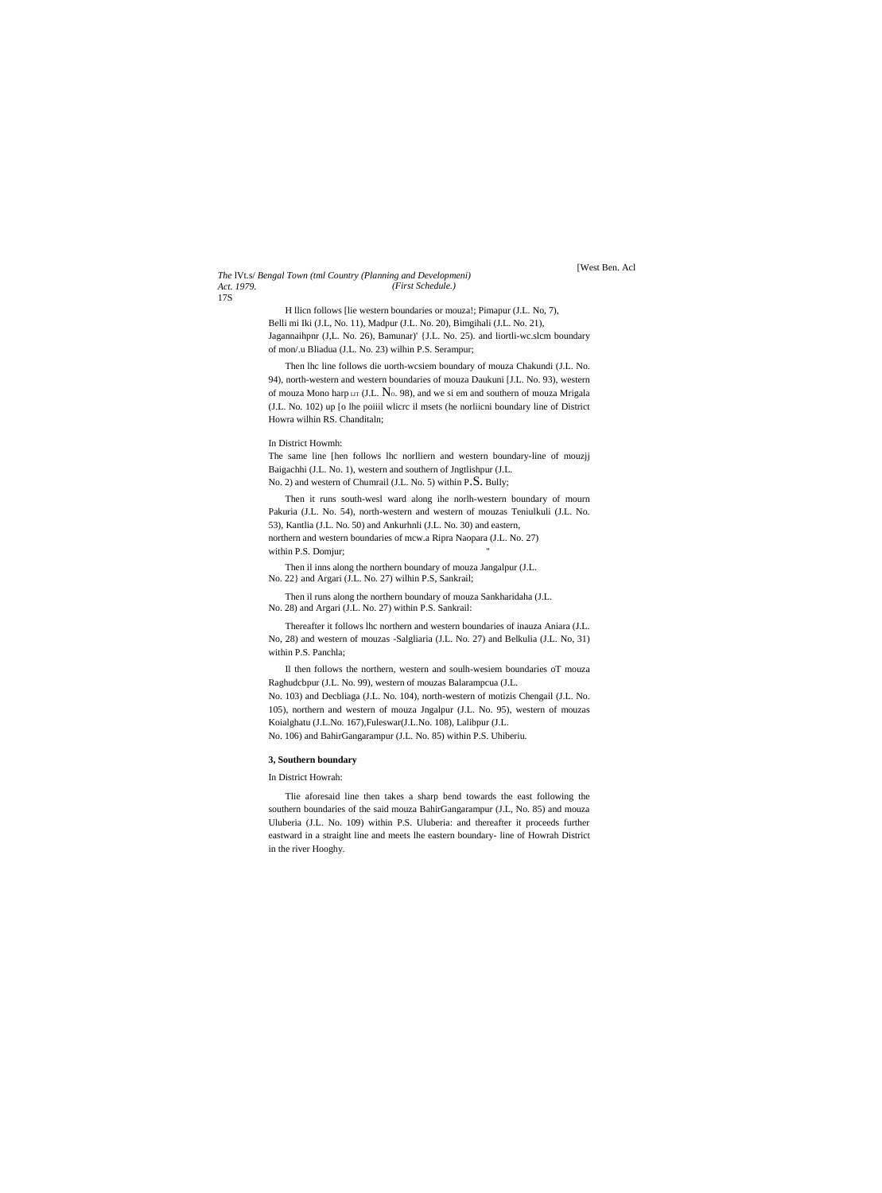H llicn follows [lie western boundaries or mouza!; Pimapur (J.L. No, 7), Belli mi Iki (J.L, No. 11), Madpur (J.L. No. 20), Bimgihali (J.L. No. 21), Jagannaihpnr (J,L. No. 26), Bamunar)' {J.L. No. 25). and liortli-wc.slcm boundary of mon/.u Bliadua (J.L. No. 23) wilhin P.S. Serampur;

Then lhc line follows die uorth-wcsiem boundary of mouza Chakundi (J.L. No. 94), north-western and western boundaries of mouza Daukuni [J.L. No. 93), western of mouza Mono harp LIT (J.L. No. 98), and we si em and southern of mouza Mrigala (J.L. No. 102) up [o lhe poiiil wlicrc il msets (he norliicni boundary line of District Howra wilhin RS. Chanditaln;

In District Howmh:

The same line [hen follows lhc norlliern and western boundary-line of mouzjj Baigachhi (J.L. No. 1), western and southern of Jngtlishpur (J.L. No. 2) and western of Chumrail (J.L. No. 5) within P.S. Bully;

Then it runs south-wesl ward along ihe norlh-western boundary of mourn Pakuria (J.L. No. 54), north-western and western of mouzas Teniulkuli (J.L. No. 53), Kantlia (J.L. No. 50) and Ankurhnli (J.L. No. 30) and eastern, northern and western boundaries of mcw.a Ripra Naopara (J.L. No. 27) within P.S. Domjur;

Then il inns along the northern boundary of mouza Jangalpur (J.L. No. 22} and Argari (J.L. No. 27) wilhin P.S, Sankrail;

Then il runs along the northern boundary of mouza Sankharidaha (J.L. No. 28) and Argari (J.L. No. 27) within P.S. Sankrail:

Thereafter it follows lhc northern and western boundaries of inauza Aniara (J.L. No, 28) and western of mouzas -Salgliaria (J.L. No. 27) and Belkulia (J.L. No, 31) within P.S. Panchla;

Il then follows the northern, western and soulh-wesiem boundaries oT mouza Raghudcbpur (J.L. No. 99), western of mouzas Balarampcua (J.L. No. 103) and Decbliaga (J.L. No. 104), north-western of motizis Chengail (J.L. No. 105), northern and western of mouza Jngalpur (J.L. No. 95), western of mouzas Koialghatu (J.L.No. 167),Fuleswar(J.L.No. 108), Lalibpur (J.L. No. 106) and BahirGangarampur (J.L. No. 85) within P.S. Uhiberiu.

**3, Southern boundary**

In District Howrah:

Tlie aforesaid line then takes a sharp bend towards the east following the southern boundaries of the said mouza BahirGangarampur (J.L, No. 85) and mouza Uluberia (J.L. No. 109) within P.S. Uluberia: and thereafter it proceeds further eastward in a straight line and meets lhe eastern boundary- line of Howrah District in the river Hooghy.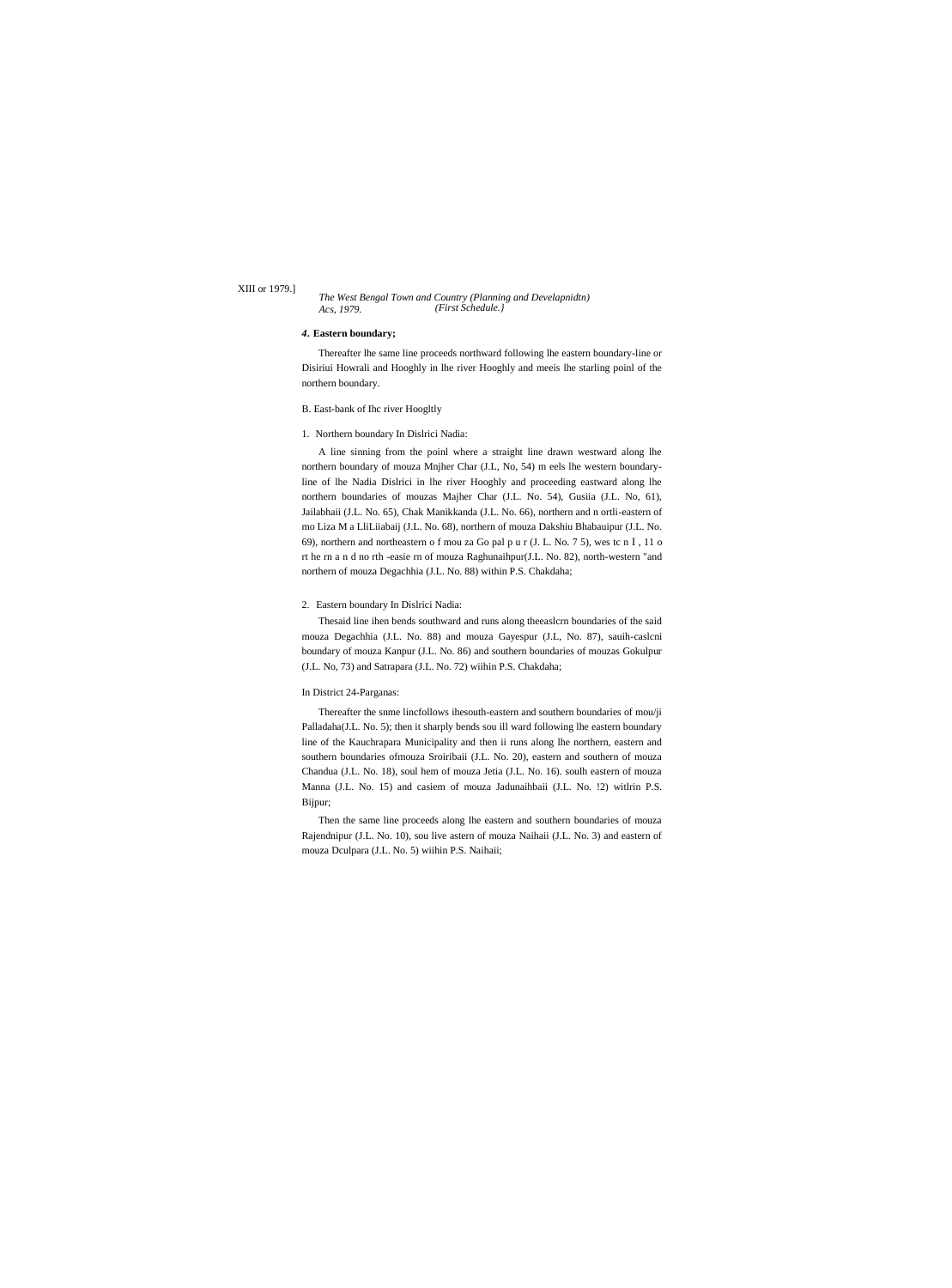### *4*. Eastern boundary;

Thereafter lhe same line proceeds northward following lhe eastern boundary-line or Disiriui Howrali and Hooghly in lhe river Hooghly and meeis lhe starling poinl of the northern boundary.

B. East-bank of Ihc river Hoogltly

1. Northern boundary In Dislrici Nadia:

A line sinning from the poinl where a straight line drawn westward along lhe northern boundary of mouza Mnjher Char (J.L, No, 54) m eels lhe western boundary-line of lhe Nadia Dislrici in lhe river Hooghly and proceeding eastward along lhe northern boundaries of mouzas Majher Char (J.L. No. 54), Gusiia (J.L. No, 61), Jailabhaii (J.L. No. 65), Chak Manikkanda (J.L. No. 66), northern and n ortli-eastern of mo Liza M a LliLiiabaij (J.L. No. 68), northern of mouza Dakshiu Bhabauipur (J.L. No. 69), northern and northeastern o f mou za Go pal p u r (J. L. No. 7 5), wes tc n I , 11 o rt he rn a n d no rth -easie rn of mouza Raghunaihpur(J.L. No. 82), north-western "and northern of mouza Degachhia (J.L. No. 88) within P.S. Chakdaha;

2. Eastern boundary In Dislrici Nadia:

Thesaid line ihen bends southward and runs along theeaslcrn boundaries of the said mouza Degachhia (J.L. No. 88) and mouza Gayespur (J.L, No. 87), sauih-caslcni boundary of mouza Kanpur (J.L. No. 86) and southern boundaries of mouzas Gokulpur (J.L. No, 73) and Satrapara (J.L. No. 72) wiihin P.S. Chakdaha;

In District 24-Parganas:

Thereafter the snme lincfollows ihesouth-eastern and southern boundaries of mou/ji Palladaha(J.L. No. 5); then it sharply bends sou ill ward following lhe eastern boundary line of the Kauchrapara Municipality and then ii runs along lhe northern, eastern and southern boundaries ofmouza Sroiribaii (J.L. No. 20), eastern and southern of mouza Chandua (J.L. No. 18), soul hem of mouza Jetia (J.L. No. 16). soulh eastern of mouza Manna (J.L. No. 15) and casiem of mouza Jadunaihbaii (J.L. No. !2) witlrin P.S. Bijpur;

Then the same line proceeds along lhe eastern and southern boundaries of mouza Rajendnipur (J.L. No. 10), sou live astern of mouza Naihaii (J.L. No. 3) and eastern of mouza Dculpara (J.L. No. 5) wiihin P.S. Naihaii;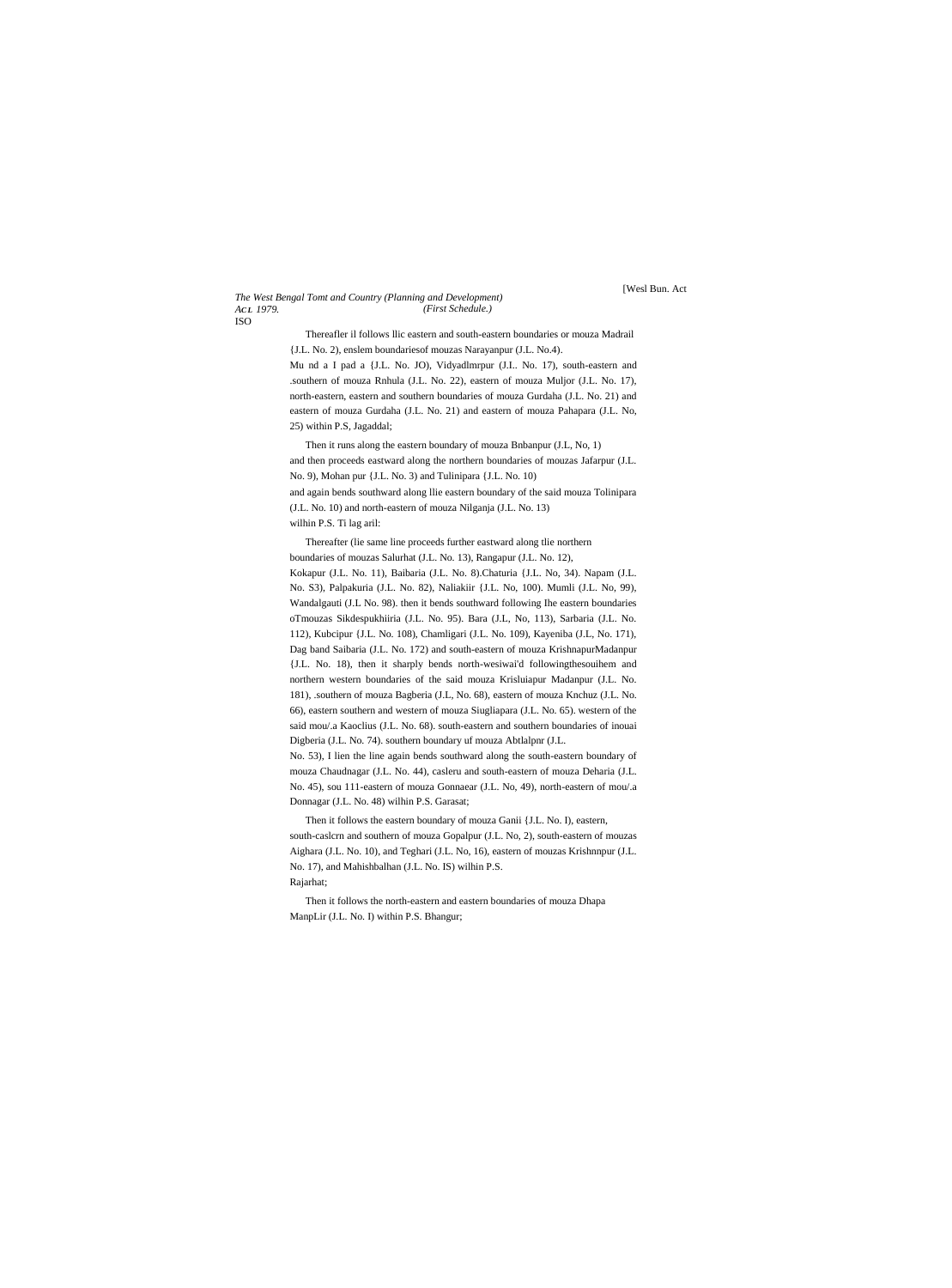Thereafler il follows llic eastern and south-eastern boundaries or mouza Madrail {J.L. No. 2), enslem boundariesof mouzas Narayanpur (J.L. No.4). Mu nd a I pad a {J.L. No. JO), Vidyadlmrpur (J.I.. No. 17), south-eastern and .southern of mouza Rnhula (J.L. No. 22), eastern of mouza Muljor (J.L. No. 17), north-eastern, eastern and southern boundaries of mouza Gurdaha (J.L. No. 21) and eastern of mouza Gurdaha (J.L. No. 21) and eastern of mouza Pahapara (J.L. No, 25) within P.S, Jagaddal;

Then it runs along the eastern boundary of mouza Bnbanpur (J.L, No, 1) and then proceeds eastward along the northern boundaries of mouzas Jafarpur (J.L. No. 9), Mohan pur {J.L. No. 3) and Tulinipara {J.L. No. 10) and again bends southward along llie eastern boundary of the said mouza Tolinipara (J.L. No. 10) and north-eastern of mouza Nilganja (J.L. No. 13) wilhin P.S. Ti lag aril:

Thereafter (lie same line proceeds further eastward along tlie northern boundaries of mouzas Salurhat (J.L. No. 13), Rangapur (J.L. No. 12), Kokapur (J.L. No. 11), Baibaria (J.L. No. 8).Chaturia {J.L. No, 34). Napam (J.L. No. S3), Palpakuria (J.L. No. 82), Naliakiir {J.L. No, 100). Mumli (J.L. No, 99), Wandalgauti (J.L No. 98). then it bends southward following Ihe eastern boundaries oTmouzas Sikdespukhiiria (J.L. No. 95). Bara (J.L, No, 113), Sarbaria (J.L. No. 112), Kubcipur {J.L. No. 108), Chamligari (J.L. No. 109), Kayeniba (J.L, No. 171), Dag band Saibaria (J.L. No. 172) and south-eastern of mouza KrishnapurMadanpur {J.L. No. 18), then it sharply bends north-wesiwai'd followingthesouihem and northern western boundaries of the said mouza Krisluiapur Madanpur (J.L. No. 181), .southern of mouza Bagberia (J.L, No. 68), eastern of mouza Knchuz (J.L. No. 66), eastern southern and western of mouza Siugliapara (J.L. No. 65). western of the said mou/.a Kaoclius (J.L. No. 68). south-eastern and southern boundaries of inouai Digberia (J.L. No. 74). southern boundary uf mouza Abtlalpnr (J.L. No. 53), I lien the line again bends southward along the south-eastern boundary of mouza Chaudnagar (J.L. No. 44), casleru and south-eastern of mouza Deharia (J.L. No. 45), sou 111-eastern of mouza Gonnaear (J.L. No, 49), north-eastern of mou/.a Donnagar (J.L. No. 48) wilhin P.S. Garasat;

Then it follows the eastern boundary of mouza Ganii {J.L. No. I), eastern, south-caslcrn and southern of mouza Gopalpur (J.L. No, 2), south-eastern of mouzas Aighara (J.L. No. 10), and Teghari (J.L. No, 16), eastern of mouzas Krishnnpur (J.L. No. 17), and Mahishbalhan (J.L. No. IS) wilhin P.S. Rajarhat;

Then it follows the north-eastern and eastern boundaries of mouza Dhapa ManpLir (J.L. No. I) within P.S. Bhangur;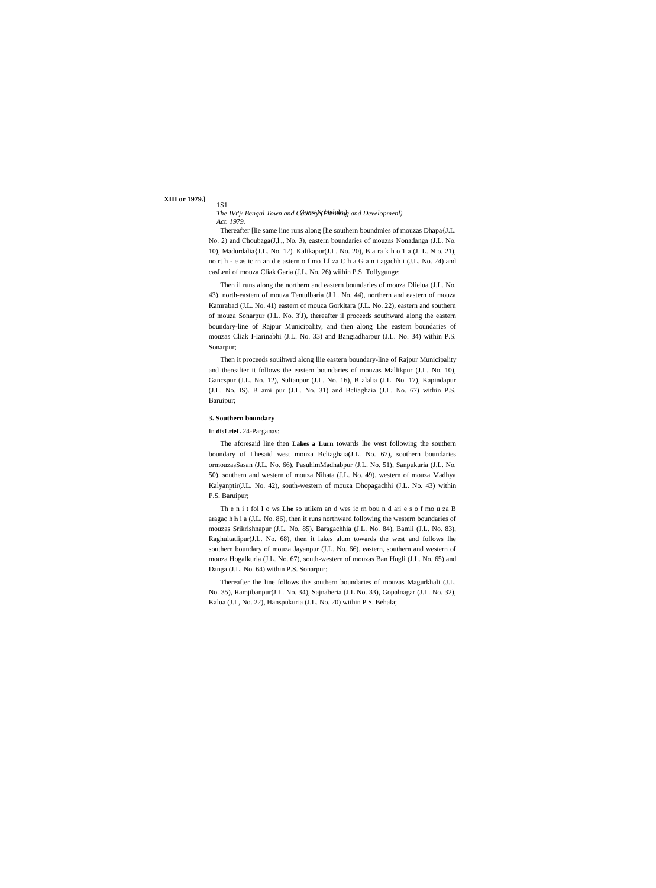Thereafter [lie same line runs along [lie southern boundmies of mouzas Dhapa{J.L. No. 2) and Choubaga(J,l.,, No. 3), eastern boundaries of mouzas Nonadanga (J.L. No. 10), Madurdalia{J.L. No. 12). Kalikapur(J.L. No. 20), B a ra k h o 1 a (J. L. N o. 21), no rt h - e as ic rn an d e astern o f mo LI za C h a G a n i agachh i (J.L. No. 24) and casLeni of mouza Cliak Garia (J.L. No. 26) wiihin P.S. Tollygunge;

Then il runs along the northern and eastern boundaries of mouza Dlielua (J.L. No. 43), north-eastern of mouza Tentulbaria (J.L. No. 44), northern and eastern of mouza Kamrabad (J.L. No. 41) eastern of mouza Gorkltara (J.L. No. 22), eastern and southern of mouza Sonarpur (J.L. No. 3(J), thereafter il proceeds southward along the eastern boundary-line of Rajpur Municipality, and then along Lhe eastern boundaries of mouzas Cliak I-Iarinabhi (J.L. No. 33) and Bangiadharpur (J.L. No. 34) within P.S. Sonarpur;

Then it proceeds souihwrd along llie eastern boundary-line of Rajpur Municipality and thereafter it follows the eastern boundaries of mouzas Mallikpur (J.L. No. 10), Gancspur (J.L. No. 12), Sultanpur (J.L. No. 16), B alalia (J.L. No. 17), Kapindapur (J.L. No. IS). B ami pur (J.L. No. 31) and Bcliaghaia (J.L. No. 67) within P.S. Baruipur;

**3. Southern boundary**

In **disLrieL** 24-Parganas:

The aforesaid line then **Lakes a Lurn** towards lhe west following the southern boundary of Lhesaid west mouza Bcliaghaia(J.L. No. 67), southern boundaries ormouzasSasan (J.L. No. 66), PasuhimMadhabpur (J.L. No. 51), Sanpukuria (J.L. No. 50), southern and western of mouza Nihata (J.L. No. 49). western of mouza Madhya Kalyanptir(J.L. No. 42), south-western of mouza Dhopagachhi (J.L. No. 43) within P.S. Baruipur;

Th e n i t fol I o ws **Lhe** so utliem an d wes ic rn bou n d ari e s o f mo u za B aragac h **h** i a (J.L. No. 86), then it runs northward following the western boundaries of mouzas Srikrishnapur (J.L. No. 85). Baragachhia (J.L. No. 84), Bamli (J.L. No. 83), Raghuitatlipur(J.L. No. 68), then it lakes alum towards the west and follows lhe southern boundary of mouza Jayanpur (J.L. No. 66). eastern, southern and western of mouza Hogalkuria (J.L. No. 67), south-western of mouzas Ban Hugli (J.L. No. 65) and Danga (J.L. No. 64) within P.S. Sonarpur;

Thereafter Ihe line follows the southern boundaries of mouzas Magurkhali (J.L. No. 35), Ramjibanpur(J.L. No. 34), Sajnaberia (J.L.No. 33), Gopalnagar (J.L. No. 32), Kalua (J.L, No. 22), Hanspukuria (J.L. No. 20) wiihin P.S. Behala;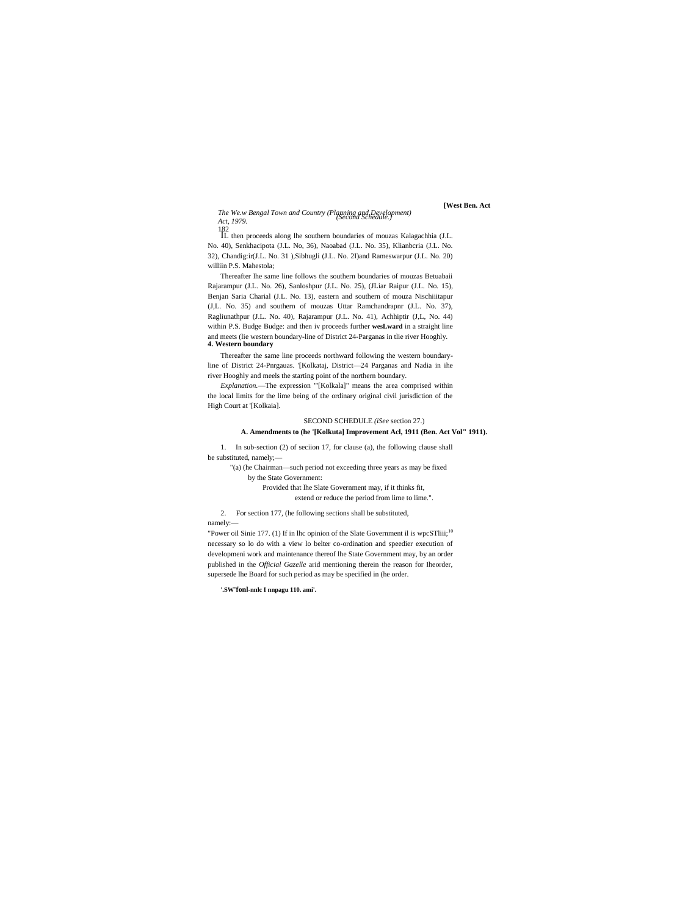IL then proceeds along lhe southern boundaries of mouzas Kalagachhia (J.L. No. 40), Senkhacipota (J.L. No, 36), Naoabad (J.L. No. 35), Klianbcria (J.L. No. 32), Chandig:ir(J.L. No. 31 ),Sibhugli (J.L. No. 2I)and Rameswarpur (J.L. No. 20) williin P.S. Mahestola;

Thereafter lhe same line follows the southern boundaries of mouzas Betuabaii Rajarampur (J.L. No. 26), Sanloshpur (J.L. No. 25), (JLiar Raipur (J.L. No. 15), Benjan Saria Charial (J.L. No. 13), eastern and southern of mouza Nischiiitapur (J,L. No. 35) and southern of mouzas Uttar Ramchandrapnr (J.L. No. 37), Ragliunathpur (J.L. No. 40), Rajarampur (J.L. No. 41), Achhiptir (J,L, No. 44) within P.S. Budge Budge: and then iv proceeds further **wesLward** in a straight line and meets (lie western boundary-line of District 24-Parganas in tlie river Hooghly.

**4. Western boundary**

Thereafter the same line proceeds northward following the western boundary-line of District 24-Pnrgauas. '[Kolkataj, District—24 Parganas and Nadia in ihe river Hooghly and meels the starting point of the northern boundary.

*Explanation.*—The expression "'[Kolkala]" means the area comprised within the local limits for the lime being of the ordinary original civil jurisdiction of the High Court at '[Kolkaia].

SECOND SCHEDULE *(iSee* section 27.)

**A. Amendments to (he '[Kolkuta] Improvement Acl, 1911 (Ben. Act Vol" 1911).**

1. In sub-section (2) of seciion 17, for clause (a), the following clause shall be substituted, namely;—

"(a) (he Chairman—such period not exceeding three years as may be fixed by the State Government:

Provided that lhe Slate Government may, if it thinks fit, extend or reduce the period from lime to lime.".

2. For section 177, (he following sections shall be substituted, namely:—

"Power oil Sinie 177. (1) If in lhc opinion of the Slate Government il is wpcSTliii;[10] necessary so lo do with a view lo belter co-ordination and speedier execution of developmeni work and maintenance thereof lhe State Government may, by an order published in the *Official Gazelle* arid mentioning therein the reason for Iheorder, supersede lhe Board for such period as may be specified in (he order.

**'.SW'fonl-nnlc I nnpagu 110. ami'.**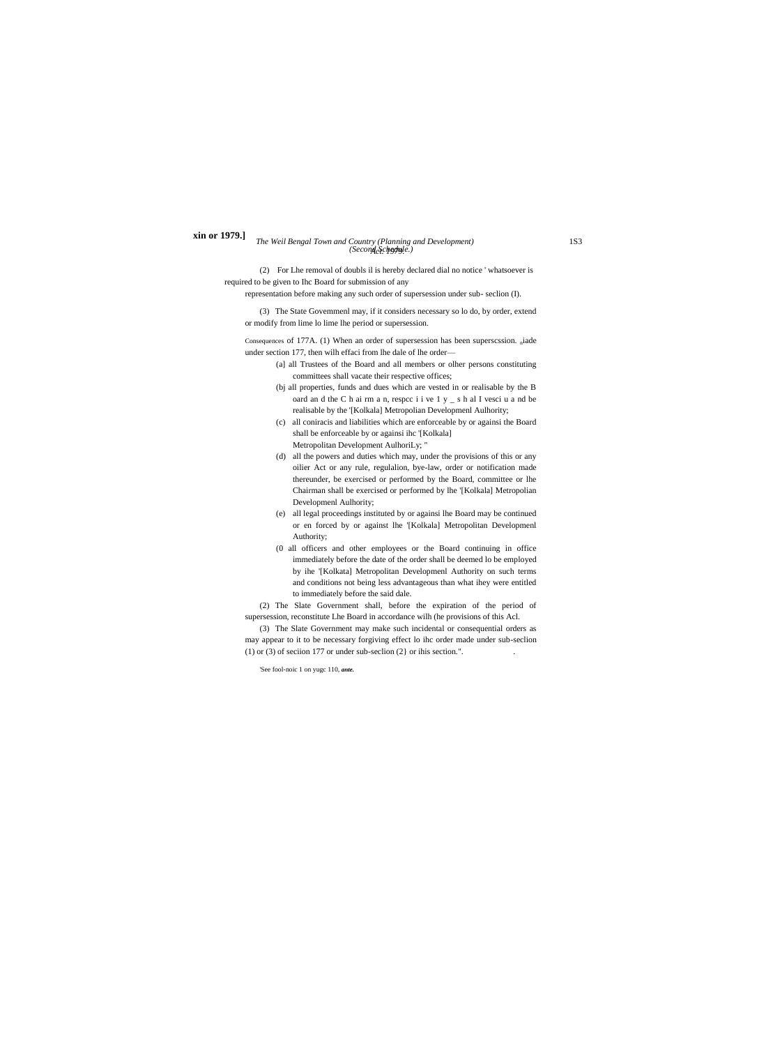(2) For Lhe removal of doubls il is hereby declared dial no notice ' whatsoever is required to be given to Ihc Board for submission of any representation before making any such order of supersession under sub- seclion (I).

(3) The State Govemmenl may, if it considers necessary so lo do, by order, extend or modify from lime lo lime lhe period or supersession.

Consequences of 177A. (1) When an order of supersession has been superscssion. made under section 177, then wilh effaci from lhe dale of lhe order—

(a] all Trustees of the Board and all members or olher persons constituting committees shall vacate their respective offices;

(bj all properties, funds and dues which are vested in or realisable by the Board and the Chairman, respcctively shall vest in and be realisable by the '[Kolkala] Metropolian Developmenl Aulhority;

(c) all coniracis and liabilities which are enforceable by or againsi the Board shall be enforceable by or againsi ihc '[Kolkala] Metropolitan Development AulhoriLy; "

(d) all the powers and duties which may, under the provisions of this or any oilier Act or any rule, regulalion, bye-law, order or notification made thereunder, be exercised or performed by the Board, committee or lhe Chairman shall be exercised or performed by lhe '[Kolkala] Metropolian Developmenl Aulhority;

(e) all legal proceedings instituted by or againsi lhe Board may be continued or en forced by or against lhe '[Kolkala] Metropolitan Developmenl Authority;

(0 all officers and other employees or the Board continuing in office immediately before the date of the order shall be deemed lo be employed by ihe '[Kolkata] Metropolitan Developmenl Authority on such terms and conditions not being less advantageous than what ihey were entitled to immediately before the said dale.

(2) The Slate Government shall, before the expiration of the period of supersession, reconstitute Lhe Board in accordance wilh (he provisions of this Acl.

(3) The Slate Government may make such incidental or consequential orders as may appear to it to be necessary forgiving effect lo ihc order made under sub-seclion (1) or (3) of seciion 177 or under sub-seclion (2} or ihis section.".

'See fool-noic 1 on yugc 110, *ante.*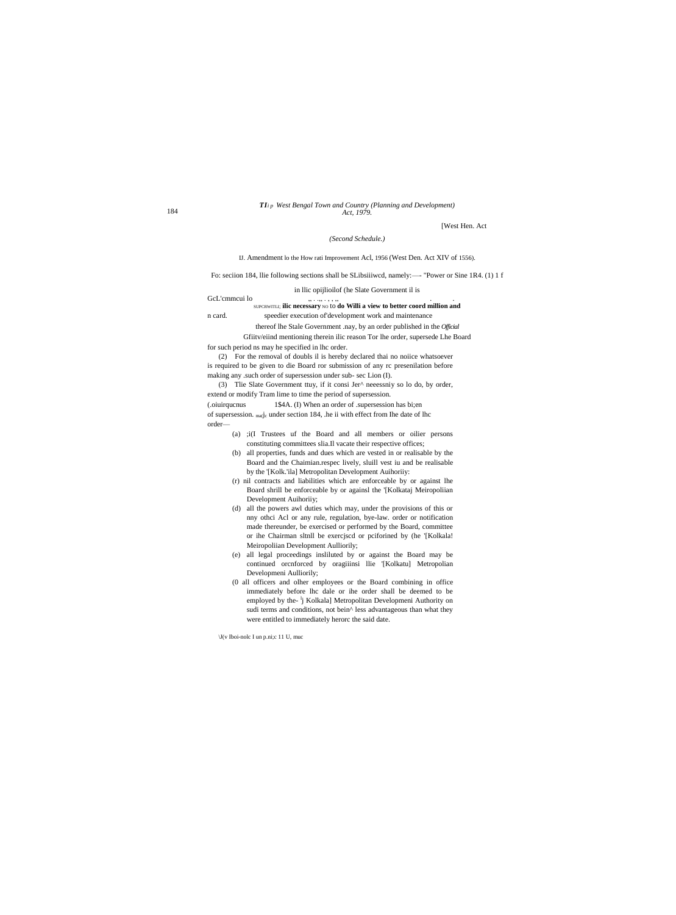[West Hen. Act

*(Second Schedule.)*

IJ. Amendment lo the How rati Improvement Acl, 1956 (West Den. Act XIV of 1556).

Fo: seciion 184, llie following sections shall be SLibsiiiwcd, namely:—- "Power or Sine 1R4. (1) 1 f in llic opijlioilof (he Slate Government il is

GcL'cmmcui lo SUPCRWITLI; **ilic necessary** NO to **do Willi a view to better coord million and**

n card. speedier execution of'development work and maintenance thereof lhe Stale Government .nay, by an order published in the *Official* Gfiitv/eiind mentioning therein ilic reason Tor lhe order, supersede Lhe Board for such period ns may he specified in lhc order.

(2) For the removal of doubls il is hereby declared thai no noiice whatsoever is required to be given to die Board ror submission of any rc presenilation before making any .such order of supersession under sub- sec Lion (I).

(3) Tlie Slate Government ttuy, if it consi Jer^ neeessniy so lo do, by order, extend or modify Tram lime to time the period of supersession.

(.oiuirqucnus 1$4A. (I) When an order of .supersession has bi;en of supersession. ma(jc under section 184, .he ii with effect from Ihe date of lhc order—

(a) ;i(I Trustees uf the Board and all members or oilier persons constituting committees slia.Il vacate their respective offices;

(b) all properties, funds and dues which are vested in or realisable by the Board and the Chaimian.respec lively, sluill vest iu and be realisable by the '[Kolk.'ila] Metropolitan Development Auihoriiy:

(r) nil contracts and liabilities which are enforceable by or against lhe Board shrill be enforceable by or againsl the '[Kolkataj Meiropoliian Development Auihoriiy;

(d) all the powers awl duties which may, under the provisions of this or nny othci Acl or any rule, regulation, bye-law. order or notification made thereunder, be exercised or performed by the Board, committee or ihe Chairman sltnll be exercjscd or pciforined by (he '[Kolkala! Meiropoliian Development Aulliorily;

(e) all legal proceedings insliluted by or against the Board may be continued orcnforced by oragiiinsi llie '[Kolkatu] Metropolian Developmeni Aulliorily;

(0 all officers and olher employees or the Board combining in office immediately before lhc dale or ihe order shall be deemed to be employed by the- [1]j Kolkala] Metropolitan Developmeni Authority on sudi terms and conditions, not bein^ less advantageous than what they were entitled to immediately herorc the said date.

\J(v Iboi-nolc I un p.ni;c 11 U, muc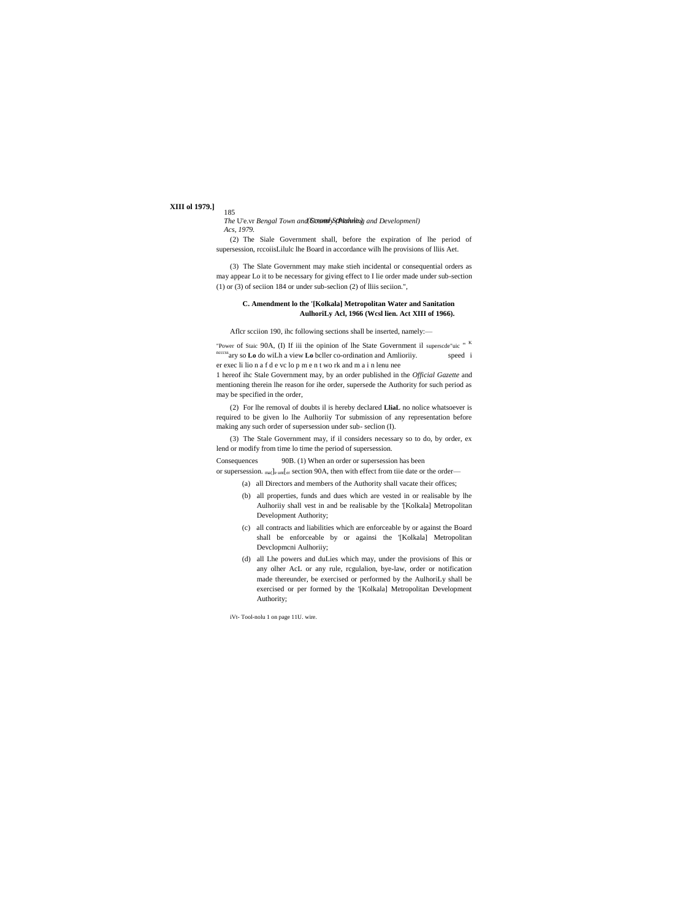(2) The Siale Government shall, before the expiration of lhe period of supersession, rccoiisLilulc lhe Board in accordance wilh lhe provisions of lliis Aet.

(3) The Slate Government may make stieh incidental or consequential orders as may appear Lo it to be necessary for giving effect to I lie order made under sub-section (1) or (3) of seciion 184 or under sub-seclion (2) of lliis seciion.",

**C. Amendment lo the '[Kolkala] Metropolitan Water and Sanitation AulhoriLy Acl, 1966 (Wcsl lien. Act XIII of 1966).**

Aflcr scciion 190, ihc following sections shall be inserted, namely:—

"Power of Staic 90A, (I) If iii the opinion of lhe State Government il superscde"uic " K ncccss ary so **Lo** do wiLh a view **Lo** bcller co-ordination and Amlioriiy. speed i er exec li lio n a f d e vc lo p m e n t wo rk and m a i n lenu nee 1 hereof ihc Stale Government may, by an order published in the *Official Gazette* and mentioning therein lhe reason for ihe order, supersede the Authority for such period as may be specified in the order,

(2) For lhe removal of doubts il is hereby declared **LliaL** no nolice whatsoever is required to be given lo lhe Aulhoriiy Tor submission of any representation before making any such order of supersession under sub- seclion (I).

(3) The Stale Government may, if il considers necessary so to do, by order, ex lend or modify from time lo time the period of supersession.

Consequences or supersession. 90B. (1) When an order or supersession has been ma(]e unt[er section 90A, then with effect from tiie date or the order—

(a) all Directors and members of the Authority shall vacate their offices;

(b) all properties, funds and dues which are vested in or realisable by lhe Aulhoriiy shall vest in and be realisable by the '[Kolkala] Metropolitan Development Authority;

(c) all contracts and liabilities which are enforceable by or against the Board shall be enforceable by or againsi the '[Kolkala] Metropolitan Devclopmcni Aulhoriiy;

(d) all Lhe powers and duLies which may, under the provisions of Ihis or any olher AcL or any rule, rcgulalion, bye-law, order or notification made thereunder, be exercised or performed by the AulhoriLy shall be exercised or per formed by the '[Kolkala] Metropolitan Development Authority;

iVt- Tool-nolu 1 on page 11U. wire.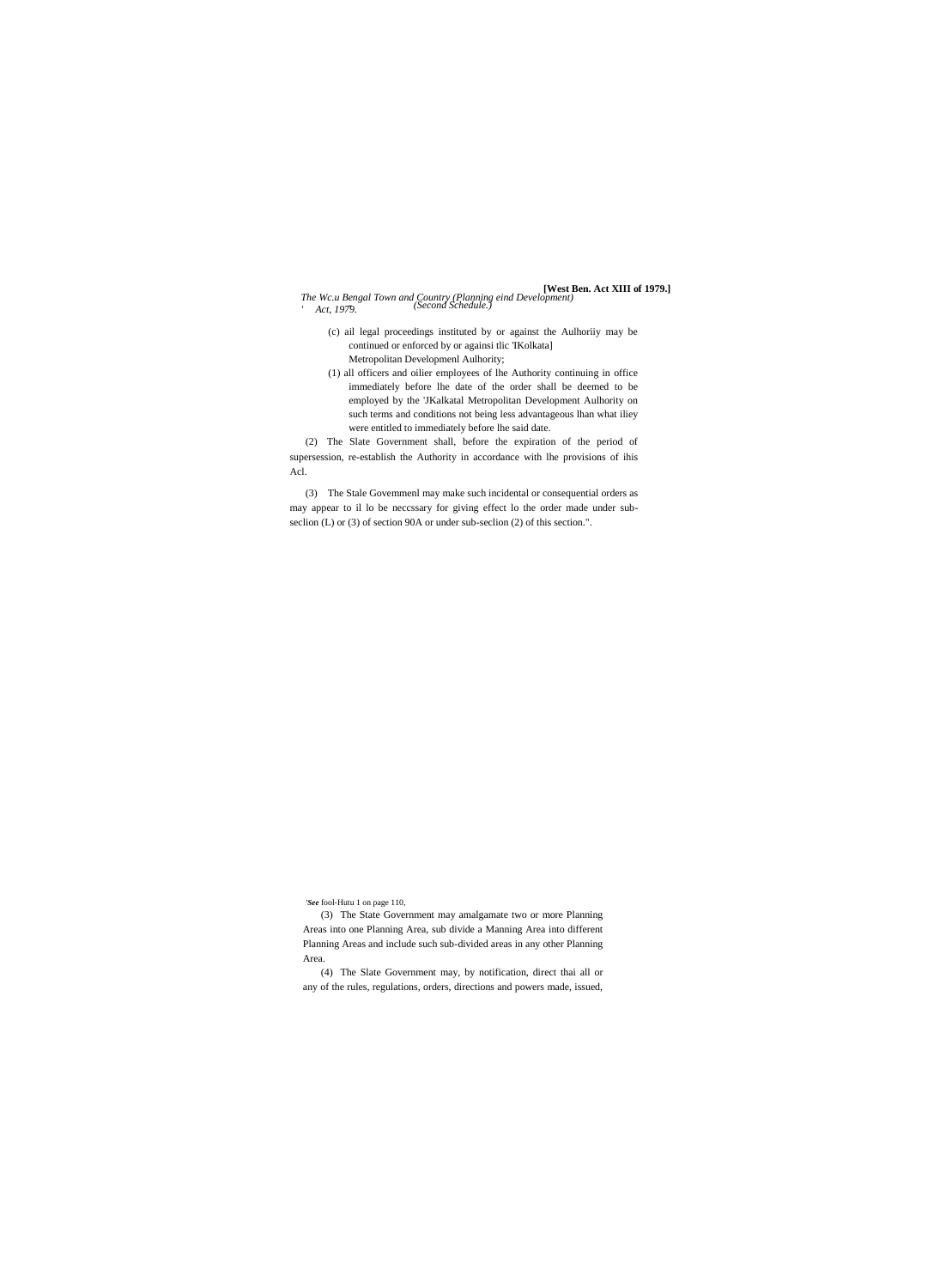(c) ail legal proceedings instituted by or against the Aulhoriiy may be continued or enforced by or againsi tlic 'IKolkata] Metropolitan Developmenl Aulhority;

(1) all officers and oilier employees of lhe Authority continuing in office immediately before lhe date of the order shall be deemed to be employed by the 'JKalkatal Metropolitan Development Aulhority on such terms and conditions not being less advantageous lhan what iliey were entitled to immediately before lhe said date.

(2) The Slate Government shall, before the expiration of the period of supersession, re-establish the Authority in accordance with lhe provisions of ihis Acl.

(3) The Stale Govemmenl may make such incidental or consequential orders as may appear to il lo be neccssary for giving effect lo the order made under sub-seclion (L) or (3) of section 90A or under sub-seclion (2) of this section.".

'*See* fool-Hutu 1 on page 110,

(3) The State Government may amalgamate two or more Planning Areas into one Planning Area, sub divide a Manning Area into different Planning Areas and include such sub-divided areas in any other Planning Area.

(4) The Slate Government may, by notification, direct thai all or any of the rules, regulations, orders, directions and powers made, issued,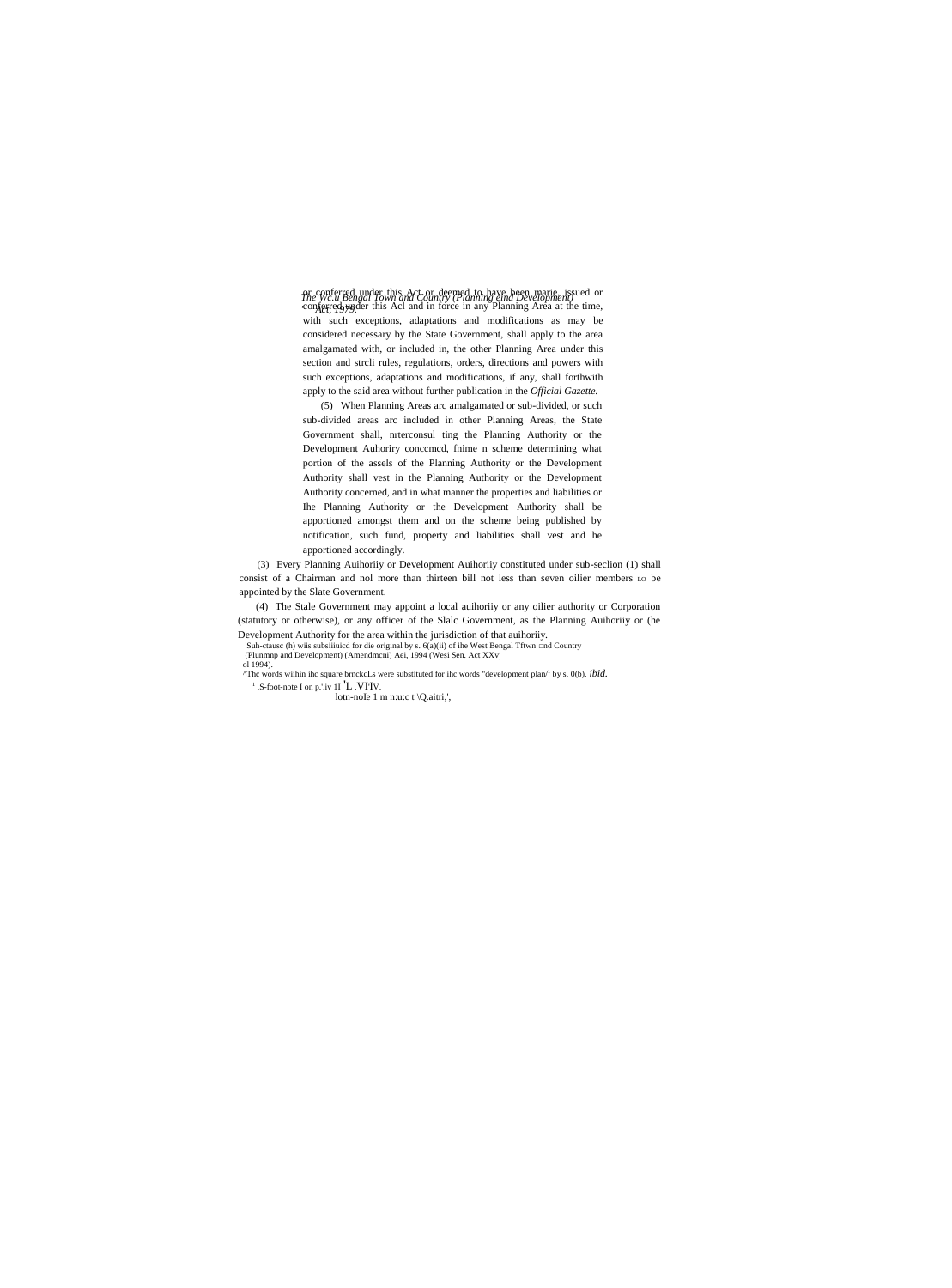or conferred under this Act or deemed to have been marie, issued or conferred under this Acl and in force in any Planning Area at the time, with such exceptions, adaptations and modifications as may be considered necessary by the State Government, shall apply to the area amalgamated with, or included in, the other Planning Area under this section and strcli rules, regulations, orders, directions and powers with such exceptions, adaptations and modifications, if any, shall forthwith apply to the said area without further publication in the *Official Gazette.*

(5) When Planning Areas arc amalgamated or sub-divided, or such sub-divided areas arc included in other Planning Areas, the State Government shall, nrterconsul ting the Planning Authority or the Development Auhoriry conccmcd, fnime n scheme determining what portion of the assels of the Planning Authority or the Development Authority shall vest in the Planning Authority or the Development Authority concerned, and in what manner the properties and liabilities or Ihe Planning Authority or the Development Authority shall be apportioned amongst them and on the scheme being published by notification, such fund, property and liabilities shall vest and he apportioned accordingly.

(3) Every Planning Auihoriiy or Development Auihoriiy constituted under sub-seclion (1) shall consist of a Chairman and nol more than thirteen bill not less than seven oilier members LO be appointed by the Slate Government.

(4) The Stale Government may appoint a local auihoriiy or any oilier authority or Corporation (statutory or otherwise), or any officer of the Slalc Government, as the Planning Auihoriiy or (he Development Authority for the area within the jurisdiction of that auihoriiy.

'Suh-ctausc (h) wiis subsiiiuicd for die original by s. 6(a)(ii) of ihe West Bengal Tftwn □nd Country (Plunmnp and Development) (Amendmcni) Aei, 1994 (Wesi Sen. Act XXvj ol 1994).

^Thc words wiihin ihc square brnckcLs were substituted for ihc words "development plan/' by s, 0(b). *ibid.*

[1] .S-foot-note I on p.'.iv 1I 'L .VI'IV.

lotn-nole 1 m n:u:c t \Q.aitri,',